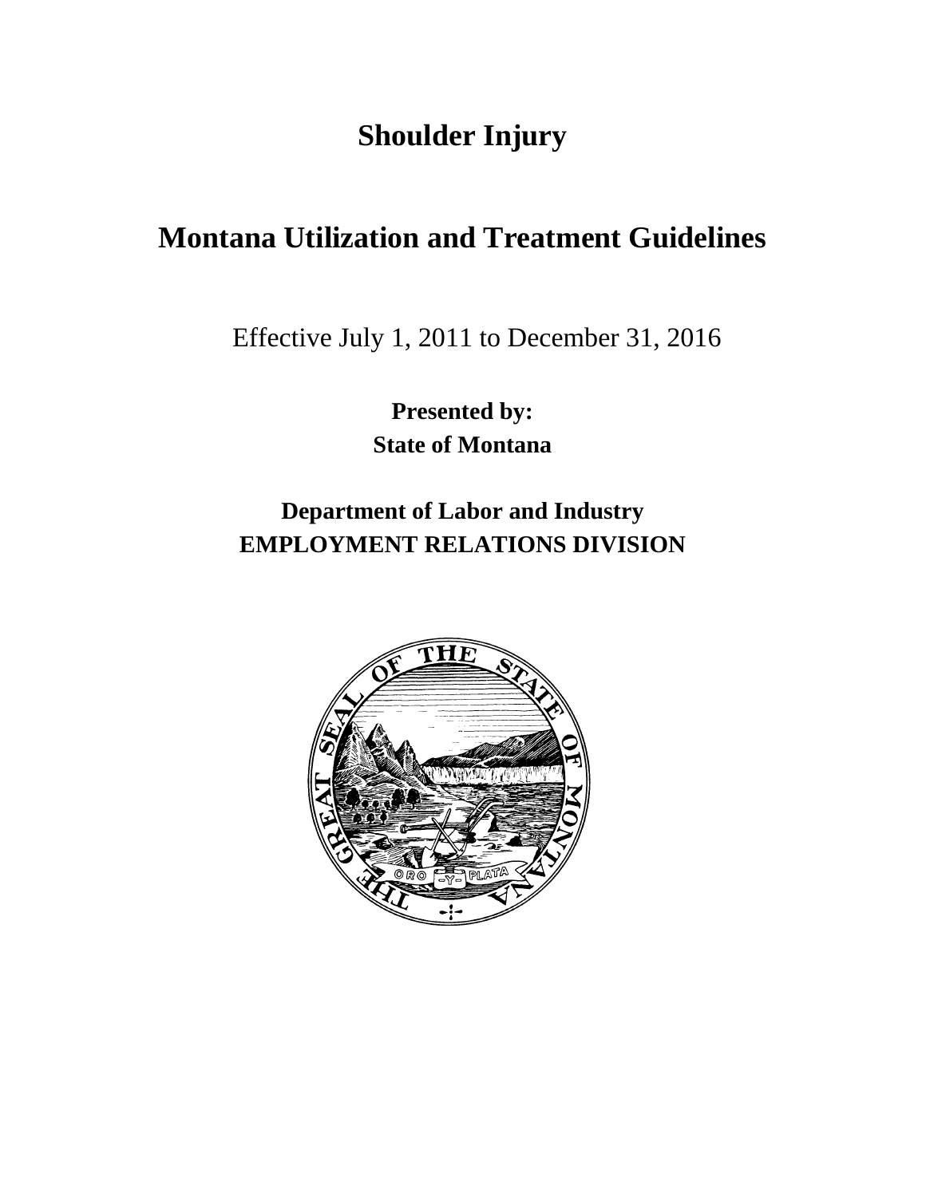# Shoulder Injury

# Montana Utilization and Treatment Guidelines

Effective July 1, 2011 to December 31, 2016

**Presented by:**
**State of Montana**

**Department of Labor and Industry**
**EMPLOYMENT RELATIONS DIVISION**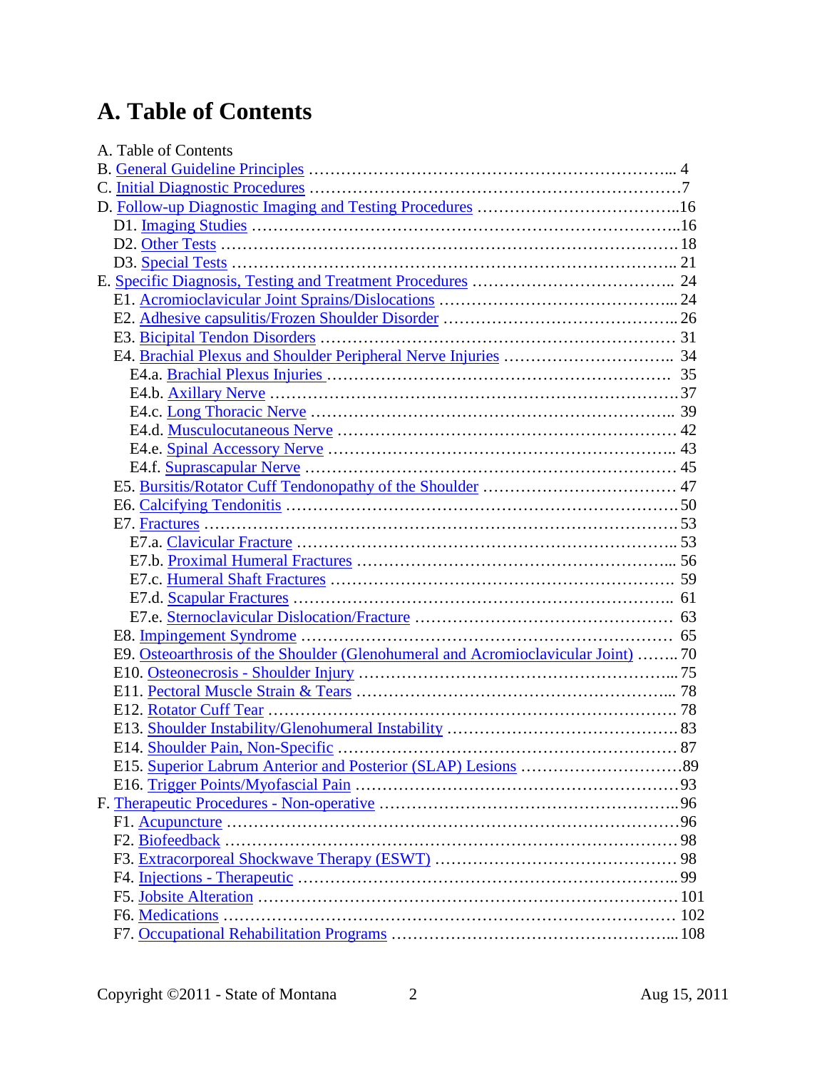# A. Table of Contents

A. Table of Contents
B. General Guideline Principles ........................................................................ 4
C. Initial Diagnostic Procedures ......................................................................7
D. Follow-up Diagnostic Imaging and Testing Procedures .................................16
  D1. Imaging Studies ..........................................................................................16
  D2. Other Tests ................................................................................................ 18
  D3. Special Tests ............................................................................................... 21
E. Specific Diagnosis, Testing and Treatment Procedures .................................. 24
  E1. Acromioclavicular Joint Sprains/Dislocations ........................................... 24
  E2. Adhesive capsulitis/Frozen Shoulder Disorder .......................................... 26
  E3. Bicipital Tendon Disorders ......................................................................... 31
  E4. Brachial Plexus and Shoulder Peripheral Nerve Injuries ............................ 34
    E4.a. Brachial Plexus Injuries ...................................................................... 35
    E4.b. Axillary Nerve ......................................................................................37
    E4.c. Long Thoracic Nerve ........................................................................... 39
    E4.d. Musculocutaneous Nerve .................................................................... 42
    E4.e. Spinal Accessory Nerve ....................................................................... 43
    E4.f. Suprascapular Nerve ............................................................................ 45
  E5. Bursitis/Rotator Cuff Tendonopathy of the Shoulder .................................. 47
  E6. Calcifying Tendonitis ..................................................................................50
  E7. Fractures .....................................................................................................53
    E7.a. Clavicular Fracture ............................................................................. 53
    E7.b. Proximal Humeral Fractures ............................................................... 56
    E7.c. Humeral Shaft Fractures ..................................................................... 59
    E7.d. Scapular Fractures .............................................................................. 61
    E7.e. Sternoclavicular Dislocation/Fracture ................................................ 63
  E8. Impingement Syndrome ............................................................................. 65
  E9. Osteoarthrosis of the Shoulder (Glenohumeral and Acromioclavicular Joint) ........70
  E10. Osteonecrosis - Shoulder Injury ................................................................75
  E11. Pectoral Muscle Strain & Tears ................................................................. 78
  E12. Rotator Cuff Tear ...................................................................................... 78
  E13. Shoulder Instability/Glenohumeral Instability ...........................................83
  E14. Shoulder Pain, Non-Specific ...................................................................... 87
  E15. Superior Labrum Anterior and Posterior (SLAP) Lesions ..........................89
  E16. Trigger Points/Myofascial Pain .................................................................93
F. Therapeutic Procedures - Non-operative .........................................................96
  F1. Acupuncture ...............................................................................................96
  F2. Biofeedback ................................................................................................98
  F3. Extracorporeal Shockwave Therapy (ESWT) .............................................. 98
  F4. Injections - Therapeutic ..............................................................................99
  F5. Jobsite Alteration ....................................................................................... 101
  F6. Medications ................................................................................................ 102
  F7. Occupational Rehabilitation Programs ....................................................... 108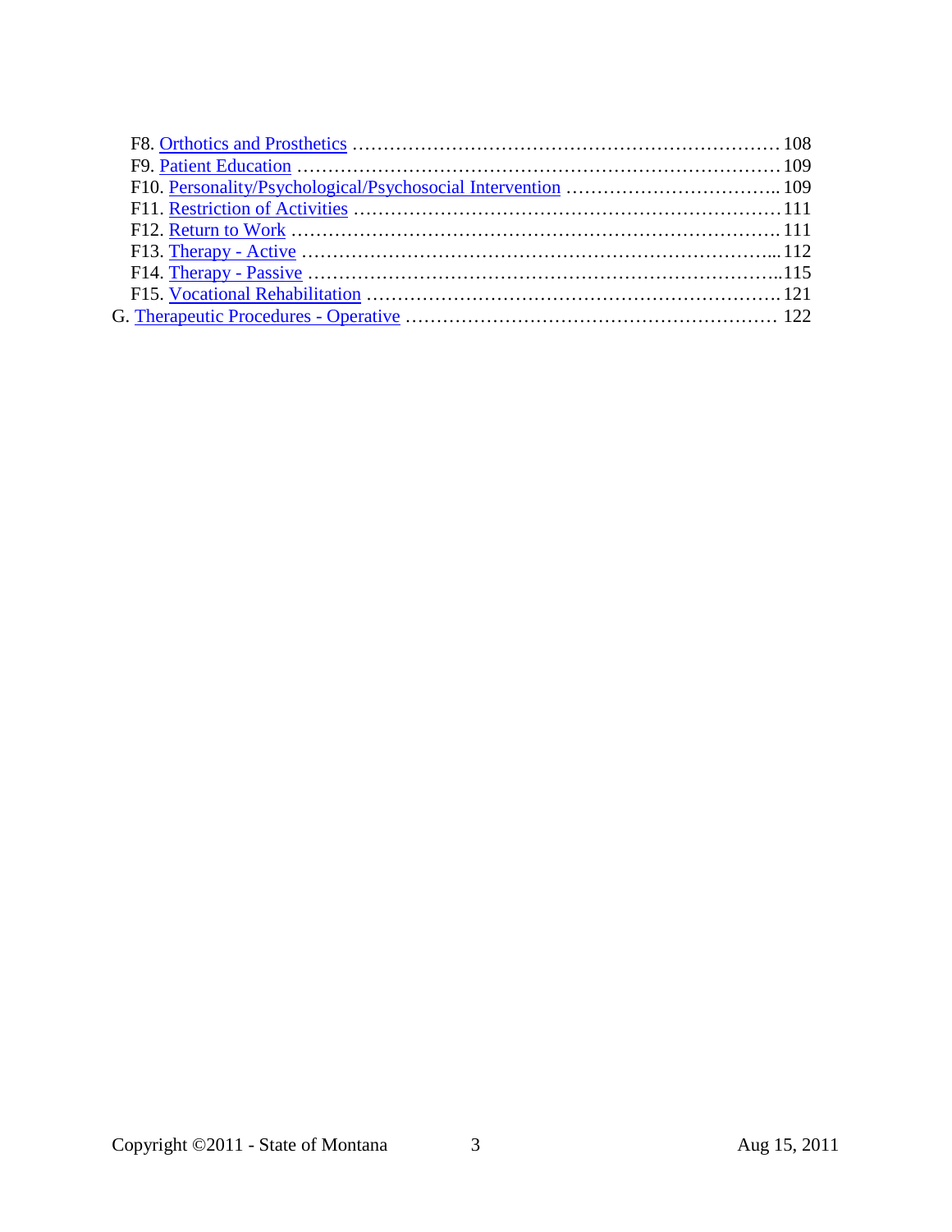F8. Orthotics and Prosthetics ........................................................................ 108
F9. Patient Education ................................................................................ 109
F10. Personality/Psychological/Psychosocial Intervention .................................. 109
F11. Restriction of Activities .......................................................................... 111
F12. Return to Work ..................................................................................... 111
F13. Therapy - Active ..................................................................................... 112
F14. Therapy - Passive ................................................................................... 115
F15. Vocational Rehabilitation ......................................................................... 121
G. Therapeutic Procedures - Operative .......................................................... 122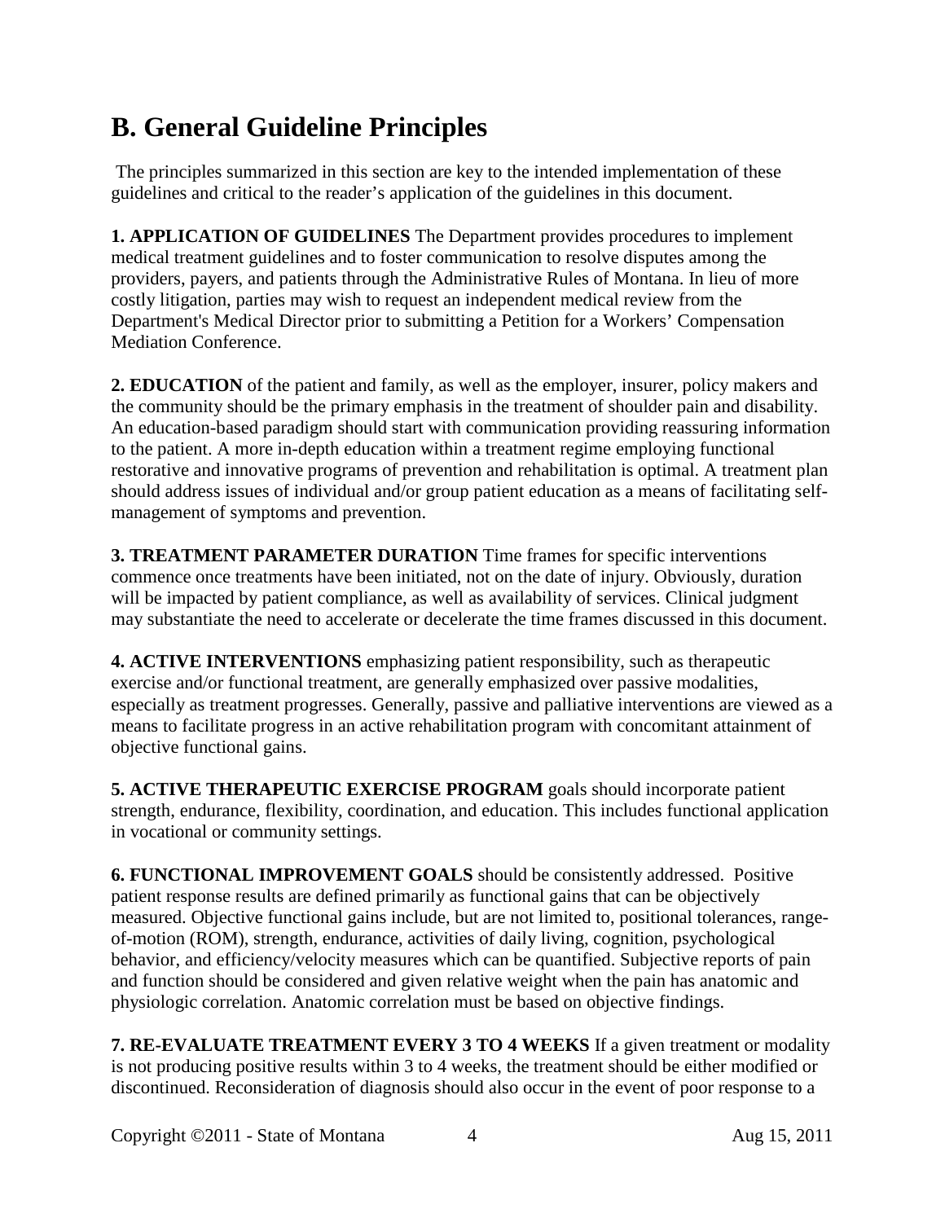## B. General Guideline Principles

The principles summarized in this section are key to the intended implementation of these guidelines and critical to the reader's application of the guidelines in this document.

**1. APPLICATION OF GUIDELINES** The Department provides procedures to implement medical treatment guidelines and to foster communication to resolve disputes among the providers, payers, and patients through the Administrative Rules of Montana. In lieu of more costly litigation, parties may wish to request an independent medical review from the Department's Medical Director prior to submitting a Petition for a Workers' Compensation Mediation Conference.

**2. EDUCATION** of the patient and family, as well as the employer, insurer, policy makers and the community should be the primary emphasis in the treatment of shoulder pain and disability. An education-based paradigm should start with communication providing reassuring information to the patient. A more in-depth education within a treatment regime employing functional restorative and innovative programs of prevention and rehabilitation is optimal. A treatment plan should address issues of individual and/or group patient education as a means of facilitating self-management of symptoms and prevention.

**3. TREATMENT PARAMETER DURATION** Time frames for specific interventions commence once treatments have been initiated, not on the date of injury. Obviously, duration will be impacted by patient compliance, as well as availability of services. Clinical judgment may substantiate the need to accelerate or decelerate the time frames discussed in this document.

**4. ACTIVE INTERVENTIONS** emphasizing patient responsibility, such as therapeutic exercise and/or functional treatment, are generally emphasized over passive modalities, especially as treatment progresses. Generally, passive and palliative interventions are viewed as a means to facilitate progress in an active rehabilitation program with concomitant attainment of objective functional gains.

**5. ACTIVE THERAPEUTIC EXERCISE PROGRAM** goals should incorporate patient strength, endurance, flexibility, coordination, and education. This includes functional application in vocational or community settings.

**6. FUNCTIONAL IMPROVEMENT GOALS** should be consistently addressed. Positive patient response results are defined primarily as functional gains that can be objectively measured. Objective functional gains include, but are not limited to, positional tolerances, range-of-motion (ROM), strength, endurance, activities of daily living, cognition, psychological behavior, and efficiency/velocity measures which can be quantified. Subjective reports of pain and function should be considered and given relative weight when the pain has anatomic and physiologic correlation. Anatomic correlation must be based on objective findings.

**7. RE-EVALUATE TREATMENT EVERY 3 TO 4 WEEKS** If a given treatment or modality is not producing positive results within 3 to 4 weeks, the treatment should be either modified or discontinued. Reconsideration of diagnosis should also occur in the event of poor response to a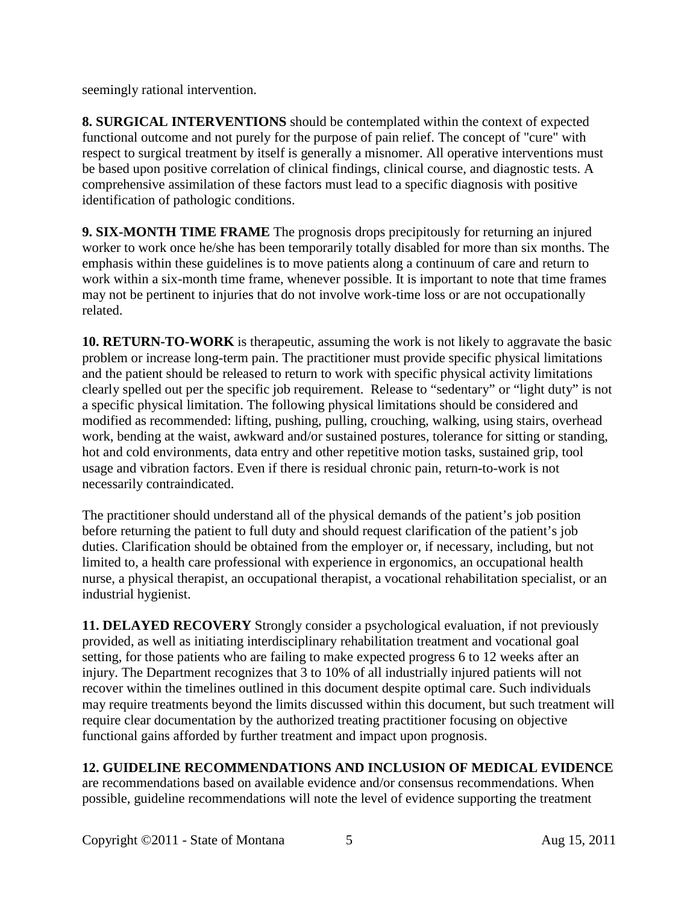seemingly rational intervention.

**8. SURGICAL INTERVENTIONS** should be contemplated within the context of expected functional outcome and not purely for the purpose of pain relief. The concept of "cure" with respect to surgical treatment by itself is generally a misnomer. All operative interventions must be based upon positive correlation of clinical findings, clinical course, and diagnostic tests. A comprehensive assimilation of these factors must lead to a specific diagnosis with positive identification of pathologic conditions.

**9. SIX-MONTH TIME FRAME** The prognosis drops precipitously for returning an injured worker to work once he/she has been temporarily totally disabled for more than six months. The emphasis within these guidelines is to move patients along a continuum of care and return to work within a six-month time frame, whenever possible. It is important to note that time frames may not be pertinent to injuries that do not involve work-time loss or are not occupationally related.

**10. RETURN-TO-WORK** is therapeutic, assuming the work is not likely to aggravate the basic problem or increase long-term pain. The practitioner must provide specific physical limitations and the patient should be released to return to work with specific physical activity limitations clearly spelled out per the specific job requirement. Release to "sedentary" or "light duty" is not a specific physical limitation. The following physical limitations should be considered and modified as recommended: lifting, pushing, pulling, crouching, walking, using stairs, overhead work, bending at the waist, awkward and/or sustained postures, tolerance for sitting or standing, hot and cold environments, data entry and other repetitive motion tasks, sustained grip, tool usage and vibration factors. Even if there is residual chronic pain, return-to-work is not necessarily contraindicated.

The practitioner should understand all of the physical demands of the patient's job position before returning the patient to full duty and should request clarification of the patient's job duties. Clarification should be obtained from the employer or, if necessary, including, but not limited to, a health care professional with experience in ergonomics, an occupational health nurse, a physical therapist, an occupational therapist, a vocational rehabilitation specialist, or an industrial hygienist.

**11. DELAYED RECOVERY** Strongly consider a psychological evaluation, if not previously provided, as well as initiating interdisciplinary rehabilitation treatment and vocational goal setting, for those patients who are failing to make expected progress 6 to 12 weeks after an injury. The Department recognizes that 3 to 10% of all industrially injured patients will not recover within the timelines outlined in this document despite optimal care. Such individuals may require treatments beyond the limits discussed within this document, but such treatment will require clear documentation by the authorized treating practitioner focusing on objective functional gains afforded by further treatment and impact upon prognosis.

**12. GUIDELINE RECOMMENDATIONS AND INCLUSION OF MEDICAL EVIDENCE** are recommendations based on available evidence and/or consensus recommendations. When possible, guideline recommendations will note the level of evidence supporting the treatment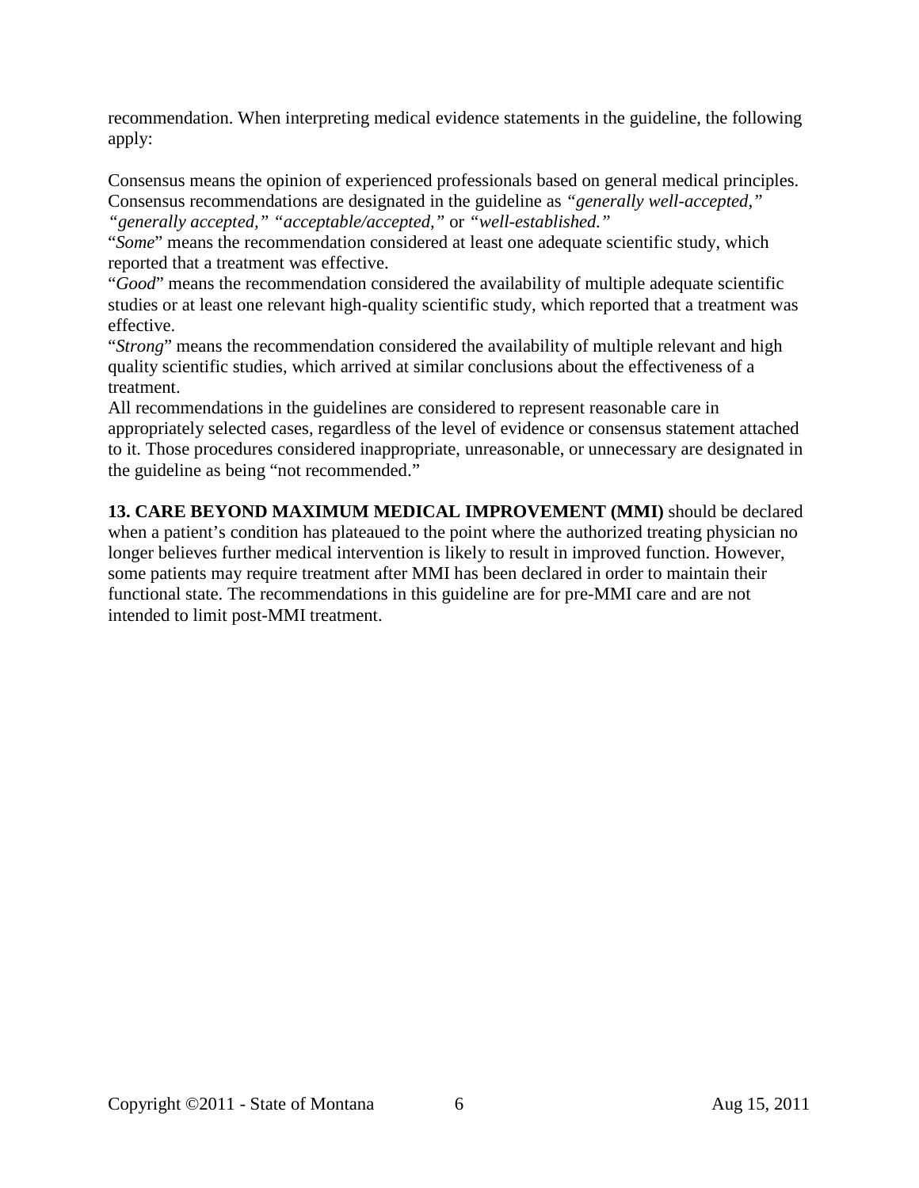recommendation. When interpreting medical evidence statements in the guideline, the following apply:

Consensus means the opinion of experienced professionals based on general medical principles. Consensus recommendations are designated in the guideline as *"generally well-accepted," "generally accepted," "acceptable/accepted,"* or *"well-established."*
"*Some*" means the recommendation considered at least one adequate scientific study, which reported that a treatment was effective.
"*Good*" means the recommendation considered the availability of multiple adequate scientific studies or at least one relevant high-quality scientific study, which reported that a treatment was effective.
"*Strong*" means the recommendation considered the availability of multiple relevant and high quality scientific studies, which arrived at similar conclusions about the effectiveness of a treatment.
All recommendations in the guidelines are considered to represent reasonable care in appropriately selected cases, regardless of the level of evidence or consensus statement attached to it. Those procedures considered inappropriate, unreasonable, or unnecessary are designated in the guideline as being "not recommended."

**13. CARE BEYOND MAXIMUM MEDICAL IMPROVEMENT (MMI)** should be declared when a patient's condition has plateaued to the point where the authorized treating physician no longer believes further medical intervention is likely to result in improved function. However, some patients may require treatment after MMI has been declared in order to maintain their functional state. The recommendations in this guideline are for pre-MMI care and are not intended to limit post-MMI treatment.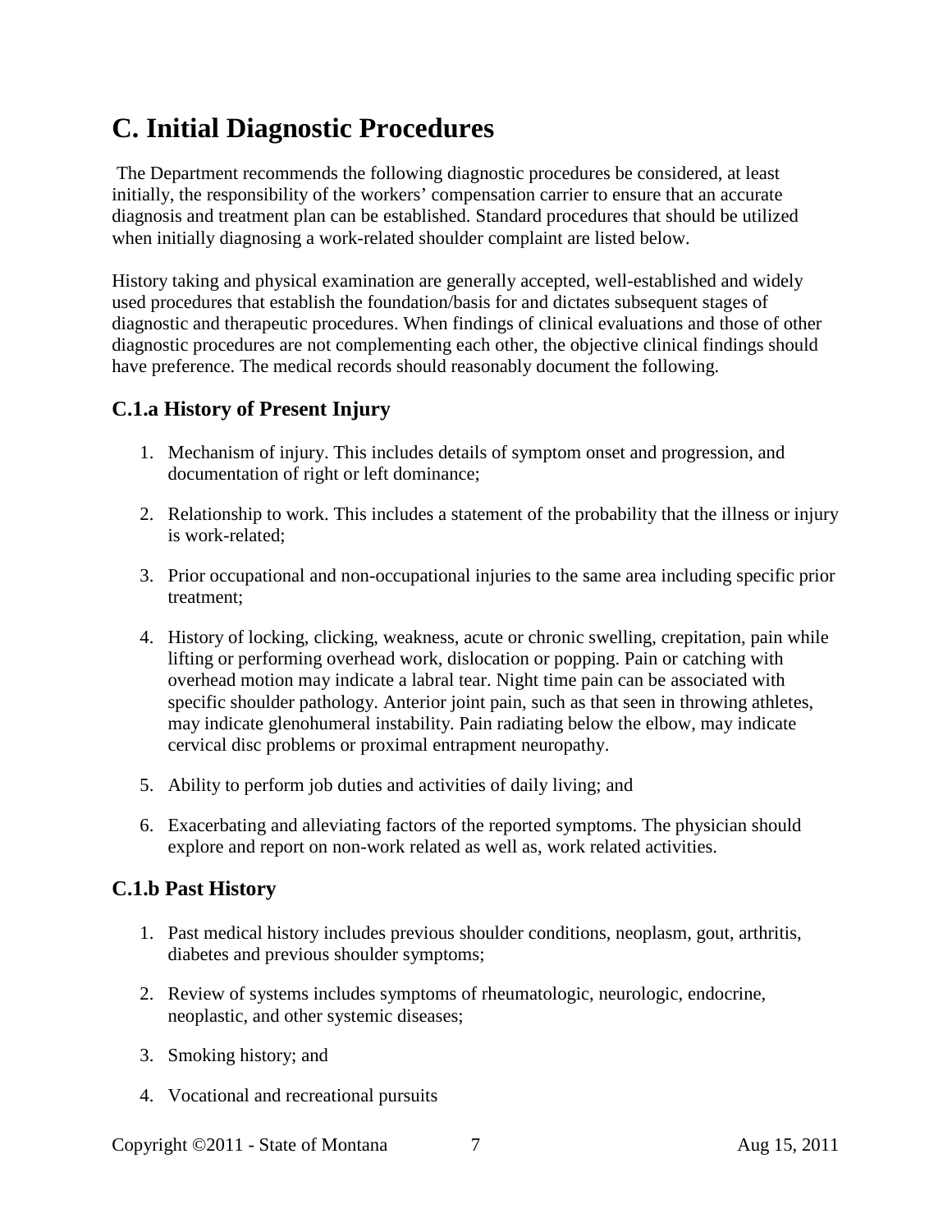# C. Initial Diagnostic Procedures

The Department recommends the following diagnostic procedures be considered, at least initially, the responsibility of the workers' compensation carrier to ensure that an accurate diagnosis and treatment plan can be established. Standard procedures that should be utilized when initially diagnosing a work-related shoulder complaint are listed below.

History taking and physical examination are generally accepted, well-established and widely used procedures that establish the foundation/basis for and dictates subsequent stages of diagnostic and therapeutic procedures. When findings of clinical evaluations and those of other diagnostic procedures are not complementing each other, the objective clinical findings should have preference. The medical records should reasonably document the following.

## C.1.a History of Present Injury

1. Mechanism of injury. This includes details of symptom onset and progression, and documentation of right or left dominance;

2. Relationship to work. This includes a statement of the probability that the illness or injury is work-related;

3. Prior occupational and non-occupational injuries to the same area including specific prior treatment;

4. History of locking, clicking, weakness, acute or chronic swelling, crepitation, pain while lifting or performing overhead work, dislocation or popping. Pain or catching with overhead motion may indicate a labral tear. Night time pain can be associated with specific shoulder pathology. Anterior joint pain, such as that seen in throwing athletes, may indicate glenohumeral instability. Pain radiating below the elbow, may indicate cervical disc problems or proximal entrapment neuropathy.

5. Ability to perform job duties and activities of daily living; and

6. Exacerbating and alleviating factors of the reported symptoms. The physician should explore and report on non-work related as well as, work related activities.

## C.1.b Past History

1. Past medical history includes previous shoulder conditions, neoplasm, gout, arthritis, diabetes and previous shoulder symptoms;

2. Review of systems includes symptoms of rheumatologic, neurologic, endocrine, neoplastic, and other systemic diseases;

3. Smoking history; and

4. Vocational and recreational pursuits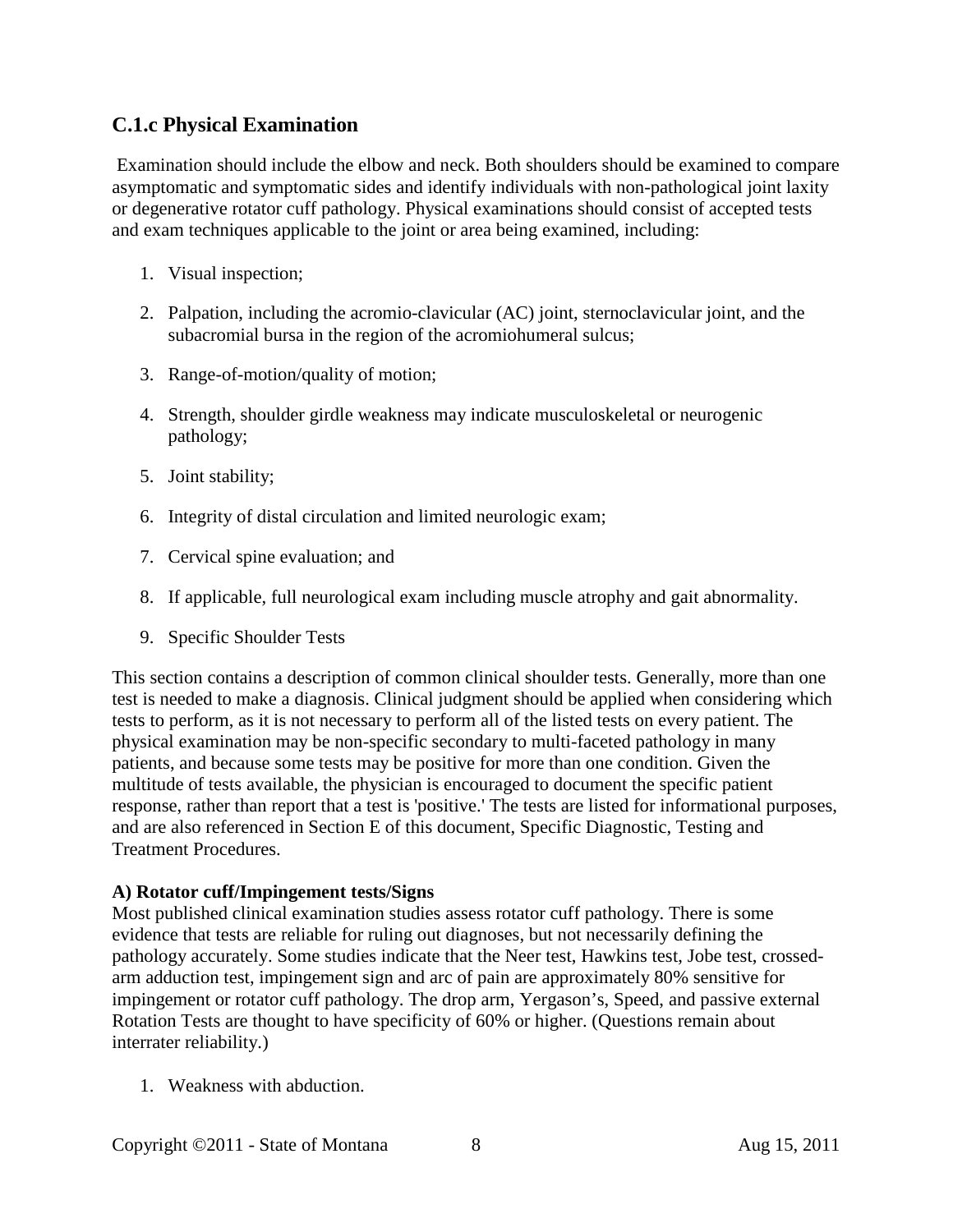## C.1.c Physical Examination

Examination should include the elbow and neck. Both shoulders should be examined to compare asymptomatic and symptomatic sides and identify individuals with non-pathological joint laxity or degenerative rotator cuff pathology. Physical examinations should consist of accepted tests and exam techniques applicable to the joint or area being examined, including:

1. Visual inspection;
2. Palpation, including the acromio-clavicular (AC) joint, sternoclavicular joint, and the subacromial bursa in the region of the acromiohumeral sulcus;
3. Range-of-motion/quality of motion;
4. Strength, shoulder girdle weakness may indicate musculoskeletal or neurogenic pathology;
5. Joint stability;
6. Integrity of distal circulation and limited neurologic exam;
7. Cervical spine evaluation; and
8. If applicable, full neurological exam including muscle atrophy and gait abnormality.
9. Specific Shoulder Tests

This section contains a description of common clinical shoulder tests. Generally, more than one test is needed to make a diagnosis. Clinical judgment should be applied when considering which tests to perform, as it is not necessary to perform all of the listed tests on every patient. The physical examination may be non-specific secondary to multi-faceted pathology in many patients, and because some tests may be positive for more than one condition. Given the multitude of tests available, the physician is encouraged to document the specific patient response, rather than report that a test is 'positive.' The tests are listed for informational purposes, and are also referenced in Section E of this document, Specific Diagnostic, Testing and Treatment Procedures.

**A) Rotator cuff/Impingement tests/Signs**

Most published clinical examination studies assess rotator cuff pathology. There is some evidence that tests are reliable for ruling out diagnoses, but not necessarily defining the pathology accurately. Some studies indicate that the Neer test, Hawkins test, Jobe test, crossed-arm adduction test, impingement sign and arc of pain are approximately 80% sensitive for impingement or rotator cuff pathology. The drop arm, Yergason's, Speed, and passive external Rotation Tests are thought to have specificity of 60% or higher. (Questions remain about interrater reliability.)

1. Weakness with abduction.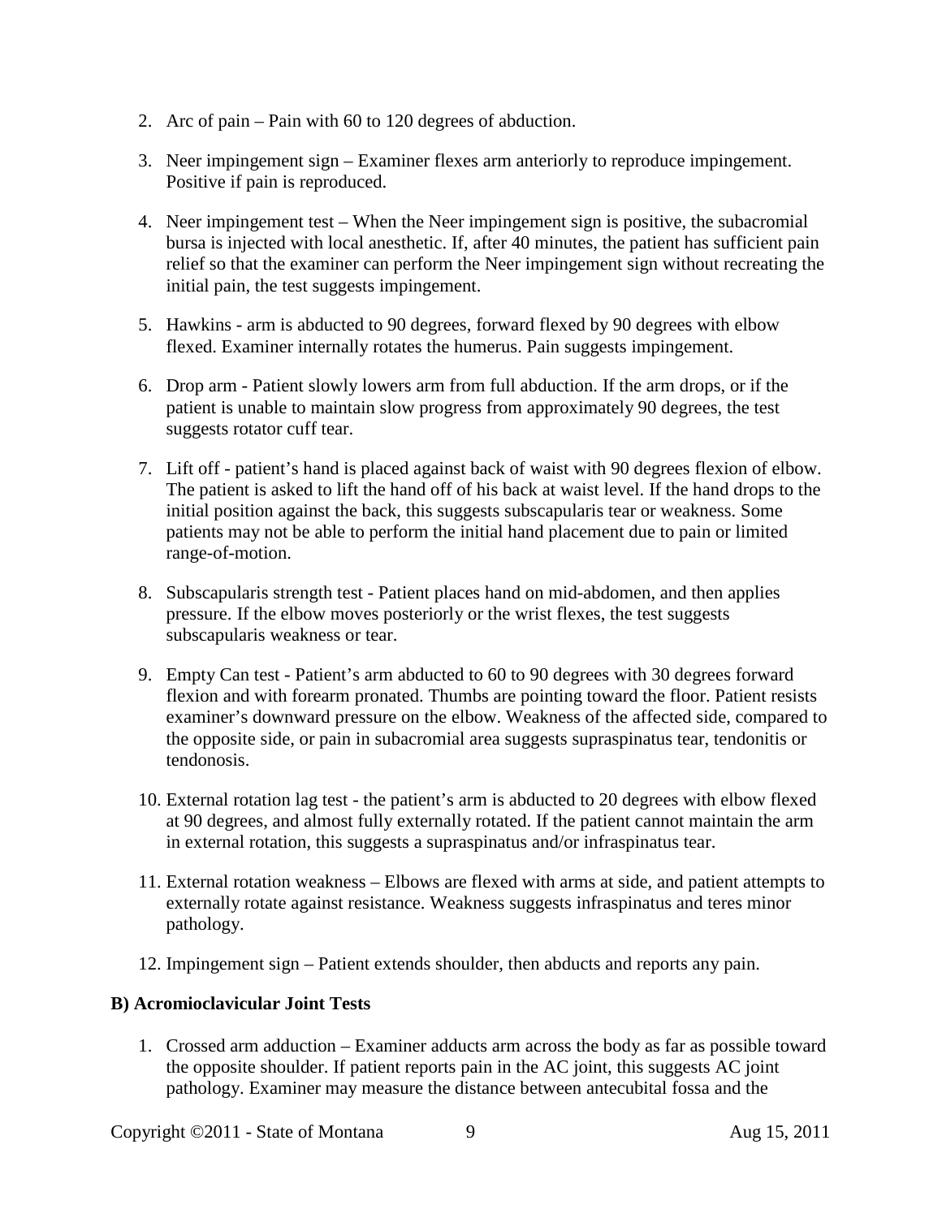2. Arc of pain – Pain with 60 to 120 degrees of abduction.

3. Neer impingement sign – Examiner flexes arm anteriorly to reproduce impingement. Positive if pain is reproduced.

4. Neer impingement test – When the Neer impingement sign is positive, the subacromial bursa is injected with local anesthetic. If, after 40 minutes, the patient has sufficient pain relief so that the examiner can perform the Neer impingement sign without recreating the initial pain, the test suggests impingement.

5. Hawkins - arm is abducted to 90 degrees, forward flexed by 90 degrees with elbow flexed. Examiner internally rotates the humerus. Pain suggests impingement.

6. Drop arm - Patient slowly lowers arm from full abduction. If the arm drops, or if the patient is unable to maintain slow progress from approximately 90 degrees, the test suggests rotator cuff tear.

7. Lift off - patient's hand is placed against back of waist with 90 degrees flexion of elbow. The patient is asked to lift the hand off of his back at waist level. If the hand drops to the initial position against the back, this suggests subscapularis tear or weakness. Some patients may not be able to perform the initial hand placement due to pain or limited range-of-motion.

8. Subscapularis strength test - Patient places hand on mid-abdomen, and then applies pressure. If the elbow moves posteriorly or the wrist flexes, the test suggests subscapularis weakness or tear.

9. Empty Can test - Patient's arm abducted to 60 to 90 degrees with 30 degrees forward flexion and with forearm pronated. Thumbs are pointing toward the floor. Patient resists examiner's downward pressure on the elbow. Weakness of the affected side, compared to the opposite side, or pain in subacromial area suggests supraspinatus tear, tendonitis or tendonosis.

10. External rotation lag test - the patient's arm is abducted to 20 degrees with elbow flexed at 90 degrees, and almost fully externally rotated. If the patient cannot maintain the arm in external rotation, this suggests a supraspinatus and/or infraspinatus tear.

11. External rotation weakness – Elbows are flexed with arms at side, and patient attempts to externally rotate against resistance. Weakness suggests infraspinatus and teres minor pathology.

12. Impingement sign – Patient extends shoulder, then abducts and reports any pain.

**B) Acromioclavicular Joint Tests**

1. Crossed arm adduction – Examiner adducts arm across the body as far as possible toward the opposite shoulder. If patient reports pain in the AC joint, this suggests AC joint pathology. Examiner may measure the distance between antecubital fossa and the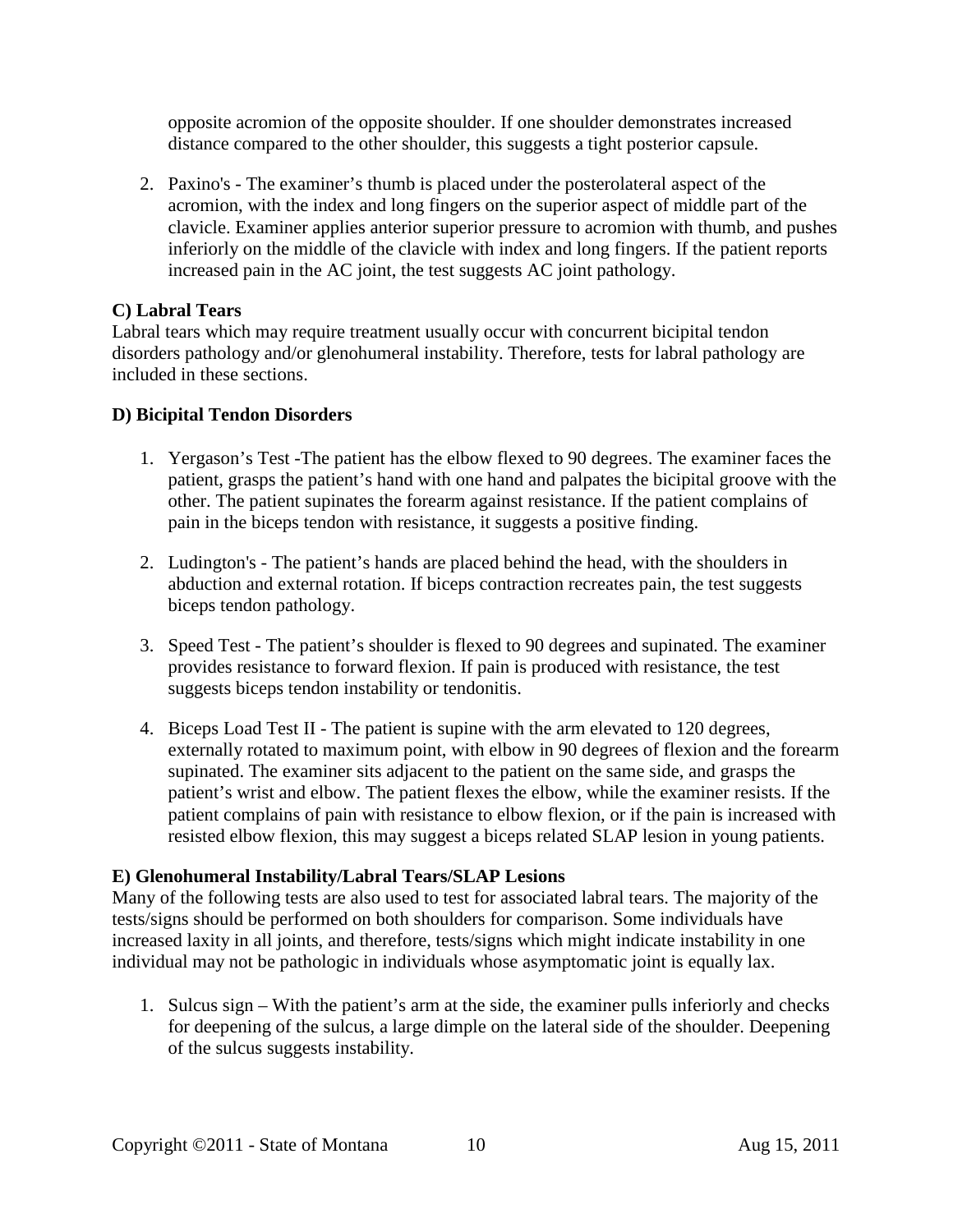opposite acromion of the opposite shoulder. If one shoulder demonstrates increased distance compared to the other shoulder, this suggests a tight posterior capsule.

2. Paxino's - The examiner's thumb is placed under the posterolateral aspect of the acromion, with the index and long fingers on the superior aspect of middle part of the clavicle. Examiner applies anterior superior pressure to acromion with thumb, and pushes inferiorly on the middle of the clavicle with index and long fingers. If the patient reports increased pain in the AC joint, the test suggests AC joint pathology.

**C) Labral Tears**

Labral tears which may require treatment usually occur with concurrent bicipital tendon disorders pathology and/or glenohumeral instability. Therefore, tests for labral pathology are included in these sections.

**D) Bicipital Tendon Disorders**

1. Yergason's Test -The patient has the elbow flexed to 90 degrees. The examiner faces the patient, grasps the patient's hand with one hand and palpates the bicipital groove with the other. The patient supinates the forearm against resistance. If the patient complains of pain in the biceps tendon with resistance, it suggests a positive finding.

2. Ludington's - The patient's hands are placed behind the head, with the shoulders in abduction and external rotation. If biceps contraction recreates pain, the test suggests biceps tendon pathology.

3. Speed Test - The patient's shoulder is flexed to 90 degrees and supinated. The examiner provides resistance to forward flexion. If pain is produced with resistance, the test suggests biceps tendon instability or tendonitis.

4. Biceps Load Test II - The patient is supine with the arm elevated to 120 degrees, externally rotated to maximum point, with elbow in 90 degrees of flexion and the forearm supinated. The examiner sits adjacent to the patient on the same side, and grasps the patient's wrist and elbow. The patient flexes the elbow, while the examiner resists. If the patient complains of pain with resistance to elbow flexion, or if the pain is increased with resisted elbow flexion, this may suggest a biceps related SLAP lesion in young patients.

**E) Glenohumeral Instability/Labral Tears/SLAP Lesions**

Many of the following tests are also used to test for associated labral tears. The majority of the tests/signs should be performed on both shoulders for comparison. Some individuals have increased laxity in all joints, and therefore, tests/signs which might indicate instability in one individual may not be pathologic in individuals whose asymptomatic joint is equally lax.

1. Sulcus sign – With the patient's arm at the side, the examiner pulls inferiorly and checks for deepening of the sulcus, a large dimple on the lateral side of the shoulder. Deepening of the sulcus suggests instability.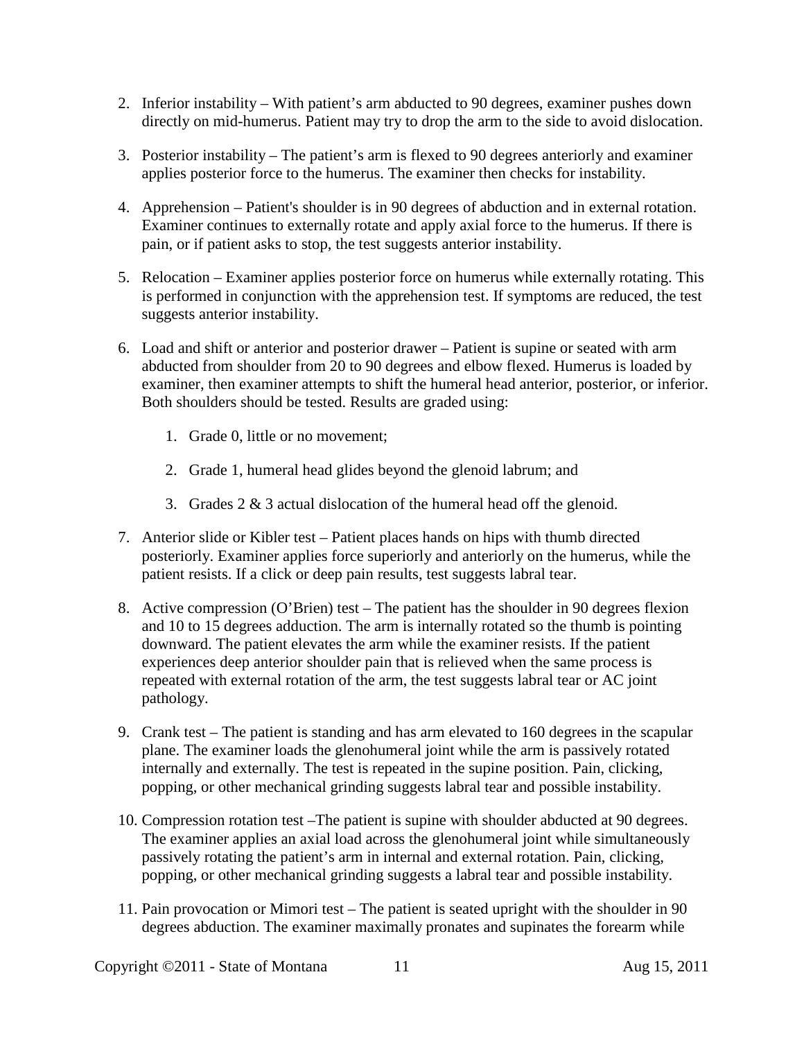2. Inferior instability – With patient's arm abducted to 90 degrees, examiner pushes down directly on mid-humerus. Patient may try to drop the arm to the side to avoid dislocation.

3. Posterior instability – The patient's arm is flexed to 90 degrees anteriorly and examiner applies posterior force to the humerus. The examiner then checks for instability.

4. Apprehension – Patient's shoulder is in 90 degrees of abduction and in external rotation. Examiner continues to externally rotate and apply axial force to the humerus. If there is pain, or if patient asks to stop, the test suggests anterior instability.

5. Relocation – Examiner applies posterior force on humerus while externally rotating. This is performed in conjunction with the apprehension test. If symptoms are reduced, the test suggests anterior instability.

6. Load and shift or anterior and posterior drawer – Patient is supine or seated with arm abducted from shoulder from 20 to 90 degrees and elbow flexed. Humerus is loaded by examiner, then examiner attempts to shift the humeral head anterior, posterior, or inferior. Both shoulders should be tested. Results are graded using:

    1. Grade 0, little or no movement;

    2. Grade 1, humeral head glides beyond the glenoid labrum; and

    3. Grades 2 & 3 actual dislocation of the humeral head off the glenoid.

7. Anterior slide or Kibler test – Patient places hands on hips with thumb directed posteriorly. Examiner applies force superiorly and anteriorly on the humerus, while the patient resists. If a click or deep pain results, test suggests labral tear.

8. Active compression (O'Brien) test – The patient has the shoulder in 90 degrees flexion and 10 to 15 degrees adduction. The arm is internally rotated so the thumb is pointing downward. The patient elevates the arm while the examiner resists. If the patient experiences deep anterior shoulder pain that is relieved when the same process is repeated with external rotation of the arm, the test suggests labral tear or AC joint pathology.

9. Crank test – The patient is standing and has arm elevated to 160 degrees in the scapular plane. The examiner loads the glenohumeral joint while the arm is passively rotated internally and externally. The test is repeated in the supine position. Pain, clicking, popping, or other mechanical grinding suggests labral tear and possible instability.

10. Compression rotation test –The patient is supine with shoulder abducted at 90 degrees. The examiner applies an axial load across the glenohumeral joint while simultaneously passively rotating the patient's arm in internal and external rotation. Pain, clicking, popping, or other mechanical grinding suggests a labral tear and possible instability.

11. Pain provocation or Mimori test – The patient is seated upright with the shoulder in 90 degrees abduction. The examiner maximally pronates and supinates the forearm while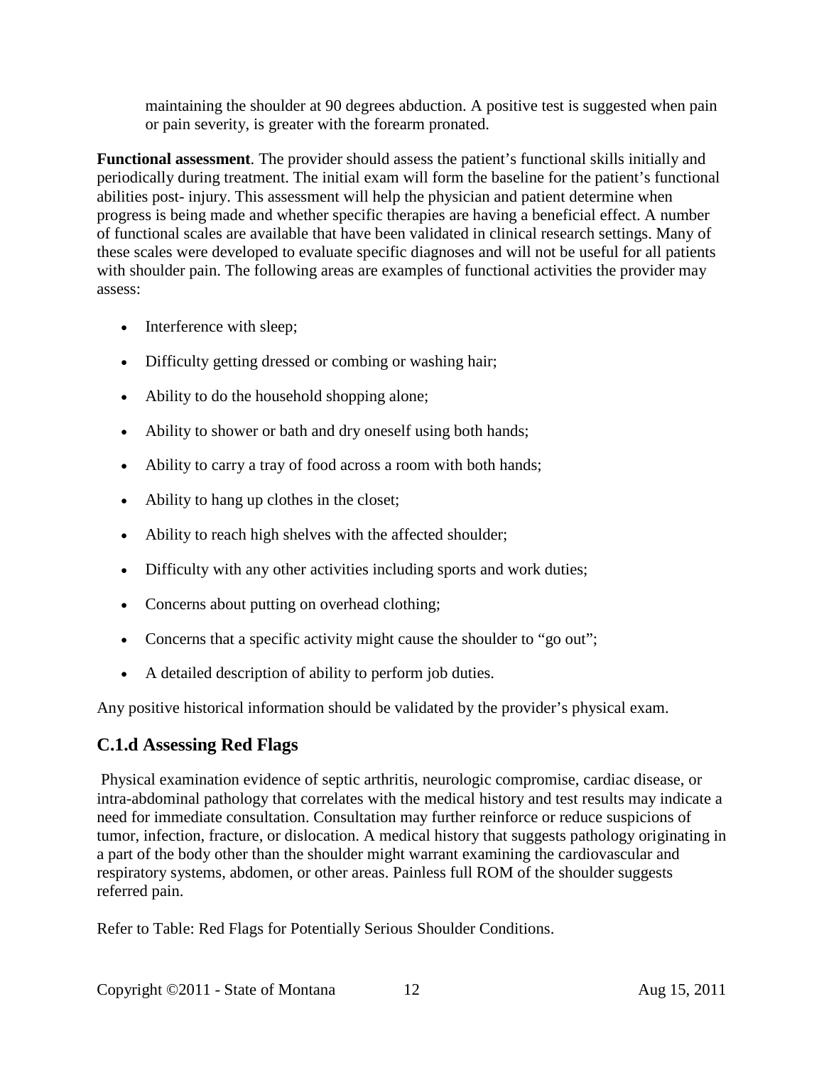maintaining the shoulder at 90 degrees abduction. A positive test is suggested when pain or pain severity, is greater with the forearm pronated.

**Functional assessment**. The provider should assess the patient's functional skills initially and periodically during treatment. The initial exam will form the baseline for the patient's functional abilities post- injury. This assessment will help the physician and patient determine when progress is being made and whether specific therapies are having a beneficial effect. A number of functional scales are available that have been validated in clinical research settings. Many of these scales were developed to evaluate specific diagnoses and will not be useful for all patients with shoulder pain. The following areas are examples of functional activities the provider may assess:

- Interference with sleep;
- Difficulty getting dressed or combing or washing hair;
- Ability to do the household shopping alone;
- Ability to shower or bath and dry oneself using both hands;
- Ability to carry a tray of food across a room with both hands;
- Ability to hang up clothes in the closet;
- Ability to reach high shelves with the affected shoulder;
- Difficulty with any other activities including sports and work duties;
- Concerns about putting on overhead clothing;
- Concerns that a specific activity might cause the shoulder to "go out";
- A detailed description of ability to perform job duties.

Any positive historical information should be validated by the provider's physical exam.

## C.1.d Assessing Red Flags

Physical examination evidence of septic arthritis, neurologic compromise, cardiac disease, or intra-abdominal pathology that correlates with the medical history and test results may indicate a need for immediate consultation. Consultation may further reinforce or reduce suspicions of tumor, infection, fracture, or dislocation. A medical history that suggests pathology originating in a part of the body other than the shoulder might warrant examining the cardiovascular and respiratory systems, abdomen, or other areas. Painless full ROM of the shoulder suggests referred pain.

Refer to Table: Red Flags for Potentially Serious Shoulder Conditions.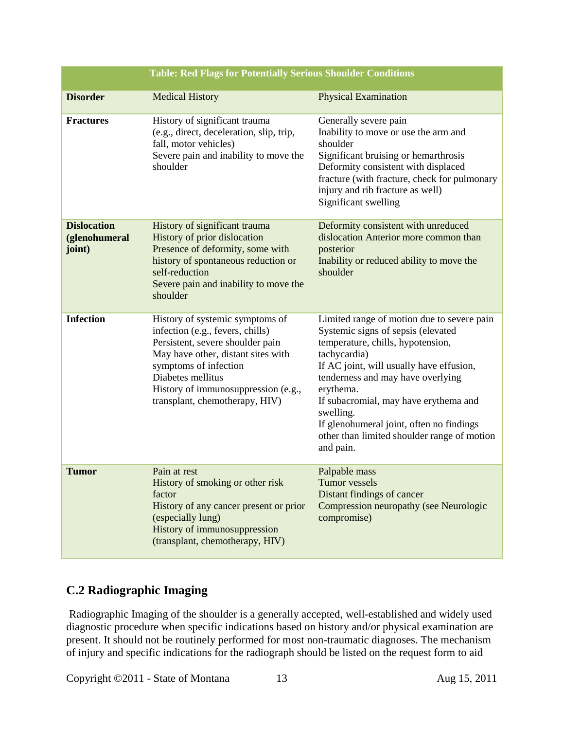| Table: Red Flags for Potentially Serious Shoulder Conditions | | |
|---|---|---|
| **Disorder** | Medical History | Physical Examination |
| **Fractures** | History of significant trauma (e.g., direct, deceleration, slip, trip, fall, motor vehicles)<br>Severe pain and inability to move the shoulder | Generally severe pain<br>Inability to move or use the arm and shoulder<br>Significant bruising or hemarthrosis<br>Deformity consistent with displaced fracture (with fracture, check for pulmonary injury and rib fracture as well)<br>Significant swelling |
| **Dislocation (glenohumeral joint)** | History of significant trauma<br>History of prior dislocation<br>Presence of deformity, some with history of spontaneous reduction or self-reduction<br>Severe pain and inability to move the shoulder | Deformity consistent with unreduced dislocation Anterior more common than posterior<br>Inability or reduced ability to move the shoulder |
| **Infection** | History of systemic symptoms of infection (e.g., fevers, chills)<br>Persistent, severe shoulder pain<br>May have other, distant sites with symptoms of infection<br>Diabetes mellitus<br>History of immunosuppression (e.g., transplant, chemotherapy, HIV) | Limited range of motion due to severe pain<br>Systemic signs of sepsis (elevated temperature, chills, hypotension, tachycardia)<br>If AC joint, will usually have effusion, tenderness and may have overlying erythema.<br>If subacromial, may have erythema and swelling.<br>If glenohumeral joint, often no findings other than limited shoulder range of motion and pain. |
| **Tumor** | Pain at rest<br>History of smoking or other risk factor<br>History of any cancer present or prior (especially lung)<br>History of immunosuppression (transplant, chemotherapy, HIV) | Palpable mass<br>Tumor vessels<br>Distant findings of cancer<br>Compression neuropathy (see Neurologic compromise) |

## C.2 Radiographic Imaging

Radiographic Imaging of the shoulder is a generally accepted, well-established and widely used diagnostic procedure when specific indications based on history and/or physical examination are present. It should not be routinely performed for most non-traumatic diagnoses. The mechanism of injury and specific indications for the radiograph should be listed on the request form to aid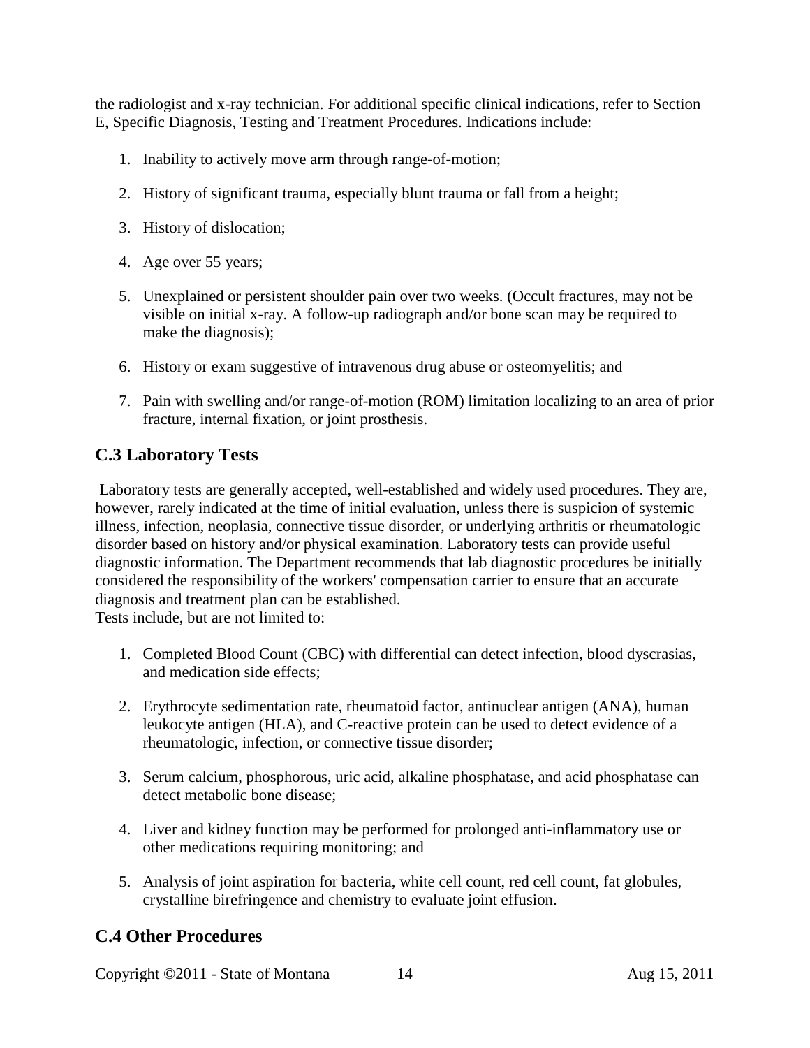the radiologist and x-ray technician. For additional specific clinical indications, refer to Section E, Specific Diagnosis, Testing and Treatment Procedures. Indications include:

1. Inability to actively move arm through range-of-motion;
2. History of significant trauma, especially blunt trauma or fall from a height;
3. History of dislocation;
4. Age over 55 years;
5. Unexplained or persistent shoulder pain over two weeks. (Occult fractures, may not be visible on initial x-ray. A follow-up radiograph and/or bone scan may be required to make the diagnosis);
6. History or exam suggestive of intravenous drug abuse or osteomyelitis; and
7. Pain with swelling and/or range-of-motion (ROM) limitation localizing to an area of prior fracture, internal fixation, or joint prosthesis.

## C.3 Laboratory Tests

Laboratory tests are generally accepted, well-established and widely used procedures. They are, however, rarely indicated at the time of initial evaluation, unless there is suspicion of systemic illness, infection, neoplasia, connective tissue disorder, or underlying arthritis or rheumatologic disorder based on history and/or physical examination. Laboratory tests can provide useful diagnostic information. The Department recommends that lab diagnostic procedures be initially considered the responsibility of the workers' compensation carrier to ensure that an accurate diagnosis and treatment plan can be established.
Tests include, but are not limited to:

1. Completed Blood Count (CBC) with differential can detect infection, blood dyscrasias, and medication side effects;
2. Erythrocyte sedimentation rate, rheumatoid factor, antinuclear antigen (ANA), human leukocyte antigen (HLA), and C-reactive protein can be used to detect evidence of a rheumatologic, infection, or connective tissue disorder;
3. Serum calcium, phosphorous, uric acid, alkaline phosphatase, and acid phosphatase can detect metabolic bone disease;
4. Liver and kidney function may be performed for prolonged anti-inflammatory use or other medications requiring monitoring; and
5. Analysis of joint aspiration for bacteria, white cell count, red cell count, fat globules, crystalline birefringence and chemistry to evaluate joint effusion.

## C.4 Other Procedures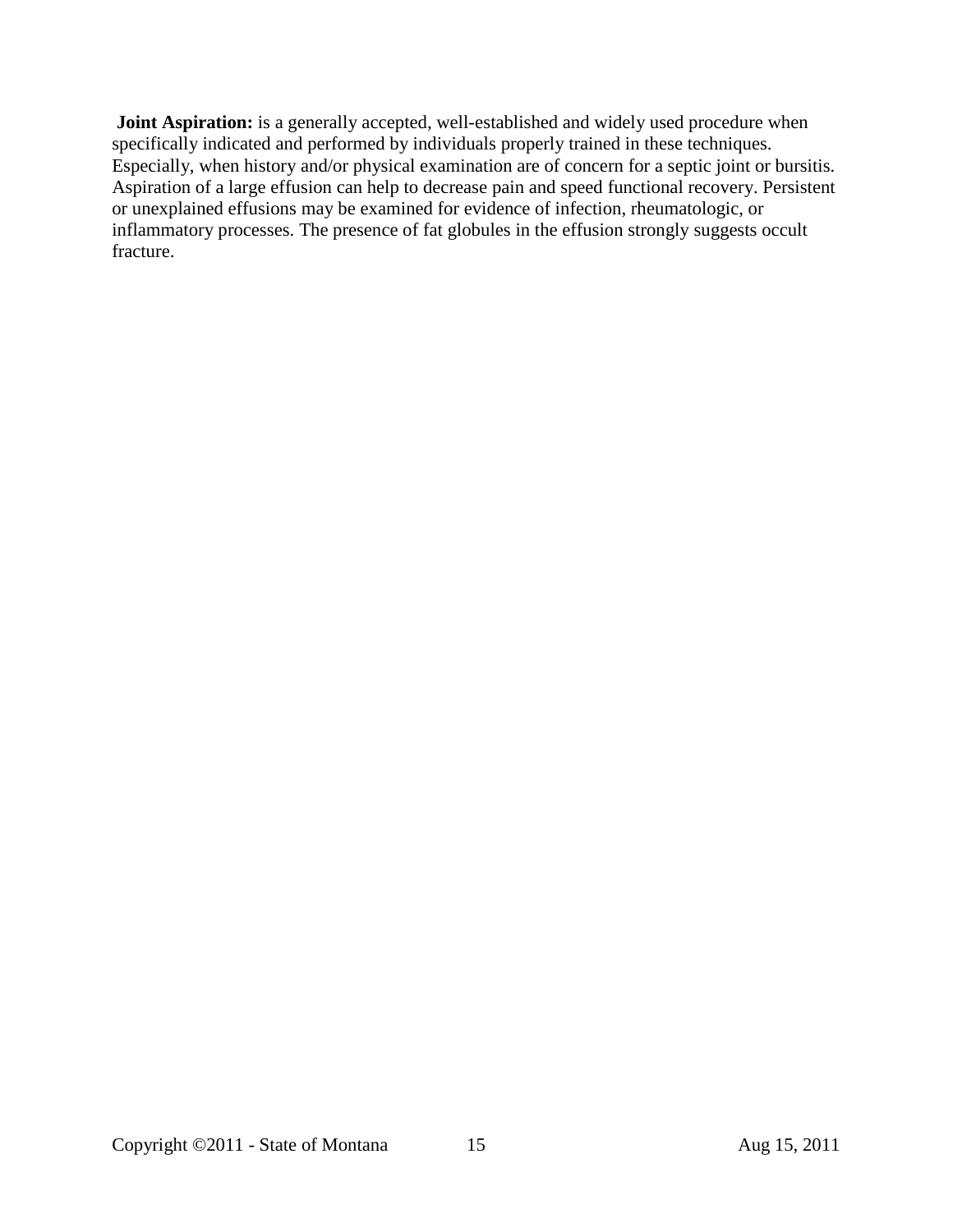**Joint Aspiration:** is a generally accepted, well-established and widely used procedure when specifically indicated and performed by individuals properly trained in these techniques. Especially, when history and/or physical examination are of concern for a septic joint or bursitis. Aspiration of a large effusion can help to decrease pain and speed functional recovery. Persistent or unexplained effusions may be examined for evidence of infection, rheumatologic, or inflammatory processes. The presence of fat globules in the effusion strongly suggests occult fracture.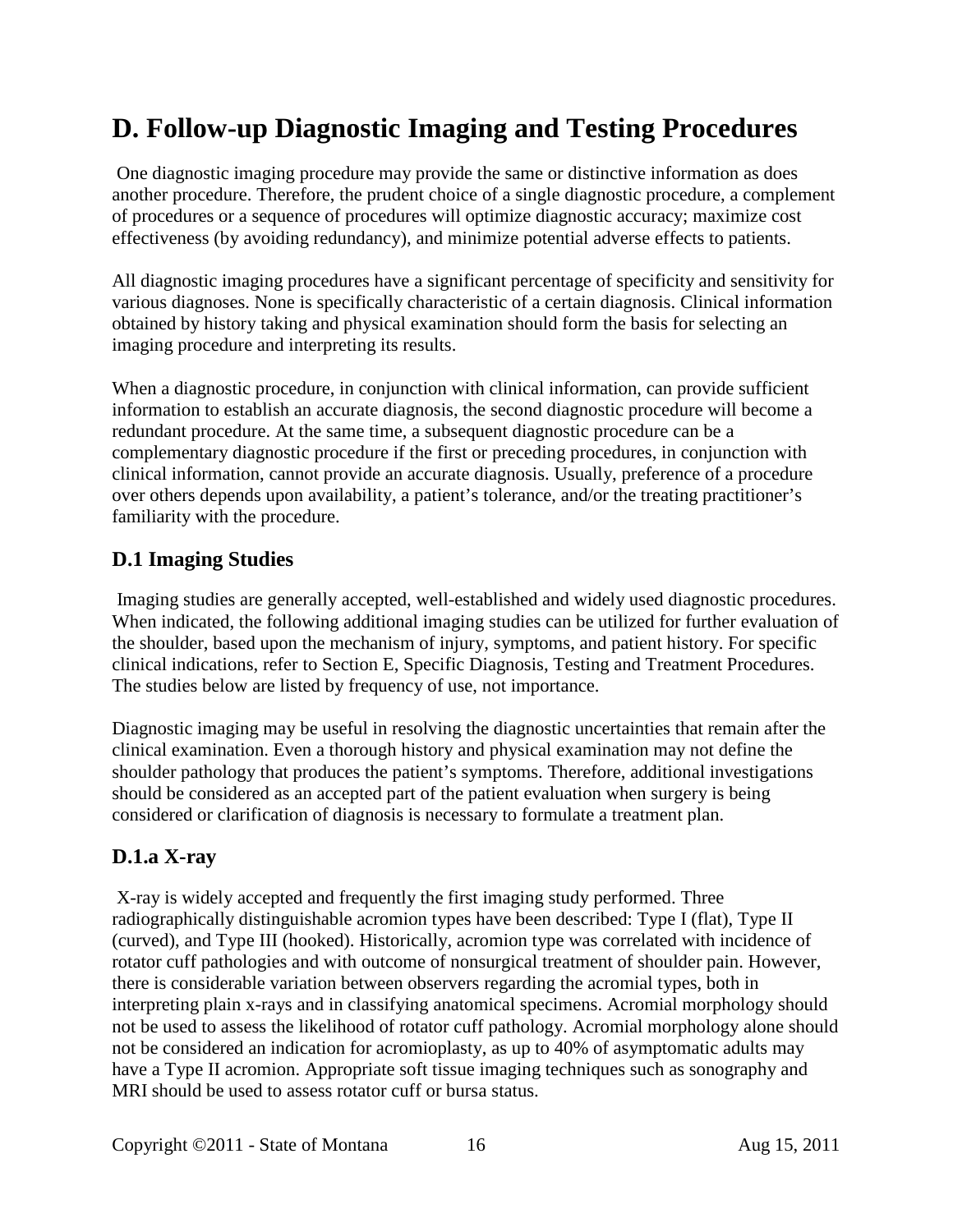# D. Follow-up Diagnostic Imaging and Testing Procedures

One diagnostic imaging procedure may provide the same or distinctive information as does another procedure. Therefore, the prudent choice of a single diagnostic procedure, a complement of procedures or a sequence of procedures will optimize diagnostic accuracy; maximize cost effectiveness (by avoiding redundancy), and minimize potential adverse effects to patients.

All diagnostic imaging procedures have a significant percentage of specificity and sensitivity for various diagnoses. None is specifically characteristic of a certain diagnosis. Clinical information obtained by history taking and physical examination should form the basis for selecting an imaging procedure and interpreting its results.

When a diagnostic procedure, in conjunction with clinical information, can provide sufficient information to establish an accurate diagnosis, the second diagnostic procedure will become a redundant procedure. At the same time, a subsequent diagnostic procedure can be a complementary diagnostic procedure if the first or preceding procedures, in conjunction with clinical information, cannot provide an accurate diagnosis. Usually, preference of a procedure over others depends upon availability, a patient's tolerance, and/or the treating practitioner's familiarity with the procedure.

## D.1 Imaging Studies

Imaging studies are generally accepted, well-established and widely used diagnostic procedures. When indicated, the following additional imaging studies can be utilized for further evaluation of the shoulder, based upon the mechanism of injury, symptoms, and patient history. For specific clinical indications, refer to Section E, Specific Diagnosis, Testing and Treatment Procedures. The studies below are listed by frequency of use, not importance.

Diagnostic imaging may be useful in resolving the diagnostic uncertainties that remain after the clinical examination. Even a thorough history and physical examination may not define the shoulder pathology that produces the patient's symptoms. Therefore, additional investigations should be considered as an accepted part of the patient evaluation when surgery is being considered or clarification of diagnosis is necessary to formulate a treatment plan.

## D.1.a X-ray

X-ray is widely accepted and frequently the first imaging study performed. Three radiographically distinguishable acromion types have been described: Type I (flat), Type II (curved), and Type III (hooked). Historically, acromion type was correlated with incidence of rotator cuff pathologies and with outcome of nonsurgical treatment of shoulder pain. However, there is considerable variation between observers regarding the acromial types, both in interpreting plain x-rays and in classifying anatomical specimens. Acromial morphology should not be used to assess the likelihood of rotator cuff pathology. Acromial morphology alone should not be considered an indication for acromioplasty, as up to 40% of asymptomatic adults may have a Type II acromion. Appropriate soft tissue imaging techniques such as sonography and MRI should be used to assess rotator cuff or bursa status.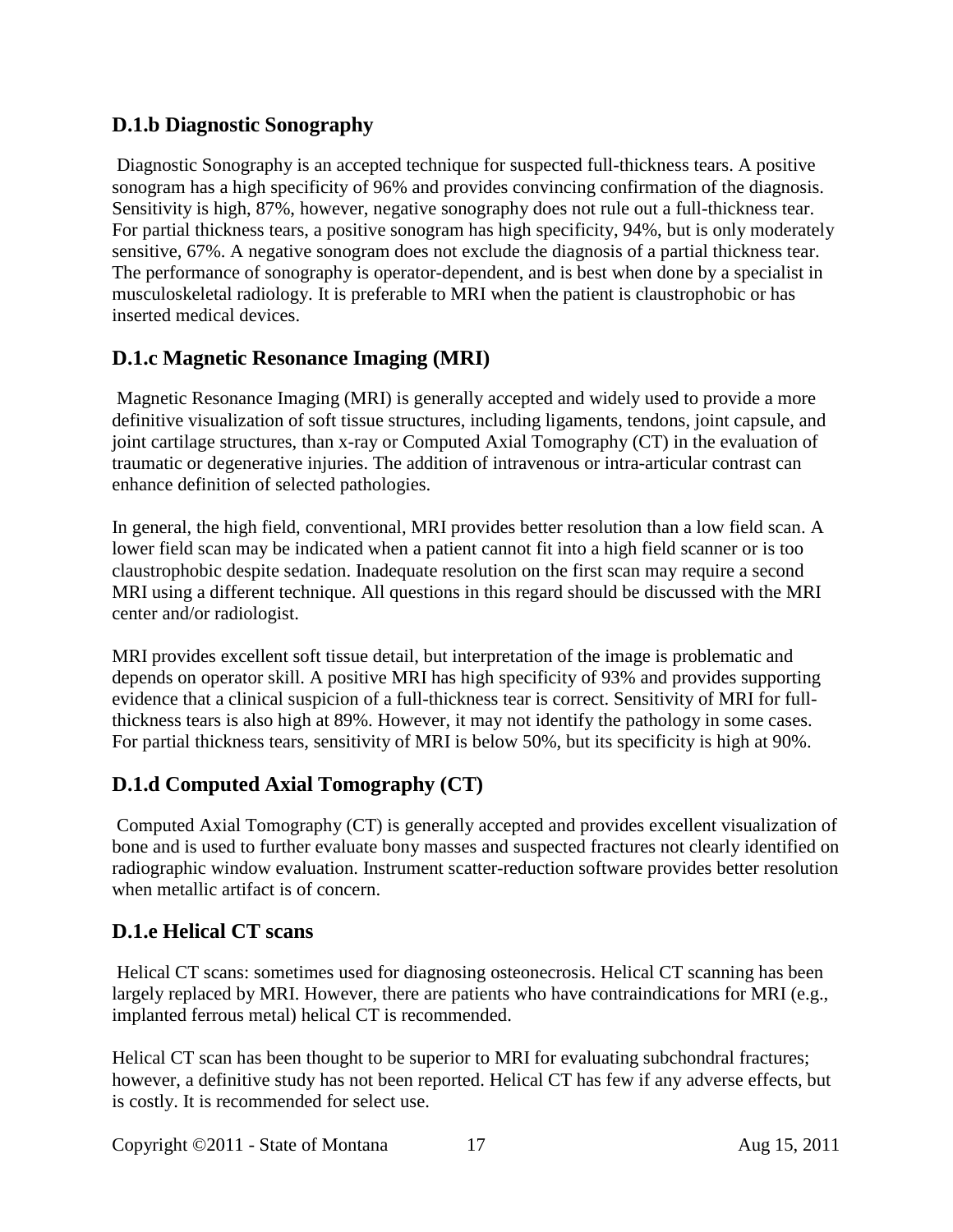### D.1.b Diagnostic Sonography

Diagnostic Sonography is an accepted technique for suspected full-thickness tears. A positive sonogram has a high specificity of 96% and provides convincing confirmation of the diagnosis. Sensitivity is high, 87%, however, negative sonography does not rule out a full-thickness tear. For partial thickness tears, a positive sonogram has high specificity, 94%, but is only moderately sensitive, 67%. A negative sonogram does not exclude the diagnosis of a partial thickness tear. The performance of sonography is operator-dependent, and is best when done by a specialist in musculoskeletal radiology. It is preferable to MRI when the patient is claustrophobic or has inserted medical devices.

### D.1.c Magnetic Resonance Imaging (MRI)

Magnetic Resonance Imaging (MRI) is generally accepted and widely used to provide a more definitive visualization of soft tissue structures, including ligaments, tendons, joint capsule, and joint cartilage structures, than x-ray or Computed Axial Tomography (CT) in the evaluation of traumatic or degenerative injuries. The addition of intravenous or intra-articular contrast can enhance definition of selected pathologies.

In general, the high field, conventional, MRI provides better resolution than a low field scan. A lower field scan may be indicated when a patient cannot fit into a high field scanner or is too claustrophobic despite sedation. Inadequate resolution on the first scan may require a second MRI using a different technique. All questions in this regard should be discussed with the MRI center and/or radiologist.

MRI provides excellent soft tissue detail, but interpretation of the image is problematic and depends on operator skill. A positive MRI has high specificity of 93% and provides supporting evidence that a clinical suspicion of a full-thickness tear is correct. Sensitivity of MRI for full-thickness tears is also high at 89%. However, it may not identify the pathology in some cases. For partial thickness tears, sensitivity of MRI is below 50%, but its specificity is high at 90%.

### D.1.d Computed Axial Tomography (CT)

Computed Axial Tomography (CT) is generally accepted and provides excellent visualization of bone and is used to further evaluate bony masses and suspected fractures not clearly identified on radiographic window evaluation. Instrument scatter-reduction software provides better resolution when metallic artifact is of concern.

### D.1.e Helical CT scans

Helical CT scans: sometimes used for diagnosing osteonecrosis. Helical CT scanning has been largely replaced by MRI. However, there are patients who have contraindications for MRI (e.g., implanted ferrous metal) helical CT is recommended.

Helical CT scan has been thought to be superior to MRI for evaluating subchondral fractures; however, a definitive study has not been reported. Helical CT has few if any adverse effects, but is costly. It is recommended for select use.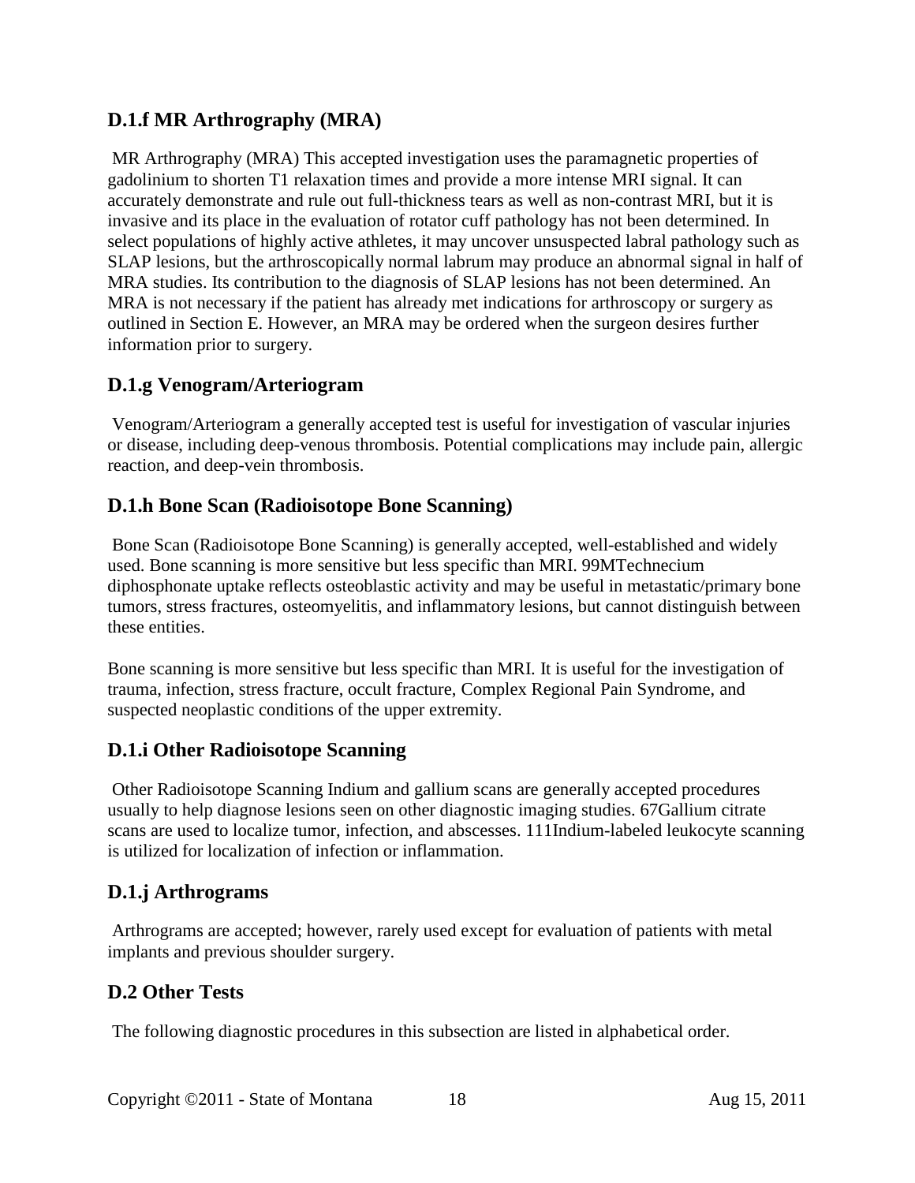### D.1.f MR Arthrography (MRA)

MR Arthrography (MRA) This accepted investigation uses the paramagnetic properties of gadolinium to shorten T1 relaxation times and provide a more intense MRI signal. It can accurately demonstrate and rule out full-thickness tears as well as non-contrast MRI, but it is invasive and its place in the evaluation of rotator cuff pathology has not been determined. In select populations of highly active athletes, it may uncover unsuspected labral pathology such as SLAP lesions, but the arthroscopically normal labrum may produce an abnormal signal in half of MRA studies. Its contribution to the diagnosis of SLAP lesions has not been determined. An MRA is not necessary if the patient has already met indications for arthroscopy or surgery as outlined in Section E. However, an MRA may be ordered when the surgeon desires further information prior to surgery.

### D.1.g Venogram/Arteriogram

Venogram/Arteriogram a generally accepted test is useful for investigation of vascular injuries or disease, including deep-venous thrombosis. Potential complications may include pain, allergic reaction, and deep-vein thrombosis.

### D.1.h Bone Scan (Radioisotope Bone Scanning)

Bone Scan (Radioisotope Bone Scanning) is generally accepted, well-established and widely used. Bone scanning is more sensitive but less specific than MRI. 99MTechnecium diphosphonate uptake reflects osteoblastic activity and may be useful in metastatic/primary bone tumors, stress fractures, osteomyelitis, and inflammatory lesions, but cannot distinguish between these entities.

Bone scanning is more sensitive but less specific than MRI. It is useful for the investigation of trauma, infection, stress fracture, occult fracture, Complex Regional Pain Syndrome, and suspected neoplastic conditions of the upper extremity.

### D.1.i Other Radioisotope Scanning

Other Radioisotope Scanning Indium and gallium scans are generally accepted procedures usually to help diagnose lesions seen on other diagnostic imaging studies. 67Gallium citrate scans are used to localize tumor, infection, and abscesses. 111Indium-labeled leukocyte scanning is utilized for localization of infection or inflammation.

### D.1.j Arthrograms

Arthrograms are accepted; however, rarely used except for evaluation of patients with metal implants and previous shoulder surgery.

### D.2 Other Tests

The following diagnostic procedures in this subsection are listed in alphabetical order.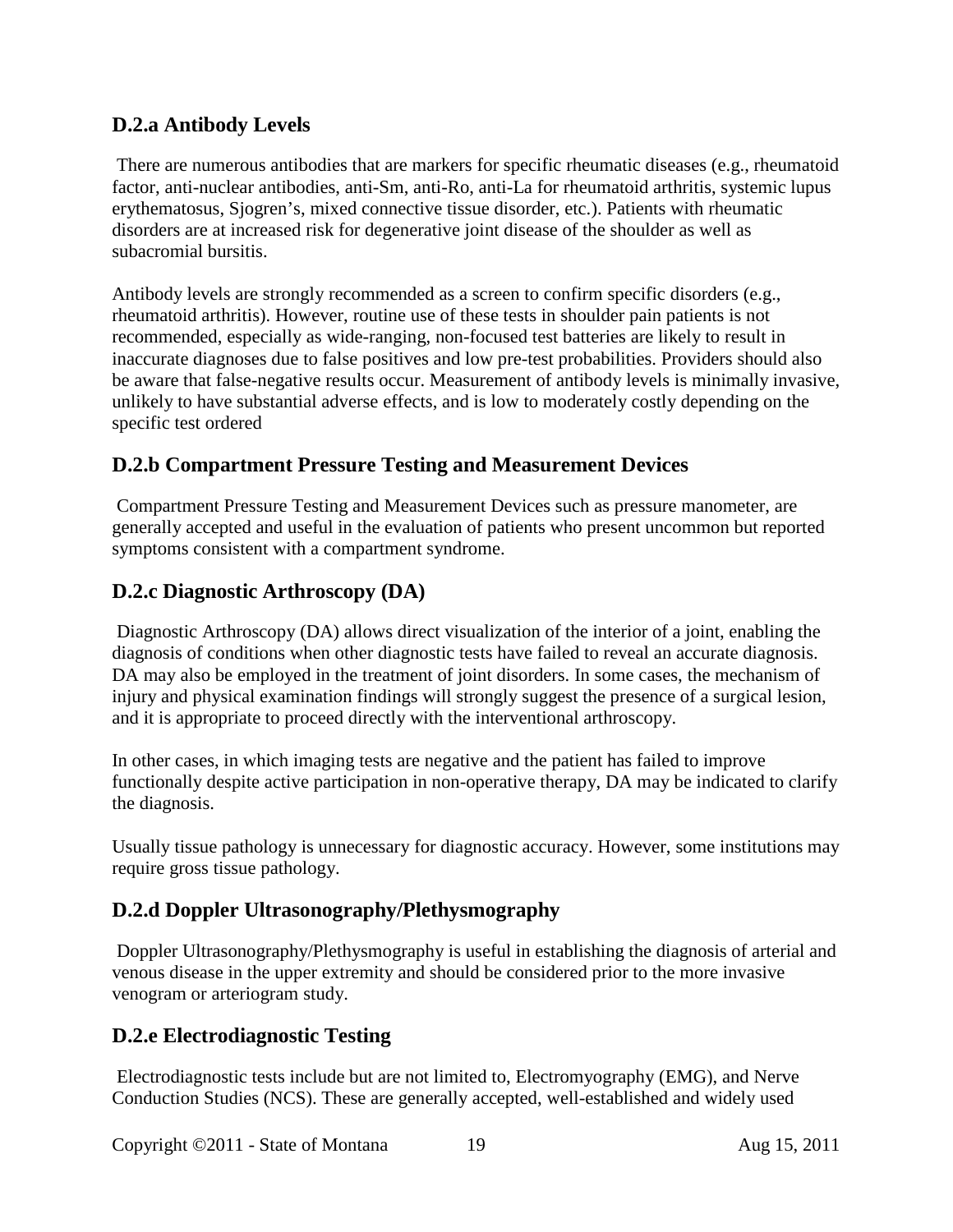### D.2.a Antibody Levels

There are numerous antibodies that are markers for specific rheumatic diseases (e.g., rheumatoid factor, anti-nuclear antibodies, anti-Sm, anti-Ro, anti-La for rheumatoid arthritis, systemic lupus erythematosus, Sjogren's, mixed connective tissue disorder, etc.). Patients with rheumatic disorders are at increased risk for degenerative joint disease of the shoulder as well as subacromial bursitis.

Antibody levels are strongly recommended as a screen to confirm specific disorders (e.g., rheumatoid arthritis). However, routine use of these tests in shoulder pain patients is not recommended, especially as wide-ranging, non-focused test batteries are likely to result in inaccurate diagnoses due to false positives and low pre-test probabilities. Providers should also be aware that false-negative results occur. Measurement of antibody levels is minimally invasive, unlikely to have substantial adverse effects, and is low to moderately costly depending on the specific test ordered

### D.2.b Compartment Pressure Testing and Measurement Devices

Compartment Pressure Testing and Measurement Devices such as pressure manometer, are generally accepted and useful in the evaluation of patients who present uncommon but reported symptoms consistent with a compartment syndrome.

### D.2.c Diagnostic Arthroscopy (DA)

Diagnostic Arthroscopy (DA) allows direct visualization of the interior of a joint, enabling the diagnosis of conditions when other diagnostic tests have failed to reveal an accurate diagnosis. DA may also be employed in the treatment of joint disorders. In some cases, the mechanism of injury and physical examination findings will strongly suggest the presence of a surgical lesion, and it is appropriate to proceed directly with the interventional arthroscopy.

In other cases, in which imaging tests are negative and the patient has failed to improve functionally despite active participation in non-operative therapy, DA may be indicated to clarify the diagnosis.

Usually tissue pathology is unnecessary for diagnostic accuracy. However, some institutions may require gross tissue pathology.

### D.2.d Doppler Ultrasonography/Plethysmography

Doppler Ultrasonography/Plethysmography is useful in establishing the diagnosis of arterial and venous disease in the upper extremity and should be considered prior to the more invasive venogram or arteriogram study.

### D.2.e Electrodiagnostic Testing

Electrodiagnostic tests include but are not limited to, Electromyography (EMG), and Nerve Conduction Studies (NCS). These are generally accepted, well-established and widely used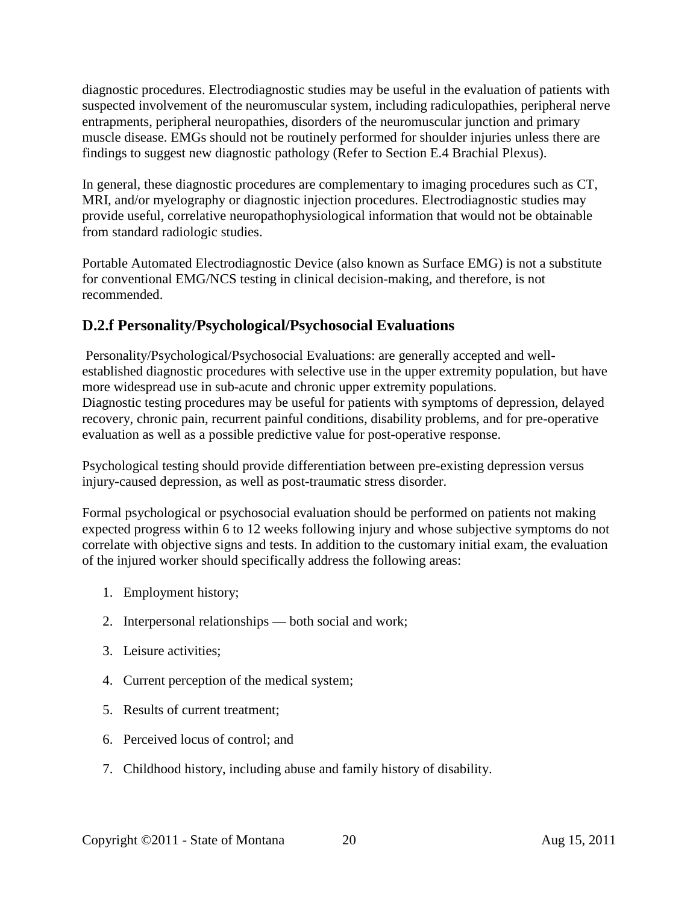diagnostic procedures. Electrodiagnostic studies may be useful in the evaluation of patients with suspected involvement of the neuromuscular system, including radiculopathies, peripheral nerve entrapments, peripheral neuropathies, disorders of the neuromuscular junction and primary muscle disease. EMGs should not be routinely performed for shoulder injuries unless there are findings to suggest new diagnostic pathology (Refer to Section E.4 Brachial Plexus).

In general, these diagnostic procedures are complementary to imaging procedures such as CT, MRI, and/or myelography or diagnostic injection procedures. Electrodiagnostic studies may provide useful, correlative neuropathophysiological information that would not be obtainable from standard radiologic studies.

Portable Automated Electrodiagnostic Device (also known as Surface EMG) is not a substitute for conventional EMG/NCS testing in clinical decision-making, and therefore, is not recommended.

## D.2.f Personality/Psychological/Psychosocial Evaluations

Personality/Psychological/Psychosocial Evaluations: are generally accepted and well-established diagnostic procedures with selective use in the upper extremity population, but have more widespread use in sub-acute and chronic upper extremity populations.
Diagnostic testing procedures may be useful for patients with symptoms of depression, delayed recovery, chronic pain, recurrent painful conditions, disability problems, and for pre-operative evaluation as well as a possible predictive value for post-operative response.

Psychological testing should provide differentiation between pre-existing depression versus injury-caused depression, as well as post-traumatic stress disorder.

Formal psychological or psychosocial evaluation should be performed on patients not making expected progress within 6 to 12 weeks following injury and whose subjective symptoms do not correlate with objective signs and tests. In addition to the customary initial exam, the evaluation of the injured worker should specifically address the following areas:

1. Employment history;
2. Interpersonal relationships — both social and work;
3. Leisure activities;
4. Current perception of the medical system;
5. Results of current treatment;
6. Perceived locus of control; and
7. Childhood history, including abuse and family history of disability.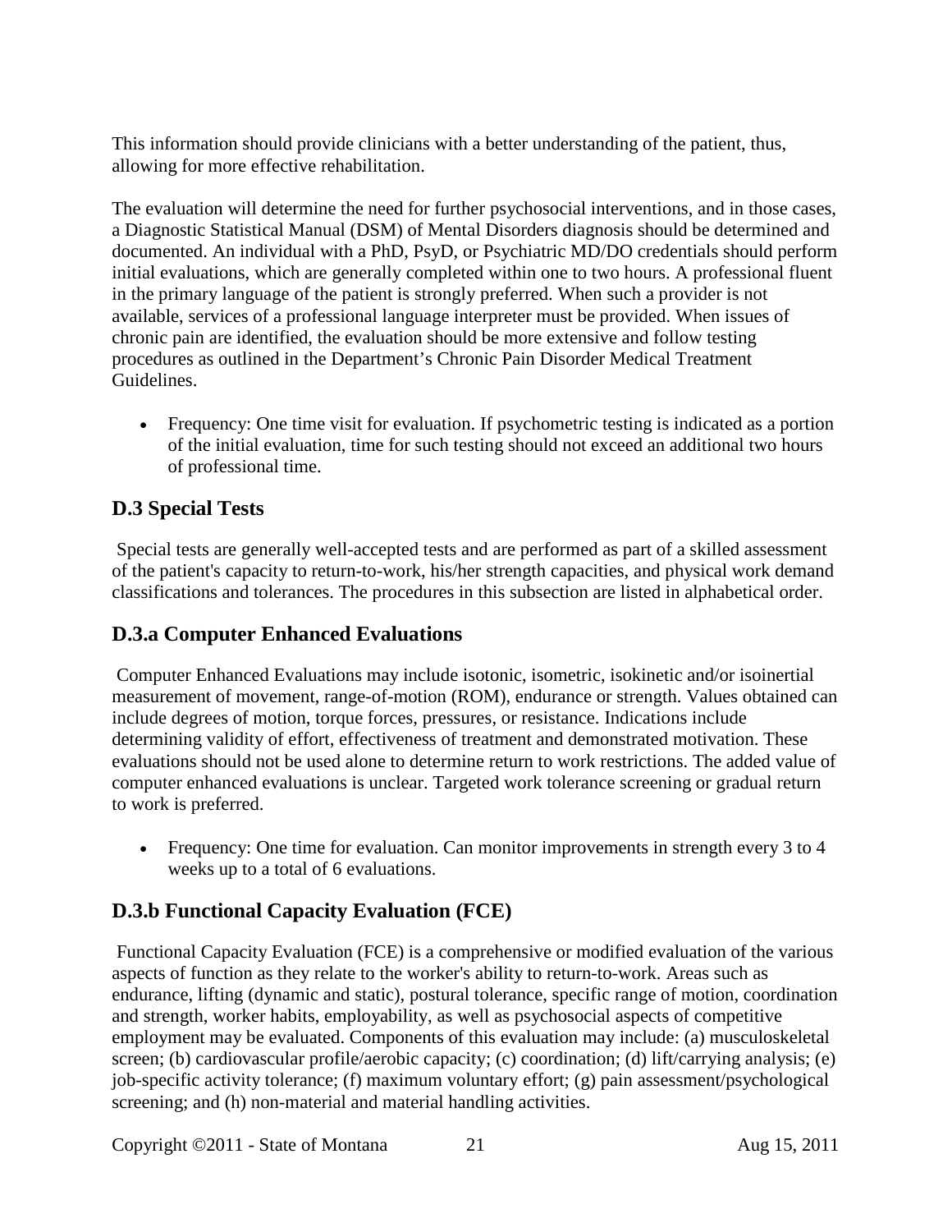This information should provide clinicians with a better understanding of the patient, thus, allowing for more effective rehabilitation.

The evaluation will determine the need for further psychosocial interventions, and in those cases, a Diagnostic Statistical Manual (DSM) of Mental Disorders diagnosis should be determined and documented. An individual with a PhD, PsyD, or Psychiatric MD/DO credentials should perform initial evaluations, which are generally completed within one to two hours. A professional fluent in the primary language of the patient is strongly preferred. When such a provider is not available, services of a professional language interpreter must be provided. When issues of chronic pain are identified, the evaluation should be more extensive and follow testing procedures as outlined in the Department's Chronic Pain Disorder Medical Treatment Guidelines.

- Frequency: One time visit for evaluation. If psychometric testing is indicated as a portion of the initial evaluation, time for such testing should not exceed an additional two hours of professional time.

## D.3 Special Tests

Special tests are generally well-accepted tests and are performed as part of a skilled assessment of the patient's capacity to return-to-work, his/her strength capacities, and physical work demand classifications and tolerances. The procedures in this subsection are listed in alphabetical order.

## D.3.a Computer Enhanced Evaluations

Computer Enhanced Evaluations may include isotonic, isometric, isokinetic and/or isoinertial measurement of movement, range-of-motion (ROM), endurance or strength. Values obtained can include degrees of motion, torque forces, pressures, or resistance. Indications include determining validity of effort, effectiveness of treatment and demonstrated motivation. These evaluations should not be used alone to determine return to work restrictions. The added value of computer enhanced evaluations is unclear. Targeted work tolerance screening or gradual return to work is preferred.

- Frequency: One time for evaluation. Can monitor improvements in strength every 3 to 4 weeks up to a total of 6 evaluations.

## D.3.b Functional Capacity Evaluation (FCE)

Functional Capacity Evaluation (FCE) is a comprehensive or modified evaluation of the various aspects of function as they relate to the worker's ability to return-to-work. Areas such as endurance, lifting (dynamic and static), postural tolerance, specific range of motion, coordination and strength, worker habits, employability, as well as psychosocial aspects of competitive employment may be evaluated. Components of this evaluation may include: (a) musculoskeletal screen; (b) cardiovascular profile/aerobic capacity; (c) coordination; (d) lift/carrying analysis; (e) job-specific activity tolerance; (f) maximum voluntary effort; (g) pain assessment/psychological screening; and (h) non-material and material handling activities.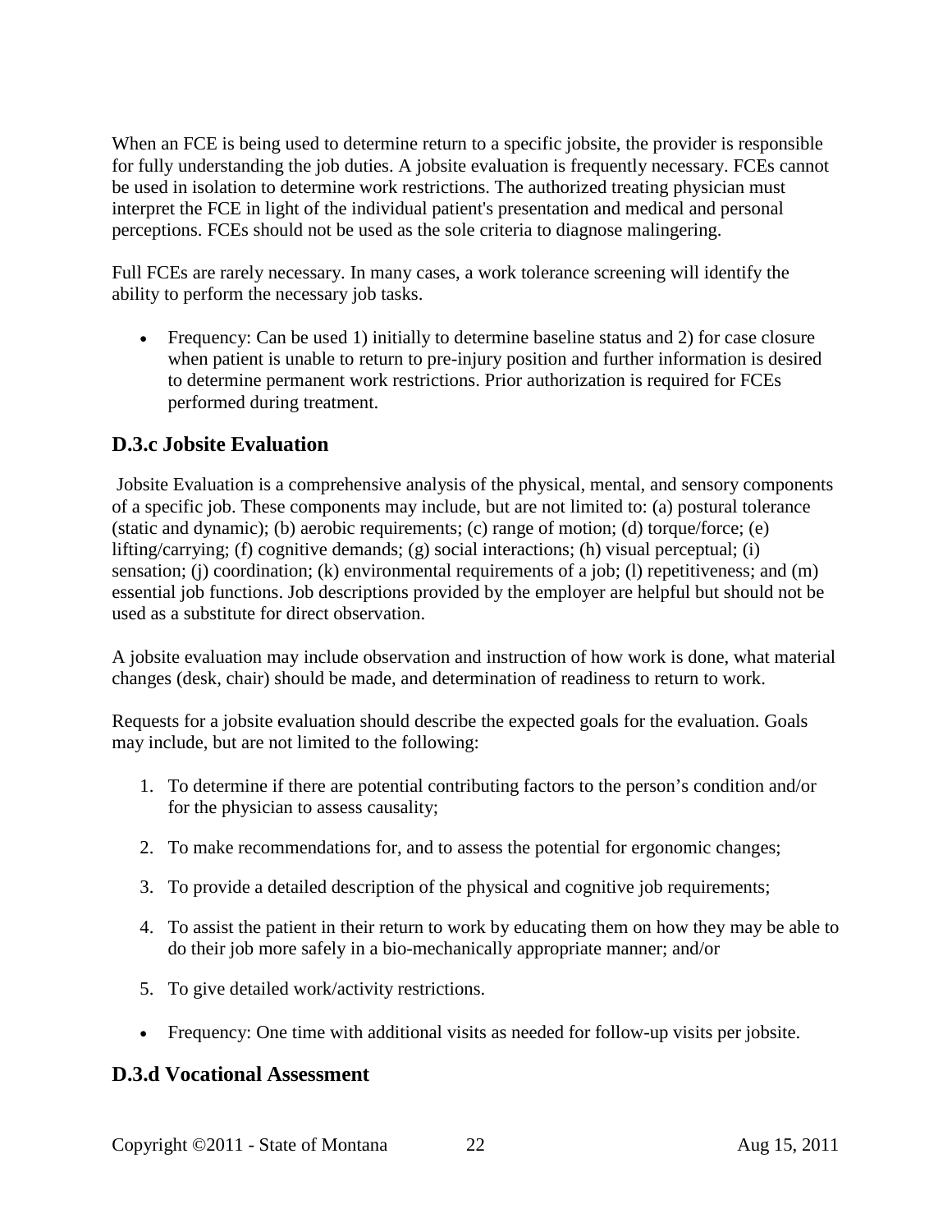When an FCE is being used to determine return to a specific jobsite, the provider is responsible for fully understanding the job duties. A jobsite evaluation is frequently necessary. FCEs cannot be used in isolation to determine work restrictions. The authorized treating physician must interpret the FCE in light of the individual patient's presentation and medical and personal perceptions. FCEs should not be used as the sole criteria to diagnose malingering.

Full FCEs are rarely necessary. In many cases, a work tolerance screening will identify the ability to perform the necessary job tasks.

- Frequency: Can be used 1) initially to determine baseline status and 2) for case closure when patient is unable to return to pre-injury position and further information is desired to determine permanent work restrictions. Prior authorization is required for FCEs performed during treatment.

## D.3.c Jobsite Evaluation

Jobsite Evaluation is a comprehensive analysis of the physical, mental, and sensory components of a specific job. These components may include, but are not limited to: (a) postural tolerance (static and dynamic); (b) aerobic requirements; (c) range of motion; (d) torque/force; (e) lifting/carrying; (f) cognitive demands; (g) social interactions; (h) visual perceptual; (i) sensation; (j) coordination; (k) environmental requirements of a job; (l) repetitiveness; and (m) essential job functions. Job descriptions provided by the employer are helpful but should not be used as a substitute for direct observation.

A jobsite evaluation may include observation and instruction of how work is done, what material changes (desk, chair) should be made, and determination of readiness to return to work.

Requests for a jobsite evaluation should describe the expected goals for the evaluation. Goals may include, but are not limited to the following:

1. To determine if there are potential contributing factors to the person's condition and/or for the physician to assess causality;
2. To make recommendations for, and to assess the potential for ergonomic changes;
3. To provide a detailed description of the physical and cognitive job requirements;
4. To assist the patient in their return to work by educating them on how they may be able to do their job more safely in a bio-mechanically appropriate manner; and/or
5. To give detailed work/activity restrictions.

- Frequency: One time with additional visits as needed for follow-up visits per jobsite.

## D.3.d Vocational Assessment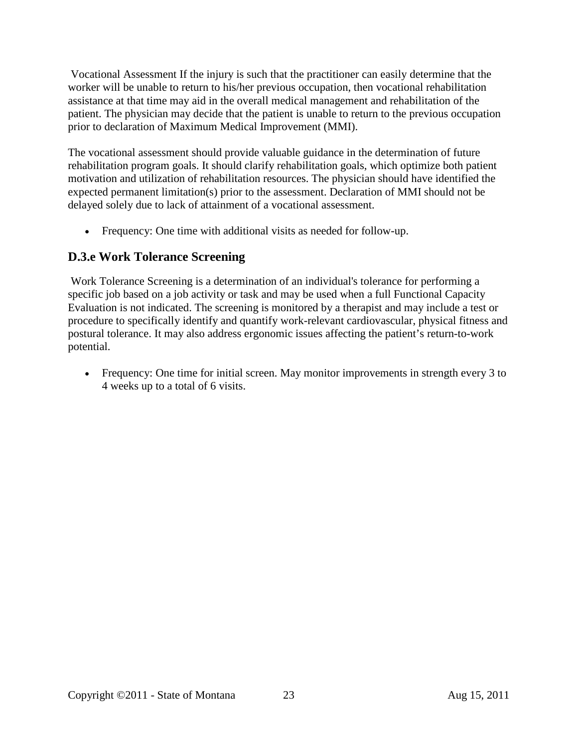Vocational Assessment If the injury is such that the practitioner can easily determine that the worker will be unable to return to his/her previous occupation, then vocational rehabilitation assistance at that time may aid in the overall medical management and rehabilitation of the patient. The physician may decide that the patient is unable to return to the previous occupation prior to declaration of Maximum Medical Improvement (MMI).

The vocational assessment should provide valuable guidance in the determination of future rehabilitation program goals. It should clarify rehabilitation goals, which optimize both patient motivation and utilization of rehabilitation resources. The physician should have identified the expected permanent limitation(s) prior to the assessment. Declaration of MMI should not be delayed solely due to lack of attainment of a vocational assessment.

- Frequency: One time with additional visits as needed for follow-up.

## D.3.e Work Tolerance Screening

Work Tolerance Screening is a determination of an individual's tolerance for performing a specific job based on a job activity or task and may be used when a full Functional Capacity Evaluation is not indicated. The screening is monitored by a therapist and may include a test or procedure to specifically identify and quantify work-relevant cardiovascular, physical fitness and postural tolerance. It may also address ergonomic issues affecting the patient's return-to-work potential.

- Frequency: One time for initial screen. May monitor improvements in strength every 3 to 4 weeks up to a total of 6 visits.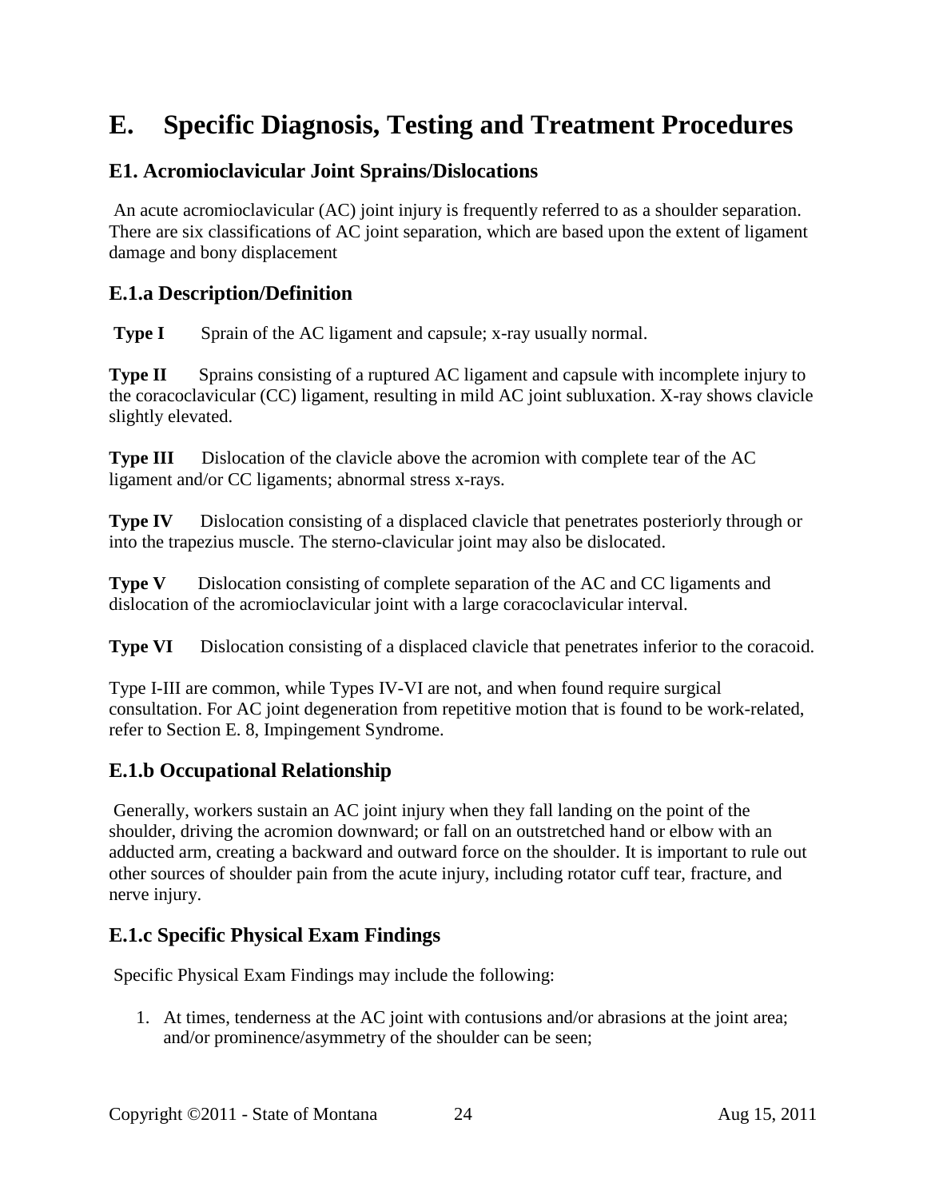# E. Specific Diagnosis, Testing and Treatment Procedures

## E1. Acromioclavicular Joint Sprains/Dislocations

An acute acromioclavicular (AC) joint injury is frequently referred to as a shoulder separation. There are six classifications of AC joint separation, which are based upon the extent of ligament damage and bony displacement

## E.1.a Description/Definition

**Type I** Sprain of the AC ligament and capsule; x-ray usually normal.

**Type II** Sprains consisting of a ruptured AC ligament and capsule with incomplete injury to the coracoclavicular (CC) ligament, resulting in mild AC joint subluxation. X-ray shows clavicle slightly elevated.

**Type III** Dislocation of the clavicle above the acromion with complete tear of the AC ligament and/or CC ligaments; abnormal stress x-rays.

**Type IV** Dislocation consisting of a displaced clavicle that penetrates posteriorly through or into the trapezius muscle. The sterno-clavicular joint may also be dislocated.

**Type V** Dislocation consisting of complete separation of the AC and CC ligaments and dislocation of the acromioclavicular joint with a large coracoclavicular interval.

**Type VI** Dislocation consisting of a displaced clavicle that penetrates inferior to the coracoid.

Type I-III are common, while Types IV-VI are not, and when found require surgical consultation. For AC joint degeneration from repetitive motion that is found to be work-related, refer to Section E. 8, Impingement Syndrome.

## E.1.b Occupational Relationship

Generally, workers sustain an AC joint injury when they fall landing on the point of the shoulder, driving the acromion downward; or fall on an outstretched hand or elbow with an adducted arm, creating a backward and outward force on the shoulder. It is important to rule out other sources of shoulder pain from the acute injury, including rotator cuff tear, fracture, and nerve injury.

## E.1.c Specific Physical Exam Findings

Specific Physical Exam Findings may include the following:

1. At times, tenderness at the AC joint with contusions and/or abrasions at the joint area; and/or prominence/asymmetry of the shoulder can be seen;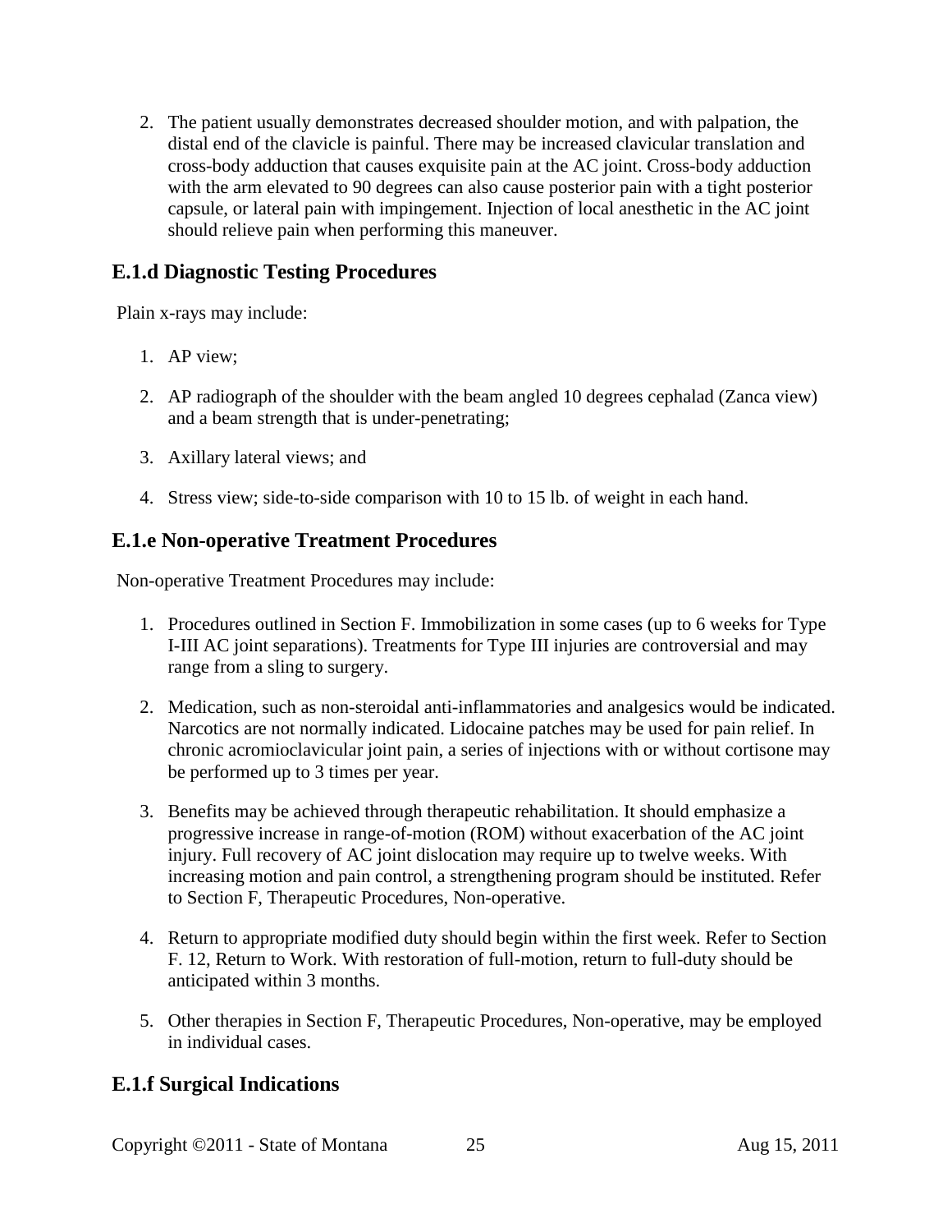2. The patient usually demonstrates decreased shoulder motion, and with palpation, the distal end of the clavicle is painful. There may be increased clavicular translation and cross-body adduction that causes exquisite pain at the AC joint. Cross-body adduction with the arm elevated to 90 degrees can also cause posterior pain with a tight posterior capsule, or lateral pain with impingement. Injection of local anesthetic in the AC joint should relieve pain when performing this maneuver.

## E.1.d Diagnostic Testing Procedures

Plain x-rays may include:

1. AP view;

2. AP radiograph of the shoulder with the beam angled 10 degrees cephalad (Zanca view) and a beam strength that is under-penetrating;

3. Axillary lateral views; and

4. Stress view; side-to-side comparison with 10 to 15 lb. of weight in each hand.

## E.1.e Non-operative Treatment Procedures

Non-operative Treatment Procedures may include:

1. Procedures outlined in Section F. Immobilization in some cases (up to 6 weeks for Type I-III AC joint separations). Treatments for Type III injuries are controversial and may range from a sling to surgery.

2. Medication, such as non-steroidal anti-inflammatories and analgesics would be indicated. Narcotics are not normally indicated. Lidocaine patches may be used for pain relief. In chronic acromioclavicular joint pain, a series of injections with or without cortisone may be performed up to 3 times per year.

3. Benefits may be achieved through therapeutic rehabilitation. It should emphasize a progressive increase in range-of-motion (ROM) without exacerbation of the AC joint injury. Full recovery of AC joint dislocation may require up to twelve weeks. With increasing motion and pain control, a strengthening program should be instituted. Refer to Section F, Therapeutic Procedures, Non-operative.

4. Return to appropriate modified duty should begin within the first week. Refer to Section F. 12, Return to Work. With restoration of full-motion, return to full-duty should be anticipated within 3 months.

5. Other therapies in Section F, Therapeutic Procedures, Non-operative, may be employed in individual cases.

## E.1.f Surgical Indications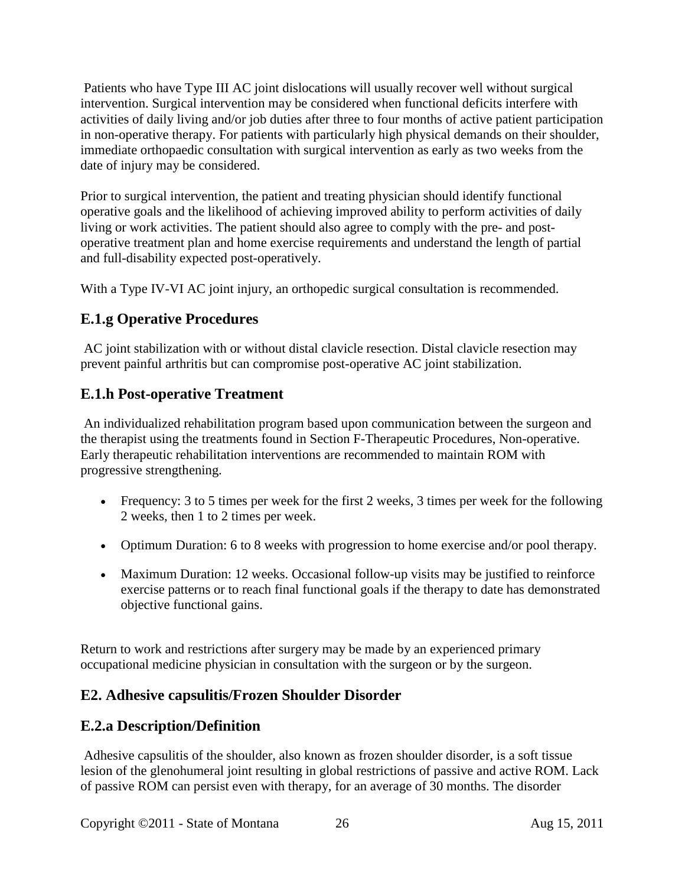Patients who have Type III AC joint dislocations will usually recover well without surgical intervention. Surgical intervention may be considered when functional deficits interfere with activities of daily living and/or job duties after three to four months of active patient participation in non-operative therapy. For patients with particularly high physical demands on their shoulder, immediate orthopaedic consultation with surgical intervention as early as two weeks from the date of injury may be considered.

Prior to surgical intervention, the patient and treating physician should identify functional operative goals and the likelihood of achieving improved ability to perform activities of daily living or work activities. The patient should also agree to comply with the pre- and post-operative treatment plan and home exercise requirements and understand the length of partial and full-disability expected post-operatively.

With a Type IV-VI AC joint injury, an orthopedic surgical consultation is recommended.

## E.1.g Operative Procedures

AC joint stabilization with or without distal clavicle resection. Distal clavicle resection may prevent painful arthritis but can compromise post-operative AC joint stabilization.

## E.1.h Post-operative Treatment

An individualized rehabilitation program based upon communication between the surgeon and the therapist using the treatments found in Section F-Therapeutic Procedures, Non-operative. Early therapeutic rehabilitation interventions are recommended to maintain ROM with progressive strengthening.

- Frequency: 3 to 5 times per week for the first 2 weeks, 3 times per week for the following 2 weeks, then 1 to 2 times per week.
- Optimum Duration: 6 to 8 weeks with progression to home exercise and/or pool therapy.
- Maximum Duration: 12 weeks. Occasional follow-up visits may be justified to reinforce exercise patterns or to reach final functional goals if the therapy to date has demonstrated objective functional gains.

Return to work and restrictions after surgery may be made by an experienced primary occupational medicine physician in consultation with the surgeon or by the surgeon.

## E2. Adhesive capsulitis/Frozen Shoulder Disorder

## E.2.a Description/Definition

Adhesive capsulitis of the shoulder, also known as frozen shoulder disorder, is a soft tissue lesion of the glenohumeral joint resulting in global restrictions of passive and active ROM. Lack of passive ROM can persist even with therapy, for an average of 30 months. The disorder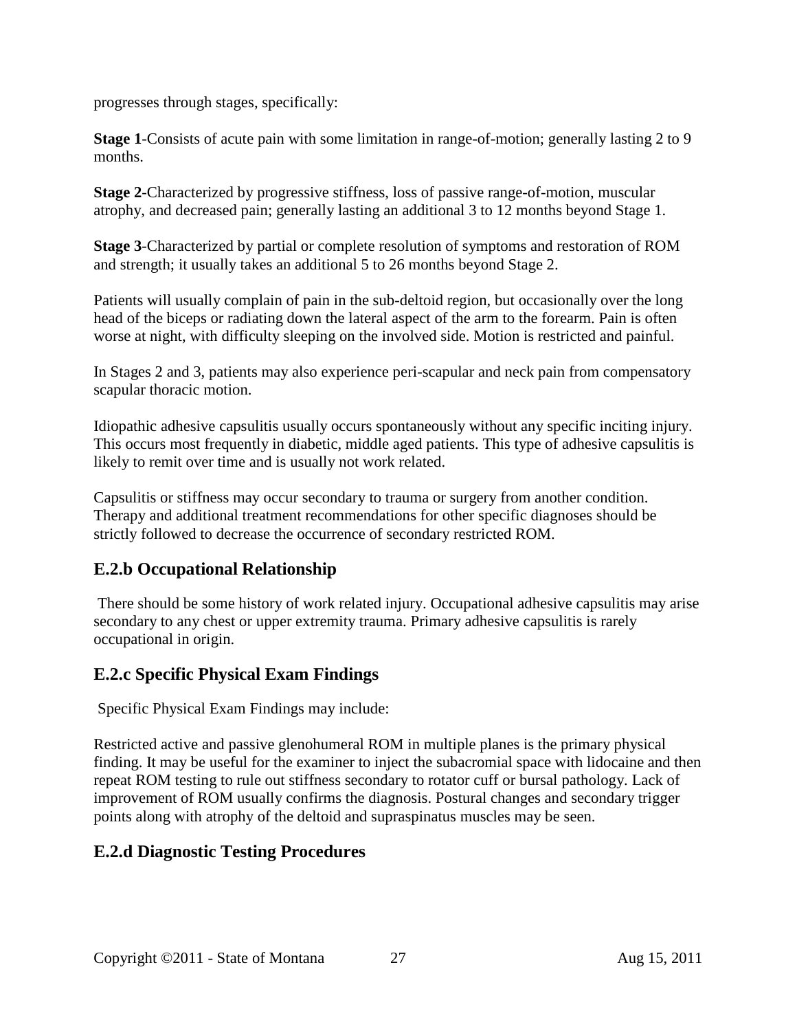progresses through stages, specifically:

**Stage 1**-Consists of acute pain with some limitation in range-of-motion; generally lasting 2 to 9 months.

**Stage 2**-Characterized by progressive stiffness, loss of passive range-of-motion, muscular atrophy, and decreased pain; generally lasting an additional 3 to 12 months beyond Stage 1.

**Stage 3**-Characterized by partial or complete resolution of symptoms and restoration of ROM and strength; it usually takes an additional 5 to 26 months beyond Stage 2.

Patients will usually complain of pain in the sub-deltoid region, but occasionally over the long head of the biceps or radiating down the lateral aspect of the arm to the forearm. Pain is often worse at night, with difficulty sleeping on the involved side. Motion is restricted and painful.

In Stages 2 and 3, patients may also experience peri-scapular and neck pain from compensatory scapular thoracic motion.

Idiopathic adhesive capsulitis usually occurs spontaneously without any specific inciting injury. This occurs most frequently in diabetic, middle aged patients. This type of adhesive capsulitis is likely to remit over time and is usually not work related.

Capsulitis or stiffness may occur secondary to trauma or surgery from another condition. Therapy and additional treatment recommendations for other specific diagnoses should be strictly followed to decrease the occurrence of secondary restricted ROM.

## E.2.b Occupational Relationship

There should be some history of work related injury. Occupational adhesive capsulitis may arise secondary to any chest or upper extremity trauma. Primary adhesive capsulitis is rarely occupational in origin.

## E.2.c Specific Physical Exam Findings

Specific Physical Exam Findings may include:

Restricted active and passive glenohumeral ROM in multiple planes is the primary physical finding. It may be useful for the examiner to inject the subacromial space with lidocaine and then repeat ROM testing to rule out stiffness secondary to rotator cuff or bursal pathology. Lack of improvement of ROM usually confirms the diagnosis. Postural changes and secondary trigger points along with atrophy of the deltoid and supraspinatus muscles may be seen.

## E.2.d Diagnostic Testing Procedures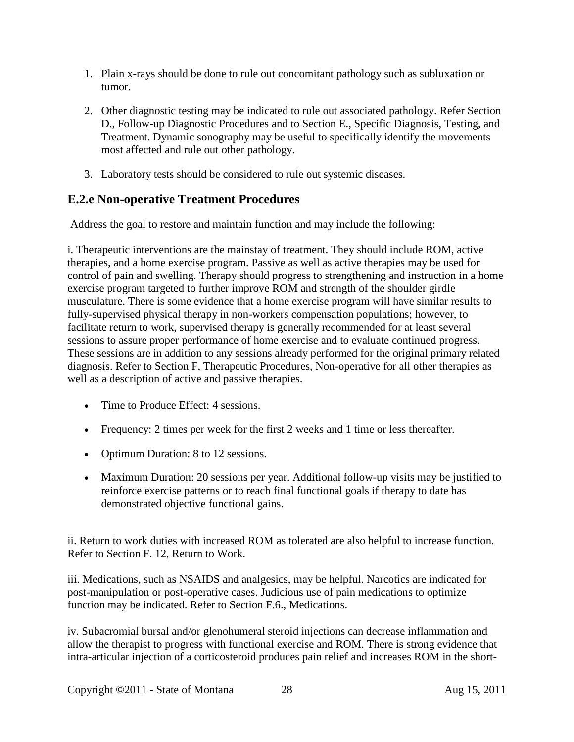1. Plain x-rays should be done to rule out concomitant pathology such as subluxation or tumor.

2. Other diagnostic testing may be indicated to rule out associated pathology. Refer Section D., Follow-up Diagnostic Procedures and to Section E., Specific Diagnosis, Testing, and Treatment. Dynamic sonography may be useful to specifically identify the movements most affected and rule out other pathology.

3. Laboratory tests should be considered to rule out systemic diseases.

## E.2.e Non-operative Treatment Procedures

Address the goal to restore and maintain function and may include the following:

i. Therapeutic interventions are the mainstay of treatment. They should include ROM, active therapies, and a home exercise program. Passive as well as active therapies may be used for control of pain and swelling. Therapy should progress to strengthening and instruction in a home exercise program targeted to further improve ROM and strength of the shoulder girdle musculature. There is some evidence that a home exercise program will have similar results to fully-supervised physical therapy in non-workers compensation populations; however, to facilitate return to work, supervised therapy is generally recommended for at least several sessions to assure proper performance of home exercise and to evaluate continued progress. These sessions are in addition to any sessions already performed for the original primary related diagnosis. Refer to Section F, Therapeutic Procedures, Non-operative for all other therapies as well as a description of active and passive therapies.

- Time to Produce Effect: 4 sessions.
- Frequency: 2 times per week for the first 2 weeks and 1 time or less thereafter.
- Optimum Duration: 8 to 12 sessions.
- Maximum Duration: 20 sessions per year. Additional follow-up visits may be justified to reinforce exercise patterns or to reach final functional goals if therapy to date has demonstrated objective functional gains.

ii. Return to work duties with increased ROM as tolerated are also helpful to increase function. Refer to Section F. 12, Return to Work.

iii. Medications, such as NSAIDS and analgesics, may be helpful. Narcotics are indicated for post-manipulation or post-operative cases. Judicious use of pain medications to optimize function may be indicated. Refer to Section F.6., Medications.

iv. Subacromial bursal and/or glenohumeral steroid injections can decrease inflammation and allow the therapist to progress with functional exercise and ROM. There is strong evidence that intra-articular injection of a corticosteroid produces pain relief and increases ROM in the short-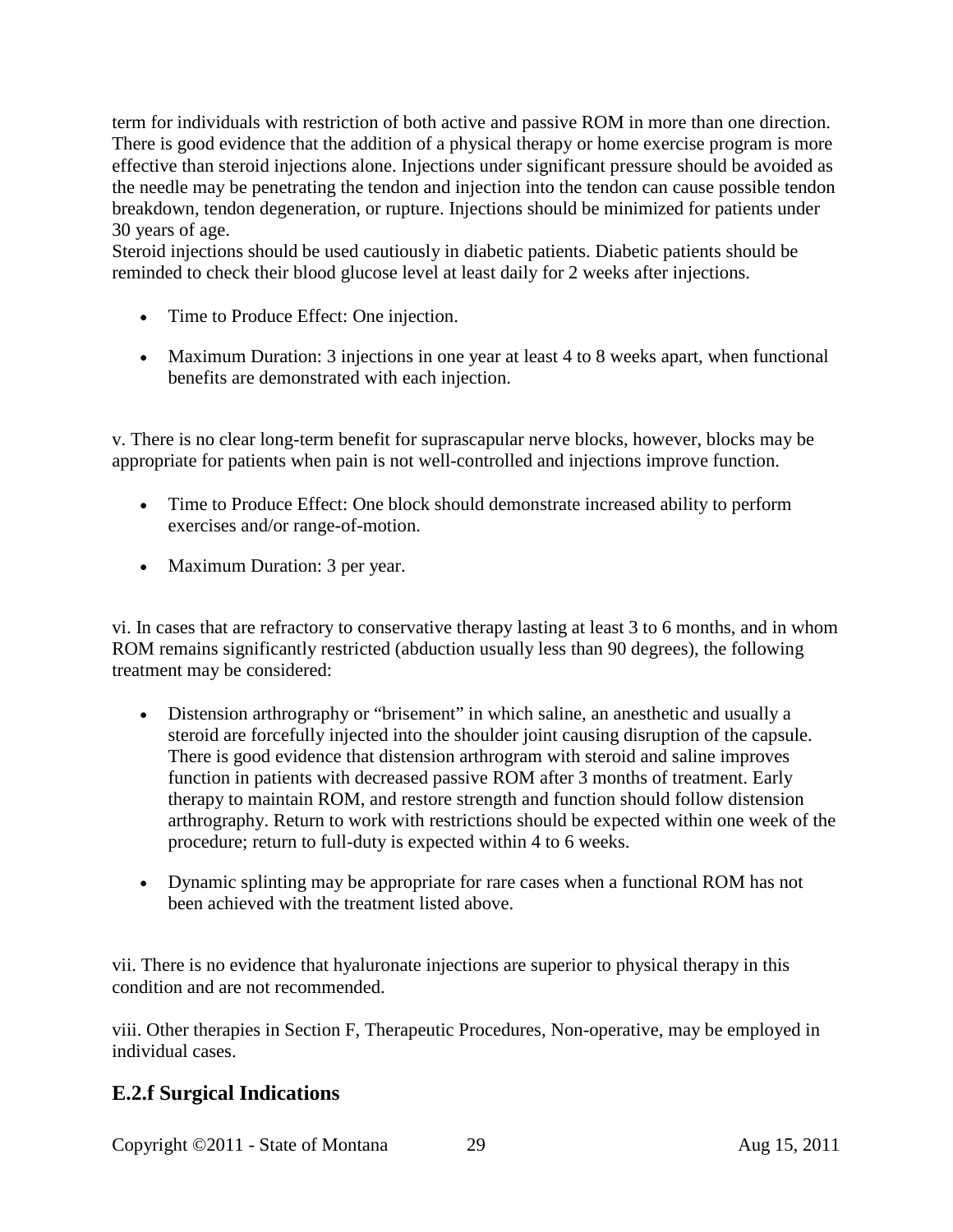term for individuals with restriction of both active and passive ROM in more than one direction. There is good evidence that the addition of a physical therapy or home exercise program is more effective than steroid injections alone. Injections under significant pressure should be avoided as the needle may be penetrating the tendon and injection into the tendon can cause possible tendon breakdown, tendon degeneration, or rupture. Injections should be minimized for patients under 30 years of age.
Steroid injections should be used cautiously in diabetic patients. Diabetic patients should be reminded to check their blood glucose level at least daily for 2 weeks after injections.

- Time to Produce Effect: One injection.
- Maximum Duration: 3 injections in one year at least 4 to 8 weeks apart, when functional benefits are demonstrated with each injection.

v. There is no clear long-term benefit for suprascapular nerve blocks, however, blocks may be appropriate for patients when pain is not well-controlled and injections improve function.

- Time to Produce Effect: One block should demonstrate increased ability to perform exercises and/or range-of-motion.
- Maximum Duration: 3 per year.

vi. In cases that are refractory to conservative therapy lasting at least 3 to 6 months, and in whom ROM remains significantly restricted (abduction usually less than 90 degrees), the following treatment may be considered:

- Distension arthrography or "brisement" in which saline, an anesthetic and usually a steroid are forcefully injected into the shoulder joint causing disruption of the capsule. There is good evidence that distension arthrogram with steroid and saline improves function in patients with decreased passive ROM after 3 months of treatment. Early therapy to maintain ROM, and restore strength and function should follow distension arthrography. Return to work with restrictions should be expected within one week of the procedure; return to full-duty is expected within 4 to 6 weeks.
- Dynamic splinting may be appropriate for rare cases when a functional ROM has not been achieved with the treatment listed above.

vii. There is no evidence that hyaluronate injections are superior to physical therapy in this condition and are not recommended.

viii. Other therapies in Section F, Therapeutic Procedures, Non-operative, may be employed in individual cases.

## E.2.f Surgical Indications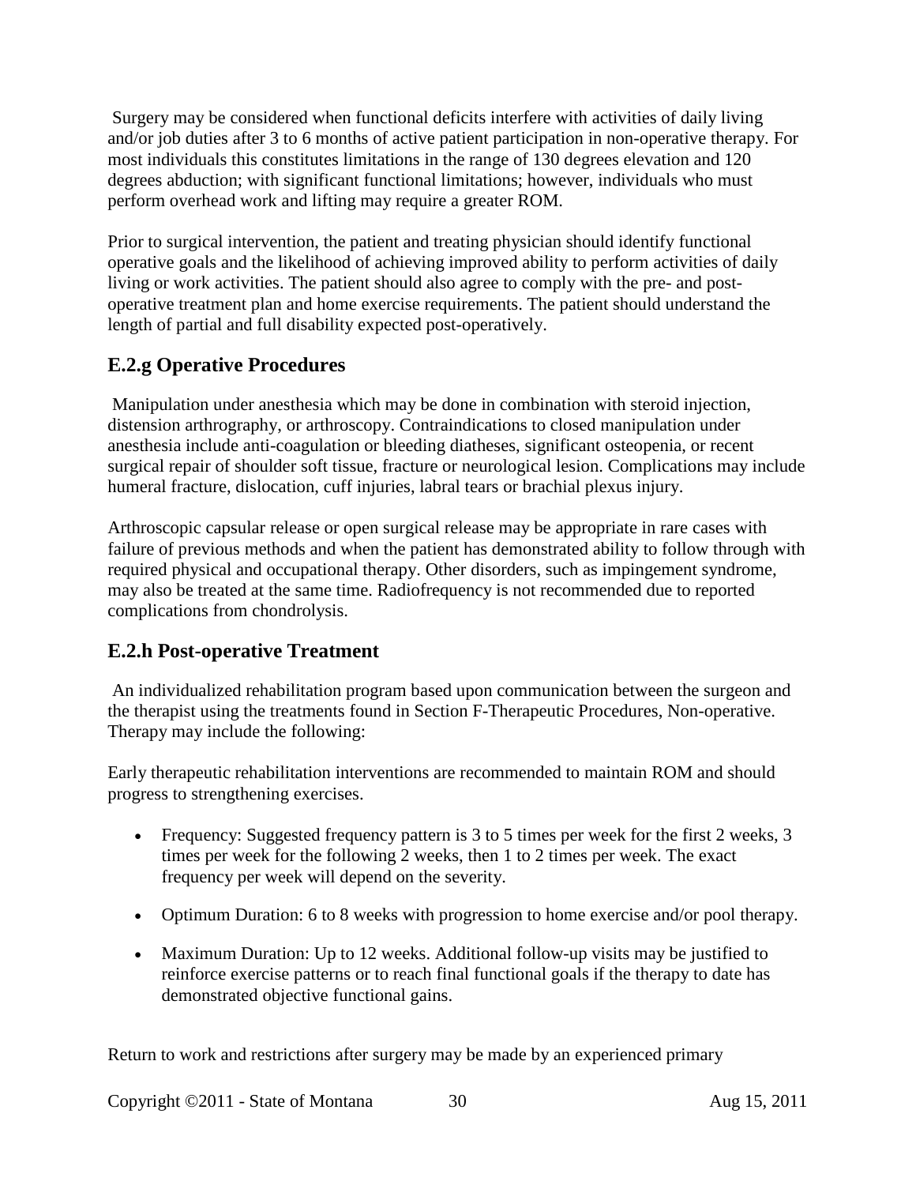Surgery may be considered when functional deficits interfere with activities of daily living and/or job duties after 3 to 6 months of active patient participation in non-operative therapy. For most individuals this constitutes limitations in the range of 130 degrees elevation and 120 degrees abduction; with significant functional limitations; however, individuals who must perform overhead work and lifting may require a greater ROM.

Prior to surgical intervention, the patient and treating physician should identify functional operative goals and the likelihood of achieving improved ability to perform activities of daily living or work activities. The patient should also agree to comply with the pre- and post-operative treatment plan and home exercise requirements. The patient should understand the length of partial and full disability expected post-operatively.

## E.2.g Operative Procedures

Manipulation under anesthesia which may be done in combination with steroid injection, distension arthrography, or arthroscopy. Contraindications to closed manipulation under anesthesia include anti-coagulation or bleeding diatheses, significant osteopenia, or recent surgical repair of shoulder soft tissue, fracture or neurological lesion. Complications may include humeral fracture, dislocation, cuff injuries, labral tears or brachial plexus injury.

Arthroscopic capsular release or open surgical release may be appropriate in rare cases with failure of previous methods and when the patient has demonstrated ability to follow through with required physical and occupational therapy. Other disorders, such as impingement syndrome, may also be treated at the same time. Radiofrequency is not recommended due to reported complications from chondrolysis.

## E.2.h Post-operative Treatment

An individualized rehabilitation program based upon communication between the surgeon and the therapist using the treatments found in Section F-Therapeutic Procedures, Non-operative. Therapy may include the following:

Early therapeutic rehabilitation interventions are recommended to maintain ROM and should progress to strengthening exercises.

- Frequency: Suggested frequency pattern is 3 to 5 times per week for the first 2 weeks, 3 times per week for the following 2 weeks, then 1 to 2 times per week. The exact frequency per week will depend on the severity.
- Optimum Duration: 6 to 8 weeks with progression to home exercise and/or pool therapy.
- Maximum Duration: Up to 12 weeks. Additional follow-up visits may be justified to reinforce exercise patterns or to reach final functional goals if the therapy to date has demonstrated objective functional gains.

Return to work and restrictions after surgery may be made by an experienced primary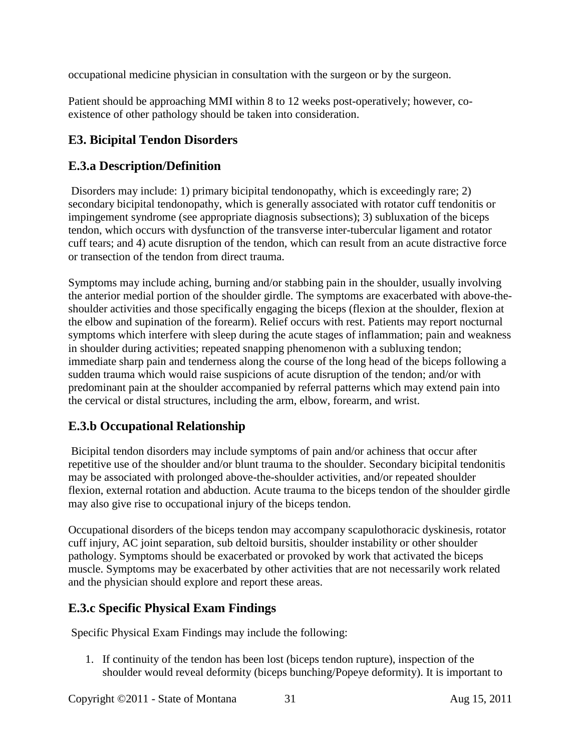occupational medicine physician in consultation with the surgeon or by the surgeon.

Patient should be approaching MMI within 8 to 12 weeks post-operatively; however, co-existence of other pathology should be taken into consideration.

## E3. Bicipital Tendon Disorders

### E.3.a Description/Definition

Disorders may include: 1) primary bicipital tendonopathy, which is exceedingly rare; 2) secondary bicipital tendonopathy, which is generally associated with rotator cuff tendonitis or impingement syndrome (see appropriate diagnosis subsections); 3) subluxation of the biceps tendon, which occurs with dysfunction of the transverse inter-tubercular ligament and rotator cuff tears; and 4) acute disruption of the tendon, which can result from an acute distractive force or transection of the tendon from direct trauma.

Symptoms may include aching, burning and/or stabbing pain in the shoulder, usually involving the anterior medial portion of the shoulder girdle. The symptoms are exacerbated with above-the-shoulder activities and those specifically engaging the biceps (flexion at the shoulder, flexion at the elbow and supination of the forearm). Relief occurs with rest. Patients may report nocturnal symptoms which interfere with sleep during the acute stages of inflammation; pain and weakness in shoulder during activities; repeated snapping phenomenon with a subluxing tendon; immediate sharp pain and tenderness along the course of the long head of the biceps following a sudden trauma which would raise suspicions of acute disruption of the tendon; and/or with predominant pain at the shoulder accompanied by referral patterns which may extend pain into the cervical or distal structures, including the arm, elbow, forearm, and wrist.

### E.3.b Occupational Relationship

Bicipital tendon disorders may include symptoms of pain and/or achiness that occur after repetitive use of the shoulder and/or blunt trauma to the shoulder. Secondary bicipital tendonitis may be associated with prolonged above-the-shoulder activities, and/or repeated shoulder flexion, external rotation and abduction. Acute trauma to the biceps tendon of the shoulder girdle may also give rise to occupational injury of the biceps tendon.

Occupational disorders of the biceps tendon may accompany scapulothoracic dyskinesis, rotator cuff injury, AC joint separation, sub deltoid bursitis, shoulder instability or other shoulder pathology. Symptoms should be exacerbated or provoked by work that activated the biceps muscle. Symptoms may be exacerbated by other activities that are not necessarily work related and the physician should explore and report these areas.

### E.3.c Specific Physical Exam Findings

Specific Physical Exam Findings may include the following:

1. If continuity of the tendon has been lost (biceps tendon rupture), inspection of the shoulder would reveal deformity (biceps bunching/Popeye deformity). It is important to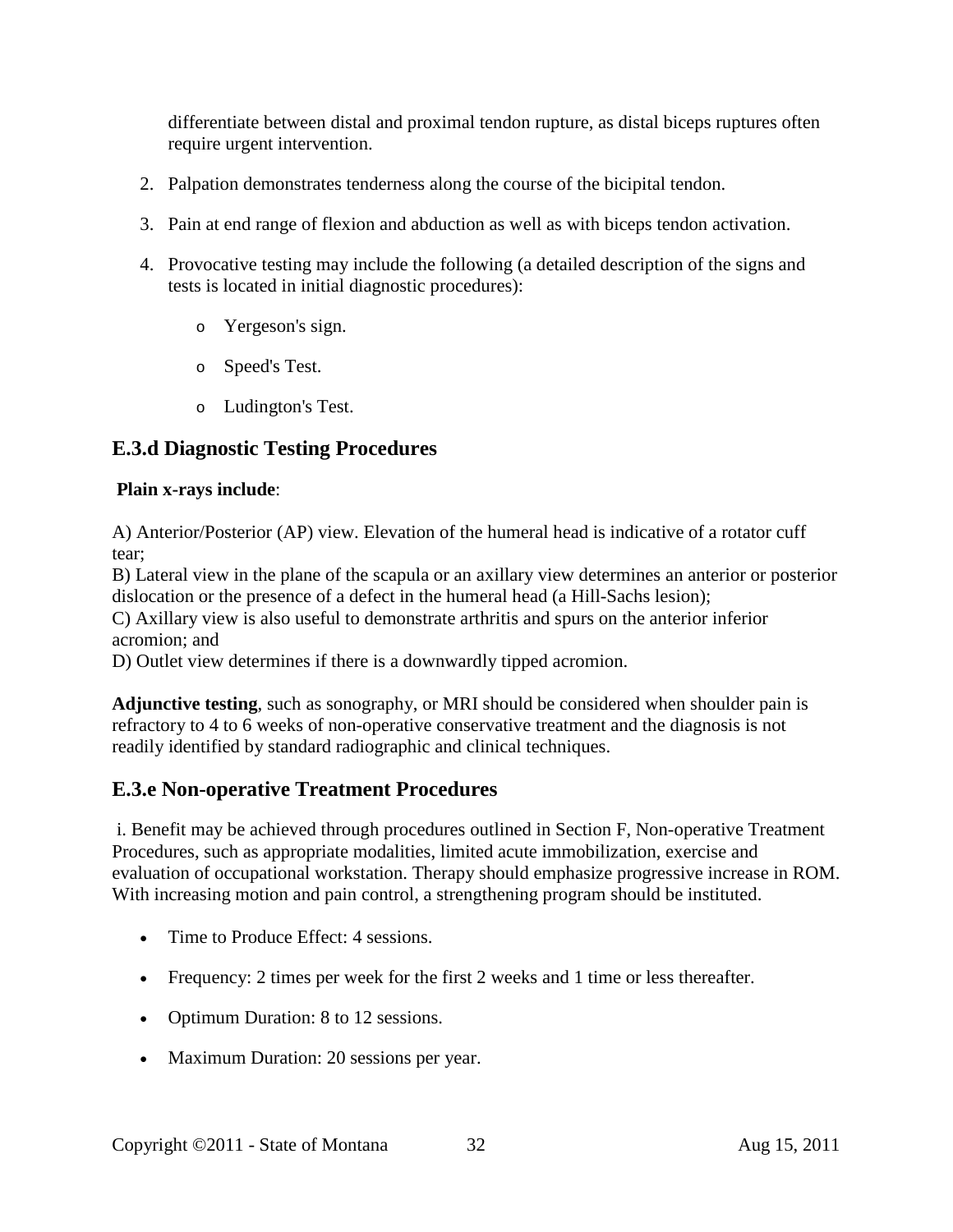differentiate between distal and proximal tendon rupture, as distal biceps ruptures often require urgent intervention.

2. Palpation demonstrates tenderness along the course of the bicipital tendon.

3. Pain at end range of flexion and abduction as well as with biceps tendon activation.

4. Provocative testing may include the following (a detailed description of the signs and tests is located in initial diagnostic procedures):

   - Yergeson's sign.
   - Speed's Test.
   - Ludington's Test.

## E.3.d Diagnostic Testing Procedures

**Plain x-rays include**:

A) Anterior/Posterior (AP) view. Elevation of the humeral head is indicative of a rotator cuff tear;
B) Lateral view in the plane of the scapula or an axillary view determines an anterior or posterior dislocation or the presence of a defect in the humeral head (a Hill-Sachs lesion);
C) Axillary view is also useful to demonstrate arthritis and spurs on the anterior inferior acromion; and
D) Outlet view determines if there is a downwardly tipped acromion.

**Adjunctive testing**, such as sonography, or MRI should be considered when shoulder pain is refractory to 4 to 6 weeks of non-operative conservative treatment and the diagnosis is not readily identified by standard radiographic and clinical techniques.

## E.3.e Non-operative Treatment Procedures

i. Benefit may be achieved through procedures outlined in Section F, Non-operative Treatment Procedures, such as appropriate modalities, limited acute immobilization, exercise and evaluation of occupational workstation. Therapy should emphasize progressive increase in ROM. With increasing motion and pain control, a strengthening program should be instituted.

- Time to Produce Effect: 4 sessions.
- Frequency: 2 times per week for the first 2 weeks and 1 time or less thereafter.
- Optimum Duration: 8 to 12 sessions.
- Maximum Duration: 20 sessions per year.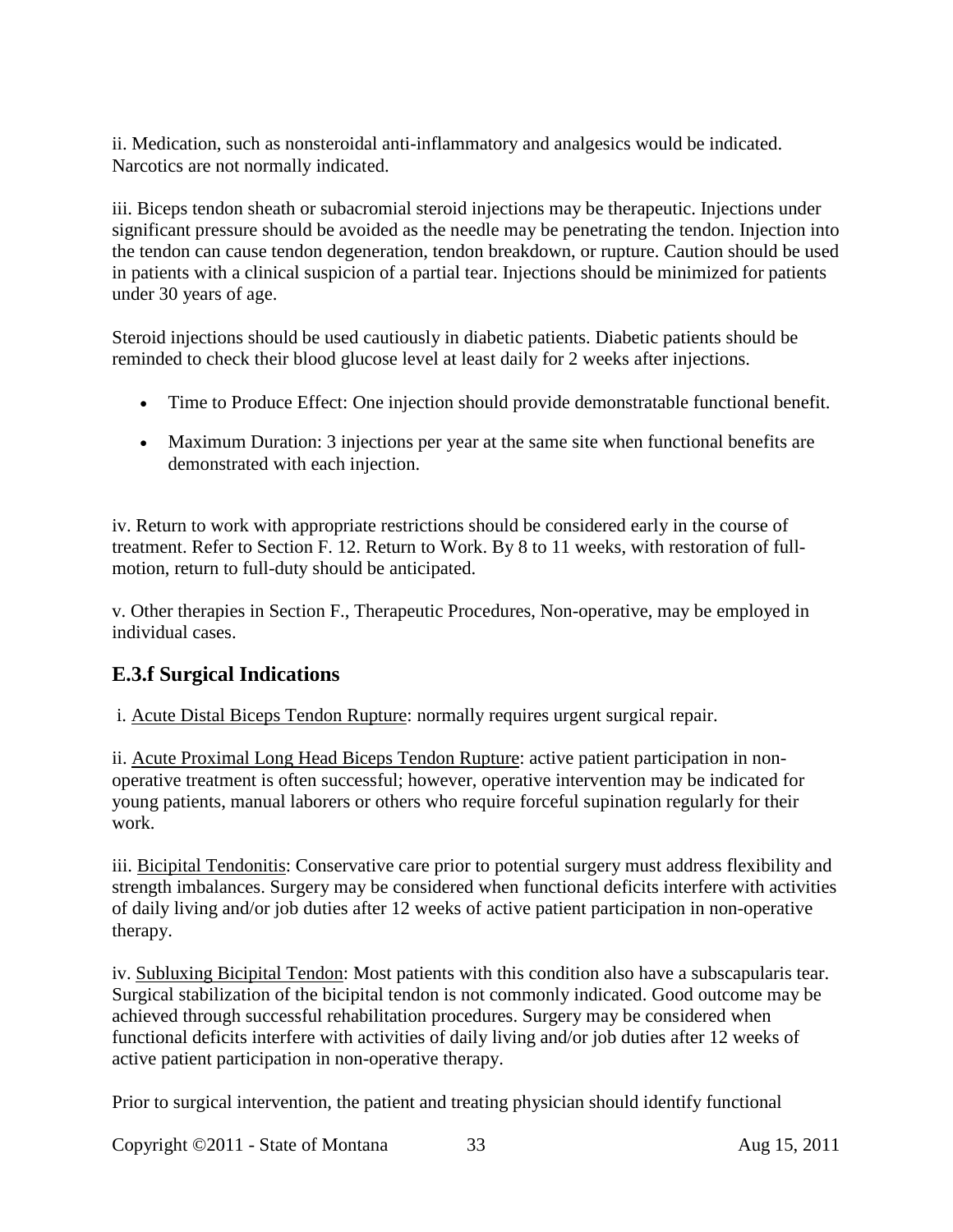ii. Medication, such as nonsteroidal anti-inflammatory and analgesics would be indicated. Narcotics are not normally indicated.

iii. Biceps tendon sheath or subacromial steroid injections may be therapeutic. Injections under significant pressure should be avoided as the needle may be penetrating the tendon. Injection into the tendon can cause tendon degeneration, tendon breakdown, or rupture. Caution should be used in patients with a clinical suspicion of a partial tear. Injections should be minimized for patients under 30 years of age.

Steroid injections should be used cautiously in diabetic patients. Diabetic patients should be reminded to check their blood glucose level at least daily for 2 weeks after injections.

- Time to Produce Effect: One injection should provide demonstratable functional benefit.
- Maximum Duration: 3 injections per year at the same site when functional benefits are demonstrated with each injection.

iv. Return to work with appropriate restrictions should be considered early in the course of treatment. Refer to Section F. 12. Return to Work. By 8 to 11 weeks, with restoration of full-motion, return to full-duty should be anticipated.

v. Other therapies in Section F., Therapeutic Procedures, Non-operative, may be employed in individual cases.

## E.3.f Surgical Indications

i. Acute Distal Biceps Tendon Rupture: normally requires urgent surgical repair.

ii. Acute Proximal Long Head Biceps Tendon Rupture: active patient participation in non-operative treatment is often successful; however, operative intervention may be indicated for young patients, manual laborers or others who require forceful supination regularly for their work.

iii. Bicipital Tendonitis: Conservative care prior to potential surgery must address flexibility and strength imbalances. Surgery may be considered when functional deficits interfere with activities of daily living and/or job duties after 12 weeks of active patient participation in non-operative therapy.

iv. Subluxing Bicipital Tendon: Most patients with this condition also have a subscapularis tear. Surgical stabilization of the bicipital tendon is not commonly indicated. Good outcome may be achieved through successful rehabilitation procedures. Surgery may be considered when functional deficits interfere with activities of daily living and/or job duties after 12 weeks of active patient participation in non-operative therapy.

Prior to surgical intervention, the patient and treating physician should identify functional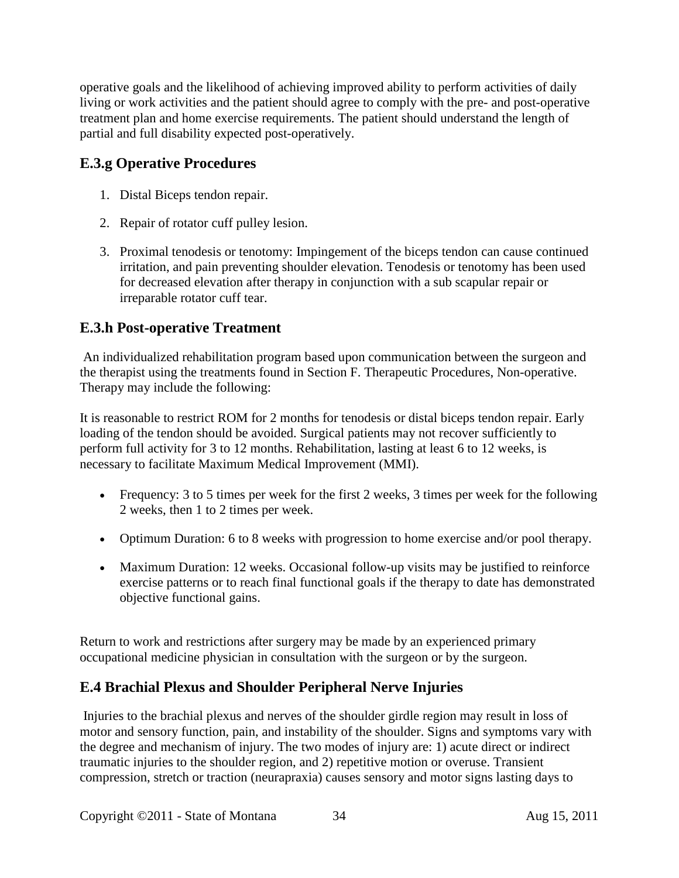operative goals and the likelihood of achieving improved ability to perform activities of daily living or work activities and the patient should agree to comply with the pre- and post-operative treatment plan and home exercise requirements. The patient should understand the length of partial and full disability expected post-operatively.

### E.3.g Operative Procedures

1. Distal Biceps tendon repair.
2. Repair of rotator cuff pulley lesion.
3. Proximal tenodesis or tenotomy: Impingement of the biceps tendon can cause continued irritation, and pain preventing shoulder elevation. Tenodesis or tenotomy has been used for decreased elevation after therapy in conjunction with a sub scapular repair or irreparable rotator cuff tear.

### E.3.h Post-operative Treatment

An individualized rehabilitation program based upon communication between the surgeon and the therapist using the treatments found in Section F. Therapeutic Procedures, Non-operative. Therapy may include the following:

It is reasonable to restrict ROM for 2 months for tenodesis or distal biceps tendon repair. Early loading of the tendon should be avoided. Surgical patients may not recover sufficiently to perform full activity for 3 to 12 months. Rehabilitation, lasting at least 6 to 12 weeks, is necessary to facilitate Maximum Medical Improvement (MMI).

- Frequency: 3 to 5 times per week for the first 2 weeks, 3 times per week for the following 2 weeks, then 1 to 2 times per week.
- Optimum Duration: 6 to 8 weeks with progression to home exercise and/or pool therapy.
- Maximum Duration: 12 weeks. Occasional follow-up visits may be justified to reinforce exercise patterns or to reach final functional goals if the therapy to date has demonstrated objective functional gains.

Return to work and restrictions after surgery may be made by an experienced primary occupational medicine physician in consultation with the surgeon or by the surgeon.

## E.4 Brachial Plexus and Shoulder Peripheral Nerve Injuries

Injuries to the brachial plexus and nerves of the shoulder girdle region may result in loss of motor and sensory function, pain, and instability of the shoulder. Signs and symptoms vary with the degree and mechanism of injury. The two modes of injury are: 1) acute direct or indirect traumatic injuries to the shoulder region, and 2) repetitive motion or overuse. Transient compression, stretch or traction (neurapraxia) causes sensory and motor signs lasting days to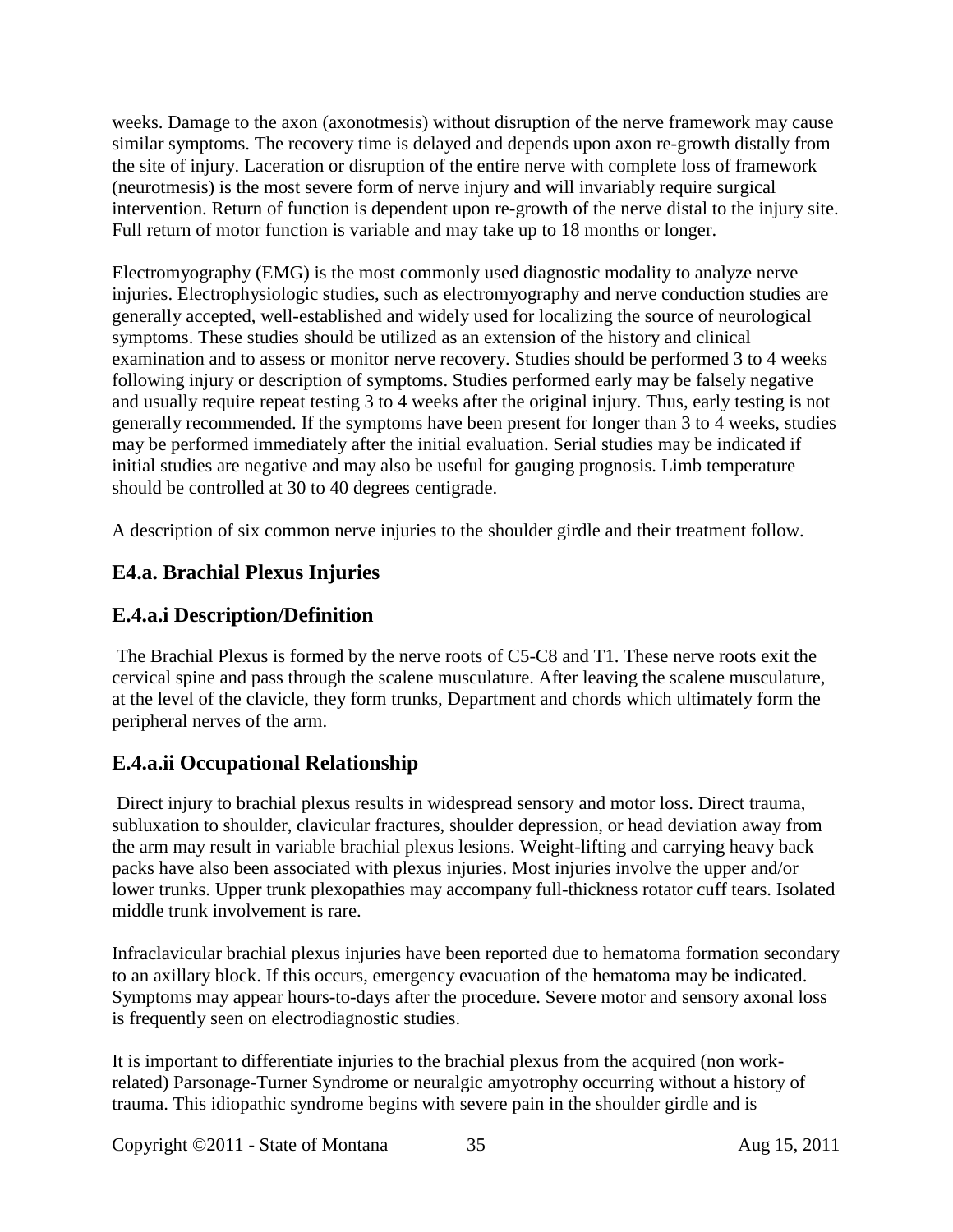weeks. Damage to the axon (axonotmesis) without disruption of the nerve framework may cause similar symptoms. The recovery time is delayed and depends upon axon re-growth distally from the site of injury. Laceration or disruption of the entire nerve with complete loss of framework (neurotmesis) is the most severe form of nerve injury and will invariably require surgical intervention. Return of function is dependent upon re-growth of the nerve distal to the injury site. Full return of motor function is variable and may take up to 18 months or longer.

Electromyography (EMG) is the most commonly used diagnostic modality to analyze nerve injuries. Electrophysiologic studies, such as electromyography and nerve conduction studies are generally accepted, well-established and widely used for localizing the source of neurological symptoms. These studies should be utilized as an extension of the history and clinical examination and to assess or monitor nerve recovery. Studies should be performed 3 to 4 weeks following injury or description of symptoms. Studies performed early may be falsely negative and usually require repeat testing 3 to 4 weeks after the original injury. Thus, early testing is not generally recommended. If the symptoms have been present for longer than 3 to 4 weeks, studies may be performed immediately after the initial evaluation. Serial studies may be indicated if initial studies are negative and may also be useful for gauging prognosis. Limb temperature should be controlled at 30 to 40 degrees centigrade.

A description of six common nerve injuries to the shoulder girdle and their treatment follow.

## E4.a. Brachial Plexus Injuries

## E.4.a.i Description/Definition

The Brachial Plexus is formed by the nerve roots of C5-C8 and T1. These nerve roots exit the cervical spine and pass through the scalene musculature. After leaving the scalene musculature, at the level of the clavicle, they form trunks, Department and chords which ultimately form the peripheral nerves of the arm.

## E.4.a.ii Occupational Relationship

Direct injury to brachial plexus results in widespread sensory and motor loss. Direct trauma, subluxation to shoulder, clavicular fractures, shoulder depression, or head deviation away from the arm may result in variable brachial plexus lesions. Weight-lifting and carrying heavy back packs have also been associated with plexus injuries. Most injuries involve the upper and/or lower trunks. Upper trunk plexopathies may accompany full-thickness rotator cuff tears. Isolated middle trunk involvement is rare.

Infraclavicular brachial plexus injuries have been reported due to hematoma formation secondary to an axillary block. If this occurs, emergency evacuation of the hematoma may be indicated. Symptoms may appear hours-to-days after the procedure. Severe motor and sensory axonal loss is frequently seen on electrodiagnostic studies.

It is important to differentiate injuries to the brachial plexus from the acquired (non work-related) Parsonage-Turner Syndrome or neuralgic amyotrophy occurring without a history of trauma. This idiopathic syndrome begins with severe pain in the shoulder girdle and is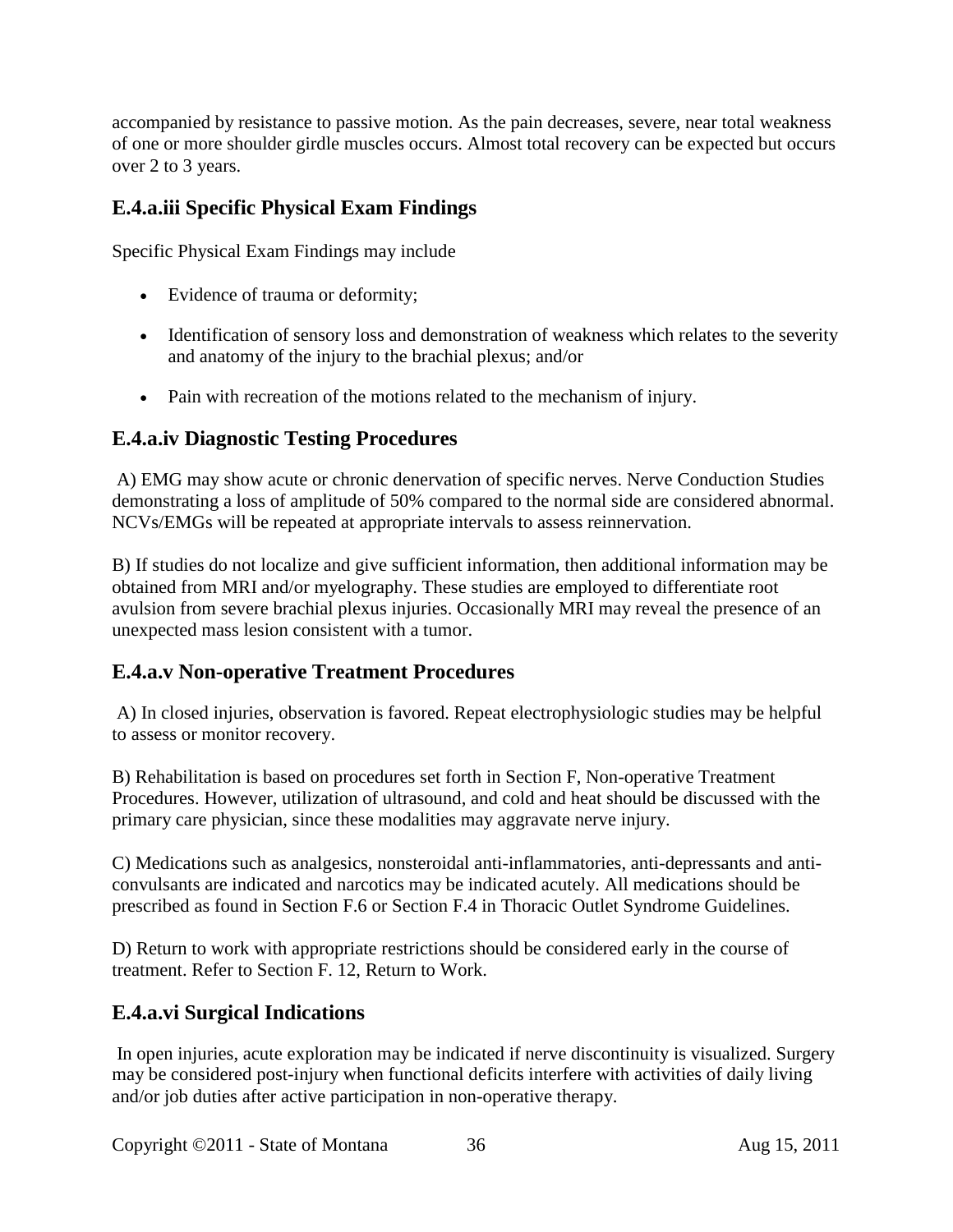accompanied by resistance to passive motion. As the pain decreases, severe, near total weakness of one or more shoulder girdle muscles occurs. Almost total recovery can be expected but occurs over 2 to 3 years.

## E.4.a.iii Specific Physical Exam Findings

Specific Physical Exam Findings may include

- Evidence of trauma or deformity;
- Identification of sensory loss and demonstration of weakness which relates to the severity and anatomy of the injury to the brachial plexus; and/or
- Pain with recreation of the motions related to the mechanism of injury.

## E.4.a.iv Diagnostic Testing Procedures

A) EMG may show acute or chronic denervation of specific nerves. Nerve Conduction Studies demonstrating a loss of amplitude of 50% compared to the normal side are considered abnormal. NCVs/EMGs will be repeated at appropriate intervals to assess reinnervation.

B) If studies do not localize and give sufficient information, then additional information may be obtained from MRI and/or myelography. These studies are employed to differentiate root avulsion from severe brachial plexus injuries. Occasionally MRI may reveal the presence of an unexpected mass lesion consistent with a tumor.

## E.4.a.v Non-operative Treatment Procedures

A) In closed injuries, observation is favored. Repeat electrophysiologic studies may be helpful to assess or monitor recovery.

B) Rehabilitation is based on procedures set forth in Section F, Non-operative Treatment Procedures. However, utilization of ultrasound, and cold and heat should be discussed with the primary care physician, since these modalities may aggravate nerve injury.

C) Medications such as analgesics, nonsteroidal anti-inflammatories, anti-depressants and anti-convulsants are indicated and narcotics may be indicated acutely. All medications should be prescribed as found in Section F.6 or Section F.4 in Thoracic Outlet Syndrome Guidelines.

D) Return to work with appropriate restrictions should be considered early in the course of treatment. Refer to Section F. 12, Return to Work.

## E.4.a.vi Surgical Indications

In open injuries, acute exploration may be indicated if nerve discontinuity is visualized. Surgery may be considered post-injury when functional deficits interfere with activities of daily living and/or job duties after active participation in non-operative therapy.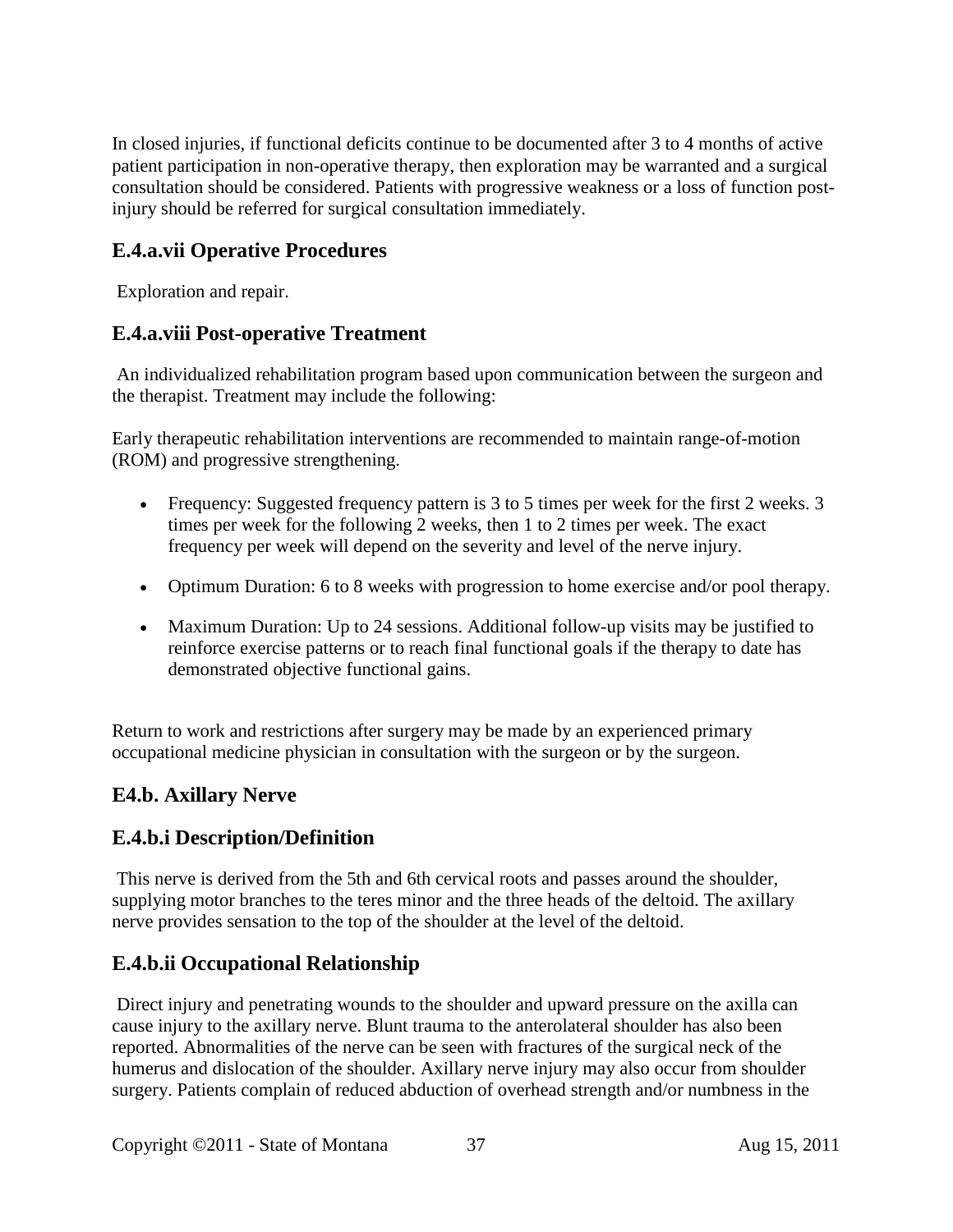In closed injuries, if functional deficits continue to be documented after 3 to 4 months of active patient participation in non-operative therapy, then exploration may be warranted and a surgical consultation should be considered. Patients with progressive weakness or a loss of function post-injury should be referred for surgical consultation immediately.

### E.4.a.vii Operative Procedures

Exploration and repair.

### E.4.a.viii Post-operative Treatment

An individualized rehabilitation program based upon communication between the surgeon and the therapist. Treatment may include the following:

Early therapeutic rehabilitation interventions are recommended to maintain range-of-motion (ROM) and progressive strengthening.

- Frequency: Suggested frequency pattern is 3 to 5 times per week for the first 2 weeks. 3 times per week for the following 2 weeks, then 1 to 2 times per week. The exact frequency per week will depend on the severity and level of the nerve injury.
- Optimum Duration: 6 to 8 weeks with progression to home exercise and/or pool therapy.
- Maximum Duration: Up to 24 sessions. Additional follow-up visits may be justified to reinforce exercise patterns or to reach final functional goals if the therapy to date has demonstrated objective functional gains.

Return to work and restrictions after surgery may be made by an experienced primary occupational medicine physician in consultation with the surgeon or by the surgeon.

### E4.b. Axillary Nerve

### E.4.b.i Description/Definition

This nerve is derived from the 5th and 6th cervical roots and passes around the shoulder, supplying motor branches to the teres minor and the three heads of the deltoid. The axillary nerve provides sensation to the top of the shoulder at the level of the deltoid.

### E.4.b.ii Occupational Relationship

Direct injury and penetrating wounds to the shoulder and upward pressure on the axilla can cause injury to the axillary nerve. Blunt trauma to the anterolateral shoulder has also been reported. Abnormalities of the nerve can be seen with fractures of the surgical neck of the humerus and dislocation of the shoulder. Axillary nerve injury may also occur from shoulder surgery. Patients complain of reduced abduction of overhead strength and/or numbness in the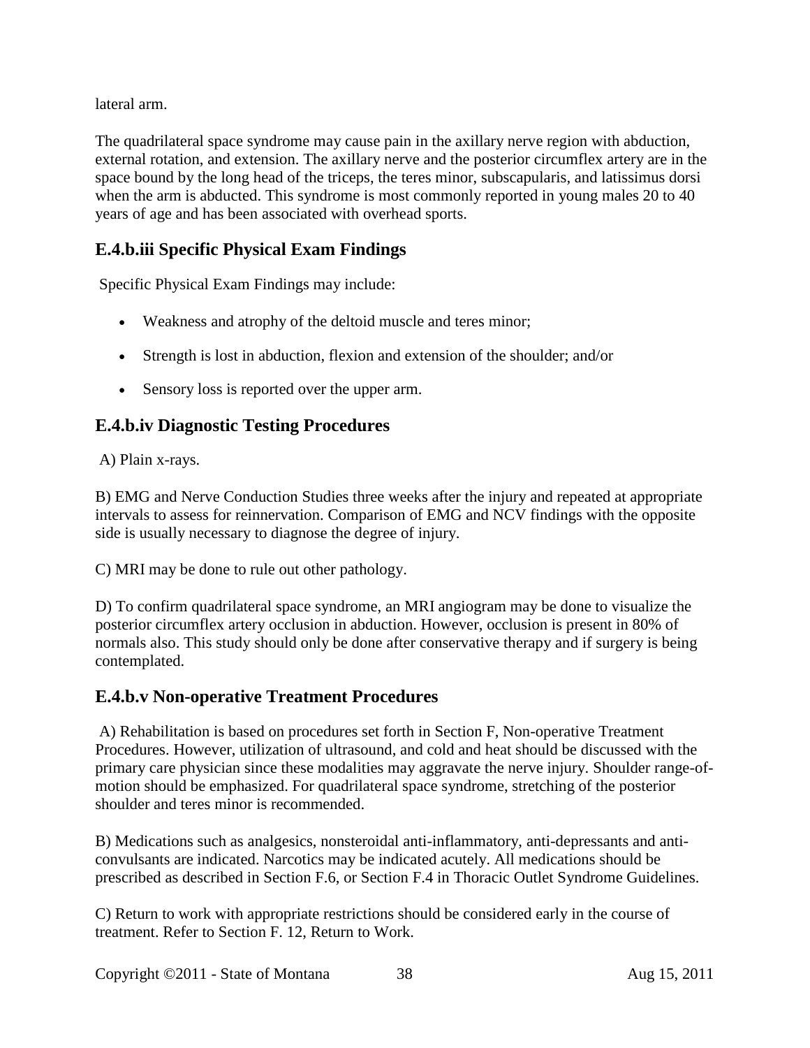lateral arm.

The quadrilateral space syndrome may cause pain in the axillary nerve region with abduction, external rotation, and extension. The axillary nerve and the posterior circumflex artery are in the space bound by the long head of the triceps, the teres minor, subscapularis, and latissimus dorsi when the arm is abducted. This syndrome is most commonly reported in young males 20 to 40 years of age and has been associated with overhead sports.

### E.4.b.iii Specific Physical Exam Findings

Specific Physical Exam Findings may include:

- Weakness and atrophy of the deltoid muscle and teres minor;
- Strength is lost in abduction, flexion and extension of the shoulder; and/or
- Sensory loss is reported over the upper arm.

### E.4.b.iv Diagnostic Testing Procedures

A) Plain x-rays.

B) EMG and Nerve Conduction Studies three weeks after the injury and repeated at appropriate intervals to assess for reinnervation. Comparison of EMG and NCV findings with the opposite side is usually necessary to diagnose the degree of injury.

C) MRI may be done to rule out other pathology.

D) To confirm quadrilateral space syndrome, an MRI angiogram may be done to visualize the posterior circumflex artery occlusion in abduction. However, occlusion is present in 80% of normals also. This study should only be done after conservative therapy and if surgery is being contemplated.

### E.4.b.v Non-operative Treatment Procedures

A) Rehabilitation is based on procedures set forth in Section F, Non-operative Treatment Procedures. However, utilization of ultrasound, and cold and heat should be discussed with the primary care physician since these modalities may aggravate the nerve injury. Shoulder range-of-motion should be emphasized. For quadrilateral space syndrome, stretching of the posterior shoulder and teres minor is recommended.

B) Medications such as analgesics, nonsteroidal anti-inflammatory, anti-depressants and anti-convulsants are indicated. Narcotics may be indicated acutely. All medications should be prescribed as described in Section F.6, or Section F.4 in Thoracic Outlet Syndrome Guidelines.

C) Return to work with appropriate restrictions should be considered early in the course of treatment. Refer to Section F. 12, Return to Work.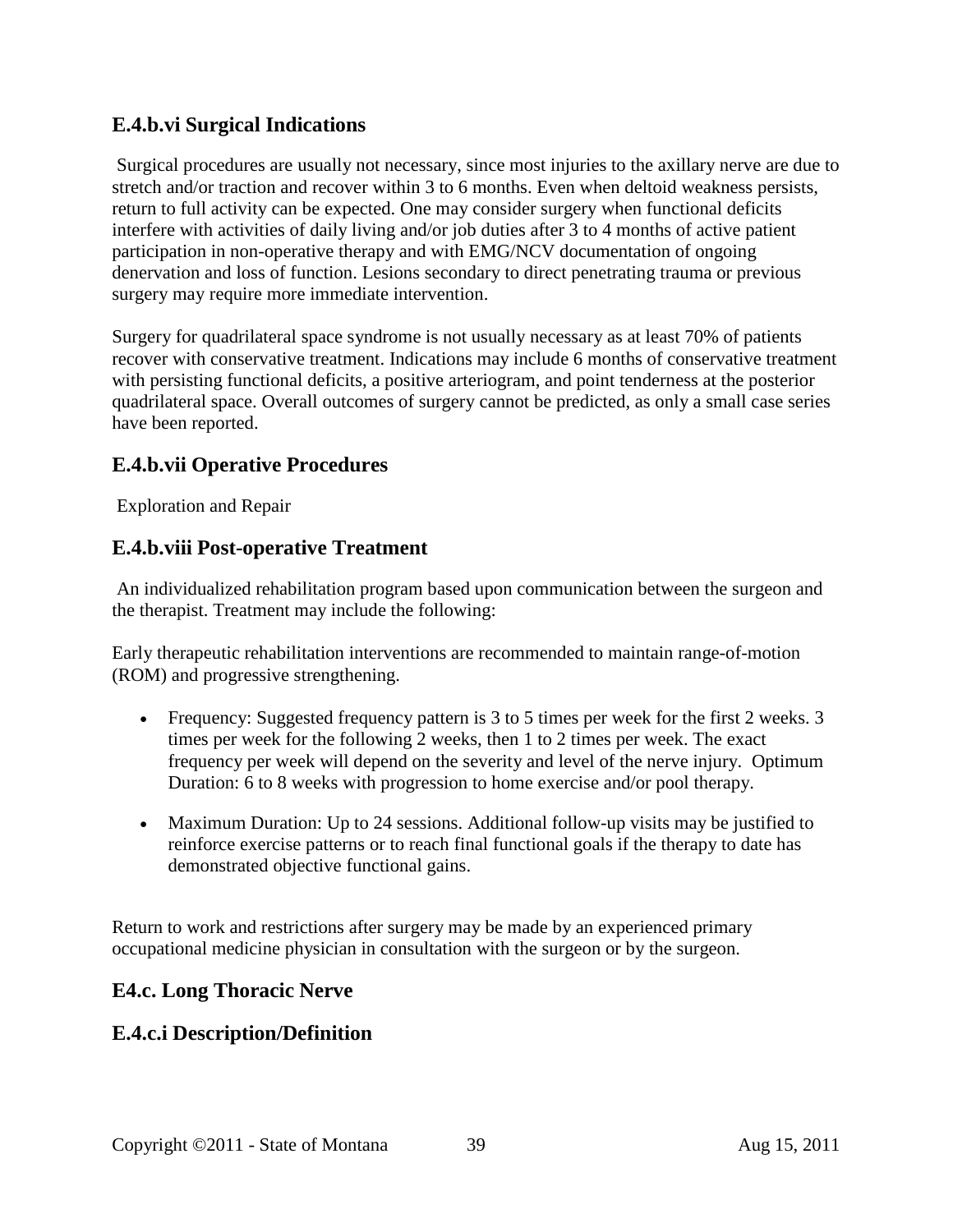### E.4.b.vi Surgical Indications

Surgical procedures are usually not necessary, since most injuries to the axillary nerve are due to stretch and/or traction and recover within 3 to 6 months. Even when deltoid weakness persists, return to full activity can be expected. One may consider surgery when functional deficits interfere with activities of daily living and/or job duties after 3 to 4 months of active patient participation in non-operative therapy and with EMG/NCV documentation of ongoing denervation and loss of function. Lesions secondary to direct penetrating trauma or previous surgery may require more immediate intervention.

Surgery for quadrilateral space syndrome is not usually necessary as at least 70% of patients recover with conservative treatment. Indications may include 6 months of conservative treatment with persisting functional deficits, a positive arteriogram, and point tenderness at the posterior quadrilateral space. Overall outcomes of surgery cannot be predicted, as only a small case series have been reported.

### E.4.b.vii Operative Procedures

Exploration and Repair

### E.4.b.viii Post-operative Treatment

An individualized rehabilitation program based upon communication between the surgeon and the therapist. Treatment may include the following:

Early therapeutic rehabilitation interventions are recommended to maintain range-of-motion (ROM) and progressive strengthening.

- Frequency: Suggested frequency pattern is 3 to 5 times per week for the first 2 weeks. 3 times per week for the following 2 weeks, then 1 to 2 times per week. The exact frequency per week will depend on the severity and level of the nerve injury. Optimum Duration: 6 to 8 weeks with progression to home exercise and/or pool therapy.
- Maximum Duration: Up to 24 sessions. Additional follow-up visits may be justified to reinforce exercise patterns or to reach final functional goals if the therapy to date has demonstrated objective functional gains.

Return to work and restrictions after surgery may be made by an experienced primary occupational medicine physician in consultation with the surgeon or by the surgeon.

### E4.c. Long Thoracic Nerve

### E.4.c.i Description/Definition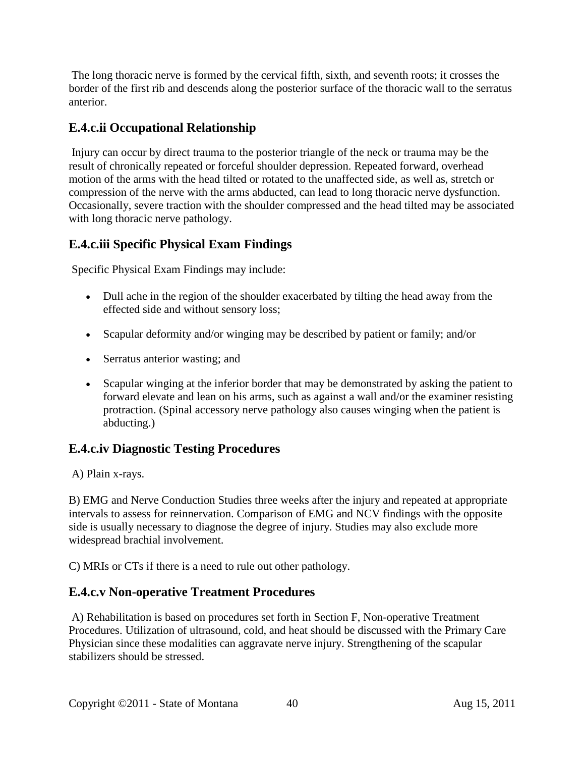The long thoracic nerve is formed by the cervical fifth, sixth, and seventh roots; it crosses the border of the first rib and descends along the posterior surface of the thoracic wall to the serratus anterior.

### E.4.c.ii Occupational Relationship

Injury can occur by direct trauma to the posterior triangle of the neck or trauma may be the result of chronically repeated or forceful shoulder depression. Repeated forward, overhead motion of the arms with the head tilted or rotated to the unaffected side, as well as, stretch or compression of the nerve with the arms abducted, can lead to long thoracic nerve dysfunction. Occasionally, severe traction with the shoulder compressed and the head tilted may be associated with long thoracic nerve pathology.

### E.4.c.iii Specific Physical Exam Findings

Specific Physical Exam Findings may include:

- Dull ache in the region of the shoulder exacerbated by tilting the head away from the effected side and without sensory loss;
- Scapular deformity and/or winging may be described by patient or family; and/or
- Serratus anterior wasting; and
- Scapular winging at the inferior border that may be demonstrated by asking the patient to forward elevate and lean on his arms, such as against a wall and/or the examiner resisting protraction. (Spinal accessory nerve pathology also causes winging when the patient is abducting.)

### E.4.c.iv Diagnostic Testing Procedures

A) Plain x-rays.

B) EMG and Nerve Conduction Studies three weeks after the injury and repeated at appropriate intervals to assess for reinnervation. Comparison of EMG and NCV findings with the opposite side is usually necessary to diagnose the degree of injury. Studies may also exclude more widespread brachial involvement.

C) MRIs or CTs if there is a need to rule out other pathology.

### E.4.c.v Non-operative Treatment Procedures

A) Rehabilitation is based on procedures set forth in Section F, Non-operative Treatment Procedures. Utilization of ultrasound, cold, and heat should be discussed with the Primary Care Physician since these modalities can aggravate nerve injury. Strengthening of the scapular stabilizers should be stressed.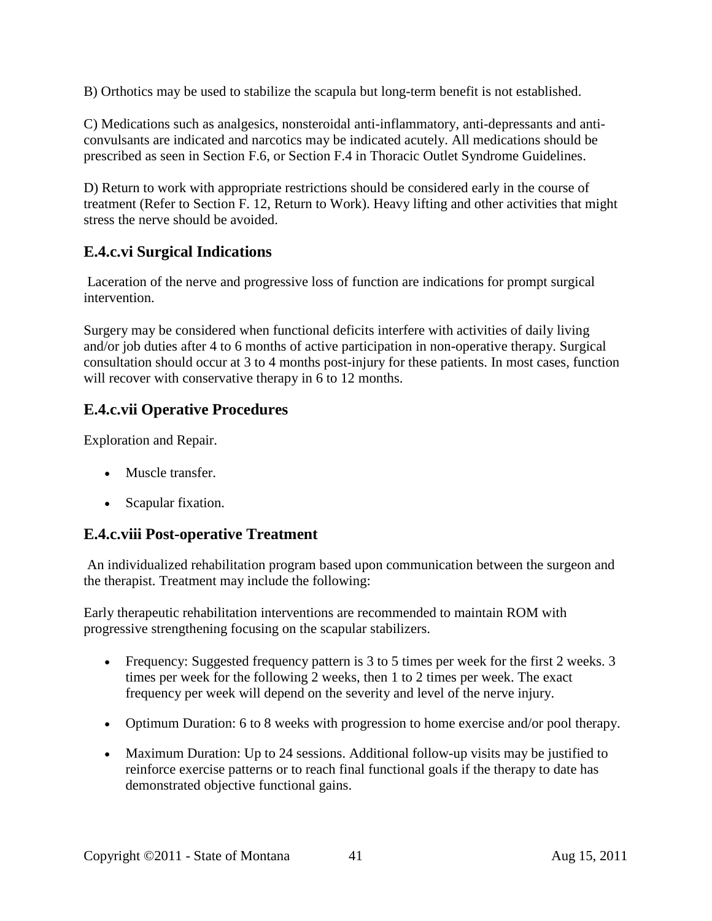B) Orthotics may be used to stabilize the scapula but long-term benefit is not established.

C) Medications such as analgesics, nonsteroidal anti-inflammatory, anti-depressants and anti-convulsants are indicated and narcotics may be indicated acutely. All medications should be prescribed as seen in Section F.6, or Section F.4 in Thoracic Outlet Syndrome Guidelines.

D) Return to work with appropriate restrictions should be considered early in the course of treatment (Refer to Section F. 12, Return to Work). Heavy lifting and other activities that might stress the nerve should be avoided.

## E.4.c.vi Surgical Indications

Laceration of the nerve and progressive loss of function are indications for prompt surgical intervention.

Surgery may be considered when functional deficits interfere with activities of daily living and/or job duties after 4 to 6 months of active participation in non-operative therapy. Surgical consultation should occur at 3 to 4 months post-injury for these patients. In most cases, function will recover with conservative therapy in 6 to 12 months.

## E.4.c.vii Operative Procedures

Exploration and Repair.

- Muscle transfer.
- Scapular fixation.

## E.4.c.viii Post-operative Treatment

An individualized rehabilitation program based upon communication between the surgeon and the therapist. Treatment may include the following:

Early therapeutic rehabilitation interventions are recommended to maintain ROM with progressive strengthening focusing on the scapular stabilizers.

- Frequency: Suggested frequency pattern is 3 to 5 times per week for the first 2 weeks. 3 times per week for the following 2 weeks, then 1 to 2 times per week. The exact frequency per week will depend on the severity and level of the nerve injury.
- Optimum Duration: 6 to 8 weeks with progression to home exercise and/or pool therapy.
- Maximum Duration: Up to 24 sessions. Additional follow-up visits may be justified to reinforce exercise patterns or to reach final functional goals if the therapy to date has demonstrated objective functional gains.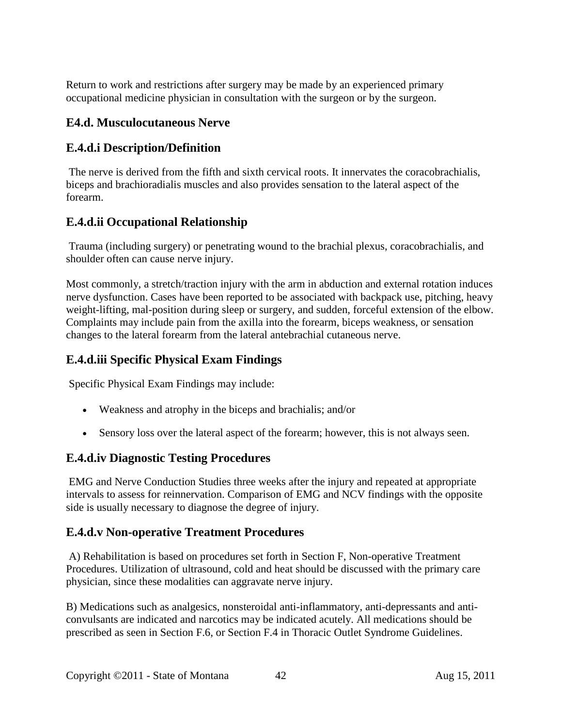Return to work and restrictions after surgery may be made by an experienced primary occupational medicine physician in consultation with the surgeon or by the surgeon.

## E4.d. Musculocutaneous Nerve

### E.4.d.i Description/Definition

The nerve is derived from the fifth and sixth cervical roots. It innervates the coracobrachialis, biceps and brachioradialis muscles and also provides sensation to the lateral aspect of the forearm.

### E.4.d.ii Occupational Relationship

Trauma (including surgery) or penetrating wound to the brachial plexus, coracobrachialis, and shoulder often can cause nerve injury.

Most commonly, a stretch/traction injury with the arm in abduction and external rotation induces nerve dysfunction. Cases have been reported to be associated with backpack use, pitching, heavy weight-lifting, mal-position during sleep or surgery, and sudden, forceful extension of the elbow. Complaints may include pain from the axilla into the forearm, biceps weakness, or sensation changes to the lateral forearm from the lateral antebrachial cutaneous nerve.

### E.4.d.iii Specific Physical Exam Findings

Specific Physical Exam Findings may include:

- Weakness and atrophy in the biceps and brachialis; and/or
- Sensory loss over the lateral aspect of the forearm; however, this is not always seen.

### E.4.d.iv Diagnostic Testing Procedures

EMG and Nerve Conduction Studies three weeks after the injury and repeated at appropriate intervals to assess for reinnervation. Comparison of EMG and NCV findings with the opposite side is usually necessary to diagnose the degree of injury.

### E.4.d.v Non-operative Treatment Procedures

A) Rehabilitation is based on procedures set forth in Section F, Non-operative Treatment Procedures. Utilization of ultrasound, cold and heat should be discussed with the primary care physician, since these modalities can aggravate nerve injury.

B) Medications such as analgesics, nonsteroidal anti-inflammatory, anti-depressants and anti-convulsants are indicated and narcotics may be indicated acutely. All medications should be prescribed as seen in Section F.6, or Section F.4 in Thoracic Outlet Syndrome Guidelines.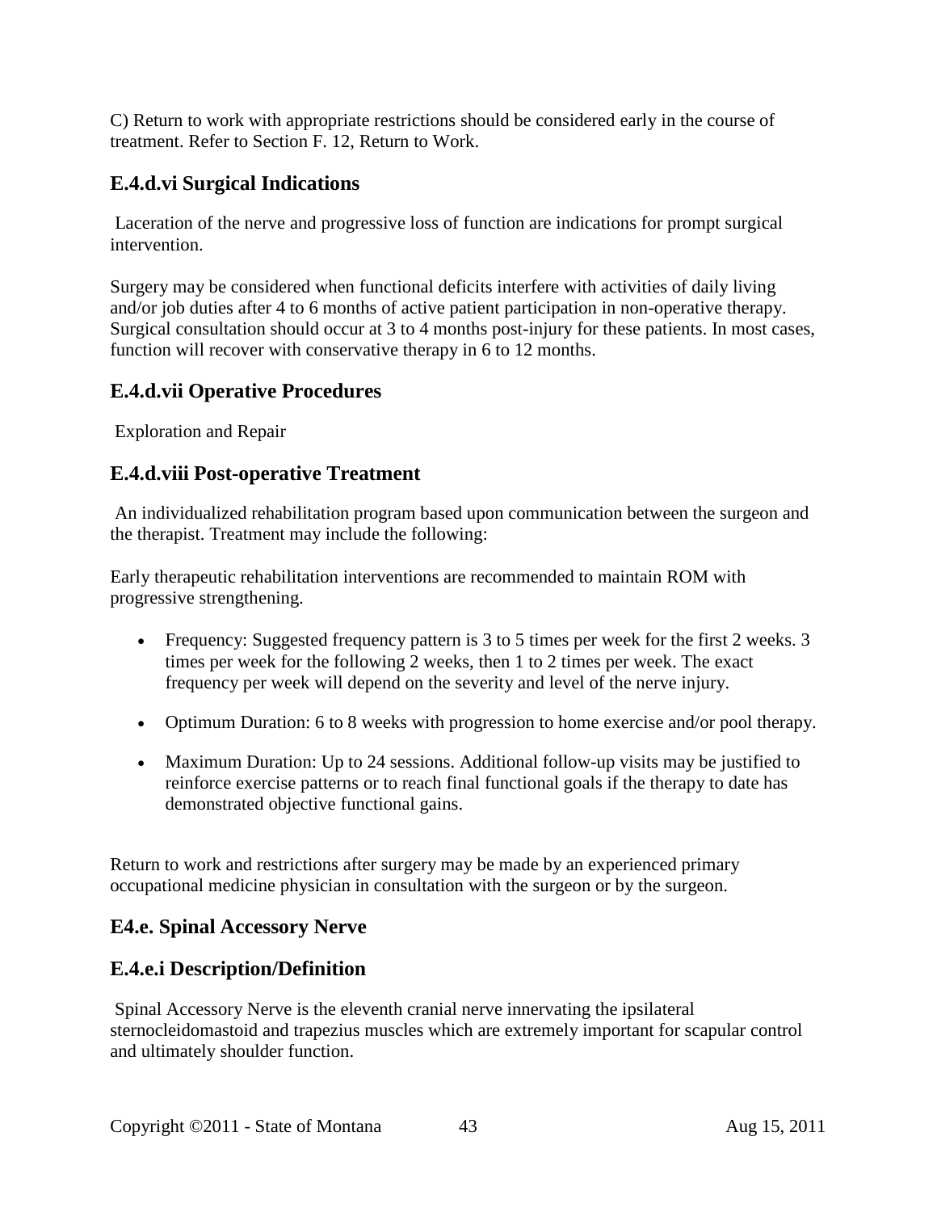C) Return to work with appropriate restrictions should be considered early in the course of treatment. Refer to Section F. 12, Return to Work.

### E.4.d.vi Surgical Indications

Laceration of the nerve and progressive loss of function are indications for prompt surgical intervention.

Surgery may be considered when functional deficits interfere with activities of daily living and/or job duties after 4 to 6 months of active patient participation in non-operative therapy. Surgical consultation should occur at 3 to 4 months post-injury for these patients. In most cases, function will recover with conservative therapy in 6 to 12 months.

### E.4.d.vii Operative Procedures

Exploration and Repair

### E.4.d.viii Post-operative Treatment

An individualized rehabilitation program based upon communication between the surgeon and the therapist. Treatment may include the following:

Early therapeutic rehabilitation interventions are recommended to maintain ROM with progressive strengthening.

- Frequency: Suggested frequency pattern is 3 to 5 times per week for the first 2 weeks. 3 times per week for the following 2 weeks, then 1 to 2 times per week. The exact frequency per week will depend on the severity and level of the nerve injury.
- Optimum Duration: 6 to 8 weeks with progression to home exercise and/or pool therapy.
- Maximum Duration: Up to 24 sessions. Additional follow-up visits may be justified to reinforce exercise patterns or to reach final functional goals if the therapy to date has demonstrated objective functional gains.

Return to work and restrictions after surgery may be made by an experienced primary occupational medicine physician in consultation with the surgeon or by the surgeon.

### E4.e. Spinal Accessory Nerve

### E.4.e.i Description/Definition

Spinal Accessory Nerve is the eleventh cranial nerve innervating the ipsilateral sternocleidomastoid and trapezius muscles which are extremely important for scapular control and ultimately shoulder function.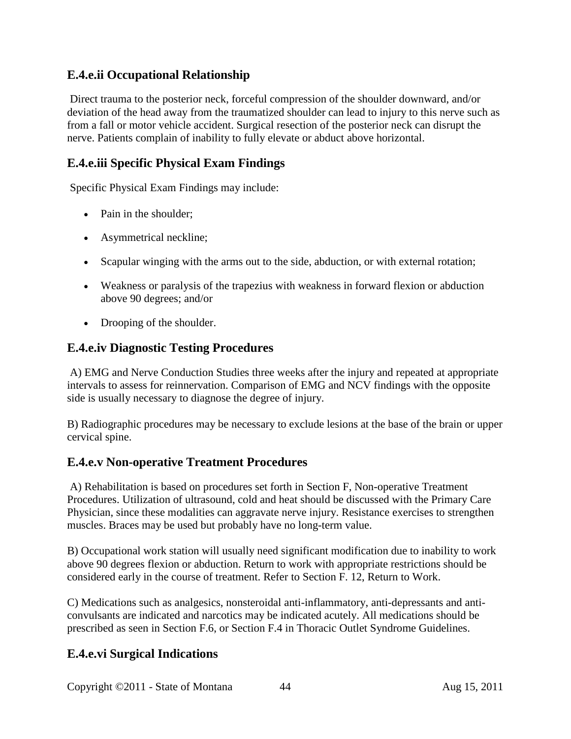### E.4.e.ii Occupational Relationship

Direct trauma to the posterior neck, forceful compression of the shoulder downward, and/or deviation of the head away from the traumatized shoulder can lead to injury to this nerve such as from a fall or motor vehicle accident. Surgical resection of the posterior neck can disrupt the nerve. Patients complain of inability to fully elevate or abduct above horizontal.

### E.4.e.iii Specific Physical Exam Findings

Specific Physical Exam Findings may include:

- Pain in the shoulder;
- Asymmetrical neckline;
- Scapular winging with the arms out to the side, abduction, or with external rotation;
- Weakness or paralysis of the trapezius with weakness in forward flexion or abduction above 90 degrees; and/or
- Drooping of the shoulder.

### E.4.e.iv Diagnostic Testing Procedures

A) EMG and Nerve Conduction Studies three weeks after the injury and repeated at appropriate intervals to assess for reinnervation. Comparison of EMG and NCV findings with the opposite side is usually necessary to diagnose the degree of injury.

B) Radiographic procedures may be necessary to exclude lesions at the base of the brain or upper cervical spine.

### E.4.e.v Non-operative Treatment Procedures

A) Rehabilitation is based on procedures set forth in Section F, Non-operative Treatment Procedures. Utilization of ultrasound, cold and heat should be discussed with the Primary Care Physician, since these modalities can aggravate nerve injury. Resistance exercises to strengthen muscles. Braces may be used but probably have no long-term value.

B) Occupational work station will usually need significant modification due to inability to work above 90 degrees flexion or abduction. Return to work with appropriate restrictions should be considered early in the course of treatment. Refer to Section F. 12, Return to Work.

C) Medications such as analgesics, nonsteroidal anti-inflammatory, anti-depressants and anti-convulsants are indicated and narcotics may be indicated acutely. All medications should be prescribed as seen in Section F.6, or Section F.4 in Thoracic Outlet Syndrome Guidelines.

### E.4.e.vi Surgical Indications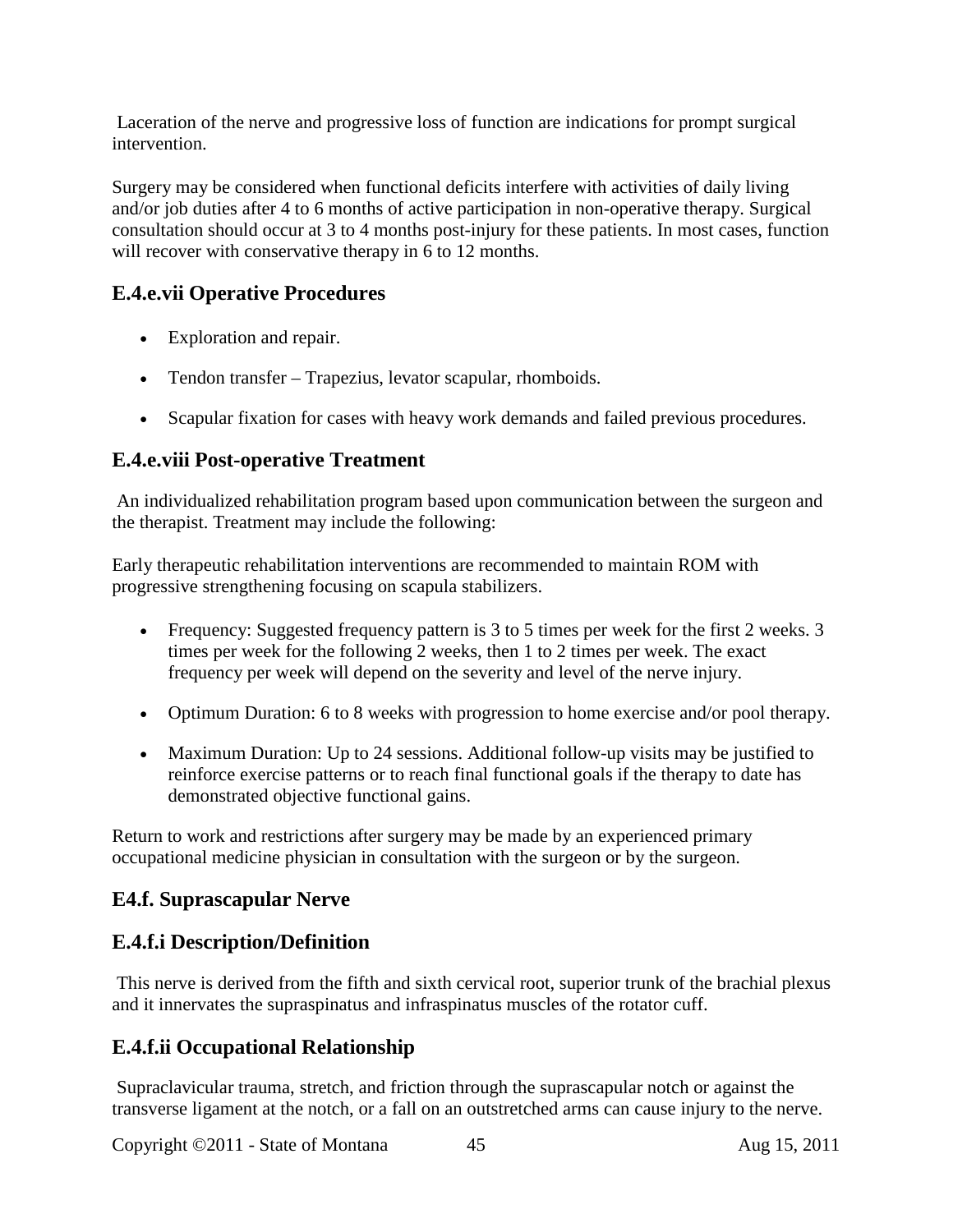Laceration of the nerve and progressive loss of function are indications for prompt surgical intervention.

Surgery may be considered when functional deficits interfere with activities of daily living and/or job duties after 4 to 6 months of active participation in non-operative therapy. Surgical consultation should occur at 3 to 4 months post-injury for these patients. In most cases, function will recover with conservative therapy in 6 to 12 months.

### E.4.e.vii Operative Procedures

- Exploration and repair.
- Tendon transfer – Trapezius, levator scapular, rhomboids.
- Scapular fixation for cases with heavy work demands and failed previous procedures.

### E.4.e.viii Post-operative Treatment

An individualized rehabilitation program based upon communication between the surgeon and the therapist. Treatment may include the following:

Early therapeutic rehabilitation interventions are recommended to maintain ROM with progressive strengthening focusing on scapula stabilizers.

- Frequency: Suggested frequency pattern is 3 to 5 times per week for the first 2 weeks. 3 times per week for the following 2 weeks, then 1 to 2 times per week. The exact frequency per week will depend on the severity and level of the nerve injury.
- Optimum Duration: 6 to 8 weeks with progression to home exercise and/or pool therapy.
- Maximum Duration: Up to 24 sessions. Additional follow-up visits may be justified to reinforce exercise patterns or to reach final functional goals if the therapy to date has demonstrated objective functional gains.

Return to work and restrictions after surgery may be made by an experienced primary occupational medicine physician in consultation with the surgeon or by the surgeon.

### E4.f. Suprascapular Nerve

### E.4.f.i Description/Definition

This nerve is derived from the fifth and sixth cervical root, superior trunk of the brachial plexus and it innervates the supraspinatus and infraspinatus muscles of the rotator cuff.

### E.4.f.ii Occupational Relationship

Supraclavicular trauma, stretch, and friction through the suprascapular notch or against the transverse ligament at the notch, or a fall on an outstretched arms can cause injury to the nerve.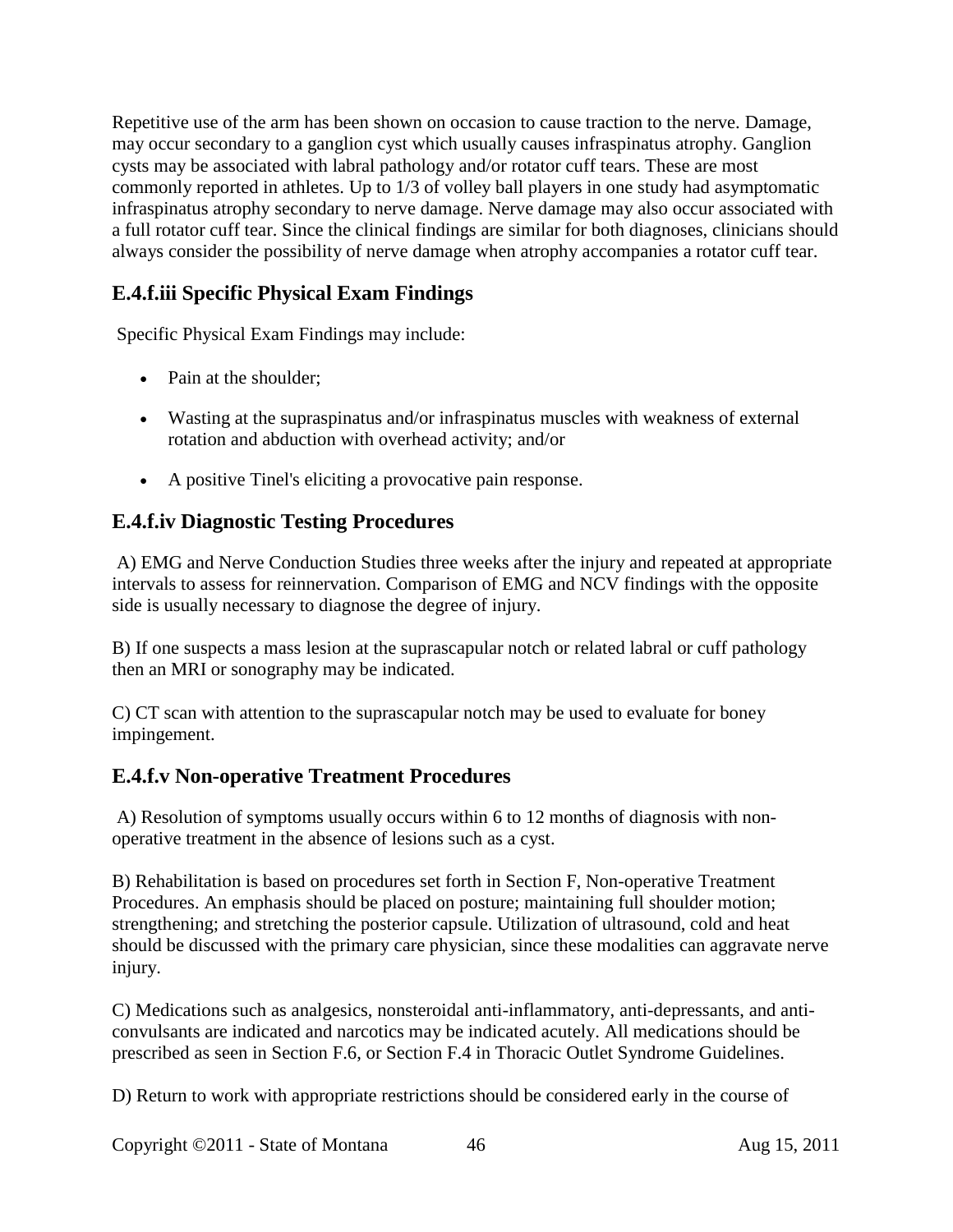Repetitive use of the arm has been shown on occasion to cause traction to the nerve. Damage, may occur secondary to a ganglion cyst which usually causes infraspinatus atrophy. Ganglion cysts may be associated with labral pathology and/or rotator cuff tears. These are most commonly reported in athletes. Up to 1/3 of volley ball players in one study had asymptomatic infraspinatus atrophy secondary to nerve damage. Nerve damage may also occur associated with a full rotator cuff tear. Since the clinical findings are similar for both diagnoses, clinicians should always consider the possibility of nerve damage when atrophy accompanies a rotator cuff tear.

## E.4.f.iii Specific Physical Exam Findings

Specific Physical Exam Findings may include:

- Pain at the shoulder;
- Wasting at the supraspinatus and/or infraspinatus muscles with weakness of external rotation and abduction with overhead activity; and/or
- A positive Tinel's eliciting a provocative pain response.

## E.4.f.iv Diagnostic Testing Procedures

A) EMG and Nerve Conduction Studies three weeks after the injury and repeated at appropriate intervals to assess for reinnervation. Comparison of EMG and NCV findings with the opposite side is usually necessary to diagnose the degree of injury.

B) If one suspects a mass lesion at the suprascapular notch or related labral or cuff pathology then an MRI or sonography may be indicated.

C) CT scan with attention to the suprascapular notch may be used to evaluate for boney impingement.

## E.4.f.v Non-operative Treatment Procedures

A) Resolution of symptoms usually occurs within 6 to 12 months of diagnosis with non-operative treatment in the absence of lesions such as a cyst.

B) Rehabilitation is based on procedures set forth in Section F, Non-operative Treatment Procedures. An emphasis should be placed on posture; maintaining full shoulder motion; strengthening; and stretching the posterior capsule. Utilization of ultrasound, cold and heat should be discussed with the primary care physician, since these modalities can aggravate nerve injury.

C) Medications such as analgesics, nonsteroidal anti-inflammatory, anti-depressants, and anti-convulsants are indicated and narcotics may be indicated acutely. All medications should be prescribed as seen in Section F.6, or Section F.4 in Thoracic Outlet Syndrome Guidelines.

D) Return to work with appropriate restrictions should be considered early in the course of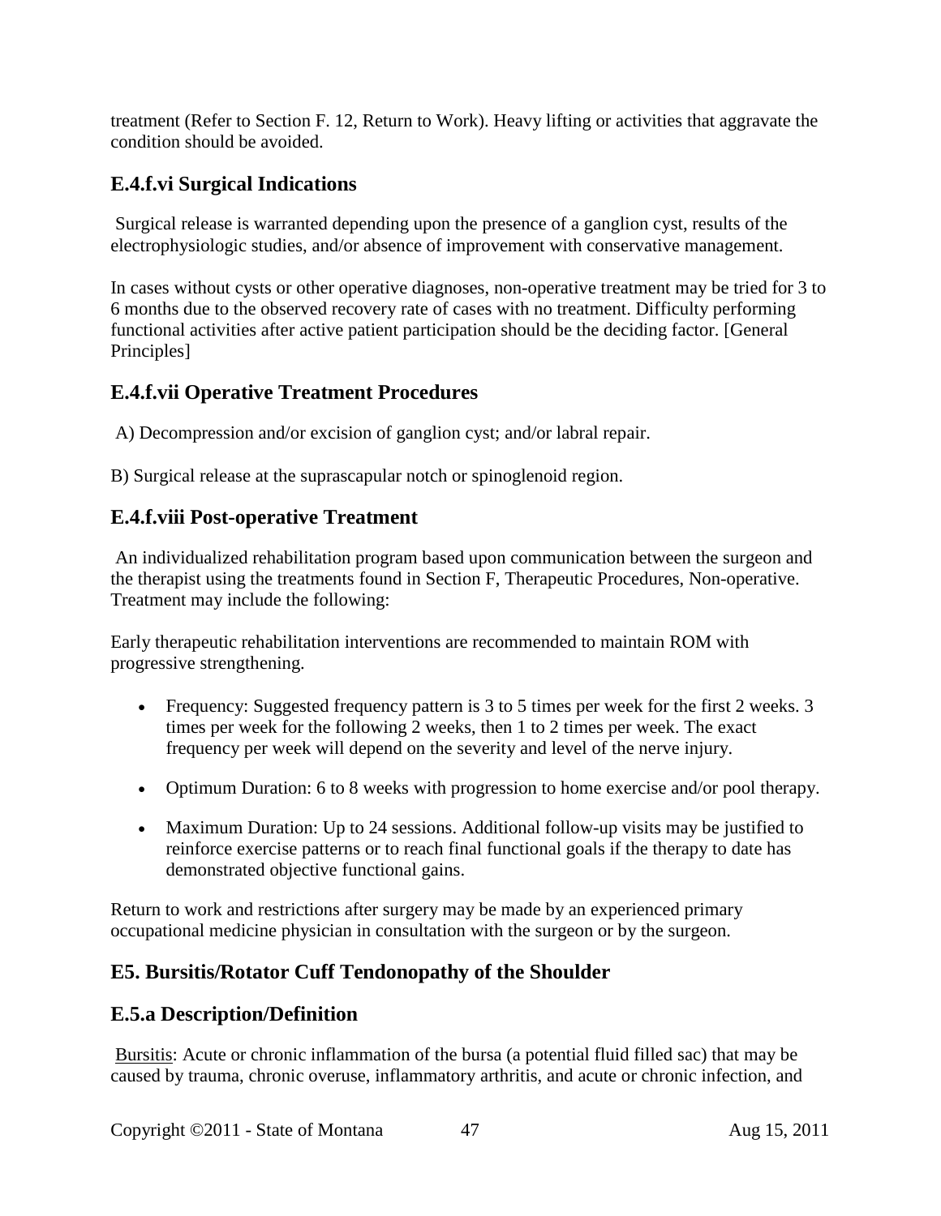treatment (Refer to Section F. 12, Return to Work). Heavy lifting or activities that aggravate the condition should be avoided.

### E.4.f.vi Surgical Indications

Surgical release is warranted depending upon the presence of a ganglion cyst, results of the electrophysiologic studies, and/or absence of improvement with conservative management.

In cases without cysts or other operative diagnoses, non-operative treatment may be tried for 3 to 6 months due to the observed recovery rate of cases with no treatment. Difficulty performing functional activities after active patient participation should be the deciding factor. [General Principles]

### E.4.f.vii Operative Treatment Procedures

A) Decompression and/or excision of ganglion cyst; and/or labral repair.

B) Surgical release at the suprascapular notch or spinoglenoid region.

### E.4.f.viii Post-operative Treatment

An individualized rehabilitation program based upon communication between the surgeon and the therapist using the treatments found in Section F, Therapeutic Procedures, Non-operative. Treatment may include the following:

Early therapeutic rehabilitation interventions are recommended to maintain ROM with progressive strengthening.

- Frequency: Suggested frequency pattern is 3 to 5 times per week for the first 2 weeks. 3 times per week for the following 2 weeks, then 1 to 2 times per week. The exact frequency per week will depend on the severity and level of the nerve injury.
- Optimum Duration: 6 to 8 weeks with progression to home exercise and/or pool therapy.
- Maximum Duration: Up to 24 sessions. Additional follow-up visits may be justified to reinforce exercise patterns or to reach final functional goals if the therapy to date has demonstrated objective functional gains.

Return to work and restrictions after surgery may be made by an experienced primary occupational medicine physician in consultation with the surgeon or by the surgeon.

## E5. Bursitis/Rotator Cuff Tendonopathy of the Shoulder

### E.5.a Description/Definition

Bursitis: Acute or chronic inflammation of the bursa (a potential fluid filled sac) that may be caused by trauma, chronic overuse, inflammatory arthritis, and acute or chronic infection, and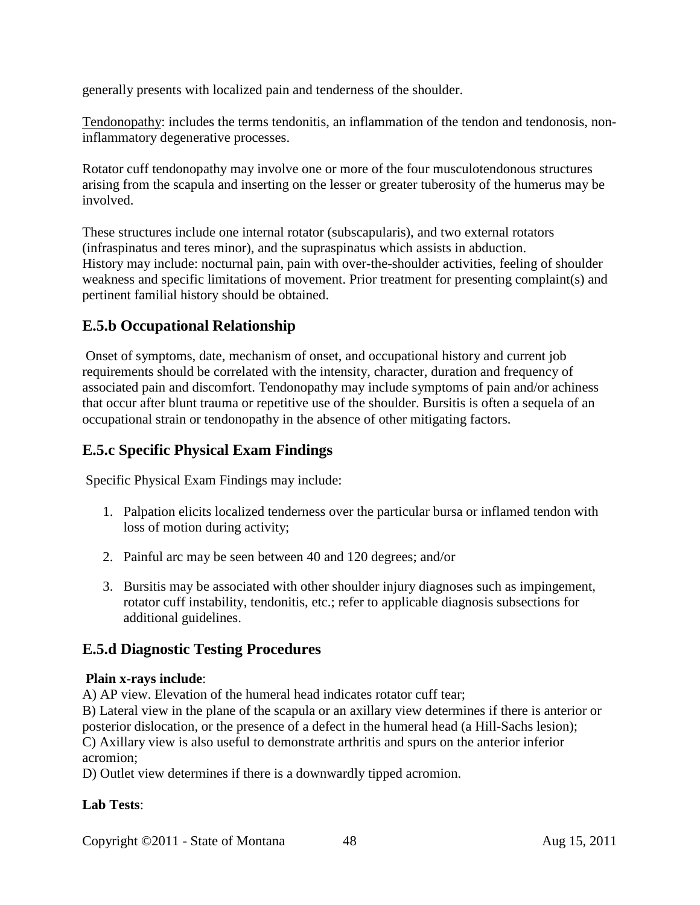generally presents with localized pain and tenderness of the shoulder.

Tendonopathy: includes the terms tendonitis, an inflammation of the tendon and tendonosis, non-inflammatory degenerative processes.

Rotator cuff tendonopathy may involve one or more of the four musculotendonous structures arising from the scapula and inserting on the lesser or greater tuberosity of the humerus may be involved.

These structures include one internal rotator (subscapularis), and two external rotators (infraspinatus and teres minor), and the supraspinatus which assists in abduction.
History may include: nocturnal pain, pain with over-the-shoulder activities, feeling of shoulder weakness and specific limitations of movement. Prior treatment for presenting complaint(s) and pertinent familial history should be obtained.

## E.5.b Occupational Relationship

Onset of symptoms, date, mechanism of onset, and occupational history and current job requirements should be correlated with the intensity, character, duration and frequency of associated pain and discomfort. Tendonopathy may include symptoms of pain and/or achiness that occur after blunt trauma or repetitive use of the shoulder. Bursitis is often a sequela of an occupational strain or tendonopathy in the absence of other mitigating factors.

## E.5.c Specific Physical Exam Findings

Specific Physical Exam Findings may include:

1. Palpation elicits localized tenderness over the particular bursa or inflamed tendon with loss of motion during activity;
2. Painful arc may be seen between 40 and 120 degrees; and/or
3. Bursitis may be associated with other shoulder injury diagnoses such as impingement, rotator cuff instability, tendonitis, etc.; refer to applicable diagnosis subsections for additional guidelines.

## E.5.d Diagnostic Testing Procedures

**Plain x-rays include**:

A) AP view. Elevation of the humeral head indicates rotator cuff tear;
B) Lateral view in the plane of the scapula or an axillary view determines if there is anterior or posterior dislocation, or the presence of a defect in the humeral head (a Hill-Sachs lesion);
C) Axillary view is also useful to demonstrate arthritis and spurs on the anterior inferior acromion;
D) Outlet view determines if there is a downwardly tipped acromion.

**Lab Tests**: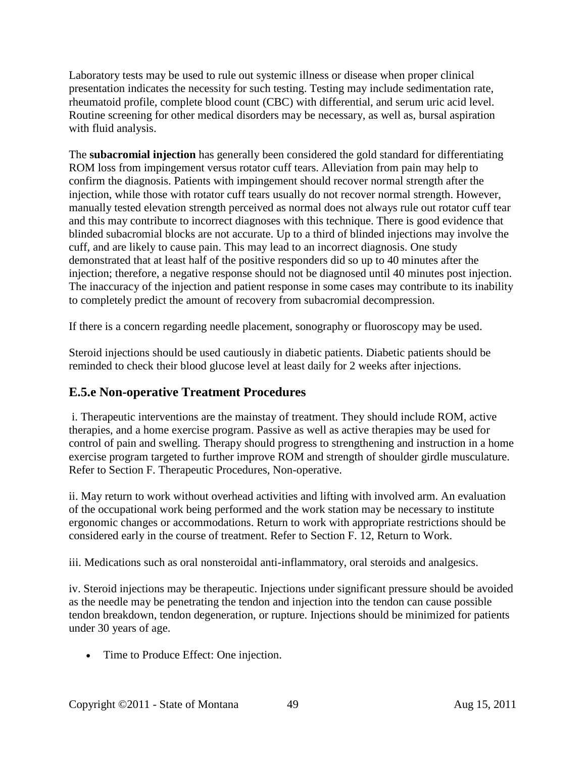Laboratory tests may be used to rule out systemic illness or disease when proper clinical presentation indicates the necessity for such testing. Testing may include sedimentation rate, rheumatoid profile, complete blood count (CBC) with differential, and serum uric acid level. Routine screening for other medical disorders may be necessary, as well as, bursal aspiration with fluid analysis.

The **subacromial injection** has generally been considered the gold standard for differentiating ROM loss from impingement versus rotator cuff tears. Alleviation from pain may help to confirm the diagnosis. Patients with impingement should recover normal strength after the injection, while those with rotator cuff tears usually do not recover normal strength. However, manually tested elevation strength perceived as normal does not always rule out rotator cuff tear and this may contribute to incorrect diagnoses with this technique. There is good evidence that blinded subacromial blocks are not accurate. Up to a third of blinded injections may involve the cuff, and are likely to cause pain. This may lead to an incorrect diagnosis. One study demonstrated that at least half of the positive responders did so up to 40 minutes after the injection; therefore, a negative response should not be diagnosed until 40 minutes post injection. The inaccuracy of the injection and patient response in some cases may contribute to its inability to completely predict the amount of recovery from subacromial decompression.

If there is a concern regarding needle placement, sonography or fluoroscopy may be used.

Steroid injections should be used cautiously in diabetic patients. Diabetic patients should be reminded to check their blood glucose level at least daily for 2 weeks after injections.

## E.5.e Non-operative Treatment Procedures

i. Therapeutic interventions are the mainstay of treatment. They should include ROM, active therapies, and a home exercise program. Passive as well as active therapies may be used for control of pain and swelling. Therapy should progress to strengthening and instruction in a home exercise program targeted to further improve ROM and strength of shoulder girdle musculature. Refer to Section F. Therapeutic Procedures, Non-operative.

ii. May return to work without overhead activities and lifting with involved arm. An evaluation of the occupational work being performed and the work station may be necessary to institute ergonomic changes or accommodations. Return to work with appropriate restrictions should be considered early in the course of treatment. Refer to Section F. 12, Return to Work.

iii. Medications such as oral nonsteroidal anti-inflammatory, oral steroids and analgesics.

iv. Steroid injections may be therapeutic. Injections under significant pressure should be avoided as the needle may be penetrating the tendon and injection into the tendon can cause possible tendon breakdown, tendon degeneration, or rupture. Injections should be minimized for patients under 30 years of age.

- Time to Produce Effect: One injection.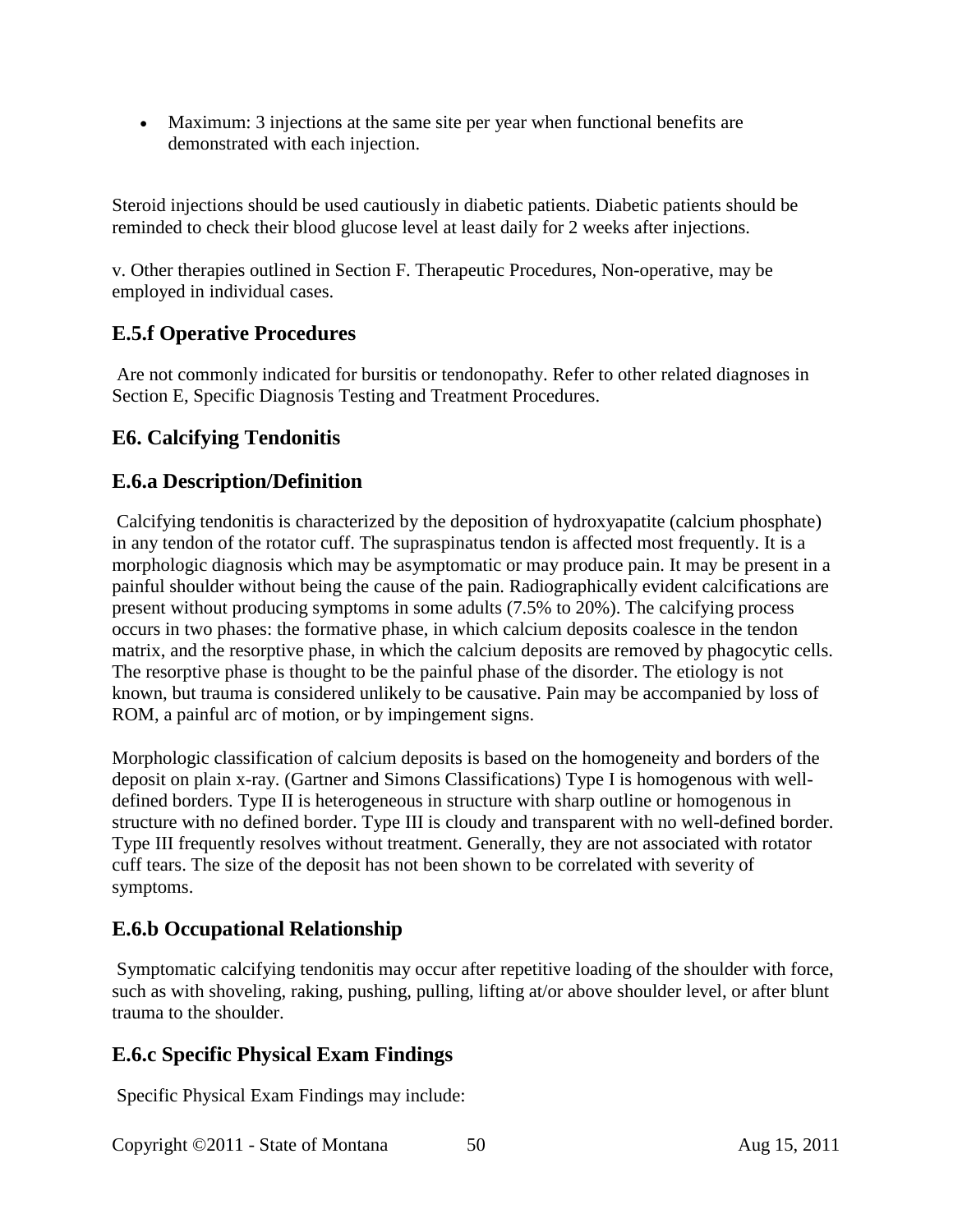- Maximum: 3 injections at the same site per year when functional benefits are demonstrated with each injection.

Steroid injections should be used cautiously in diabetic patients. Diabetic patients should be reminded to check their blood glucose level at least daily for 2 weeks after injections.

v. Other therapies outlined in Section F. Therapeutic Procedures, Non-operative, may be employed in individual cases.

## E.5.f Operative Procedures

Are not commonly indicated for bursitis or tendonopathy. Refer to other related diagnoses in Section E, Specific Diagnosis Testing and Treatment Procedures.

## E6. Calcifying Tendonitis

## E.6.a Description/Definition

Calcifying tendonitis is characterized by the deposition of hydroxyapatite (calcium phosphate) in any tendon of the rotator cuff. The supraspinatus tendon is affected most frequently. It is a morphologic diagnosis which may be asymptomatic or may produce pain. It may be present in a painful shoulder without being the cause of the pain. Radiographically evident calcifications are present without producing symptoms in some adults (7.5% to 20%). The calcifying process occurs in two phases: the formative phase, in which calcium deposits coalesce in the tendon matrix, and the resorptive phase, in which the calcium deposits are removed by phagocytic cells. The resorptive phase is thought to be the painful phase of the disorder. The etiology is not known, but trauma is considered unlikely to be causative. Pain may be accompanied by loss of ROM, a painful arc of motion, or by impingement signs.

Morphologic classification of calcium deposits is based on the homogeneity and borders of the deposit on plain x-ray. (Gartner and Simons Classifications) Type I is homogenous with well-defined borders. Type II is heterogeneous in structure with sharp outline or homogenous in structure with no defined border. Type III is cloudy and transparent with no well-defined border. Type III frequently resolves without treatment. Generally, they are not associated with rotator cuff tears. The size of the deposit has not been shown to be correlated with severity of symptoms.

## E.6.b Occupational Relationship

Symptomatic calcifying tendonitis may occur after repetitive loading of the shoulder with force, such as with shoveling, raking, pushing, pulling, lifting at/or above shoulder level, or after blunt trauma to the shoulder.

## E.6.c Specific Physical Exam Findings

Specific Physical Exam Findings may include: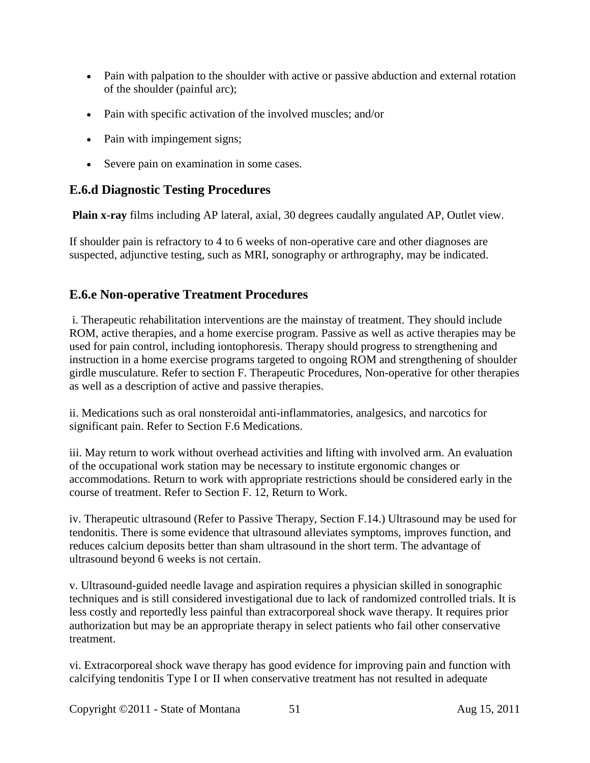- Pain with palpation to the shoulder with active or passive abduction and external rotation of the shoulder (painful arc);
- Pain with specific activation of the involved muscles; and/or
- Pain with impingement signs;
- Severe pain on examination in some cases.

## E.6.d Diagnostic Testing Procedures

**Plain x-ray** films including AP lateral, axial, 30 degrees caudally angulated AP, Outlet view.

If shoulder pain is refractory to 4 to 6 weeks of non-operative care and other diagnoses are suspected, adjunctive testing, such as MRI, sonography or arthrography, may be indicated.

## E.6.e Non-operative Treatment Procedures

i. Therapeutic rehabilitation interventions are the mainstay of treatment. They should include ROM, active therapies, and a home exercise program. Passive as well as active therapies may be used for pain control, including iontophoresis. Therapy should progress to strengthening and instruction in a home exercise programs targeted to ongoing ROM and strengthening of shoulder girdle musculature. Refer to section F. Therapeutic Procedures, Non-operative for other therapies as well as a description of active and passive therapies.

ii. Medications such as oral nonsteroidal anti-inflammatories, analgesics, and narcotics for significant pain. Refer to Section F.6 Medications.

iii. May return to work without overhead activities and lifting with involved arm. An evaluation of the occupational work station may be necessary to institute ergonomic changes or accommodations. Return to work with appropriate restrictions should be considered early in the course of treatment. Refer to Section F. 12, Return to Work.

iv. Therapeutic ultrasound (Refer to Passive Therapy, Section F.14.) Ultrasound may be used for tendonitis. There is some evidence that ultrasound alleviates symptoms, improves function, and reduces calcium deposits better than sham ultrasound in the short term. The advantage of ultrasound beyond 6 weeks is not certain.

v. Ultrasound-guided needle lavage and aspiration requires a physician skilled in sonographic techniques and is still considered investigational due to lack of randomized controlled trials. It is less costly and reportedly less painful than extracorporeal shock wave therapy. It requires prior authorization but may be an appropriate therapy in select patients who fail other conservative treatment.

vi. Extracorporeal shock wave therapy has good evidence for improving pain and function with calcifying tendonitis Type I or II when conservative treatment has not resulted in adequate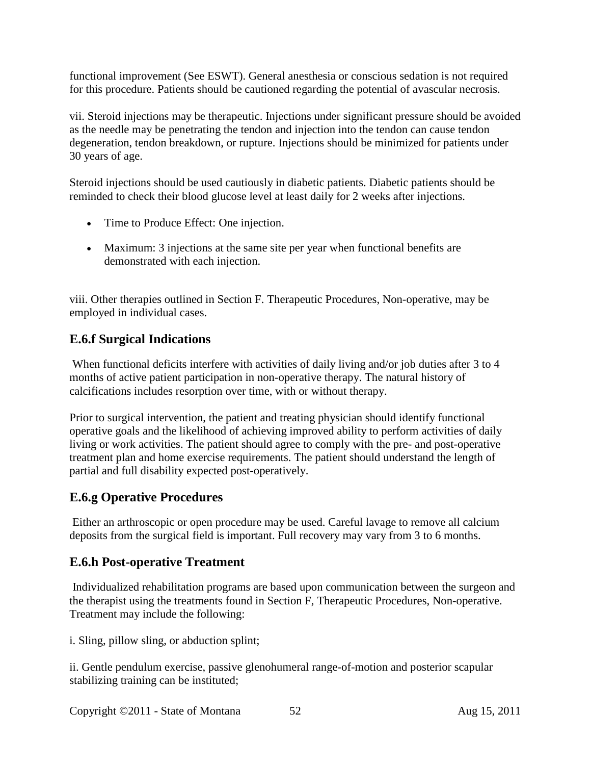functional improvement (See ESWT). General anesthesia or conscious sedation is not required for this procedure. Patients should be cautioned regarding the potential of avascular necrosis.

vii. Steroid injections may be therapeutic. Injections under significant pressure should be avoided as the needle may be penetrating the tendon and injection into the tendon can cause tendon degeneration, tendon breakdown, or rupture. Injections should be minimized for patients under 30 years of age.

Steroid injections should be used cautiously in diabetic patients. Diabetic patients should be reminded to check their blood glucose level at least daily for 2 weeks after injections.

- Time to Produce Effect: One injection.
- Maximum: 3 injections at the same site per year when functional benefits are demonstrated with each injection.

viii. Other therapies outlined in Section F. Therapeutic Procedures, Non-operative, may be employed in individual cases.

### E.6.f Surgical Indications

When functional deficits interfere with activities of daily living and/or job duties after 3 to 4 months of active patient participation in non-operative therapy. The natural history of calcifications includes resorption over time, with or without therapy.

Prior to surgical intervention, the patient and treating physician should identify functional operative goals and the likelihood of achieving improved ability to perform activities of daily living or work activities. The patient should agree to comply with the pre- and post-operative treatment plan and home exercise requirements. The patient should understand the length of partial and full disability expected post-operatively.

### E.6.g Operative Procedures

Either an arthroscopic or open procedure may be used. Careful lavage to remove all calcium deposits from the surgical field is important. Full recovery may vary from 3 to 6 months.

### E.6.h Post-operative Treatment

Individualized rehabilitation programs are based upon communication between the surgeon and the therapist using the treatments found in Section F, Therapeutic Procedures, Non-operative. Treatment may include the following:

i. Sling, pillow sling, or abduction splint;

ii. Gentle pendulum exercise, passive glenohumeral range-of-motion and posterior scapular stabilizing training can be instituted;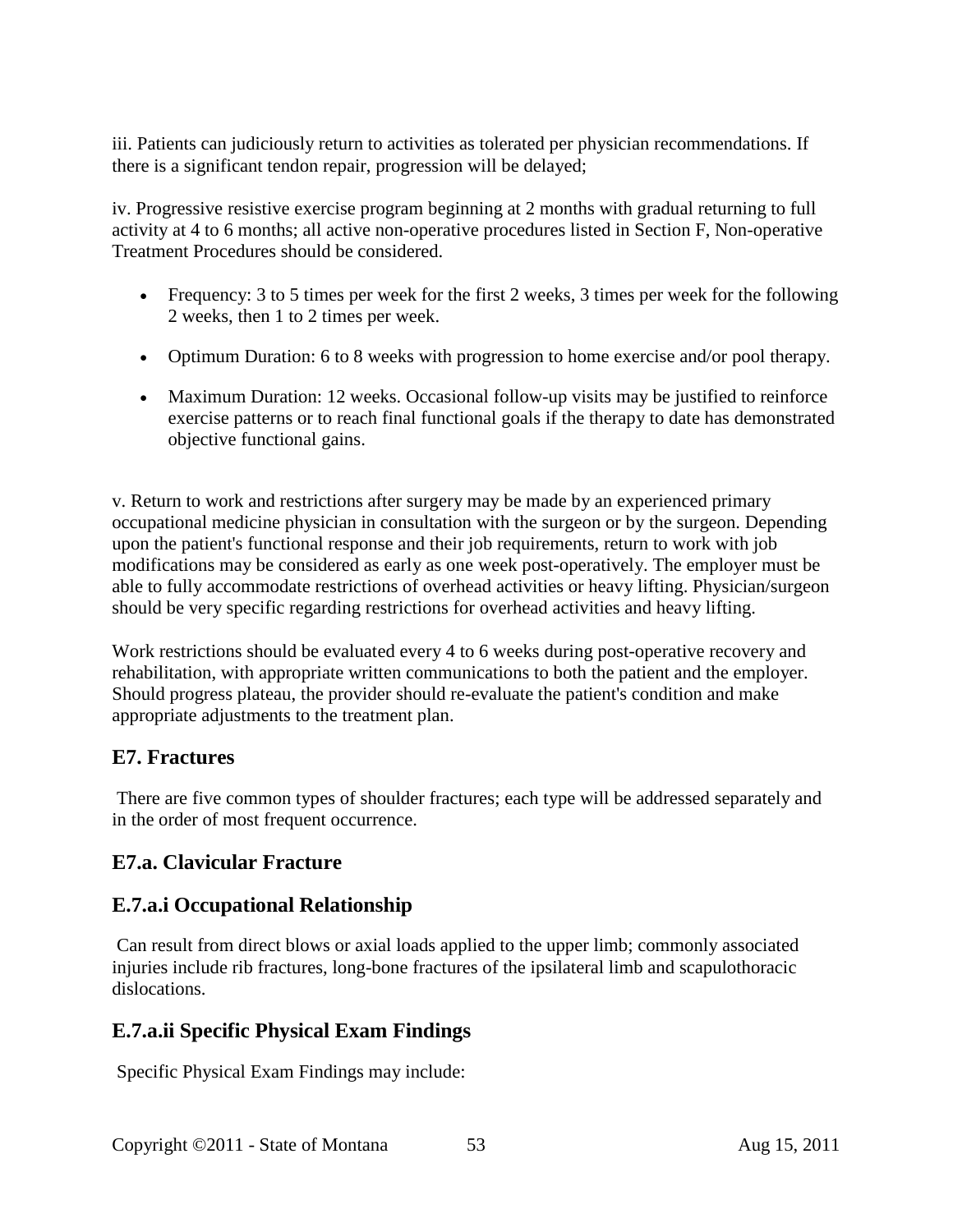iii. Patients can judiciously return to activities as tolerated per physician recommendations. If there is a significant tendon repair, progression will be delayed;

iv. Progressive resistive exercise program beginning at 2 months with gradual returning to full activity at 4 to 6 months; all active non-operative procedures listed in Section F, Non-operative Treatment Procedures should be considered.

- Frequency: 3 to 5 times per week for the first 2 weeks, 3 times per week for the following 2 weeks, then 1 to 2 times per week.
- Optimum Duration: 6 to 8 weeks with progression to home exercise and/or pool therapy.
- Maximum Duration: 12 weeks. Occasional follow-up visits may be justified to reinforce exercise patterns or to reach final functional goals if the therapy to date has demonstrated objective functional gains.

v. Return to work and restrictions after surgery may be made by an experienced primary occupational medicine physician in consultation with the surgeon or by the surgeon. Depending upon the patient's functional response and their job requirements, return to work with job modifications may be considered as early as one week post-operatively. The employer must be able to fully accommodate restrictions of overhead activities or heavy lifting. Physician/surgeon should be very specific regarding restrictions for overhead activities and heavy lifting.

Work restrictions should be evaluated every 4 to 6 weeks during post-operative recovery and rehabilitation, with appropriate written communications to both the patient and the employer. Should progress plateau, the provider should re-evaluate the patient's condition and make appropriate adjustments to the treatment plan.

## E7. Fractures

There are five common types of shoulder fractures; each type will be addressed separately and in the order of most frequent occurrence.

## E7.a. Clavicular Fracture

## E.7.a.i Occupational Relationship

Can result from direct blows or axial loads applied to the upper limb; commonly associated injuries include rib fractures, long-bone fractures of the ipsilateral limb and scapulothoracic dislocations.

## E.7.a.ii Specific Physical Exam Findings

Specific Physical Exam Findings may include: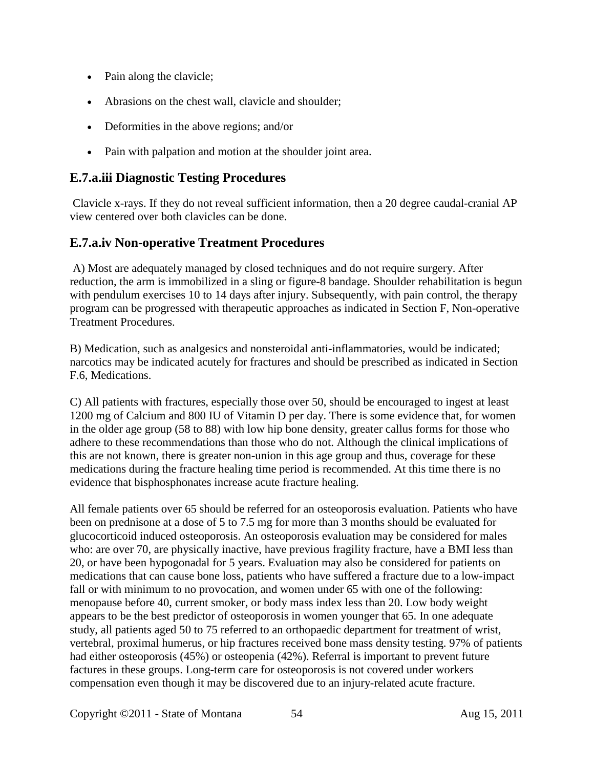- Pain along the clavicle;
- Abrasions on the chest wall, clavicle and shoulder;
- Deformities in the above regions; and/or
- Pain with palpation and motion at the shoulder joint area.

## E.7.a.iii Diagnostic Testing Procedures

Clavicle x-rays. If they do not reveal sufficient information, then a 20 degree caudal-cranial AP view centered over both clavicles can be done.

## E.7.a.iv Non-operative Treatment Procedures

A) Most are adequately managed by closed techniques and do not require surgery. After reduction, the arm is immobilized in a sling or figure-8 bandage. Shoulder rehabilitation is begun with pendulum exercises 10 to 14 days after injury. Subsequently, with pain control, the therapy program can be progressed with therapeutic approaches as indicated in Section F, Non-operative Treatment Procedures.

B) Medication, such as analgesics and nonsteroidal anti-inflammatories, would be indicated; narcotics may be indicated acutely for fractures and should be prescribed as indicated in Section F.6, Medications.

C) All patients with fractures, especially those over 50, should be encouraged to ingest at least 1200 mg of Calcium and 800 IU of Vitamin D per day. There is some evidence that, for women in the older age group (58 to 88) with low hip bone density, greater callus forms for those who adhere to these recommendations than those who do not. Although the clinical implications of this are not known, there is greater non-union in this age group and thus, coverage for these medications during the fracture healing time period is recommended. At this time there is no evidence that bisphosphonates increase acute fracture healing.

All female patients over 65 should be referred for an osteoporosis evaluation. Patients who have been on prednisone at a dose of 5 to 7.5 mg for more than 3 months should be evaluated for glucocorticoid induced osteoporosis. An osteoporosis evaluation may be considered for males who: are over 70, are physically inactive, have previous fragility fracture, have a BMI less than 20, or have been hypogonadal for 5 years. Evaluation may also be considered for patients on medications that can cause bone loss, patients who have suffered a fracture due to a low-impact fall or with minimum to no provocation, and women under 65 with one of the following: menopause before 40, current smoker, or body mass index less than 20. Low body weight appears to be the best predictor of osteoporosis in women younger that 65. In one adequate study, all patients aged 50 to 75 referred to an orthopaedic department for treatment of wrist, vertebral, proximal humerus, or hip fractures received bone mass density testing. 97% of patients had either osteoporosis (45%) or osteopenia (42%). Referral is important to prevent future factures in these groups. Long-term care for osteoporosis is not covered under workers compensation even though it may be discovered due to an injury-related acute fracture.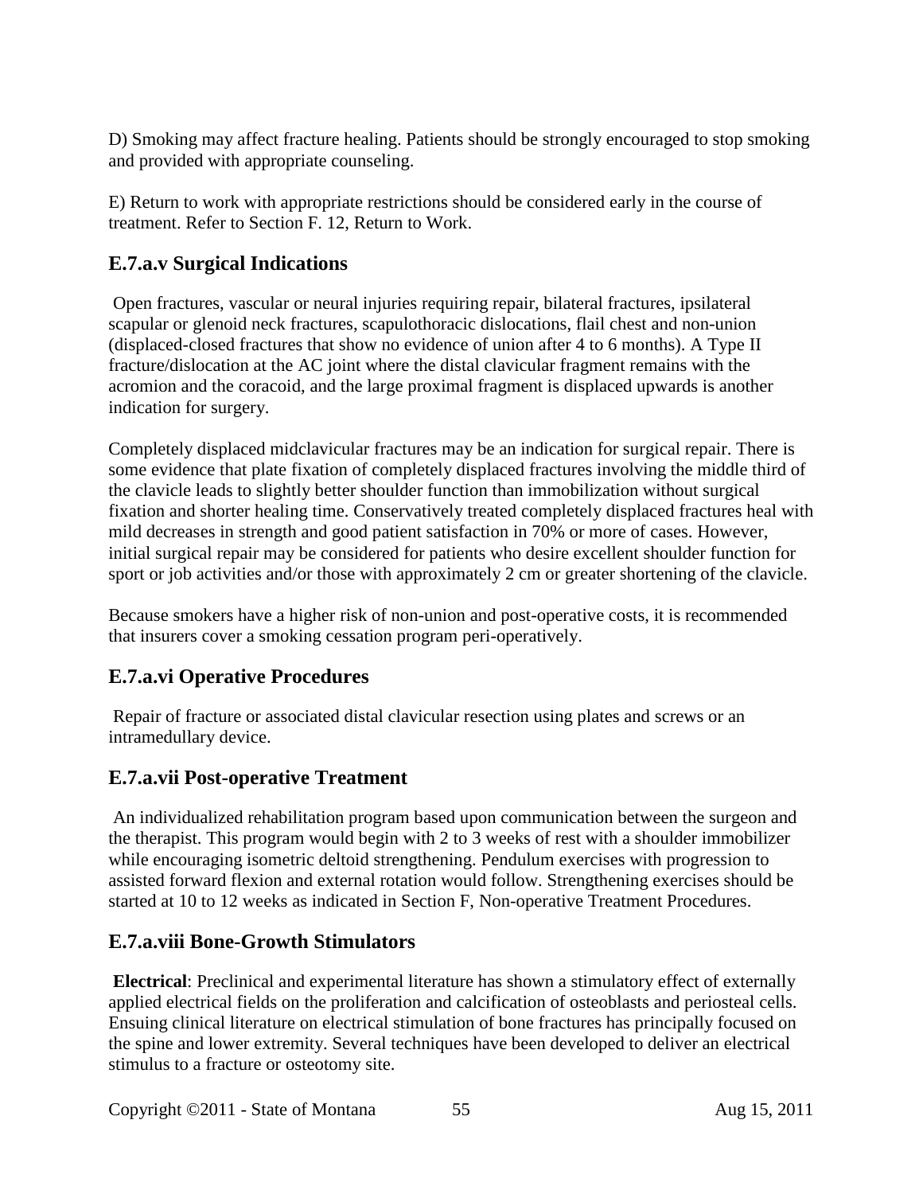D) Smoking may affect fracture healing. Patients should be strongly encouraged to stop smoking and provided with appropriate counseling.

E) Return to work with appropriate restrictions should be considered early in the course of treatment. Refer to Section F. 12, Return to Work.

## E.7.a.v Surgical Indications

Open fractures, vascular or neural injuries requiring repair, bilateral fractures, ipsilateral scapular or glenoid neck fractures, scapulothoracic dislocations, flail chest and non-union (displaced-closed fractures that show no evidence of union after 4 to 6 months). A Type II fracture/dislocation at the AC joint where the distal clavicular fragment remains with the acromion and the coracoid, and the large proximal fragment is displaced upwards is another indication for surgery.

Completely displaced midclavicular fractures may be an indication for surgical repair. There is some evidence that plate fixation of completely displaced fractures involving the middle third of the clavicle leads to slightly better shoulder function than immobilization without surgical fixation and shorter healing time. Conservatively treated completely displaced fractures heal with mild decreases in strength and good patient satisfaction in 70% or more of cases. However, initial surgical repair may be considered for patients who desire excellent shoulder function for sport or job activities and/or those with approximately 2 cm or greater shortening of the clavicle.

Because smokers have a higher risk of non-union and post-operative costs, it is recommended that insurers cover a smoking cessation program peri-operatively.

## E.7.a.vi Operative Procedures

Repair of fracture or associated distal clavicular resection using plates and screws or an intramedullary device.

## E.7.a.vii Post-operative Treatment

An individualized rehabilitation program based upon communication between the surgeon and the therapist. This program would begin with 2 to 3 weeks of rest with a shoulder immobilizer while encouraging isometric deltoid strengthening. Pendulum exercises with progression to assisted forward flexion and external rotation would follow. Strengthening exercises should be started at 10 to 12 weeks as indicated in Section F, Non-operative Treatment Procedures.

## E.7.a.viii Bone-Growth Stimulators

**Electrical**: Preclinical and experimental literature has shown a stimulatory effect of externally applied electrical fields on the proliferation and calcification of osteoblasts and periosteal cells. Ensuing clinical literature on electrical stimulation of bone fractures has principally focused on the spine and lower extremity. Several techniques have been developed to deliver an electrical stimulus to a fracture or osteotomy site.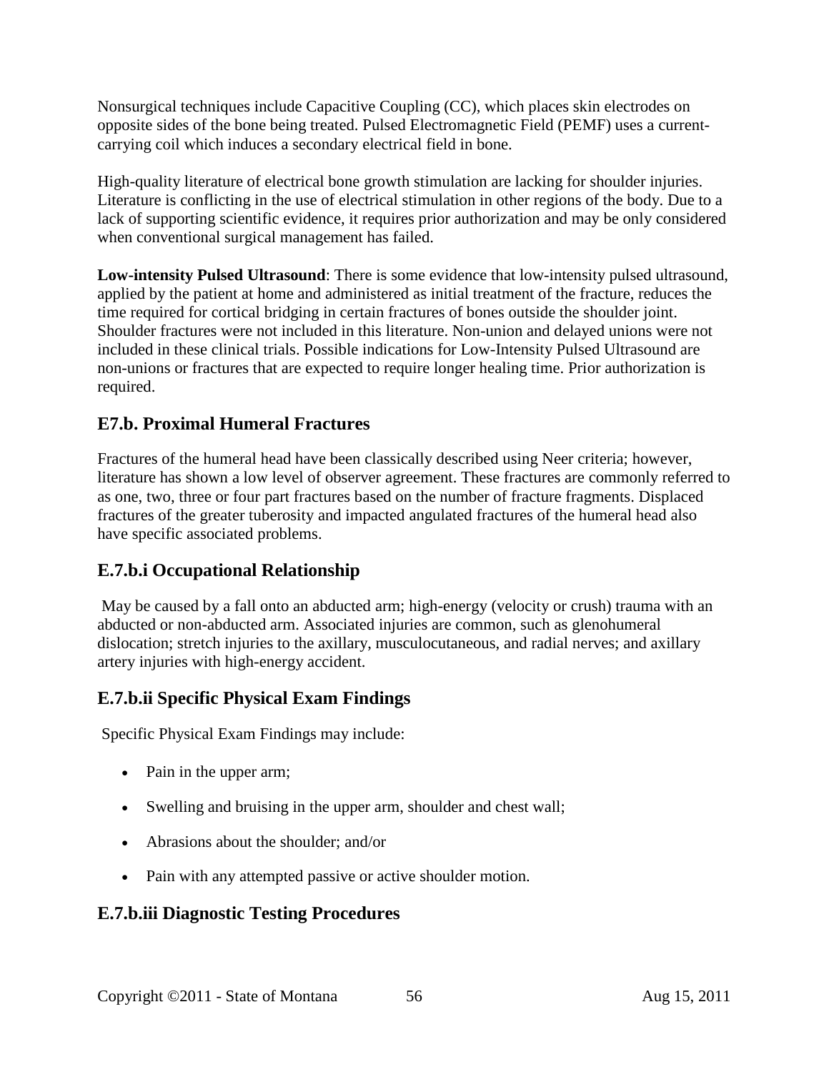Nonsurgical techniques include Capacitive Coupling (CC), which places skin electrodes on opposite sides of the bone being treated. Pulsed Electromagnetic Field (PEMF) uses a current-carrying coil which induces a secondary electrical field in bone.

High-quality literature of electrical bone growth stimulation are lacking for shoulder injuries. Literature is conflicting in the use of electrical stimulation in other regions of the body. Due to a lack of supporting scientific evidence, it requires prior authorization and may be only considered when conventional surgical management has failed.

**Low-intensity Pulsed Ultrasound**: There is some evidence that low-intensity pulsed ultrasound, applied by the patient at home and administered as initial treatment of the fracture, reduces the time required for cortical bridging in certain fractures of bones outside the shoulder joint. Shoulder fractures were not included in this literature. Non-union and delayed unions were not included in these clinical trials. Possible indications for Low-Intensity Pulsed Ultrasound are non-unions or fractures that are expected to require longer healing time. Prior authorization is required.

## E7.b. Proximal Humeral Fractures

Fractures of the humeral head have been classically described using Neer criteria; however, literature has shown a low level of observer agreement. These fractures are commonly referred to as one, two, three or four part fractures based on the number of fracture fragments. Displaced fractures of the greater tuberosity and impacted angulated fractures of the humeral head also have specific associated problems.

## E.7.b.i Occupational Relationship

May be caused by a fall onto an abducted arm; high-energy (velocity or crush) trauma with an abducted or non-abducted arm. Associated injuries are common, such as glenohumeral dislocation; stretch injuries to the axillary, musculocutaneous, and radial nerves; and axillary artery injuries with high-energy accident.

## E.7.b.ii Specific Physical Exam Findings

Specific Physical Exam Findings may include:

- Pain in the upper arm;
- Swelling and bruising in the upper arm, shoulder and chest wall;
- Abrasions about the shoulder; and/or
- Pain with any attempted passive or active shoulder motion.

## E.7.b.iii Diagnostic Testing Procedures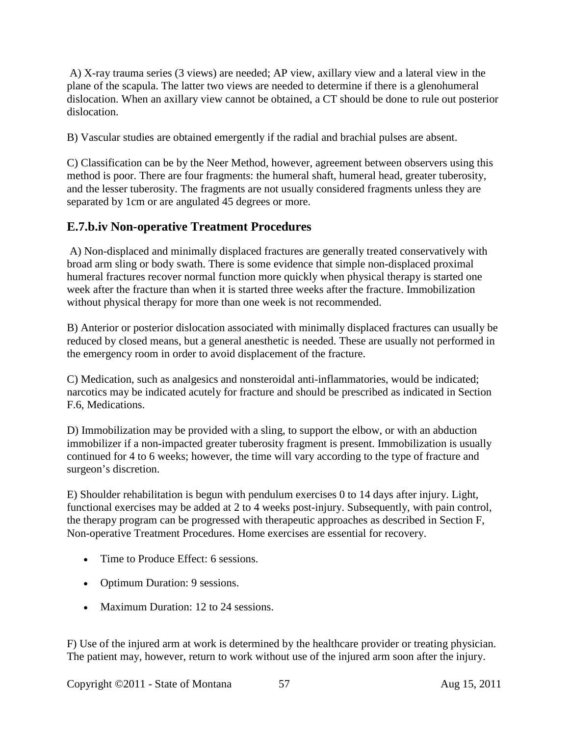A) X-ray trauma series (3 views) are needed; AP view, axillary view and a lateral view in the plane of the scapula. The latter two views are needed to determine if there is a glenohumeral dislocation. When an axillary view cannot be obtained, a CT should be done to rule out posterior dislocation.

B) Vascular studies are obtained emergently if the radial and brachial pulses are absent.

C) Classification can be by the Neer Method, however, agreement between observers using this method is poor. There are four fragments: the humeral shaft, humeral head, greater tuberosity, and the lesser tuberosity. The fragments are not usually considered fragments unless they are separated by 1cm or are angulated 45 degrees or more.

## E.7.b.iv Non-operative Treatment Procedures

A) Non-displaced and minimally displaced fractures are generally treated conservatively with broad arm sling or body swath. There is some evidence that simple non-displaced proximal humeral fractures recover normal function more quickly when physical therapy is started one week after the fracture than when it is started three weeks after the fracture. Immobilization without physical therapy for more than one week is not recommended.

B) Anterior or posterior dislocation associated with minimally displaced fractures can usually be reduced by closed means, but a general anesthetic is needed. These are usually not performed in the emergency room in order to avoid displacement of the fracture.

C) Medication, such as analgesics and nonsteroidal anti-inflammatories, would be indicated; narcotics may be indicated acutely for fracture and should be prescribed as indicated in Section F.6, Medications.

D) Immobilization may be provided with a sling, to support the elbow, or with an abduction immobilizer if a non-impacted greater tuberosity fragment is present. Immobilization is usually continued for 4 to 6 weeks; however, the time will vary according to the type of fracture and surgeon's discretion.

E) Shoulder rehabilitation is begun with pendulum exercises 0 to 14 days after injury. Light, functional exercises may be added at 2 to 4 weeks post-injury. Subsequently, with pain control, the therapy program can be progressed with therapeutic approaches as described in Section F, Non-operative Treatment Procedures. Home exercises are essential for recovery.

- Time to Produce Effect: 6 sessions.
- Optimum Duration: 9 sessions.
- Maximum Duration: 12 to 24 sessions.

F) Use of the injured arm at work is determined by the healthcare provider or treating physician. The patient may, however, return to work without use of the injured arm soon after the injury.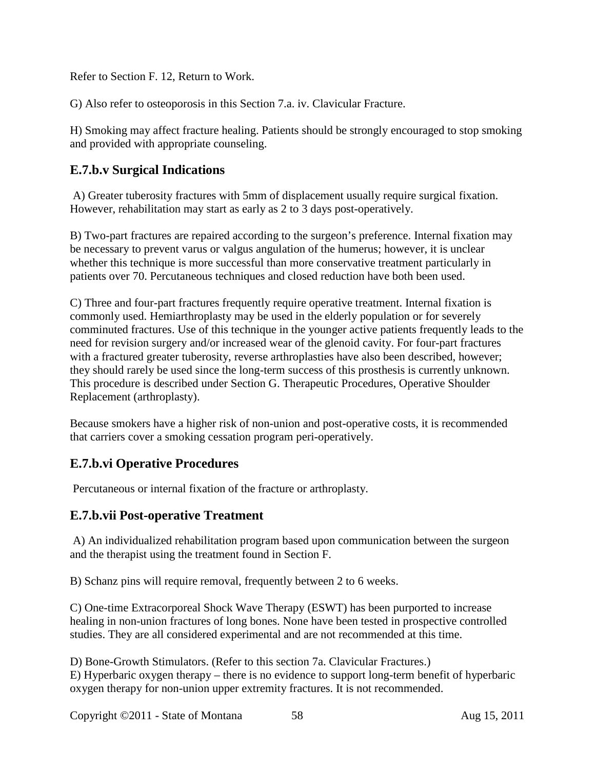Refer to Section F. 12, Return to Work.

G) Also refer to osteoporosis in this Section 7.a. iv. Clavicular Fracture.

H) Smoking may affect fracture healing. Patients should be strongly encouraged to stop smoking and provided with appropriate counseling.

## E.7.b.v Surgical Indications

A) Greater tuberosity fractures with 5mm of displacement usually require surgical fixation. However, rehabilitation may start as early as 2 to 3 days post-operatively.

B) Two-part fractures are repaired according to the surgeon's preference. Internal fixation may be necessary to prevent varus or valgus angulation of the humerus; however, it is unclear whether this technique is more successful than more conservative treatment particularly in patients over 70. Percutaneous techniques and closed reduction have both been used.

C) Three and four-part fractures frequently require operative treatment. Internal fixation is commonly used. Hemiarthroplasty may be used in the elderly population or for severely comminuted fractures. Use of this technique in the younger active patients frequently leads to the need for revision surgery and/or increased wear of the glenoid cavity. For four-part fractures with a fractured greater tuberosity, reverse arthroplasties have also been described, however; they should rarely be used since the long-term success of this prosthesis is currently unknown. This procedure is described under Section G. Therapeutic Procedures, Operative Shoulder Replacement (arthroplasty).

Because smokers have a higher risk of non-union and post-operative costs, it is recommended that carriers cover a smoking cessation program peri-operatively.

## E.7.b.vi Operative Procedures

Percutaneous or internal fixation of the fracture or arthroplasty.

## E.7.b.vii Post-operative Treatment

A) An individualized rehabilitation program based upon communication between the surgeon and the therapist using the treatment found in Section F.

B) Schanz pins will require removal, frequently between 2 to 6 weeks.

C) One-time Extracorporeal Shock Wave Therapy (ESWT) has been purported to increase healing in non-union fractures of long bones. None have been tested in prospective controlled studies. They are all considered experimental and are not recommended at this time.

D) Bone-Growth Stimulators. (Refer to this section 7a. Clavicular Fractures.)

E) Hyperbaric oxygen therapy – there is no evidence to support long-term benefit of hyperbaric oxygen therapy for non-union upper extremity fractures. It is not recommended.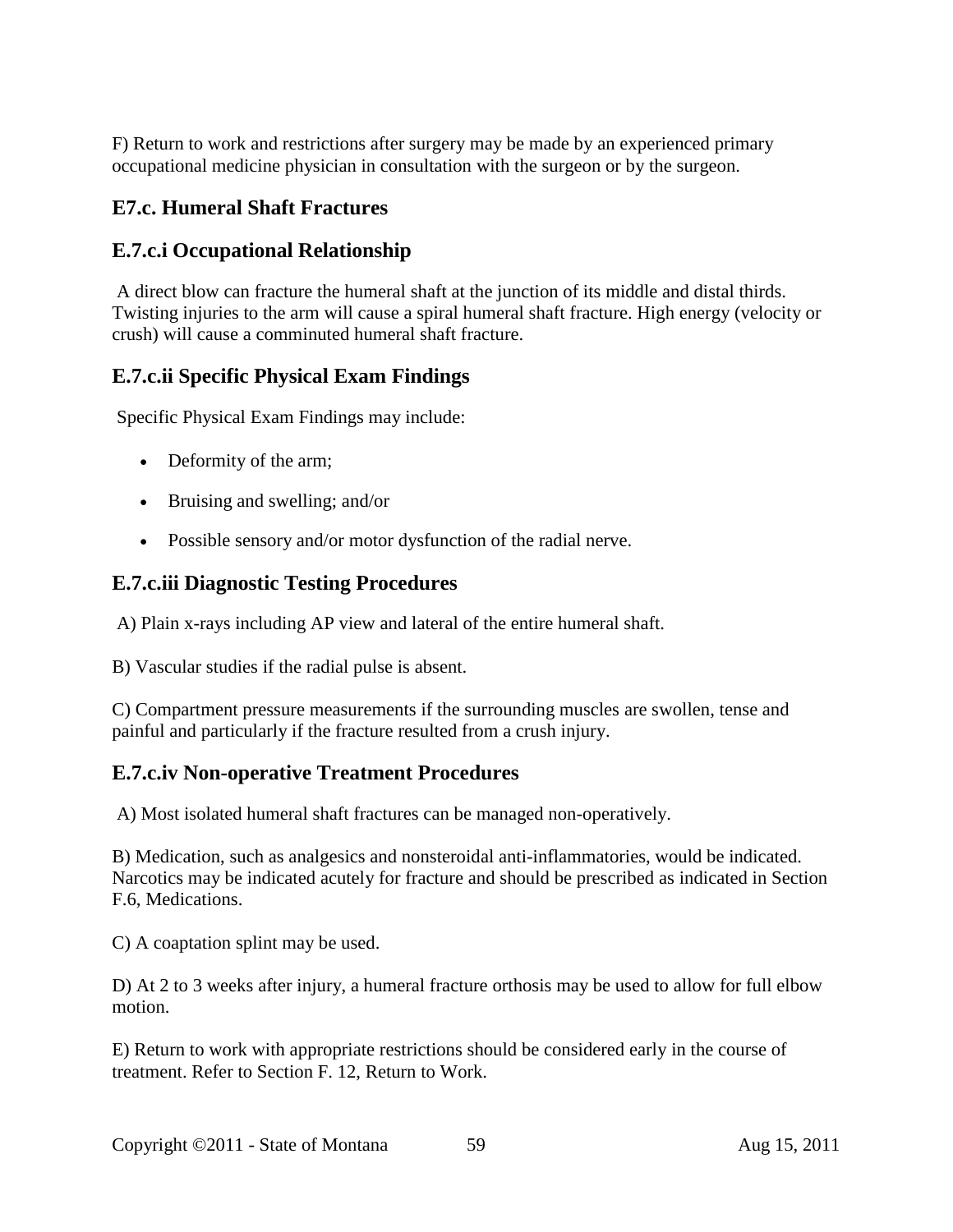F) Return to work and restrictions after surgery may be made by an experienced primary occupational medicine physician in consultation with the surgeon or by the surgeon.

## E7.c. Humeral Shaft Fractures

### E.7.c.i Occupational Relationship

A direct blow can fracture the humeral shaft at the junction of its middle and distal thirds. Twisting injuries to the arm will cause a spiral humeral shaft fracture. High energy (velocity or crush) will cause a comminuted humeral shaft fracture.

### E.7.c.ii Specific Physical Exam Findings

Specific Physical Exam Findings may include:

- Deformity of the arm;
- Bruising and swelling; and/or
- Possible sensory and/or motor dysfunction of the radial nerve.

### E.7.c.iii Diagnostic Testing Procedures

A) Plain x-rays including AP view and lateral of the entire humeral shaft.

B) Vascular studies if the radial pulse is absent.

C) Compartment pressure measurements if the surrounding muscles are swollen, tense and painful and particularly if the fracture resulted from a crush injury.

### E.7.c.iv Non-operative Treatment Procedures

A) Most isolated humeral shaft fractures can be managed non-operatively.

B) Medication, such as analgesics and nonsteroidal anti-inflammatories, would be indicated. Narcotics may be indicated acutely for fracture and should be prescribed as indicated in Section F.6, Medications.

C) A coaptation splint may be used.

D) At 2 to 3 weeks after injury, a humeral fracture orthosis may be used to allow for full elbow motion.

E) Return to work with appropriate restrictions should be considered early in the course of treatment. Refer to Section F. 12, Return to Work.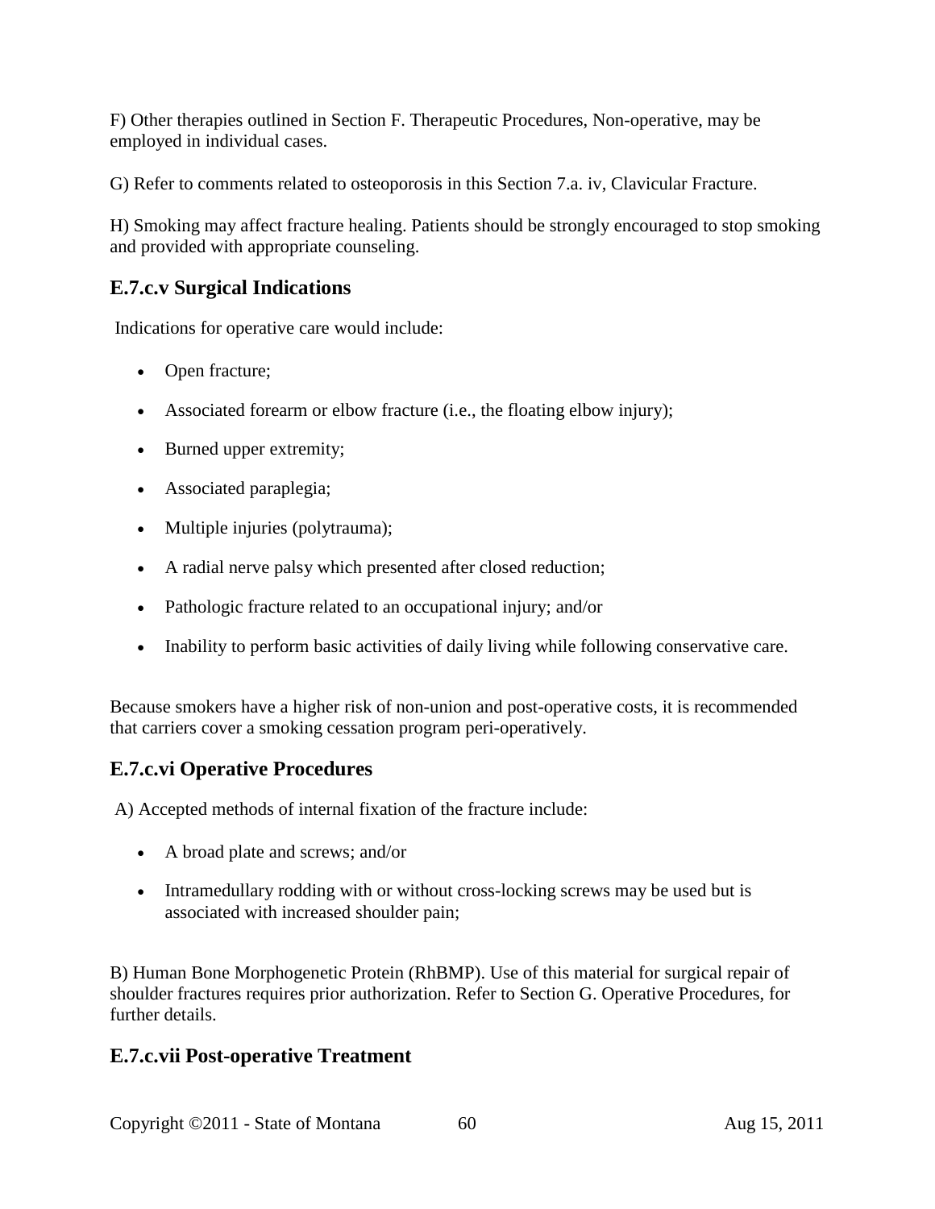F) Other therapies outlined in Section F. Therapeutic Procedures, Non-operative, may be employed in individual cases.

G) Refer to comments related to osteoporosis in this Section 7.a. iv, Clavicular Fracture.

H) Smoking may affect fracture healing. Patients should be strongly encouraged to stop smoking and provided with appropriate counseling.

### E.7.c.v Surgical Indications

Indications for operative care would include:

- Open fracture;
- Associated forearm or elbow fracture (i.e., the floating elbow injury);
- Burned upper extremity;
- Associated paraplegia;
- Multiple injuries (polytrauma);
- A radial nerve palsy which presented after closed reduction;
- Pathologic fracture related to an occupational injury; and/or
- Inability to perform basic activities of daily living while following conservative care.

Because smokers have a higher risk of non-union and post-operative costs, it is recommended that carriers cover a smoking cessation program peri-operatively.

### E.7.c.vi Operative Procedures

A) Accepted methods of internal fixation of the fracture include:

- A broad plate and screws; and/or
- Intramedullary rodding with or without cross-locking screws may be used but is associated with increased shoulder pain;

B) Human Bone Morphogenetic Protein (RhBMP). Use of this material for surgical repair of shoulder fractures requires prior authorization. Refer to Section G. Operative Procedures, for further details.

### E.7.c.vii Post-operative Treatment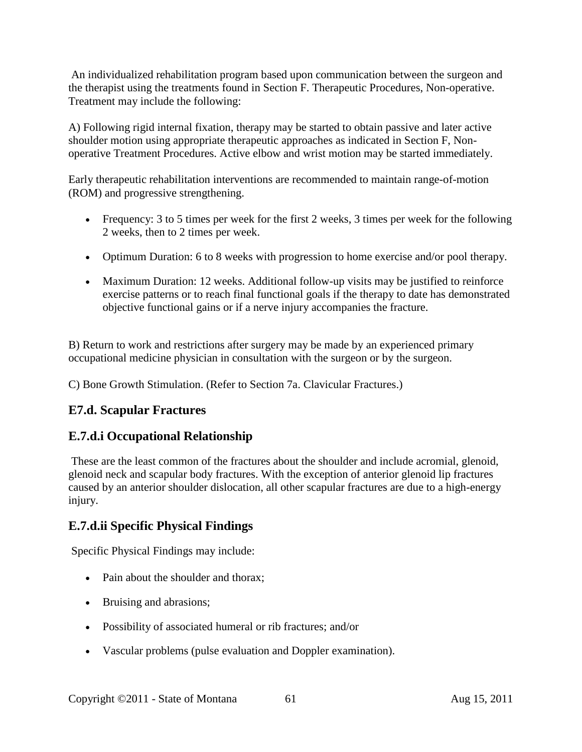An individualized rehabilitation program based upon communication between the surgeon and the therapist using the treatments found in Section F. Therapeutic Procedures, Non-operative. Treatment may include the following:

A) Following rigid internal fixation, therapy may be started to obtain passive and later active shoulder motion using appropriate therapeutic approaches as indicated in Section F, Non-operative Treatment Procedures. Active elbow and wrist motion may be started immediately.

Early therapeutic rehabilitation interventions are recommended to maintain range-of-motion (ROM) and progressive strengthening.

- Frequency: 3 to 5 times per week for the first 2 weeks, 3 times per week for the following 2 weeks, then to 2 times per week.
- Optimum Duration: 6 to 8 weeks with progression to home exercise and/or pool therapy.
- Maximum Duration: 12 weeks. Additional follow-up visits may be justified to reinforce exercise patterns or to reach final functional goals if the therapy to date has demonstrated objective functional gains or if a nerve injury accompanies the fracture.

B) Return to work and restrictions after surgery may be made by an experienced primary occupational medicine physician in consultation with the surgeon or by the surgeon.

C) Bone Growth Stimulation. (Refer to Section 7a. Clavicular Fractures.)

## E7.d. Scapular Fractures

## E.7.d.i Occupational Relationship

These are the least common of the fractures about the shoulder and include acromial, glenoid, glenoid neck and scapular body fractures. With the exception of anterior glenoid lip fractures caused by an anterior shoulder dislocation, all other scapular fractures are due to a high-energy injury.

## E.7.d.ii Specific Physical Findings

Specific Physical Findings may include:

- Pain about the shoulder and thorax;
- Bruising and abrasions;
- Possibility of associated humeral or rib fractures; and/or
- Vascular problems (pulse evaluation and Doppler examination).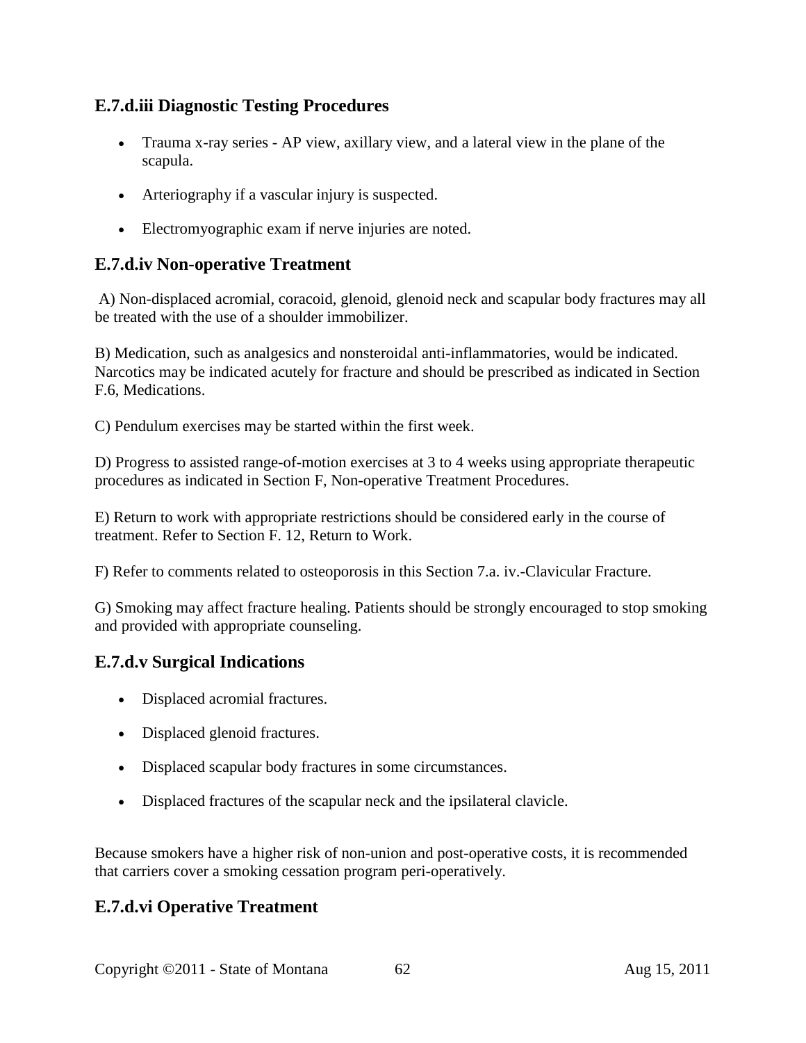### E.7.d.iii Diagnostic Testing Procedures

- Trauma x-ray series - AP view, axillary view, and a lateral view in the plane of the scapula.
- Arteriography if a vascular injury is suspected.
- Electromyographic exam if nerve injuries are noted.

### E.7.d.iv Non-operative Treatment

A) Non-displaced acromial, coracoid, glenoid, glenoid neck and scapular body fractures may all be treated with the use of a shoulder immobilizer.

B) Medication, such as analgesics and nonsteroidal anti-inflammatories, would be indicated. Narcotics may be indicated acutely for fracture and should be prescribed as indicated in Section F.6, Medications.

C) Pendulum exercises may be started within the first week.

D) Progress to assisted range-of-motion exercises at 3 to 4 weeks using appropriate therapeutic procedures as indicated in Section F, Non-operative Treatment Procedures.

E) Return to work with appropriate restrictions should be considered early in the course of treatment. Refer to Section F. 12, Return to Work.

F) Refer to comments related to osteoporosis in this Section 7.a. iv.-Clavicular Fracture.

G) Smoking may affect fracture healing. Patients should be strongly encouraged to stop smoking and provided with appropriate counseling.

### E.7.d.v Surgical Indications

- Displaced acromial fractures.
- Displaced glenoid fractures.
- Displaced scapular body fractures in some circumstances.
- Displaced fractures of the scapular neck and the ipsilateral clavicle.

Because smokers have a higher risk of non-union and post-operative costs, it is recommended that carriers cover a smoking cessation program peri-operatively.

### E.7.d.vi Operative Treatment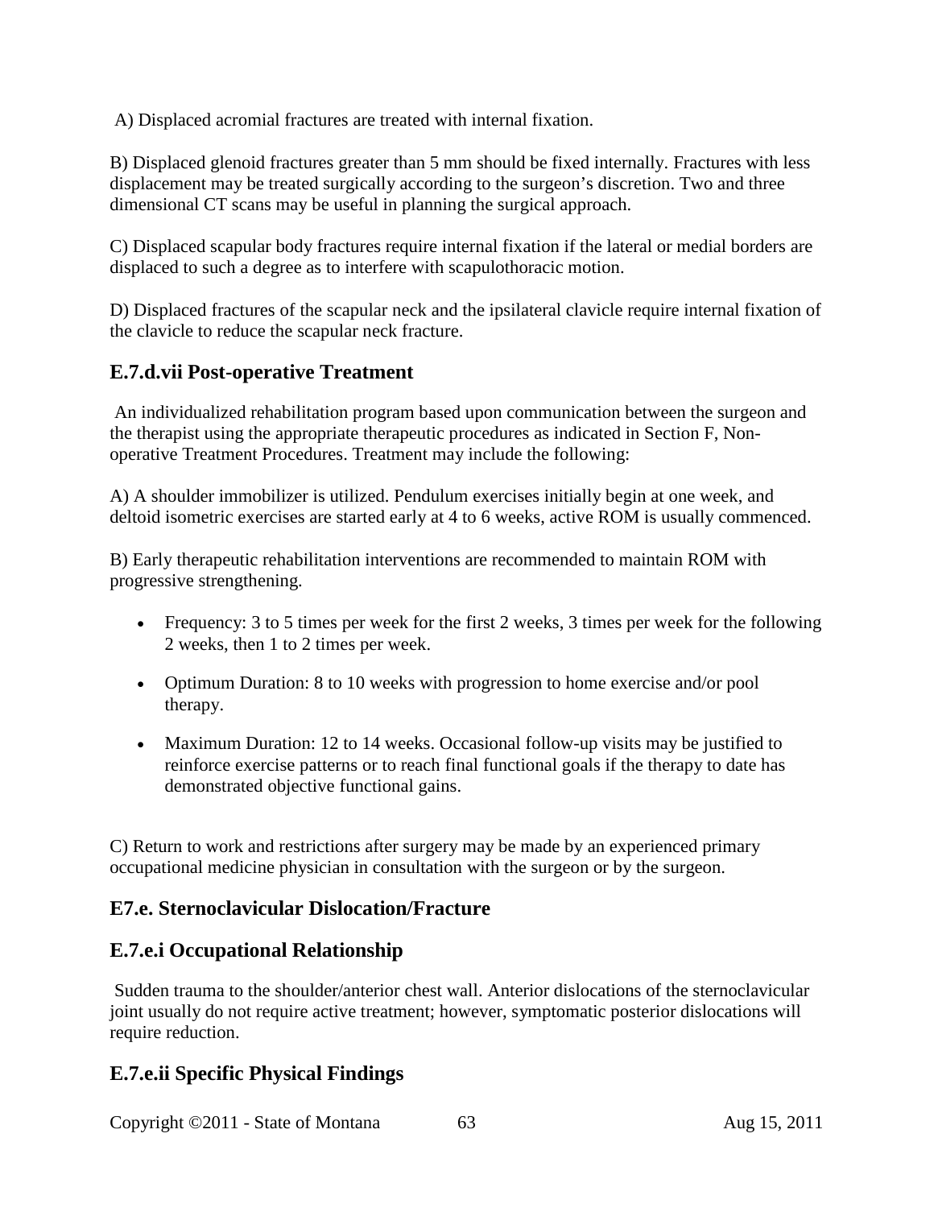A) Displaced acromial fractures are treated with internal fixation.

B) Displaced glenoid fractures greater than 5 mm should be fixed internally. Fractures with less displacement may be treated surgically according to the surgeon's discretion. Two and three dimensional CT scans may be useful in planning the surgical approach.

C) Displaced scapular body fractures require internal fixation if the lateral or medial borders are displaced to such a degree as to interfere with scapulothoracic motion.

D) Displaced fractures of the scapular neck and the ipsilateral clavicle require internal fixation of the clavicle to reduce the scapular neck fracture.

## E.7.d.vii Post-operative Treatment

An individualized rehabilitation program based upon communication between the surgeon and the therapist using the appropriate therapeutic procedures as indicated in Section F, Non-operative Treatment Procedures. Treatment may include the following:

A) A shoulder immobilizer is utilized. Pendulum exercises initially begin at one week, and deltoid isometric exercises are started early at 4 to 6 weeks, active ROM is usually commenced.

B) Early therapeutic rehabilitation interventions are recommended to maintain ROM with progressive strengthening.

- Frequency: 3 to 5 times per week for the first 2 weeks, 3 times per week for the following 2 weeks, then 1 to 2 times per week.
- Optimum Duration: 8 to 10 weeks with progression to home exercise and/or pool therapy.
- Maximum Duration: 12 to 14 weeks. Occasional follow-up visits may be justified to reinforce exercise patterns or to reach final functional goals if the therapy to date has demonstrated objective functional gains.

C) Return to work and restrictions after surgery may be made by an experienced primary occupational medicine physician in consultation with the surgeon or by the surgeon.

## E7.e. Sternoclavicular Dislocation/Fracture

## E.7.e.i Occupational Relationship

Sudden trauma to the shoulder/anterior chest wall. Anterior dislocations of the sternoclavicular joint usually do not require active treatment; however, symptomatic posterior dislocations will require reduction.

## E.7.e.ii Specific Physical Findings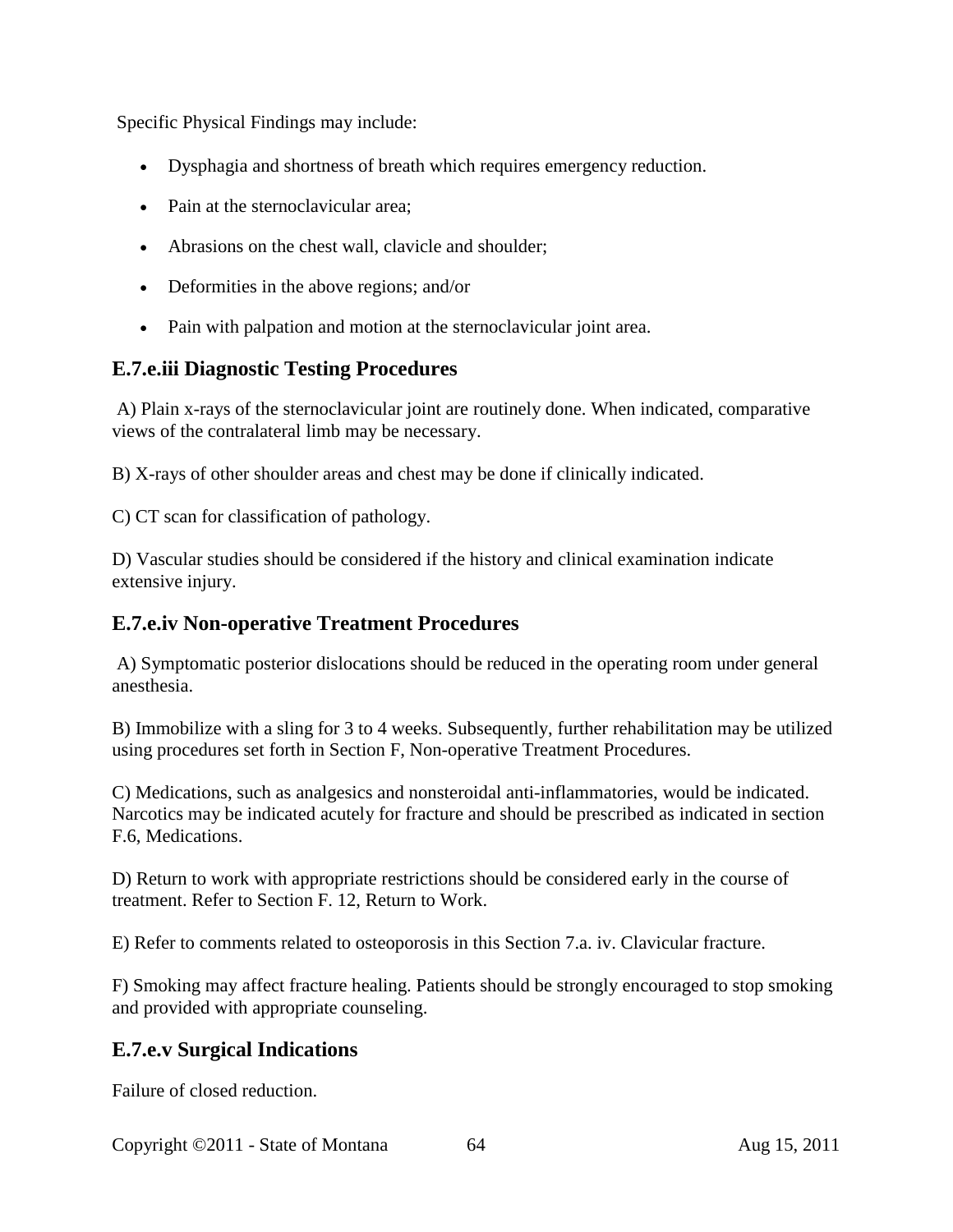Specific Physical Findings may include:

- Dysphagia and shortness of breath which requires emergency reduction.
- Pain at the sternoclavicular area;
- Abrasions on the chest wall, clavicle and shoulder;
- Deformities in the above regions; and/or
- Pain with palpation and motion at the sternoclavicular joint area.

## E.7.e.iii Diagnostic Testing Procedures

A) Plain x-rays of the sternoclavicular joint are routinely done. When indicated, comparative views of the contralateral limb may be necessary.

B) X-rays of other shoulder areas and chest may be done if clinically indicated.

C) CT scan for classification of pathology.

D) Vascular studies should be considered if the history and clinical examination indicate extensive injury.

## E.7.e.iv Non-operative Treatment Procedures

A) Symptomatic posterior dislocations should be reduced in the operating room under general anesthesia.

B) Immobilize with a sling for 3 to 4 weeks. Subsequently, further rehabilitation may be utilized using procedures set forth in Section F, Non-operative Treatment Procedures.

C) Medications, such as analgesics and nonsteroidal anti-inflammatories, would be indicated. Narcotics may be indicated acutely for fracture and should be prescribed as indicated in section F.6, Medications.

D) Return to work with appropriate restrictions should be considered early in the course of treatment. Refer to Section F. 12, Return to Work.

E) Refer to comments related to osteoporosis in this Section 7.a. iv. Clavicular fracture.

F) Smoking may affect fracture healing. Patients should be strongly encouraged to stop smoking and provided with appropriate counseling.

## E.7.e.v Surgical Indications

Failure of closed reduction.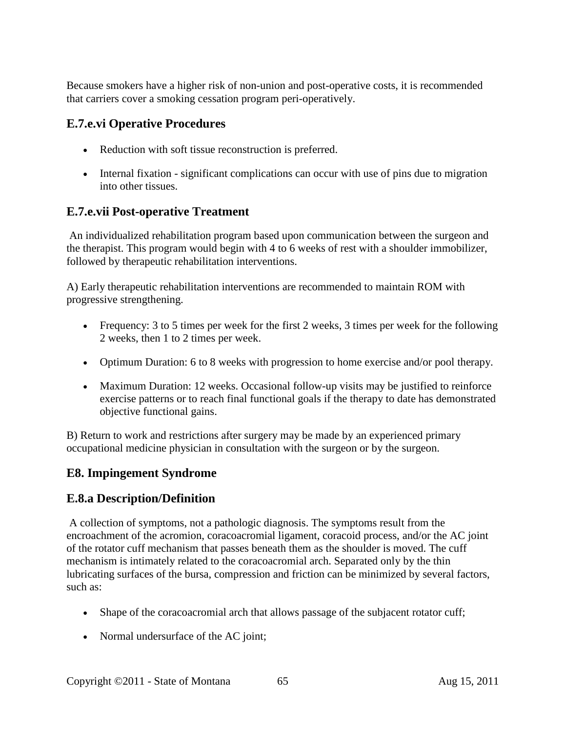Because smokers have a higher risk of non-union and post-operative costs, it is recommended that carriers cover a smoking cessation program peri-operatively.

## E.7.e.vi Operative Procedures

- Reduction with soft tissue reconstruction is preferred.
- Internal fixation - significant complications can occur with use of pins due to migration into other tissues.

## E.7.e.vii Post-operative Treatment

An individualized rehabilitation program based upon communication between the surgeon and the therapist. This program would begin with 4 to 6 weeks of rest with a shoulder immobilizer, followed by therapeutic rehabilitation interventions.

A) Early therapeutic rehabilitation interventions are recommended to maintain ROM with progressive strengthening.

- Frequency: 3 to 5 times per week for the first 2 weeks, 3 times per week for the following 2 weeks, then 1 to 2 times per week.
- Optimum Duration: 6 to 8 weeks with progression to home exercise and/or pool therapy.
- Maximum Duration: 12 weeks. Occasional follow-up visits may be justified to reinforce exercise patterns or to reach final functional goals if the therapy to date has demonstrated objective functional gains.

B) Return to work and restrictions after surgery may be made by an experienced primary occupational medicine physician in consultation with the surgeon or by the surgeon.

## E8. Impingement Syndrome

## E.8.a Description/Definition

A collection of symptoms, not a pathologic diagnosis. The symptoms result from the encroachment of the acromion, coracoacromial ligament, coracoid process, and/or the AC joint of the rotator cuff mechanism that passes beneath them as the shoulder is moved. The cuff mechanism is intimately related to the coracoacromial arch. Separated only by the thin lubricating surfaces of the bursa, compression and friction can be minimized by several factors, such as:

- Shape of the coracoacromial arch that allows passage of the subjacent rotator cuff;
- Normal undersurface of the AC joint;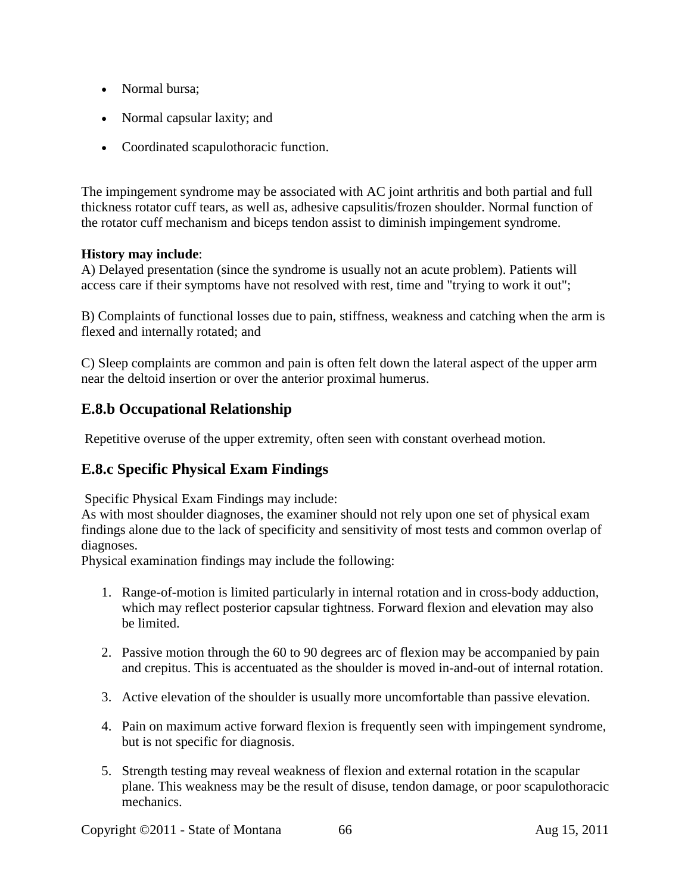- Normal bursa;
- Normal capsular laxity; and
- Coordinated scapulothoracic function.

The impingement syndrome may be associated with AC joint arthritis and both partial and full thickness rotator cuff tears, as well as, adhesive capsulitis/frozen shoulder. Normal function of the rotator cuff mechanism and biceps tendon assist to diminish impingement syndrome.

**History may include**:
A) Delayed presentation (since the syndrome is usually not an acute problem). Patients will access care if their symptoms have not resolved with rest, time and "trying to work it out";

B) Complaints of functional losses due to pain, stiffness, weakness and catching when the arm is flexed and internally rotated; and

C) Sleep complaints are common and pain is often felt down the lateral aspect of the upper arm near the deltoid insertion or over the anterior proximal humerus.

## E.8.b Occupational Relationship

Repetitive overuse of the upper extremity, often seen with constant overhead motion.

## E.8.c Specific Physical Exam Findings

Specific Physical Exam Findings may include:
As with most shoulder diagnoses, the examiner should not rely upon one set of physical exam findings alone due to the lack of specificity and sensitivity of most tests and common overlap of diagnoses.
Physical examination findings may include the following:

1. Range-of-motion is limited particularly in internal rotation and in cross-body adduction, which may reflect posterior capsular tightness. Forward flexion and elevation may also be limited.
2. Passive motion through the 60 to 90 degrees arc of flexion may be accompanied by pain and crepitus. This is accentuated as the shoulder is moved in-and-out of internal rotation.
3. Active elevation of the shoulder is usually more uncomfortable than passive elevation.
4. Pain on maximum active forward flexion is frequently seen with impingement syndrome, but is not specific for diagnosis.
5. Strength testing may reveal weakness of flexion and external rotation in the scapular plane. This weakness may be the result of disuse, tendon damage, or poor scapulothoracic mechanics.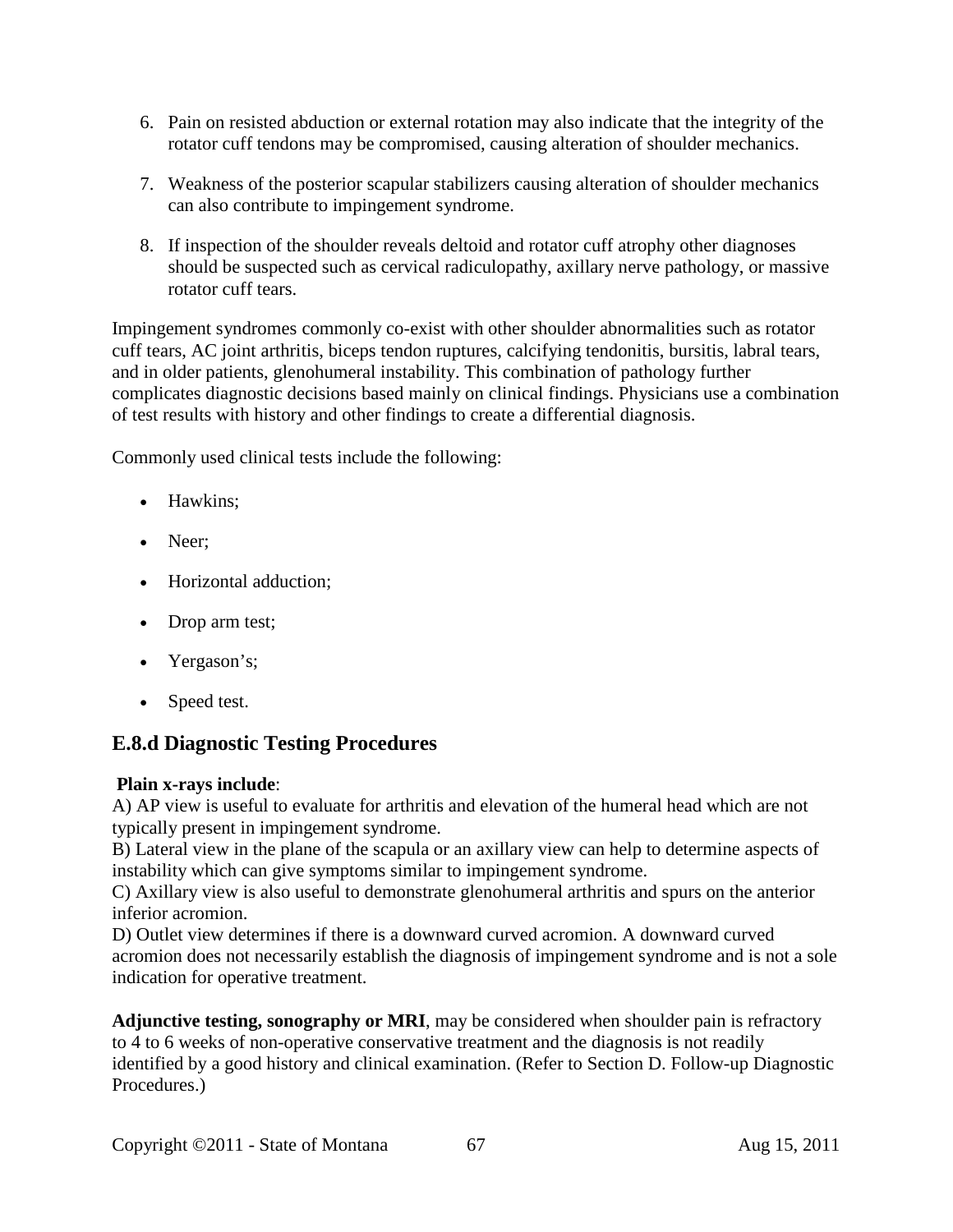6. Pain on resisted abduction or external rotation may also indicate that the integrity of the rotator cuff tendons may be compromised, causing alteration of shoulder mechanics.

7. Weakness of the posterior scapular stabilizers causing alteration of shoulder mechanics can also contribute to impingement syndrome.

8. If inspection of the shoulder reveals deltoid and rotator cuff atrophy other diagnoses should be suspected such as cervical radiculopathy, axillary nerve pathology, or massive rotator cuff tears.

Impingement syndromes commonly co-exist with other shoulder abnormalities such as rotator cuff tears, AC joint arthritis, biceps tendon ruptures, calcifying tendonitis, bursitis, labral tears, and in older patients, glenohumeral instability. This combination of pathology further complicates diagnostic decisions based mainly on clinical findings. Physicians use a combination of test results with history and other findings to create a differential diagnosis.

Commonly used clinical tests include the following:

- Hawkins;
- Neer;
- Horizontal adduction;
- Drop arm test;
- Yergason's;
- Speed test.

## E.8.d Diagnostic Testing Procedures

**Plain x-rays include**:
A) AP view is useful to evaluate for arthritis and elevation of the humeral head which are not typically present in impingement syndrome.
B) Lateral view in the plane of the scapula or an axillary view can help to determine aspects of instability which can give symptoms similar to impingement syndrome.
C) Axillary view is also useful to demonstrate glenohumeral arthritis and spurs on the anterior inferior acromion.
D) Outlet view determines if there is a downward curved acromion. A downward curved acromion does not necessarily establish the diagnosis of impingement syndrome and is not a sole indication for operative treatment.

**Adjunctive testing, sonography or MRI**, may be considered when shoulder pain is refractory to 4 to 6 weeks of non-operative conservative treatment and the diagnosis is not readily identified by a good history and clinical examination. (Refer to Section D. Follow-up Diagnostic Procedures.)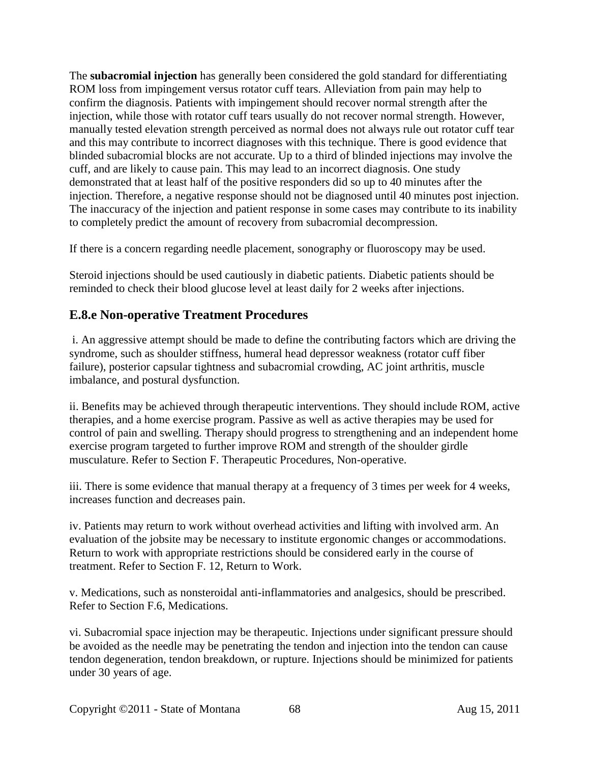The **subacromial injection** has generally been considered the gold standard for differentiating ROM loss from impingement versus rotator cuff tears. Alleviation from pain may help to confirm the diagnosis. Patients with impingement should recover normal strength after the injection, while those with rotator cuff tears usually do not recover normal strength. However, manually tested elevation strength perceived as normal does not always rule out rotator cuff tear and this may contribute to incorrect diagnoses with this technique. There is good evidence that blinded subacromial blocks are not accurate. Up to a third of blinded injections may involve the cuff, and are likely to cause pain. This may lead to an incorrect diagnosis. One study demonstrated that at least half of the positive responders did so up to 40 minutes after the injection. Therefore, a negative response should not be diagnosed until 40 minutes post injection. The inaccuracy of the injection and patient response in some cases may contribute to its inability to completely predict the amount of recovery from subacromial decompression.

If there is a concern regarding needle placement, sonography or fluoroscopy may be used.

Steroid injections should be used cautiously in diabetic patients. Diabetic patients should be reminded to check their blood glucose level at least daily for 2 weeks after injections.

## E.8.e Non-operative Treatment Procedures

i. An aggressive attempt should be made to define the contributing factors which are driving the syndrome, such as shoulder stiffness, humeral head depressor weakness (rotator cuff fiber failure), posterior capsular tightness and subacromial crowding, AC joint arthritis, muscle imbalance, and postural dysfunction.

ii. Benefits may be achieved through therapeutic interventions. They should include ROM, active therapies, and a home exercise program. Passive as well as active therapies may be used for control of pain and swelling. Therapy should progress to strengthening and an independent home exercise program targeted to further improve ROM and strength of the shoulder girdle musculature. Refer to Section F. Therapeutic Procedures, Non-operative.

iii. There is some evidence that manual therapy at a frequency of 3 times per week for 4 weeks, increases function and decreases pain.

iv. Patients may return to work without overhead activities and lifting with involved arm. An evaluation of the jobsite may be necessary to institute ergonomic changes or accommodations. Return to work with appropriate restrictions should be considered early in the course of treatment. Refer to Section F. 12, Return to Work.

v. Medications, such as nonsteroidal anti-inflammatories and analgesics, should be prescribed. Refer to Section F.6, Medications.

vi. Subacromial space injection may be therapeutic. Injections under significant pressure should be avoided as the needle may be penetrating the tendon and injection into the tendon can cause tendon degeneration, tendon breakdown, or rupture. Injections should be minimized for patients under 30 years of age.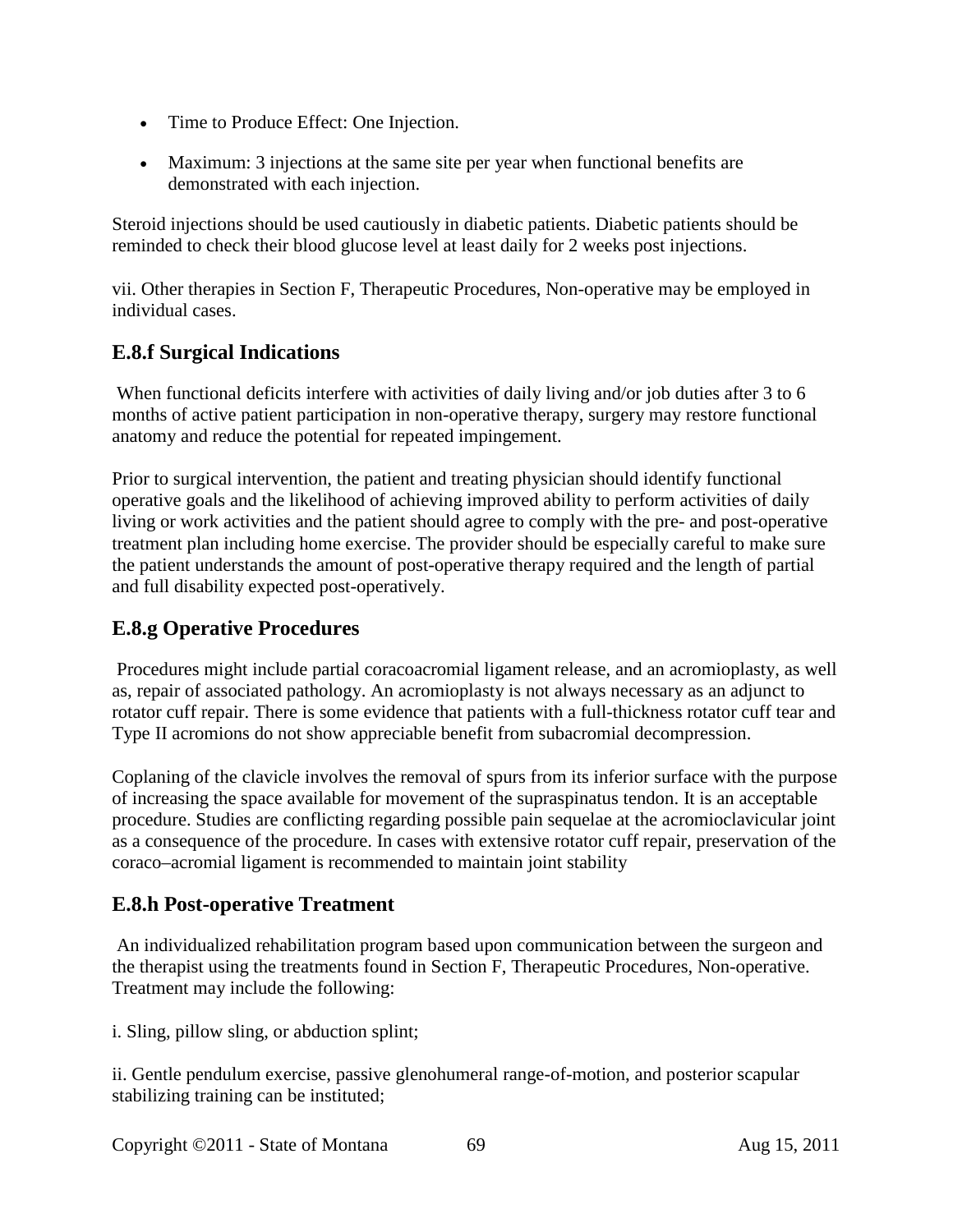- Time to Produce Effect: One Injection.
- Maximum: 3 injections at the same site per year when functional benefits are demonstrated with each injection.

Steroid injections should be used cautiously in diabetic patients. Diabetic patients should be reminded to check their blood glucose level at least daily for 2 weeks post injections.

vii. Other therapies in Section F, Therapeutic Procedures, Non-operative may be employed in individual cases.

## E.8.f Surgical Indications

When functional deficits interfere with activities of daily living and/or job duties after 3 to 6 months of active patient participation in non-operative therapy, surgery may restore functional anatomy and reduce the potential for repeated impingement.

Prior to surgical intervention, the patient and treating physician should identify functional operative goals and the likelihood of achieving improved ability to perform activities of daily living or work activities and the patient should agree to comply with the pre- and post-operative treatment plan including home exercise. The provider should be especially careful to make sure the patient understands the amount of post-operative therapy required and the length of partial and full disability expected post-operatively.

## E.8.g Operative Procedures

Procedures might include partial coracoacromial ligament release, and an acromioplasty, as well as, repair of associated pathology. An acromioplasty is not always necessary as an adjunct to rotator cuff repair. There is some evidence that patients with a full-thickness rotator cuff tear and Type II acromions do not show appreciable benefit from subacromial decompression.

Coplaning of the clavicle involves the removal of spurs from its inferior surface with the purpose of increasing the space available for movement of the supraspinatus tendon. It is an acceptable procedure. Studies are conflicting regarding possible pain sequelae at the acromioclavicular joint as a consequence of the procedure. In cases with extensive rotator cuff repair, preservation of the coraco–acromial ligament is recommended to maintain joint stability

## E.8.h Post-operative Treatment

An individualized rehabilitation program based upon communication between the surgeon and the therapist using the treatments found in Section F, Therapeutic Procedures, Non-operative. Treatment may include the following:

i. Sling, pillow sling, or abduction splint;

ii. Gentle pendulum exercise, passive glenohumeral range-of-motion, and posterior scapular stabilizing training can be instituted;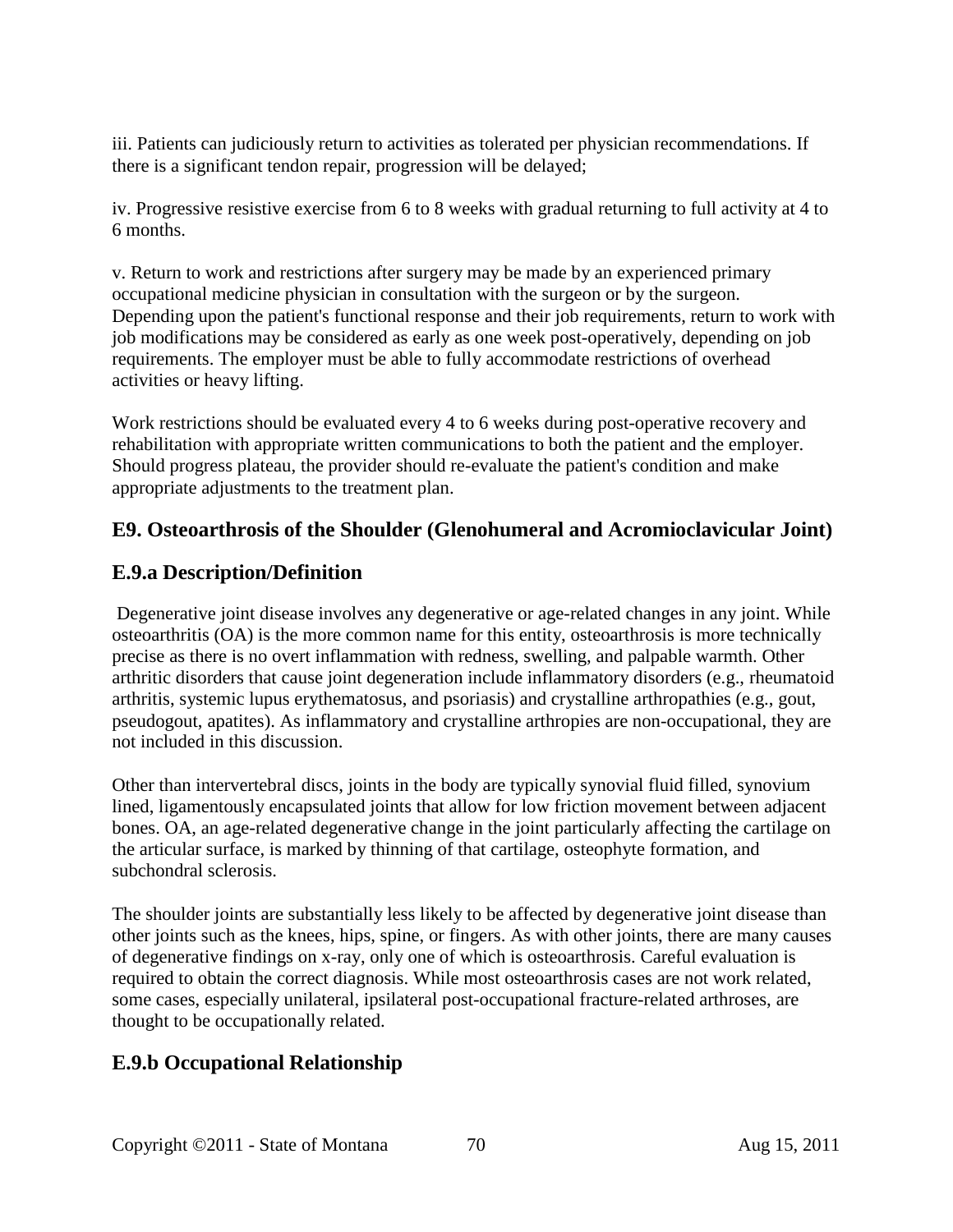iii. Patients can judiciously return to activities as tolerated per physician recommendations. If there is a significant tendon repair, progression will be delayed;

iv. Progressive resistive exercise from 6 to 8 weeks with gradual returning to full activity at 4 to 6 months.

v. Return to work and restrictions after surgery may be made by an experienced primary occupational medicine physician in consultation with the surgeon or by the surgeon. Depending upon the patient's functional response and their job requirements, return to work with job modifications may be considered as early as one week post-operatively, depending on job requirements. The employer must be able to fully accommodate restrictions of overhead activities or heavy lifting.

Work restrictions should be evaluated every 4 to 6 weeks during post-operative recovery and rehabilitation with appropriate written communications to both the patient and the employer. Should progress plateau, the provider should re-evaluate the patient's condition and make appropriate adjustments to the treatment plan.

## E9. Osteoarthrosis of the Shoulder (Glenohumeral and Acromioclavicular Joint)

## E.9.a Description/Definition

Degenerative joint disease involves any degenerative or age-related changes in any joint. While osteoarthritis (OA) is the more common name for this entity, osteoarthrosis is more technically precise as there is no overt inflammation with redness, swelling, and palpable warmth. Other arthritic disorders that cause joint degeneration include inflammatory disorders (e.g., rheumatoid arthritis, systemic lupus erythematosus, and psoriasis) and crystalline arthropathies (e.g., gout, pseudogout, apatites). As inflammatory and crystalline arthropies are non-occupational, they are not included in this discussion.

Other than intervertebral discs, joints in the body are typically synovial fluid filled, synovium lined, ligamentously encapsulated joints that allow for low friction movement between adjacent bones. OA, an age-related degenerative change in the joint particularly affecting the cartilage on the articular surface, is marked by thinning of that cartilage, osteophyte formation, and subchondral sclerosis.

The shoulder joints are substantially less likely to be affected by degenerative joint disease than other joints such as the knees, hips, spine, or fingers. As with other joints, there are many causes of degenerative findings on x-ray, only one of which is osteoarthrosis. Careful evaluation is required to obtain the correct diagnosis. While most osteoarthrosis cases are not work related, some cases, especially unilateral, ipsilateral post-occupational fracture-related arthroses, are thought to be occupationally related.

## E.9.b Occupational Relationship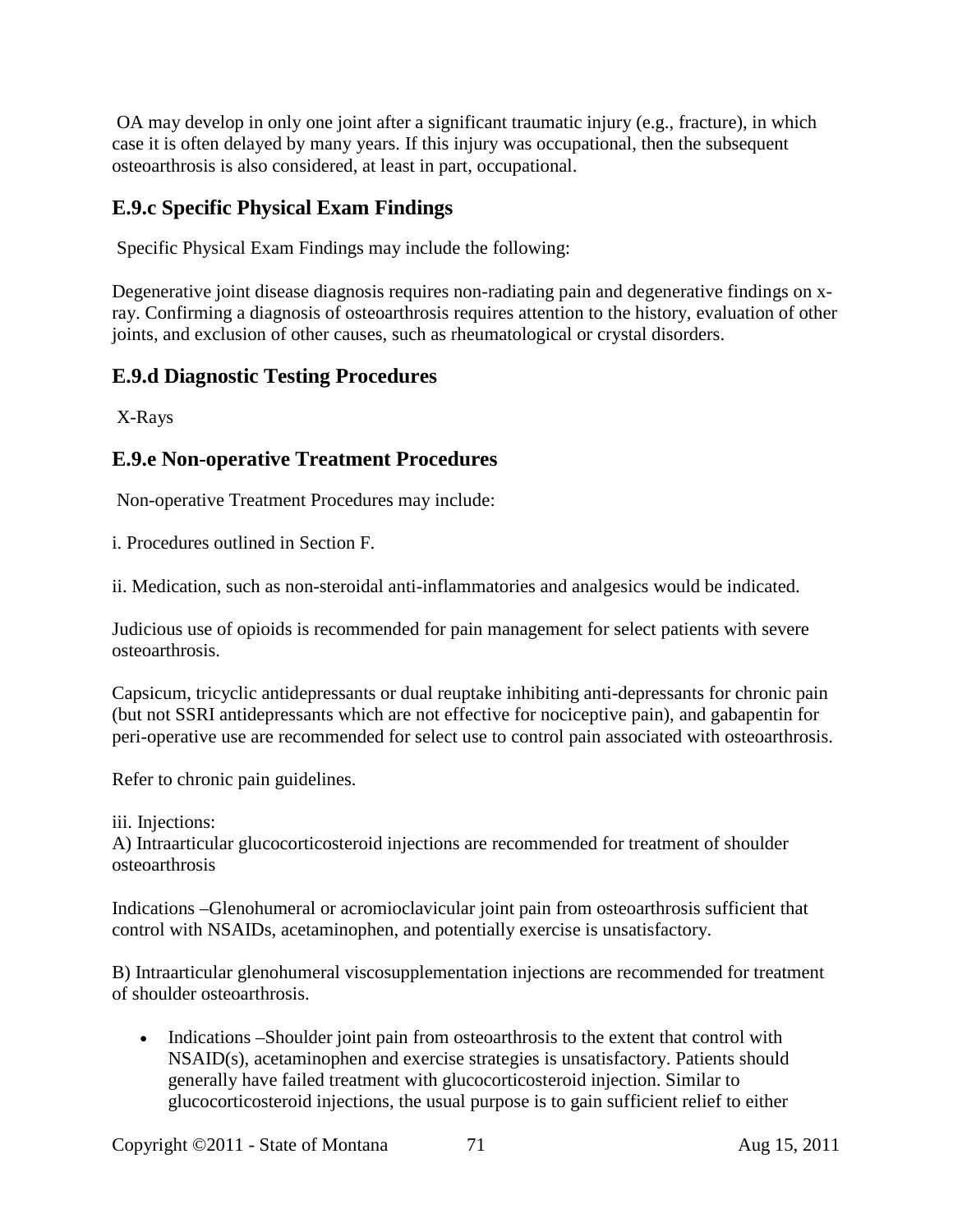OA may develop in only one joint after a significant traumatic injury (e.g., fracture), in which case it is often delayed by many years. If this injury was occupational, then the subsequent osteoarthrosis is also considered, at least in part, occupational.

### E.9.c Specific Physical Exam Findings

Specific Physical Exam Findings may include the following:

Degenerative joint disease diagnosis requires non-radiating pain and degenerative findings on x-ray. Confirming a diagnosis of osteoarthrosis requires attention to the history, evaluation of other joints, and exclusion of other causes, such as rheumatological or crystal disorders.

### E.9.d Diagnostic Testing Procedures

X-Rays

### E.9.e Non-operative Treatment Procedures

Non-operative Treatment Procedures may include:

i. Procedures outlined in Section F.

ii. Medication, such as non-steroidal anti-inflammatories and analgesics would be indicated.

Judicious use of opioids is recommended for pain management for select patients with severe osteoarthrosis.

Capsicum, tricyclic antidepressants or dual reuptake inhibiting anti-depressants for chronic pain (but not SSRI antidepressants which are not effective for nociceptive pain), and gabapentin for peri-operative use are recommended for select use to control pain associated with osteoarthrosis.

Refer to chronic pain guidelines.

iii. Injections:
A) Intraarticular glucocorticosteroid injections are recommended for treatment of shoulder osteoarthrosis

Indications –Glenohumeral or acromioclavicular joint pain from osteoarthrosis sufficient that control with NSAIDs, acetaminophen, and potentially exercise is unsatisfactory.

B) Intraarticular glenohumeral viscosupplementation injections are recommended for treatment of shoulder osteoarthrosis.

- Indications –Shoulder joint pain from osteoarthrosis to the extent that control with NSAID(s), acetaminophen and exercise strategies is unsatisfactory. Patients should generally have failed treatment with glucocorticosteroid injection. Similar to glucocorticosteroid injections, the usual purpose is to gain sufficient relief to either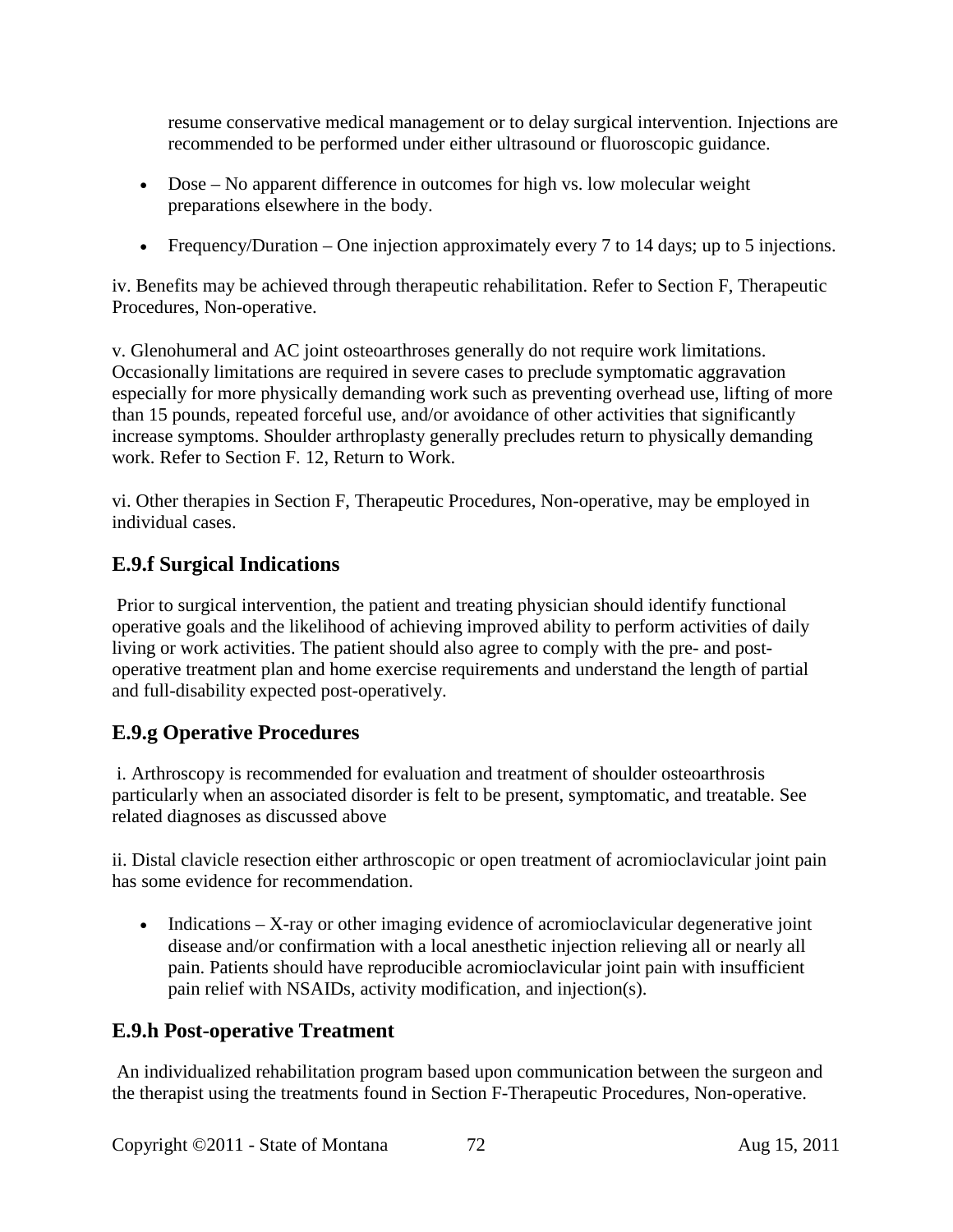resume conservative medical management or to delay surgical intervention. Injections are recommended to be performed under either ultrasound or fluoroscopic guidance.

- Dose – No apparent difference in outcomes for high vs. low molecular weight preparations elsewhere in the body.
- Frequency/Duration – One injection approximately every 7 to 14 days; up to 5 injections.

iv. Benefits may be achieved through therapeutic rehabilitation. Refer to Section F, Therapeutic Procedures, Non-operative.

v. Glenohumeral and AC joint osteoarthroses generally do not require work limitations. Occasionally limitations are required in severe cases to preclude symptomatic aggravation especially for more physically demanding work such as preventing overhead use, lifting of more than 15 pounds, repeated forceful use, and/or avoidance of other activities that significantly increase symptoms. Shoulder arthroplasty generally precludes return to physically demanding work. Refer to Section F. 12, Return to Work.

vi. Other therapies in Section F, Therapeutic Procedures, Non-operative, may be employed in individual cases.

## E.9.f Surgical Indications

Prior to surgical intervention, the patient and treating physician should identify functional operative goals and the likelihood of achieving improved ability to perform activities of daily living or work activities. The patient should also agree to comply with the pre- and post-operative treatment plan and home exercise requirements and understand the length of partial and full-disability expected post-operatively.

## E.9.g Operative Procedures

i. Arthroscopy is recommended for evaluation and treatment of shoulder osteoarthrosis particularly when an associated disorder is felt to be present, symptomatic, and treatable. See related diagnoses as discussed above

ii. Distal clavicle resection either arthroscopic or open treatment of acromioclavicular joint pain has some evidence for recommendation.

- Indications – X-ray or other imaging evidence of acromioclavicular degenerative joint disease and/or confirmation with a local anesthetic injection relieving all or nearly all pain. Patients should have reproducible acromioclavicular joint pain with insufficient pain relief with NSAIDs, activity modification, and injection(s).

## E.9.h Post-operative Treatment

An individualized rehabilitation program based upon communication between the surgeon and the therapist using the treatments found in Section F-Therapeutic Procedures, Non-operative.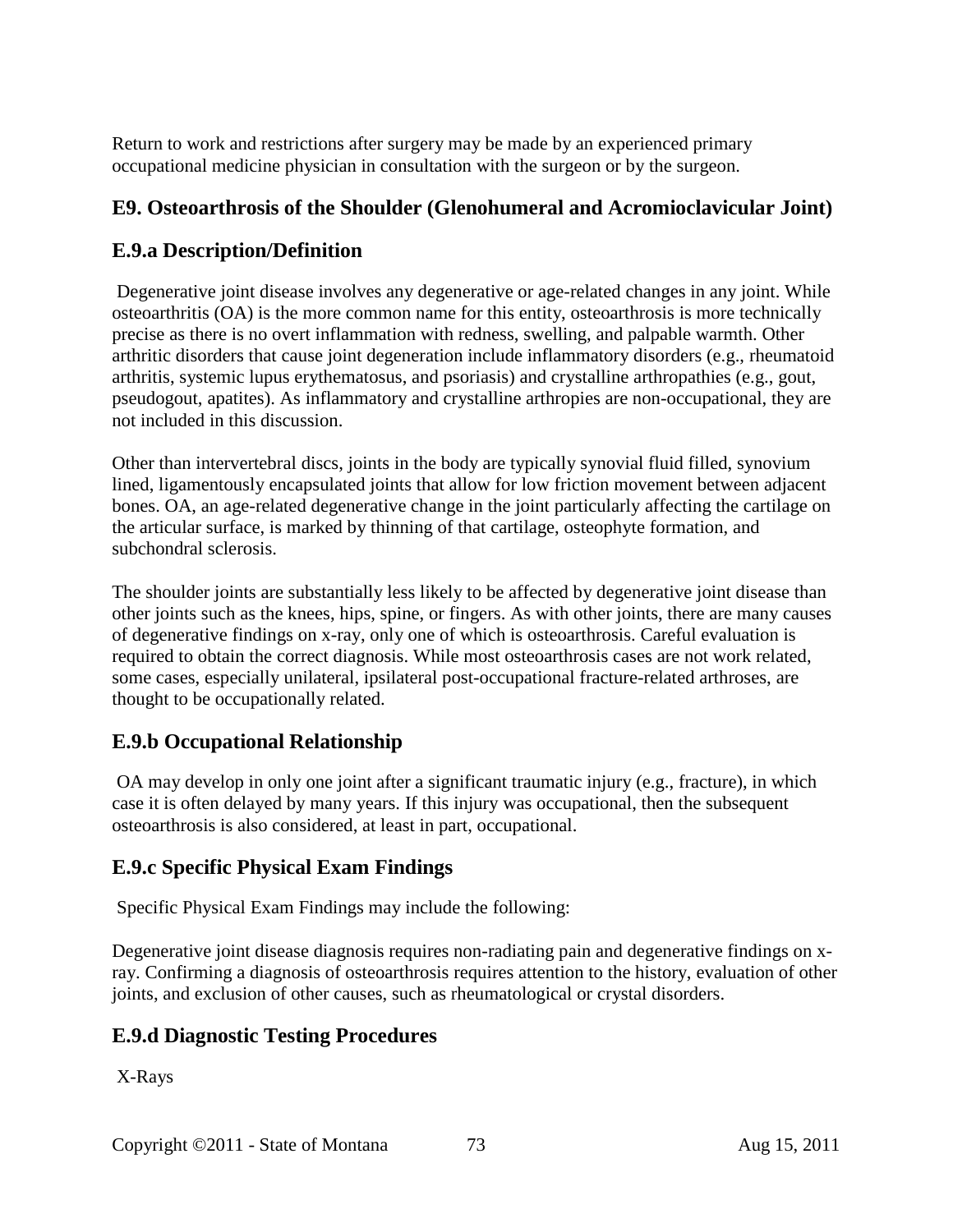Return to work and restrictions after surgery may be made by an experienced primary occupational medicine physician in consultation with the surgeon or by the surgeon.

## E9. Osteoarthrosis of the Shoulder (Glenohumeral and Acromioclavicular Joint)

## E.9.a Description/Definition

Degenerative joint disease involves any degenerative or age-related changes in any joint. While osteoarthritis (OA) is the more common name for this entity, osteoarthrosis is more technically precise as there is no overt inflammation with redness, swelling, and palpable warmth. Other arthritic disorders that cause joint degeneration include inflammatory disorders (e.g., rheumatoid arthritis, systemic lupus erythematosus, and psoriasis) and crystalline arthropathies (e.g., gout, pseudogout, apatites). As inflammatory and crystalline arthropies are non-occupational, they are not included in this discussion.

Other than intervertebral discs, joints in the body are typically synovial fluid filled, synovium lined, ligamentously encapsulated joints that allow for low friction movement between adjacent bones. OA, an age-related degenerative change in the joint particularly affecting the cartilage on the articular surface, is marked by thinning of that cartilage, osteophyte formation, and subchondral sclerosis.

The shoulder joints are substantially less likely to be affected by degenerative joint disease than other joints such as the knees, hips, spine, or fingers. As with other joints, there are many causes of degenerative findings on x-ray, only one of which is osteoarthrosis. Careful evaluation is required to obtain the correct diagnosis. While most osteoarthrosis cases are not work related, some cases, especially unilateral, ipsilateral post-occupational fracture-related arthroses, are thought to be occupationally related.

## E.9.b Occupational Relationship

OA may develop in only one joint after a significant traumatic injury (e.g., fracture), in which case it is often delayed by many years. If this injury was occupational, then the subsequent osteoarthrosis is also considered, at least in part, occupational.

## E.9.c Specific Physical Exam Findings

Specific Physical Exam Findings may include the following:

Degenerative joint disease diagnosis requires non-radiating pain and degenerative findings on x-ray. Confirming a diagnosis of osteoarthrosis requires attention to the history, evaluation of other joints, and exclusion of other causes, such as rheumatological or crystal disorders.

## E.9.d Diagnostic Testing Procedures

X-Rays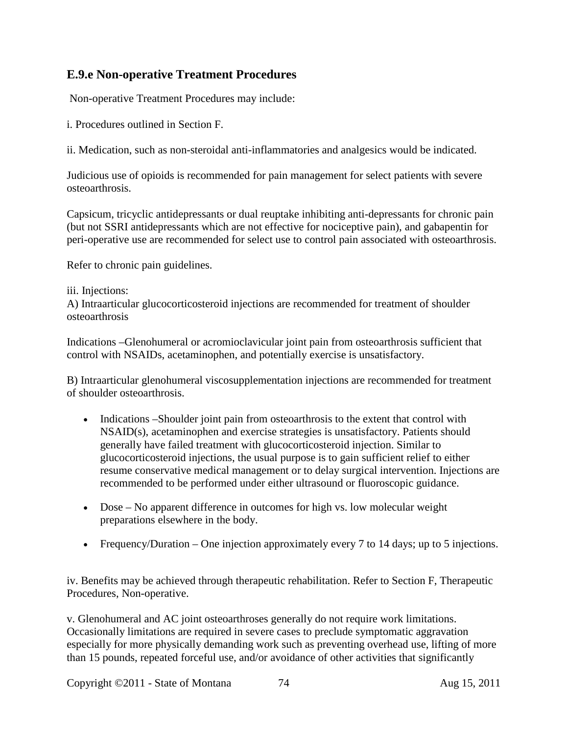## E.9.e Non-operative Treatment Procedures

Non-operative Treatment Procedures may include:

i. Procedures outlined in Section F.

ii. Medication, such as non-steroidal anti-inflammatories and analgesics would be indicated.

Judicious use of opioids is recommended for pain management for select patients with severe osteoarthrosis.

Capsicum, tricyclic antidepressants or dual reuptake inhibiting anti-depressants for chronic pain (but not SSRI antidepressants which are not effective for nociceptive pain), and gabapentin for peri-operative use are recommended for select use to control pain associated with osteoarthrosis.

Refer to chronic pain guidelines.

iii. Injections:
A) Intraarticular glucocorticosteroid injections are recommended for treatment of shoulder osteoarthrosis

Indications –Glenohumeral or acromioclavicular joint pain from osteoarthrosis sufficient that control with NSAIDs, acetaminophen, and potentially exercise is unsatisfactory.

B) Intraarticular glenohumeral viscosupplementation injections are recommended for treatment of shoulder osteoarthrosis.

- Indications –Shoulder joint pain from osteoarthrosis to the extent that control with NSAID(s), acetaminophen and exercise strategies is unsatisfactory. Patients should generally have failed treatment with glucocorticosteroid injection. Similar to glucocorticosteroid injections, the usual purpose is to gain sufficient relief to either resume conservative medical management or to delay surgical intervention. Injections are recommended to be performed under either ultrasound or fluoroscopic guidance.
- Dose – No apparent difference in outcomes for high vs. low molecular weight preparations elsewhere in the body.
- Frequency/Duration – One injection approximately every 7 to 14 days; up to 5 injections.

iv. Benefits may be achieved through therapeutic rehabilitation. Refer to Section F, Therapeutic Procedures, Non-operative.

v. Glenohumeral and AC joint osteoarthroses generally do not require work limitations. Occasionally limitations are required in severe cases to preclude symptomatic aggravation especially for more physically demanding work such as preventing overhead use, lifting of more than 15 pounds, repeated forceful use, and/or avoidance of other activities that significantly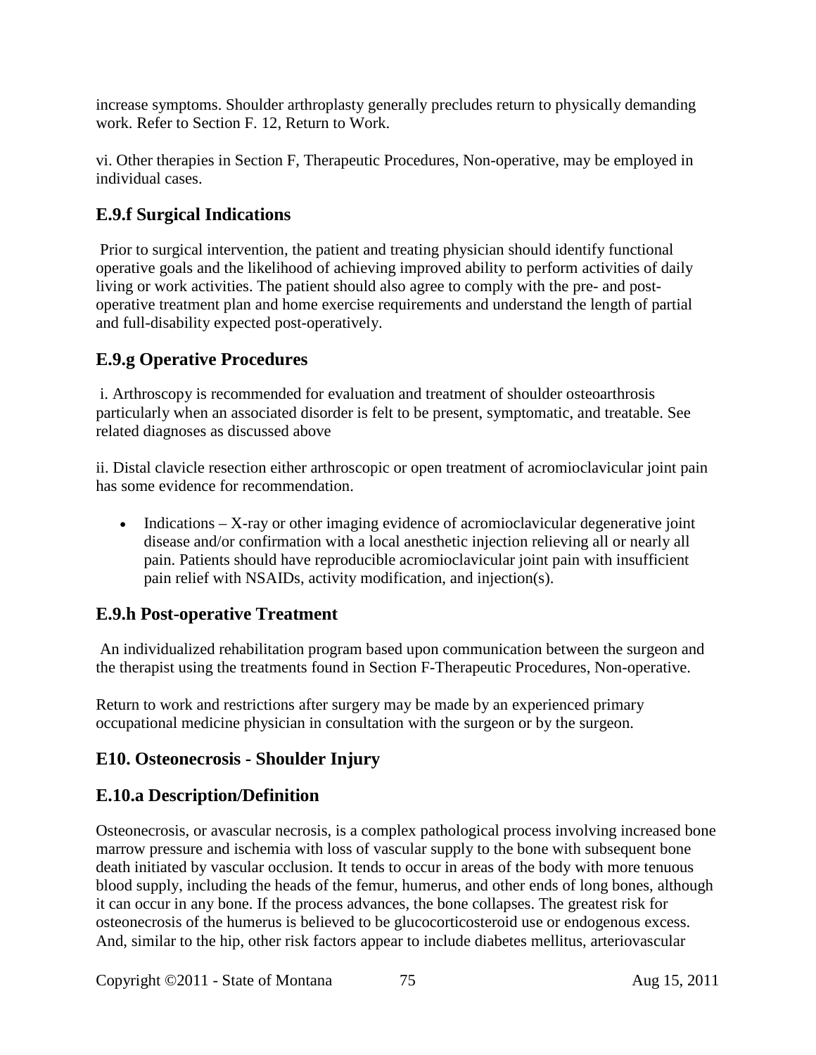increase symptoms. Shoulder arthroplasty generally precludes return to physically demanding work. Refer to Section F. 12, Return to Work.

vi. Other therapies in Section F, Therapeutic Procedures, Non-operative, may be employed in individual cases.

## E.9.f Surgical Indications

Prior to surgical intervention, the patient and treating physician should identify functional operative goals and the likelihood of achieving improved ability to perform activities of daily living or work activities. The patient should also agree to comply with the pre- and post-operative treatment plan and home exercise requirements and understand the length of partial and full-disability expected post-operatively.

## E.9.g Operative Procedures

i. Arthroscopy is recommended for evaluation and treatment of shoulder osteoarthrosis particularly when an associated disorder is felt to be present, symptomatic, and treatable. See related diagnoses as discussed above

ii. Distal clavicle resection either arthroscopic or open treatment of acromioclavicular joint pain has some evidence for recommendation.

- Indications – X-ray or other imaging evidence of acromioclavicular degenerative joint disease and/or confirmation with a local anesthetic injection relieving all or nearly all pain. Patients should have reproducible acromioclavicular joint pain with insufficient pain relief with NSAIDs, activity modification, and injection(s).

## E.9.h Post-operative Treatment

An individualized rehabilitation program based upon communication between the surgeon and the therapist using the treatments found in Section F-Therapeutic Procedures, Non-operative.

Return to work and restrictions after surgery may be made by an experienced primary occupational medicine physician in consultation with the surgeon or by the surgeon.

## E10. Osteonecrosis - Shoulder Injury

## E.10.a Description/Definition

Osteonecrosis, or avascular necrosis, is a complex pathological process involving increased bone marrow pressure and ischemia with loss of vascular supply to the bone with subsequent bone death initiated by vascular occlusion. It tends to occur in areas of the body with more tenuous blood supply, including the heads of the femur, humerus, and other ends of long bones, although it can occur in any bone. If the process advances, the bone collapses. The greatest risk for osteonecrosis of the humerus is believed to be glucocorticosteroid use or endogenous excess. And, similar to the hip, other risk factors appear to include diabetes mellitus, arteriovascular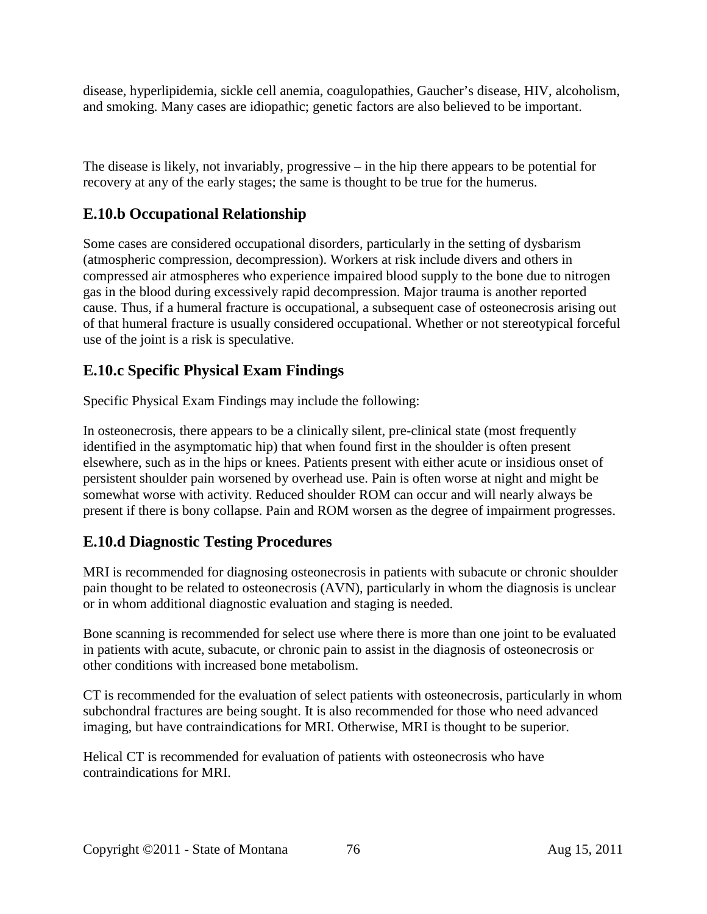disease, hyperlipidemia, sickle cell anemia, coagulopathies, Gaucher's disease, HIV, alcoholism, and smoking. Many cases are idiopathic; genetic factors are also believed to be important.

The disease is likely, not invariably, progressive – in the hip there appears to be potential for recovery at any of the early stages; the same is thought to be true for the humerus.

## E.10.b Occupational Relationship

Some cases are considered occupational disorders, particularly in the setting of dysbarism (atmospheric compression, decompression). Workers at risk include divers and others in compressed air atmospheres who experience impaired blood supply to the bone due to nitrogen gas in the blood during excessively rapid decompression. Major trauma is another reported cause. Thus, if a humeral fracture is occupational, a subsequent case of osteonecrosis arising out of that humeral fracture is usually considered occupational. Whether or not stereotypical forceful use of the joint is a risk is speculative.

## E.10.c Specific Physical Exam Findings

Specific Physical Exam Findings may include the following:

In osteonecrosis, there appears to be a clinically silent, pre-clinical state (most frequently identified in the asymptomatic hip) that when found first in the shoulder is often present elsewhere, such as in the hips or knees. Patients present with either acute or insidious onset of persistent shoulder pain worsened by overhead use. Pain is often worse at night and might be somewhat worse with activity. Reduced shoulder ROM can occur and will nearly always be present if there is bony collapse. Pain and ROM worsen as the degree of impairment progresses.

## E.10.d Diagnostic Testing Procedures

MRI is recommended for diagnosing osteonecrosis in patients with subacute or chronic shoulder pain thought to be related to osteonecrosis (AVN), particularly in whom the diagnosis is unclear or in whom additional diagnostic evaluation and staging is needed.

Bone scanning is recommended for select use where there is more than one joint to be evaluated in patients with acute, subacute, or chronic pain to assist in the diagnosis of osteonecrosis or other conditions with increased bone metabolism.

CT is recommended for the evaluation of select patients with osteonecrosis, particularly in whom subchondral fractures are being sought. It is also recommended for those who need advanced imaging, but have contraindications for MRI. Otherwise, MRI is thought to be superior.

Helical CT is recommended for evaluation of patients with osteonecrosis who have contraindications for MRI.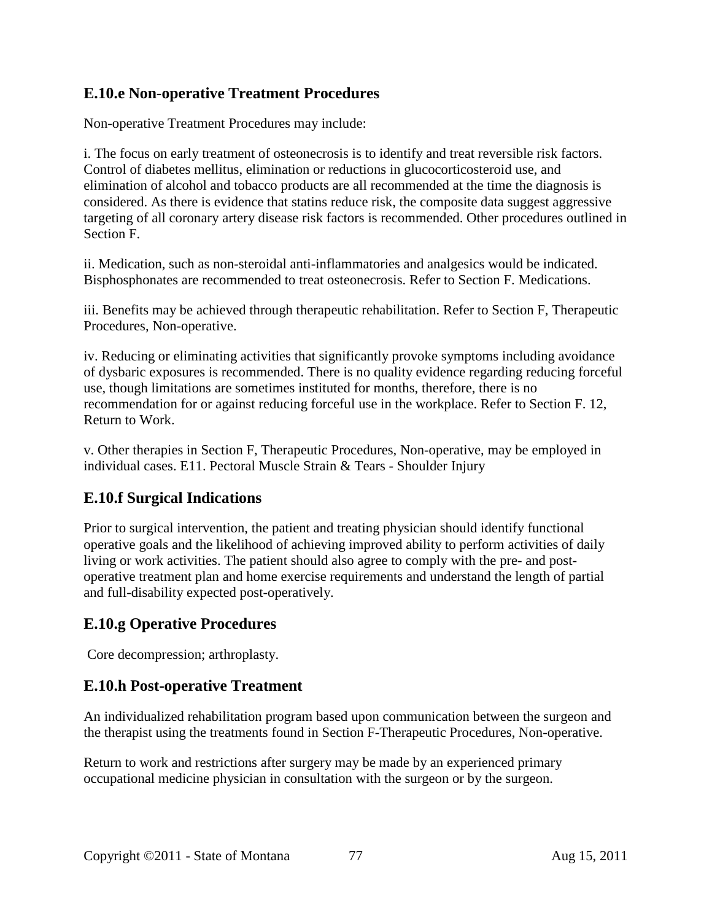## E.10.e Non-operative Treatment Procedures

Non-operative Treatment Procedures may include:

i. The focus on early treatment of osteonecrosis is to identify and treat reversible risk factors. Control of diabetes mellitus, elimination or reductions in glucocorticosteroid use, and elimination of alcohol and tobacco products are all recommended at the time the diagnosis is considered. As there is evidence that statins reduce risk, the composite data suggest aggressive targeting of all coronary artery disease risk factors is recommended. Other procedures outlined in Section F.

ii. Medication, such as non-steroidal anti-inflammatories and analgesics would be indicated. Bisphosphonates are recommended to treat osteonecrosis. Refer to Section F. Medications.

iii. Benefits may be achieved through therapeutic rehabilitation. Refer to Section F, Therapeutic Procedures, Non-operative.

iv. Reducing or eliminating activities that significantly provoke symptoms including avoidance of dysbaric exposures is recommended. There is no quality evidence regarding reducing forceful use, though limitations are sometimes instituted for months, therefore, there is no recommendation for or against reducing forceful use in the workplace. Refer to Section F. 12, Return to Work.

v. Other therapies in Section F, Therapeutic Procedures, Non-operative, may be employed in individual cases. E11. Pectoral Muscle Strain & Tears - Shoulder Injury

## E.10.f Surgical Indications

Prior to surgical intervention, the patient and treating physician should identify functional operative goals and the likelihood of achieving improved ability to perform activities of daily living or work activities. The patient should also agree to comply with the pre- and post-operative treatment plan and home exercise requirements and understand the length of partial and full-disability expected post-operatively.

## E.10.g Operative Procedures

Core decompression; arthroplasty.

## E.10.h Post-operative Treatment

An individualized rehabilitation program based upon communication between the surgeon and the therapist using the treatments found in Section F-Therapeutic Procedures, Non-operative.

Return to work and restrictions after surgery may be made by an experienced primary occupational medicine physician in consultation with the surgeon or by the surgeon.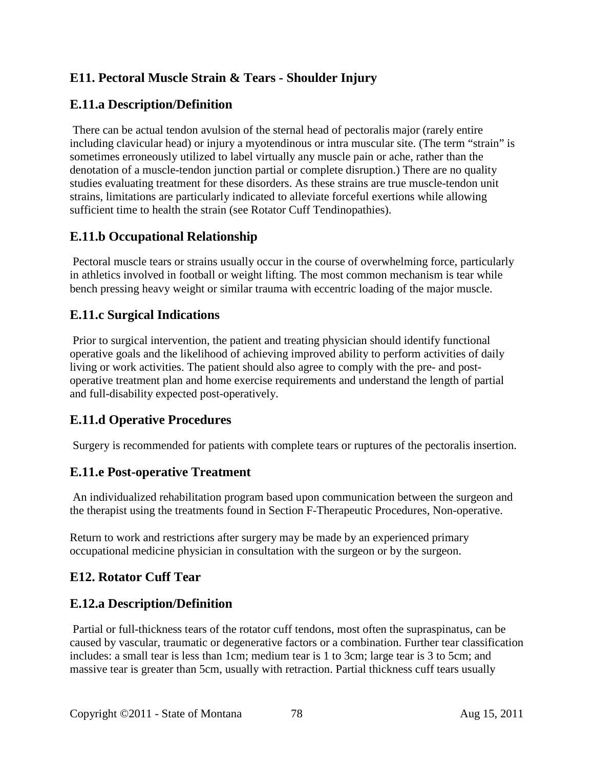## E11. Pectoral Muscle Strain & Tears - Shoulder Injury

### E.11.a Description/Definition

There can be actual tendon avulsion of the sternal head of pectoralis major (rarely entire including clavicular head) or injury a myotendinous or intra muscular site. (The term "strain" is sometimes erroneously utilized to label virtually any muscle pain or ache, rather than the denotation of a muscle-tendon junction partial or complete disruption.) There are no quality studies evaluating treatment for these disorders. As these strains are true muscle-tendon unit strains, limitations are particularly indicated to alleviate forceful exertions while allowing sufficient time to health the strain (see Rotator Cuff Tendinopathies).

### E.11.b Occupational Relationship

Pectoral muscle tears or strains usually occur in the course of overwhelming force, particularly in athletics involved in football or weight lifting. The most common mechanism is tear while bench pressing heavy weight or similar trauma with eccentric loading of the major muscle.

### E.11.c Surgical Indications

Prior to surgical intervention, the patient and treating physician should identify functional operative goals and the likelihood of achieving improved ability to perform activities of daily living or work activities. The patient should also agree to comply with the pre- and post-operative treatment plan and home exercise requirements and understand the length of partial and full-disability expected post-operatively.

### E.11.d Operative Procedures

Surgery is recommended for patients with complete tears or ruptures of the pectoralis insertion.

### E.11.e Post-operative Treatment

An individualized rehabilitation program based upon communication between the surgeon and the therapist using the treatments found in Section F-Therapeutic Procedures, Non-operative.

Return to work and restrictions after surgery may be made by an experienced primary occupational medicine physician in consultation with the surgeon or by the surgeon.

## E12. Rotator Cuff Tear

### E.12.a Description/Definition

Partial or full-thickness tears of the rotator cuff tendons, most often the supraspinatus, can be caused by vascular, traumatic or degenerative factors or a combination. Further tear classification includes: a small tear is less than 1cm; medium tear is 1 to 3cm; large tear is 3 to 5cm; and massive tear is greater than 5cm, usually with retraction. Partial thickness cuff tears usually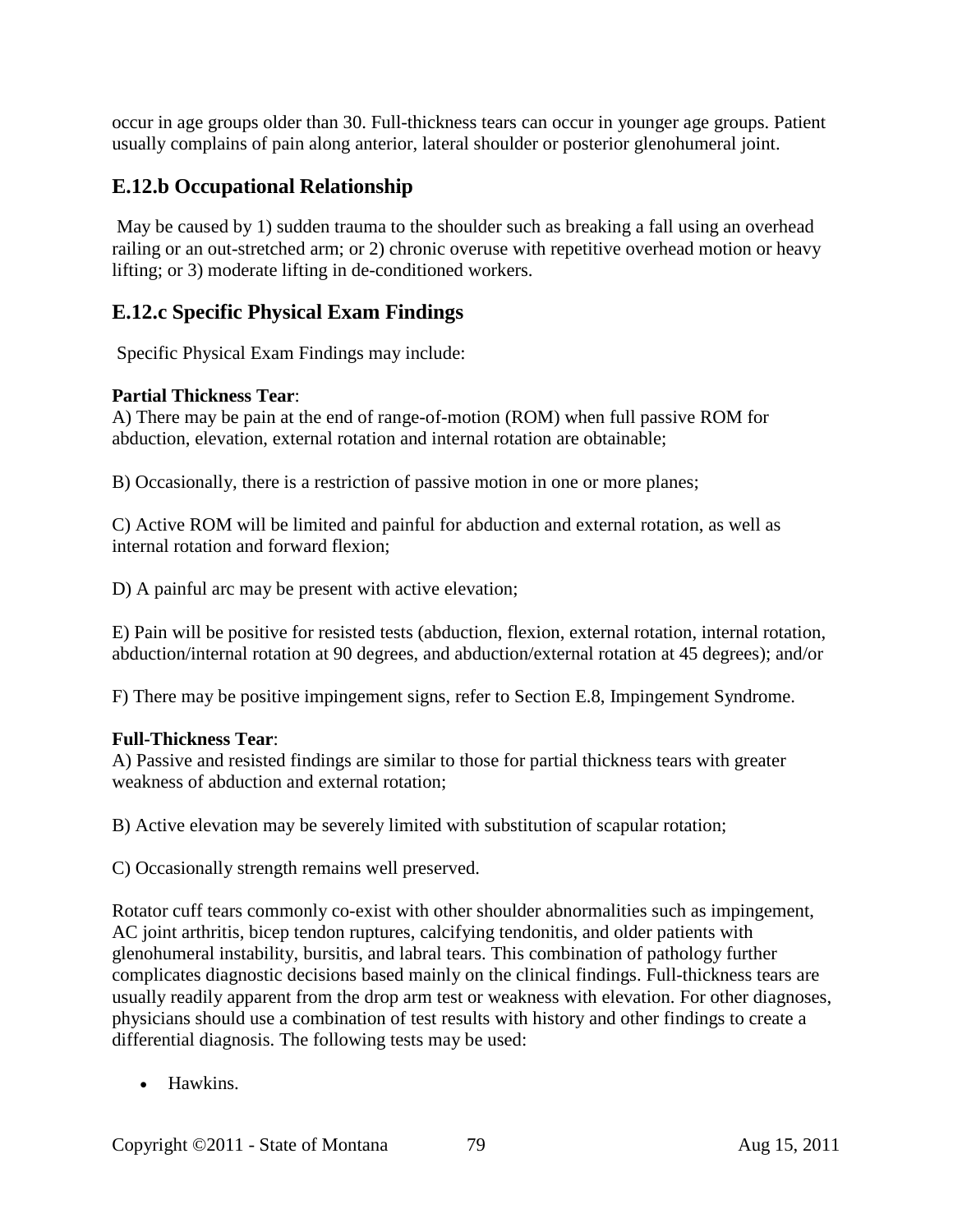occur in age groups older than 30. Full-thickness tears can occur in younger age groups. Patient usually complains of pain along anterior, lateral shoulder or posterior glenohumeral joint.

## E.12.b Occupational Relationship

May be caused by 1) sudden trauma to the shoulder such as breaking a fall using an overhead railing or an out-stretched arm; or 2) chronic overuse with repetitive overhead motion or heavy lifting; or 3) moderate lifting in de-conditioned workers.

## E.12.c Specific Physical Exam Findings

Specific Physical Exam Findings may include:

**Partial Thickness Tear**:
A) There may be pain at the end of range-of-motion (ROM) when full passive ROM for abduction, elevation, external rotation and internal rotation are obtainable;

B) Occasionally, there is a restriction of passive motion in one or more planes;

C) Active ROM will be limited and painful for abduction and external rotation, as well as internal rotation and forward flexion;

D) A painful arc may be present with active elevation;

E) Pain will be positive for resisted tests (abduction, flexion, external rotation, internal rotation, abduction/internal rotation at 90 degrees, and abduction/external rotation at 45 degrees); and/or

F) There may be positive impingement signs, refer to Section E.8, Impingement Syndrome.

**Full-Thickness Tear**:
A) Passive and resisted findings are similar to those for partial thickness tears with greater weakness of abduction and external rotation;

B) Active elevation may be severely limited with substitution of scapular rotation;

C) Occasionally strength remains well preserved.

Rotator cuff tears commonly co-exist with other shoulder abnormalities such as impingement, AC joint arthritis, bicep tendon ruptures, calcifying tendonitis, and older patients with glenohumeral instability, bursitis, and labral tears. This combination of pathology further complicates diagnostic decisions based mainly on the clinical findings. Full-thickness tears are usually readily apparent from the drop arm test or weakness with elevation. For other diagnoses, physicians should use a combination of test results with history and other findings to create a differential diagnosis. The following tests may be used:

- Hawkins.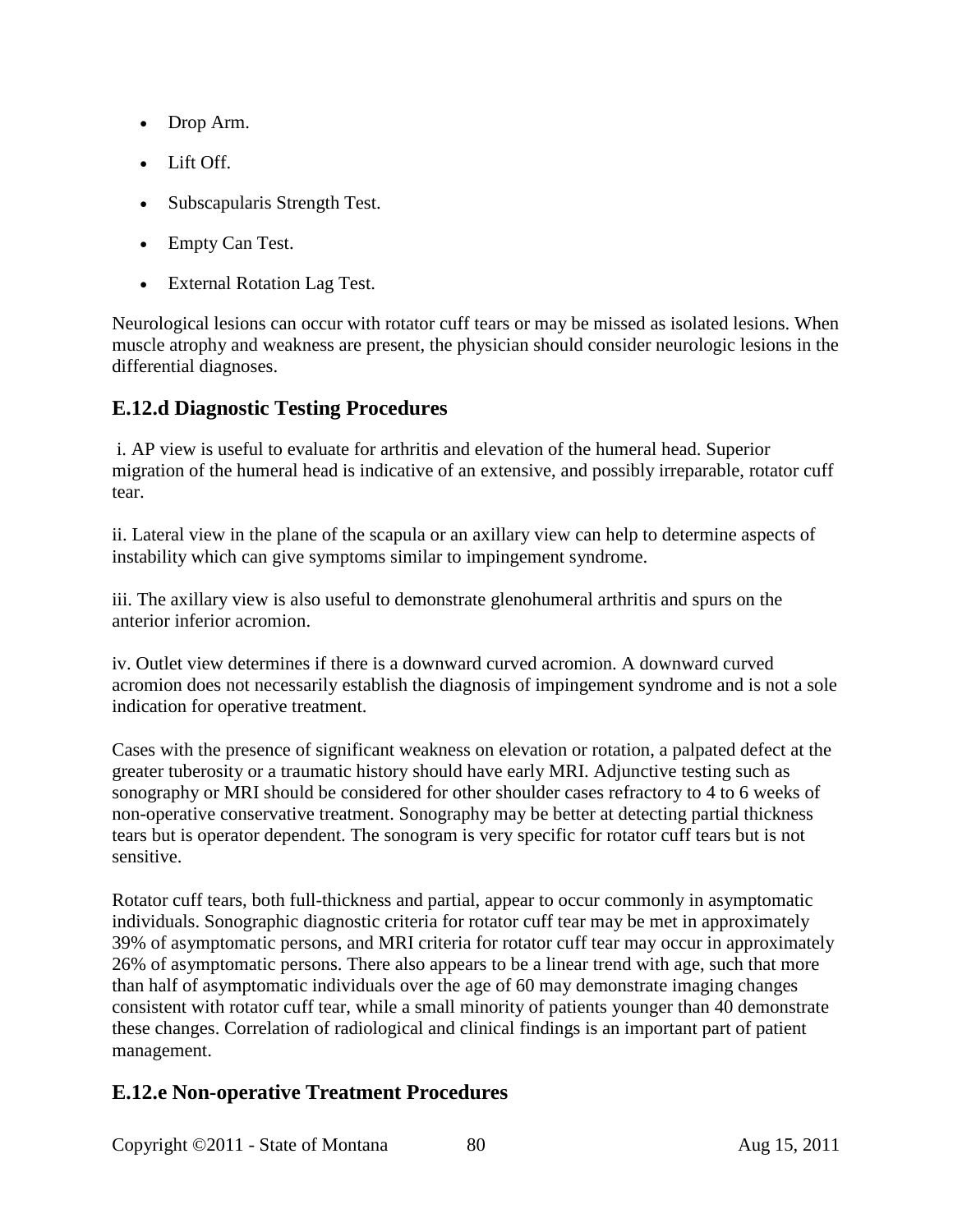- Drop Arm.
- Lift Off.
- Subscapularis Strength Test.
- Empty Can Test.
- External Rotation Lag Test.

Neurological lesions can occur with rotator cuff tears or may be missed as isolated lesions. When muscle atrophy and weakness are present, the physician should consider neurologic lesions in the differential diagnoses.

## E.12.d Diagnostic Testing Procedures

i. AP view is useful to evaluate for arthritis and elevation of the humeral head. Superior migration of the humeral head is indicative of an extensive, and possibly irreparable, rotator cuff tear.

ii. Lateral view in the plane of the scapula or an axillary view can help to determine aspects of instability which can give symptoms similar to impingement syndrome.

iii. The axillary view is also useful to demonstrate glenohumeral arthritis and spurs on the anterior inferior acromion.

iv. Outlet view determines if there is a downward curved acromion. A downward curved acromion does not necessarily establish the diagnosis of impingement syndrome and is not a sole indication for operative treatment.

Cases with the presence of significant weakness on elevation or rotation, a palpated defect at the greater tuberosity or a traumatic history should have early MRI. Adjunctive testing such as sonography or MRI should be considered for other shoulder cases refractory to 4 to 6 weeks of non-operative conservative treatment. Sonography may be better at detecting partial thickness tears but is operator dependent. The sonogram is very specific for rotator cuff tears but is not sensitive.

Rotator cuff tears, both full-thickness and partial, appear to occur commonly in asymptomatic individuals. Sonographic diagnostic criteria for rotator cuff tear may be met in approximately 39% of asymptomatic persons, and MRI criteria for rotator cuff tear may occur in approximately 26% of asymptomatic persons. There also appears to be a linear trend with age, such that more than half of asymptomatic individuals over the age of 60 may demonstrate imaging changes consistent with rotator cuff tear, while a small minority of patients younger than 40 demonstrate these changes. Correlation of radiological and clinical findings is an important part of patient management.

## E.12.e Non-operative Treatment Procedures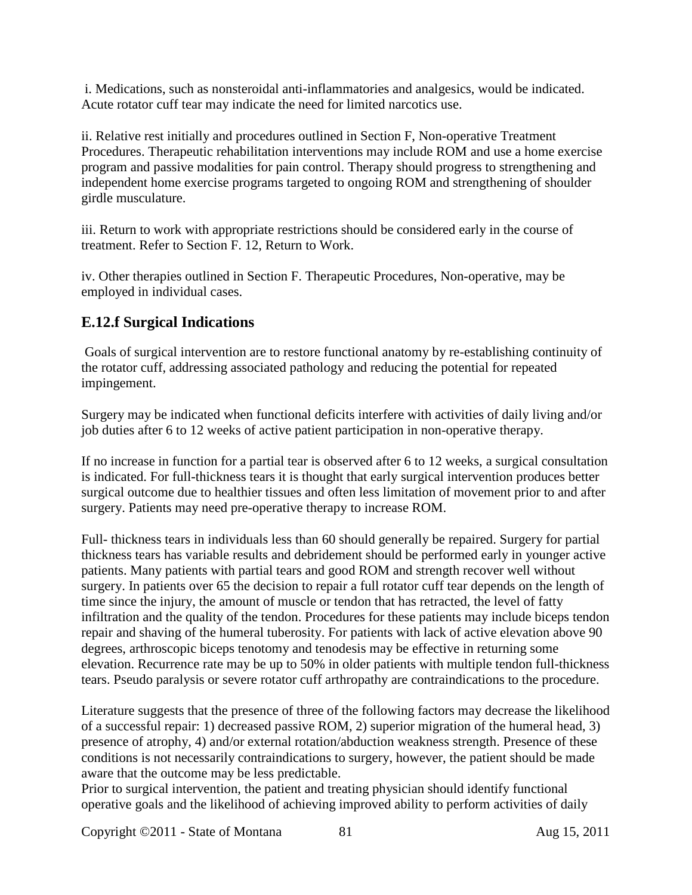i. Medications, such as nonsteroidal anti-inflammatories and analgesics, would be indicated. Acute rotator cuff tear may indicate the need for limited narcotics use.

ii. Relative rest initially and procedures outlined in Section F, Non-operative Treatment Procedures. Therapeutic rehabilitation interventions may include ROM and use a home exercise program and passive modalities for pain control. Therapy should progress to strengthening and independent home exercise programs targeted to ongoing ROM and strengthening of shoulder girdle musculature.

iii. Return to work with appropriate restrictions should be considered early in the course of treatment. Refer to Section F. 12, Return to Work.

iv. Other therapies outlined in Section F. Therapeutic Procedures, Non-operative, may be employed in individual cases.

## E.12.f Surgical Indications

Goals of surgical intervention are to restore functional anatomy by re-establishing continuity of the rotator cuff, addressing associated pathology and reducing the potential for repeated impingement.

Surgery may be indicated when functional deficits interfere with activities of daily living and/or job duties after 6 to 12 weeks of active patient participation in non-operative therapy.

If no increase in function for a partial tear is observed after 6 to 12 weeks, a surgical consultation is indicated. For full-thickness tears it is thought that early surgical intervention produces better surgical outcome due to healthier tissues and often less limitation of movement prior to and after surgery. Patients may need pre-operative therapy to increase ROM.

Full- thickness tears in individuals less than 60 should generally be repaired. Surgery for partial thickness tears has variable results and debridement should be performed early in younger active patients. Many patients with partial tears and good ROM and strength recover well without surgery. In patients over 65 the decision to repair a full rotator cuff tear depends on the length of time since the injury, the amount of muscle or tendon that has retracted, the level of fatty infiltration and the quality of the tendon. Procedures for these patients may include biceps tendon repair and shaving of the humeral tuberosity. For patients with lack of active elevation above 90 degrees, arthroscopic biceps tenotomy and tenodesis may be effective in returning some elevation. Recurrence rate may be up to 50% in older patients with multiple tendon full-thickness tears. Pseudo paralysis or severe rotator cuff arthropathy are contraindications to the procedure.

Literature suggests that the presence of three of the following factors may decrease the likelihood of a successful repair: 1) decreased passive ROM, 2) superior migration of the humeral head, 3) presence of atrophy, 4) and/or external rotation/abduction weakness strength. Presence of these conditions is not necessarily contraindications to surgery, however, the patient should be made aware that the outcome may be less predictable.
Prior to surgical intervention, the patient and treating physician should identify functional operative goals and the likelihood of achieving improved ability to perform activities of daily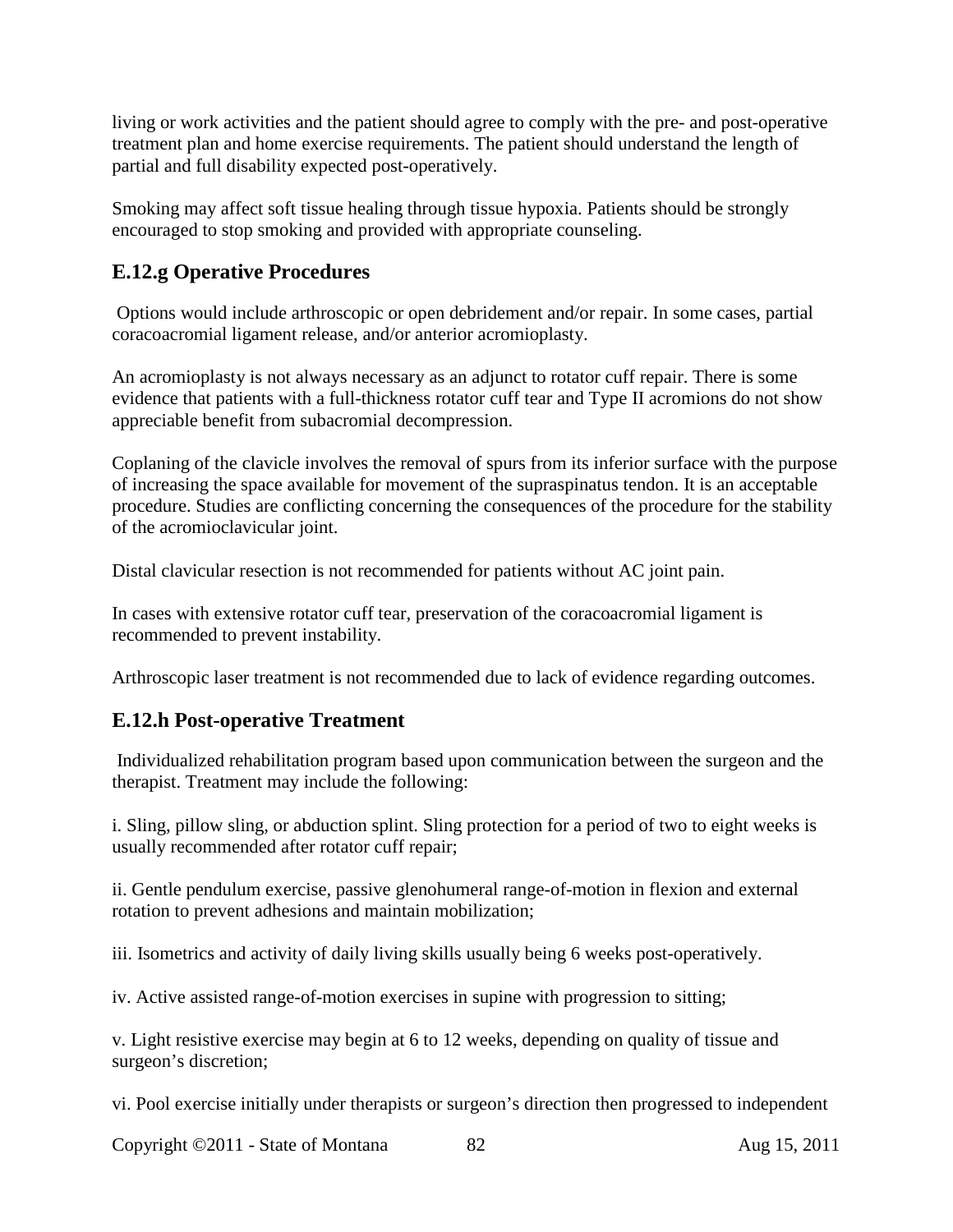living or work activities and the patient should agree to comply with the pre- and post-operative treatment plan and home exercise requirements. The patient should understand the length of partial and full disability expected post-operatively.

Smoking may affect soft tissue healing through tissue hypoxia. Patients should be strongly encouraged to stop smoking and provided with appropriate counseling.

## E.12.g Operative Procedures

Options would include arthroscopic or open debridement and/or repair. In some cases, partial coracoacromial ligament release, and/or anterior acromioplasty.

An acromioplasty is not always necessary as an adjunct to rotator cuff repair. There is some evidence that patients with a full-thickness rotator cuff tear and Type II acromions do not show appreciable benefit from subacromial decompression.

Coplaning of the clavicle involves the removal of spurs from its inferior surface with the purpose of increasing the space available for movement of the supraspinatus tendon. It is an acceptable procedure. Studies are conflicting concerning the consequences of the procedure for the stability of the acromioclavicular joint.

Distal clavicular resection is not recommended for patients without AC joint pain.

In cases with extensive rotator cuff tear, preservation of the coracoacromial ligament is recommended to prevent instability.

Arthroscopic laser treatment is not recommended due to lack of evidence regarding outcomes.

## E.12.h Post-operative Treatment

Individualized rehabilitation program based upon communication between the surgeon and the therapist. Treatment may include the following:

i. Sling, pillow sling, or abduction splint. Sling protection for a period of two to eight weeks is usually recommended after rotator cuff repair;

ii. Gentle pendulum exercise, passive glenohumeral range-of-motion in flexion and external rotation to prevent adhesions and maintain mobilization;

iii. Isometrics and activity of daily living skills usually being 6 weeks post-operatively.

iv. Active assisted range-of-motion exercises in supine with progression to sitting;

v. Light resistive exercise may begin at 6 to 12 weeks, depending on quality of tissue and surgeon's discretion;

vi. Pool exercise initially under therapists or surgeon's direction then progressed to independent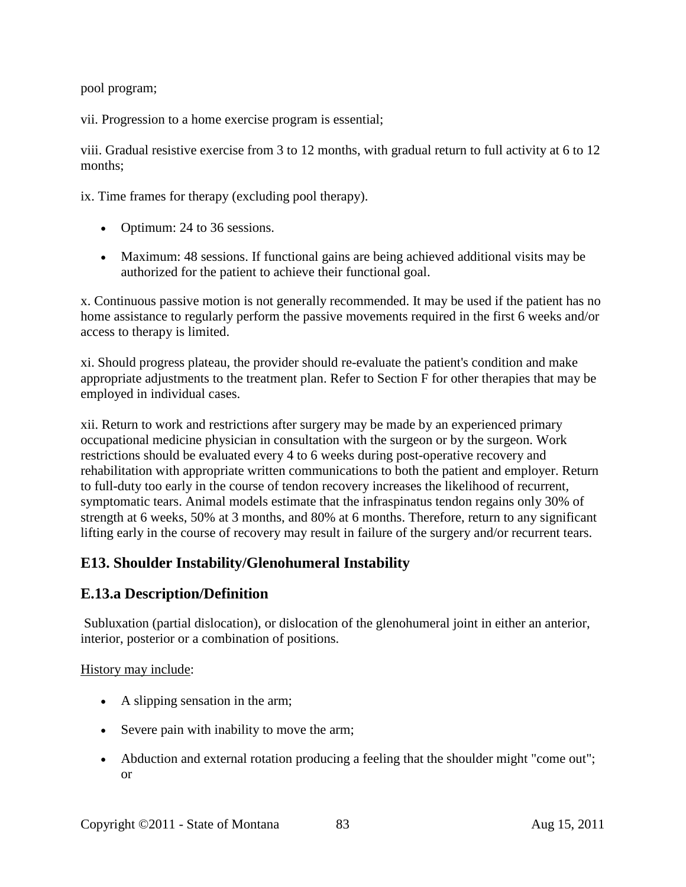pool program;

vii. Progression to a home exercise program is essential;

viii. Gradual resistive exercise from 3 to 12 months, with gradual return to full activity at 6 to 12 months;

ix. Time frames for therapy (excluding pool therapy).

- Optimum: 24 to 36 sessions.
- Maximum: 48 sessions. If functional gains are being achieved additional visits may be authorized for the patient to achieve their functional goal.

x. Continuous passive motion is not generally recommended. It may be used if the patient has no home assistance to regularly perform the passive movements required in the first 6 weeks and/or access to therapy is limited.

xi. Should progress plateau, the provider should re-evaluate the patient's condition and make appropriate adjustments to the treatment plan. Refer to Section F for other therapies that may be employed in individual cases.

xii. Return to work and restrictions after surgery may be made by an experienced primary occupational medicine physician in consultation with the surgeon or by the surgeon. Work restrictions should be evaluated every 4 to 6 weeks during post-operative recovery and rehabilitation with appropriate written communications to both the patient and employer. Return to full-duty too early in the course of tendon recovery increases the likelihood of recurrent, symptomatic tears. Animal models estimate that the infraspinatus tendon regains only 30% of strength at 6 weeks, 50% at 3 months, and 80% at 6 months. Therefore, return to any significant lifting early in the course of recovery may result in failure of the surgery and/or recurrent tears.

## E13. Shoulder Instability/Glenohumeral Instability

## E.13.a Description/Definition

Subluxation (partial dislocation), or dislocation of the glenohumeral joint in either an anterior, interior, posterior or a combination of positions.

History may include:

- A slipping sensation in the arm;
- Severe pain with inability to move the arm;
- Abduction and external rotation producing a feeling that the shoulder might "come out"; or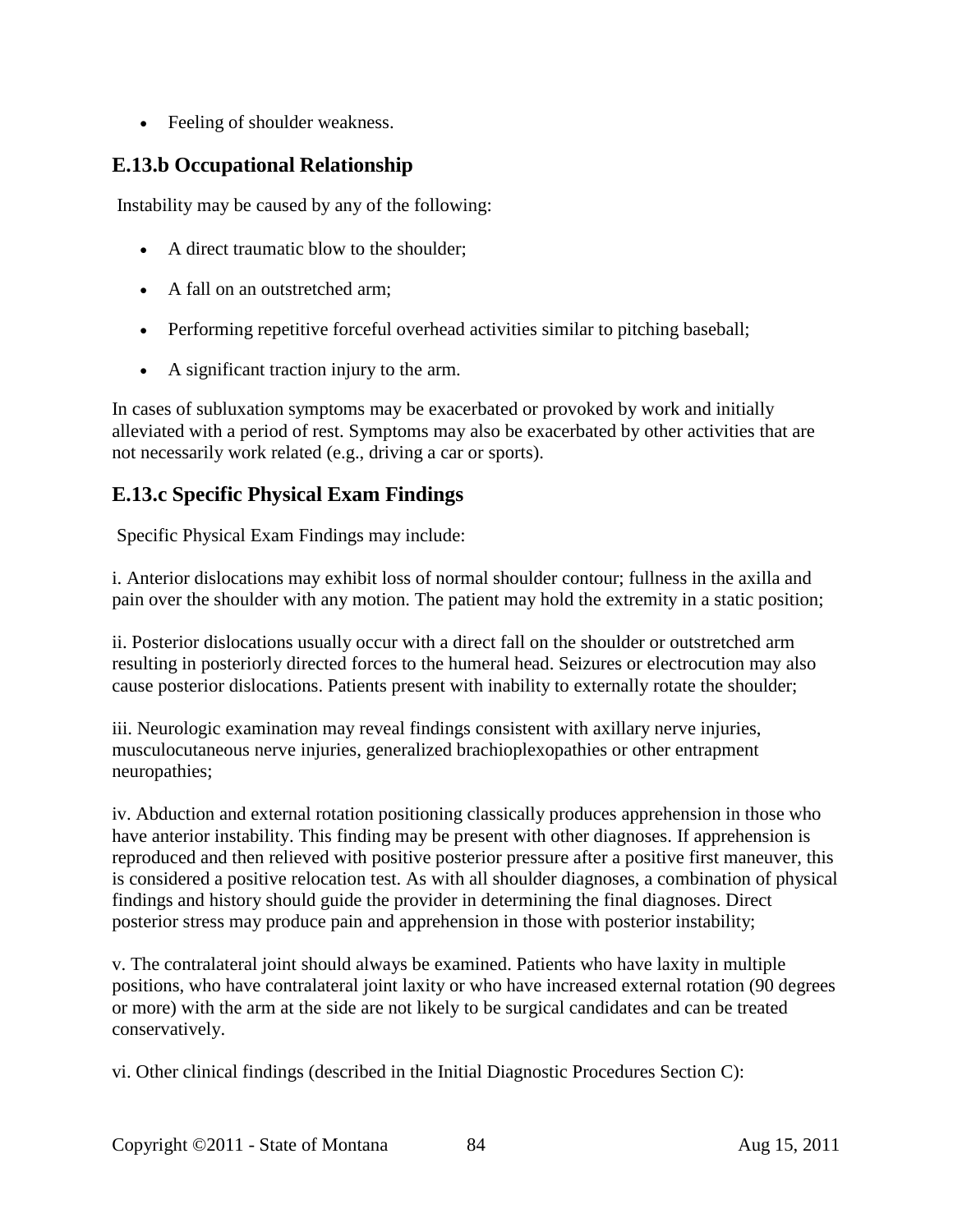- Feeling of shoulder weakness.

## E.13.b Occupational Relationship

Instability may be caused by any of the following:

- A direct traumatic blow to the shoulder;
- A fall on an outstretched arm;
- Performing repetitive forceful overhead activities similar to pitching baseball;
- A significant traction injury to the arm.

In cases of subluxation symptoms may be exacerbated or provoked by work and initially alleviated with a period of rest. Symptoms may also be exacerbated by other activities that are not necessarily work related (e.g., driving a car or sports).

## E.13.c Specific Physical Exam Findings

Specific Physical Exam Findings may include:

i. Anterior dislocations may exhibit loss of normal shoulder contour; fullness in the axilla and pain over the shoulder with any motion. The patient may hold the extremity in a static position;

ii. Posterior dislocations usually occur with a direct fall on the shoulder or outstretched arm resulting in posteriorly directed forces to the humeral head. Seizures or electrocution may also cause posterior dislocations. Patients present with inability to externally rotate the shoulder;

iii. Neurologic examination may reveal findings consistent with axillary nerve injuries, musculocutaneous nerve injuries, generalized brachioplexopathies or other entrapment neuropathies;

iv. Abduction and external rotation positioning classically produces apprehension in those who have anterior instability. This finding may be present with other diagnoses. If apprehension is reproduced and then relieved with positive posterior pressure after a positive first maneuver, this is considered a positive relocation test. As with all shoulder diagnoses, a combination of physical findings and history should guide the provider in determining the final diagnoses. Direct posterior stress may produce pain and apprehension in those with posterior instability;

v. The contralateral joint should always be examined. Patients who have laxity in multiple positions, who have contralateral joint laxity or who have increased external rotation (90 degrees or more) with the arm at the side are not likely to be surgical candidates and can be treated conservatively.

vi. Other clinical findings (described in the Initial Diagnostic Procedures Section C):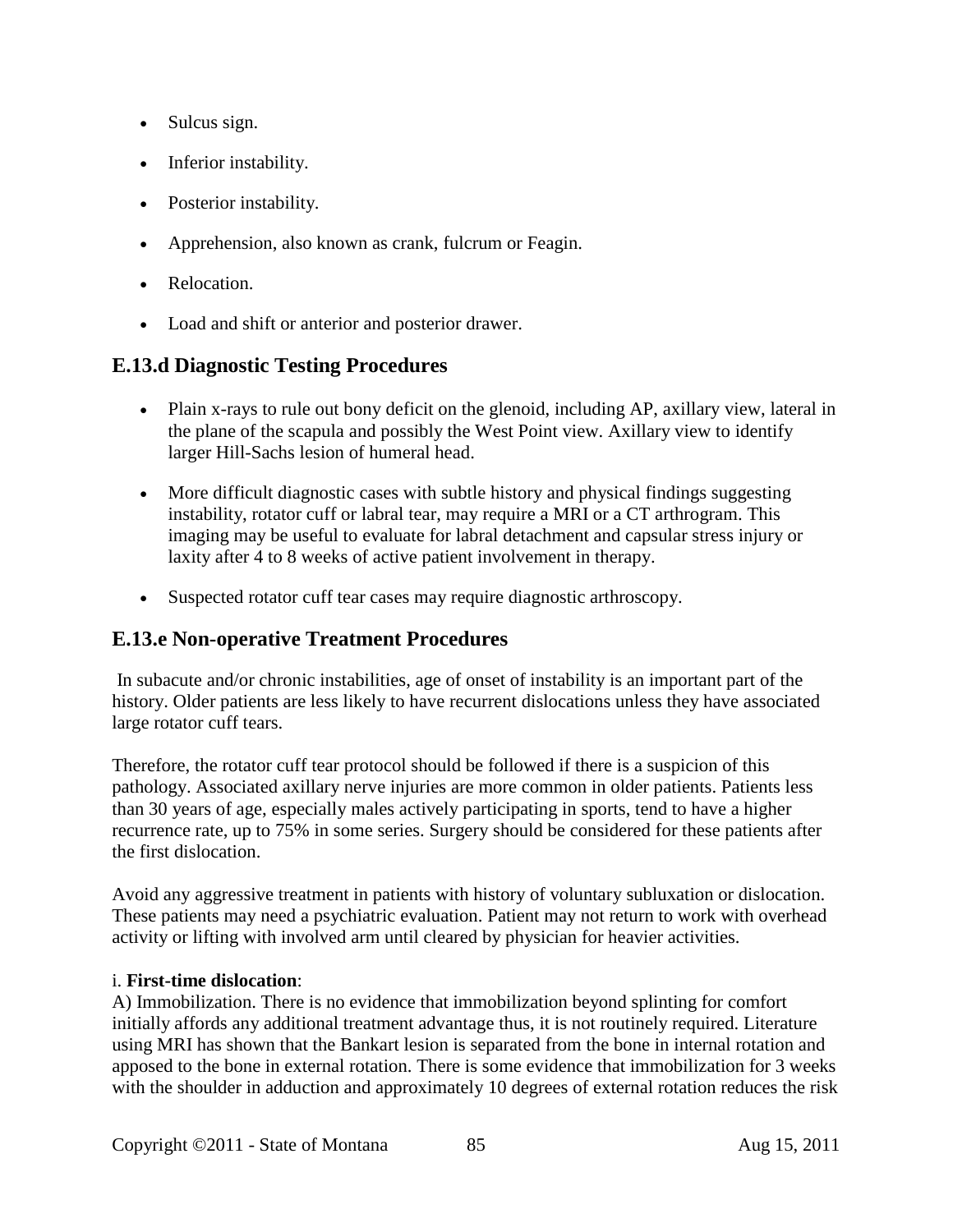- Sulcus sign.
- Inferior instability.
- Posterior instability.
- Apprehension, also known as crank, fulcrum or Feagin.
- Relocation.
- Load and shift or anterior and posterior drawer.

## E.13.d Diagnostic Testing Procedures

- Plain x-rays to rule out bony deficit on the glenoid, including AP, axillary view, lateral in the plane of the scapula and possibly the West Point view. Axillary view to identify larger Hill-Sachs lesion of humeral head.
- More difficult diagnostic cases with subtle history and physical findings suggesting instability, rotator cuff or labral tear, may require a MRI or a CT arthrogram. This imaging may be useful to evaluate for labral detachment and capsular stress injury or laxity after 4 to 8 weeks of active patient involvement in therapy.
- Suspected rotator cuff tear cases may require diagnostic arthroscopy.

## E.13.e Non-operative Treatment Procedures

In subacute and/or chronic instabilities, age of onset of instability is an important part of the history. Older patients are less likely to have recurrent dislocations unless they have associated large rotator cuff tears.

Therefore, the rotator cuff tear protocol should be followed if there is a suspicion of this pathology. Associated axillary nerve injuries are more common in older patients. Patients less than 30 years of age, especially males actively participating in sports, tend to have a higher recurrence rate, up to 75% in some series. Surgery should be considered for these patients after the first dislocation.

Avoid any aggressive treatment in patients with history of voluntary subluxation or dislocation. These patients may need a psychiatric evaluation. Patient may not return to work with overhead activity or lifting with involved arm until cleared by physician for heavier activities.

i. **First-time dislocation**:

A) Immobilization. There is no evidence that immobilization beyond splinting for comfort initially affords any additional treatment advantage thus, it is not routinely required. Literature using MRI has shown that the Bankart lesion is separated from the bone in internal rotation and apposed to the bone in external rotation. There is some evidence that immobilization for 3 weeks with the shoulder in adduction and approximately 10 degrees of external rotation reduces the risk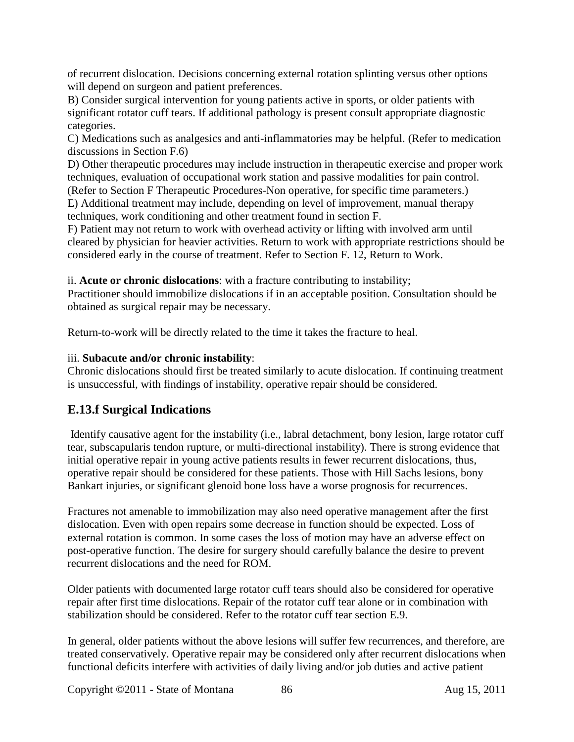of recurrent dislocation. Decisions concerning external rotation splinting versus other options will depend on surgeon and patient preferences.

B) Consider surgical intervention for young patients active in sports, or older patients with significant rotator cuff tears. If additional pathology is present consult appropriate diagnostic categories.

C) Medications such as analgesics and anti-inflammatories may be helpful. (Refer to medication discussions in Section F.6)

D) Other therapeutic procedures may include instruction in therapeutic exercise and proper work techniques, evaluation of occupational work station and passive modalities for pain control. (Refer to Section F Therapeutic Procedures-Non operative, for specific time parameters.)

E) Additional treatment may include, depending on level of improvement, manual therapy techniques, work conditioning and other treatment found in section F.

F) Patient may not return to work with overhead activity or lifting with involved arm until cleared by physician for heavier activities. Return to work with appropriate restrictions should be considered early in the course of treatment. Refer to Section F. 12, Return to Work.

ii. **Acute or chronic dislocations**: with a fracture contributing to instability;
Practitioner should immobilize dislocations if in an acceptable position. Consultation should be obtained as surgical repair may be necessary.

Return-to-work will be directly related to the time it takes the fracture to heal.

iii. **Subacute and/or chronic instability**:
Chronic dislocations should first be treated similarly to acute dislocation. If continuing treatment is unsuccessful, with findings of instability, operative repair should be considered.

## E.13.f Surgical Indications

Identify causative agent for the instability (i.e., labral detachment, bony lesion, large rotator cuff tear, subscapularis tendon rupture, or multi-directional instability). There is strong evidence that initial operative repair in young active patients results in fewer recurrent dislocations, thus, operative repair should be considered for these patients. Those with Hill Sachs lesions, bony Bankart injuries, or significant glenoid bone loss have a worse prognosis for recurrences.

Fractures not amenable to immobilization may also need operative management after the first dislocation. Even with open repairs some decrease in function should be expected. Loss of external rotation is common. In some cases the loss of motion may have an adverse effect on post-operative function. The desire for surgery should carefully balance the desire to prevent recurrent dislocations and the need for ROM.

Older patients with documented large rotator cuff tears should also be considered for operative repair after first time dislocations. Repair of the rotator cuff tear alone or in combination with stabilization should be considered. Refer to the rotator cuff tear section E.9.

In general, older patients without the above lesions will suffer few recurrences, and therefore, are treated conservatively. Operative repair may be considered only after recurrent dislocations when functional deficits interfere with activities of daily living and/or job duties and active patient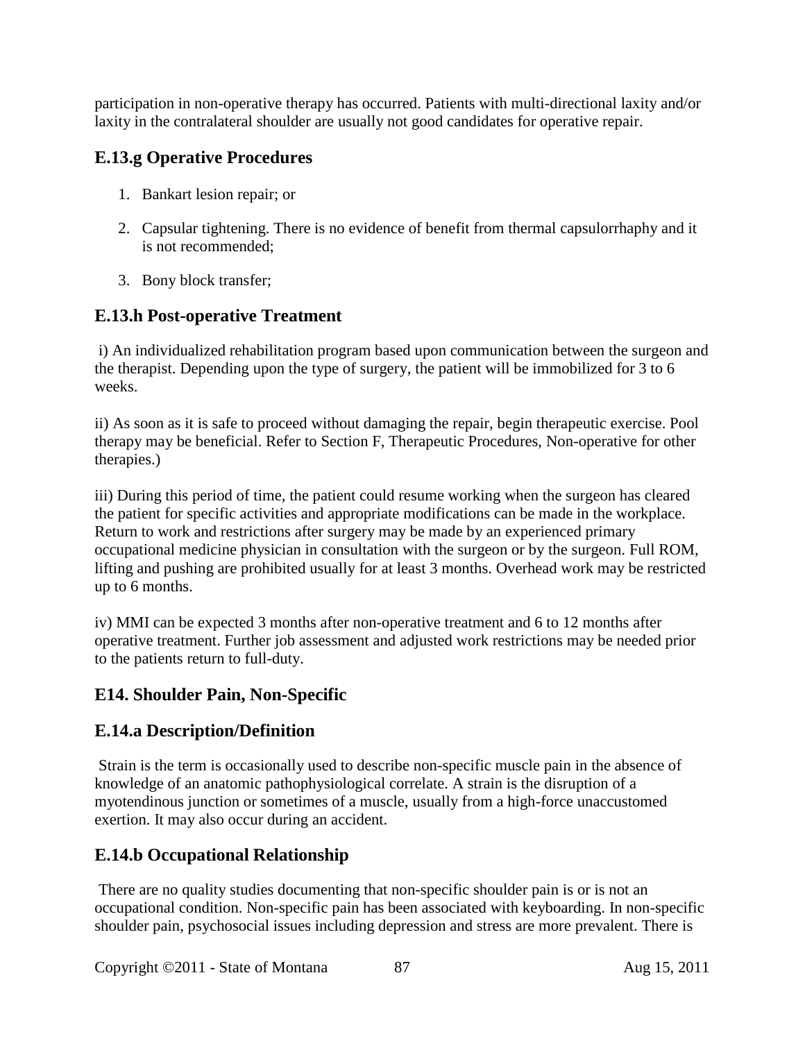participation in non-operative therapy has occurred. Patients with multi-directional laxity and/or laxity in the contralateral shoulder are usually not good candidates for operative repair.

### E.13.g Operative Procedures

1. Bankart lesion repair; or
2. Capsular tightening. There is no evidence of benefit from thermal capsulorrhaphy and it is not recommended;
3. Bony block transfer;

### E.13.h Post-operative Treatment

i) An individualized rehabilitation program based upon communication between the surgeon and the therapist. Depending upon the type of surgery, the patient will be immobilized for 3 to 6 weeks.

ii) As soon as it is safe to proceed without damaging the repair, begin therapeutic exercise. Pool therapy may be beneficial. Refer to Section F, Therapeutic Procedures, Non-operative for other therapies.)

iii) During this period of time, the patient could resume working when the surgeon has cleared the patient for specific activities and appropriate modifications can be made in the workplace. Return to work and restrictions after surgery may be made by an experienced primary occupational medicine physician in consultation with the surgeon or by the surgeon. Full ROM, lifting and pushing are prohibited usually for at least 3 months. Overhead work may be restricted up to 6 months.

iv) MMI can be expected 3 months after non-operative treatment and 6 to 12 months after operative treatment. Further job assessment and adjusted work restrictions may be needed prior to the patients return to full-duty.

## E14. Shoulder Pain, Non-Specific

### E.14.a Description/Definition

Strain is the term is occasionally used to describe non-specific muscle pain in the absence of knowledge of an anatomic pathophysiological correlate. A strain is the disruption of a myotendinous junction or sometimes of a muscle, usually from a high-force unaccustomed exertion. It may also occur during an accident.

### E.14.b Occupational Relationship

There are no quality studies documenting that non-specific shoulder pain is or is not an occupational condition. Non-specific pain has been associated with keyboarding. In non-specific shoulder pain, psychosocial issues including depression and stress are more prevalent. There is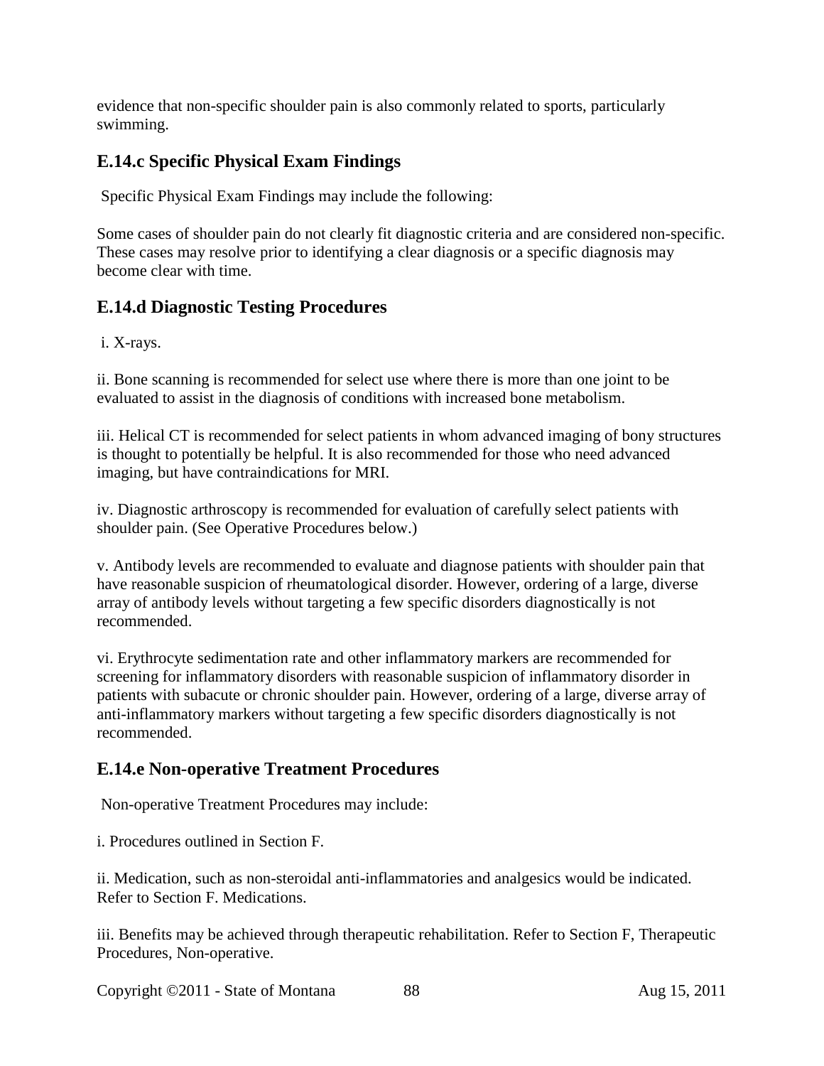evidence that non-specific shoulder pain is also commonly related to sports, particularly swimming.

### E.14.c Specific Physical Exam Findings

Specific Physical Exam Findings may include the following:

Some cases of shoulder pain do not clearly fit diagnostic criteria and are considered non-specific. These cases may resolve prior to identifying a clear diagnosis or a specific diagnosis may become clear with time.

### E.14.d Diagnostic Testing Procedures

i. X-rays.

ii. Bone scanning is recommended for select use where there is more than one joint to be evaluated to assist in the diagnosis of conditions with increased bone metabolism.

iii. Helical CT is recommended for select patients in whom advanced imaging of bony structures is thought to potentially be helpful. It is also recommended for those who need advanced imaging, but have contraindications for MRI.

iv. Diagnostic arthroscopy is recommended for evaluation of carefully select patients with shoulder pain. (See Operative Procedures below.)

v. Antibody levels are recommended to evaluate and diagnose patients with shoulder pain that have reasonable suspicion of rheumatological disorder. However, ordering of a large, diverse array of antibody levels without targeting a few specific disorders diagnostically is not recommended.

vi. Erythrocyte sedimentation rate and other inflammatory markers are recommended for screening for inflammatory disorders with reasonable suspicion of inflammatory disorder in patients with subacute or chronic shoulder pain. However, ordering of a large, diverse array of anti-inflammatory markers without targeting a few specific disorders diagnostically is not recommended.

### E.14.e Non-operative Treatment Procedures

Non-operative Treatment Procedures may include:

i. Procedures outlined in Section F.

ii. Medication, such as non-steroidal anti-inflammatories and analgesics would be indicated. Refer to Section F. Medications.

iii. Benefits may be achieved through therapeutic rehabilitation. Refer to Section F, Therapeutic Procedures, Non-operative.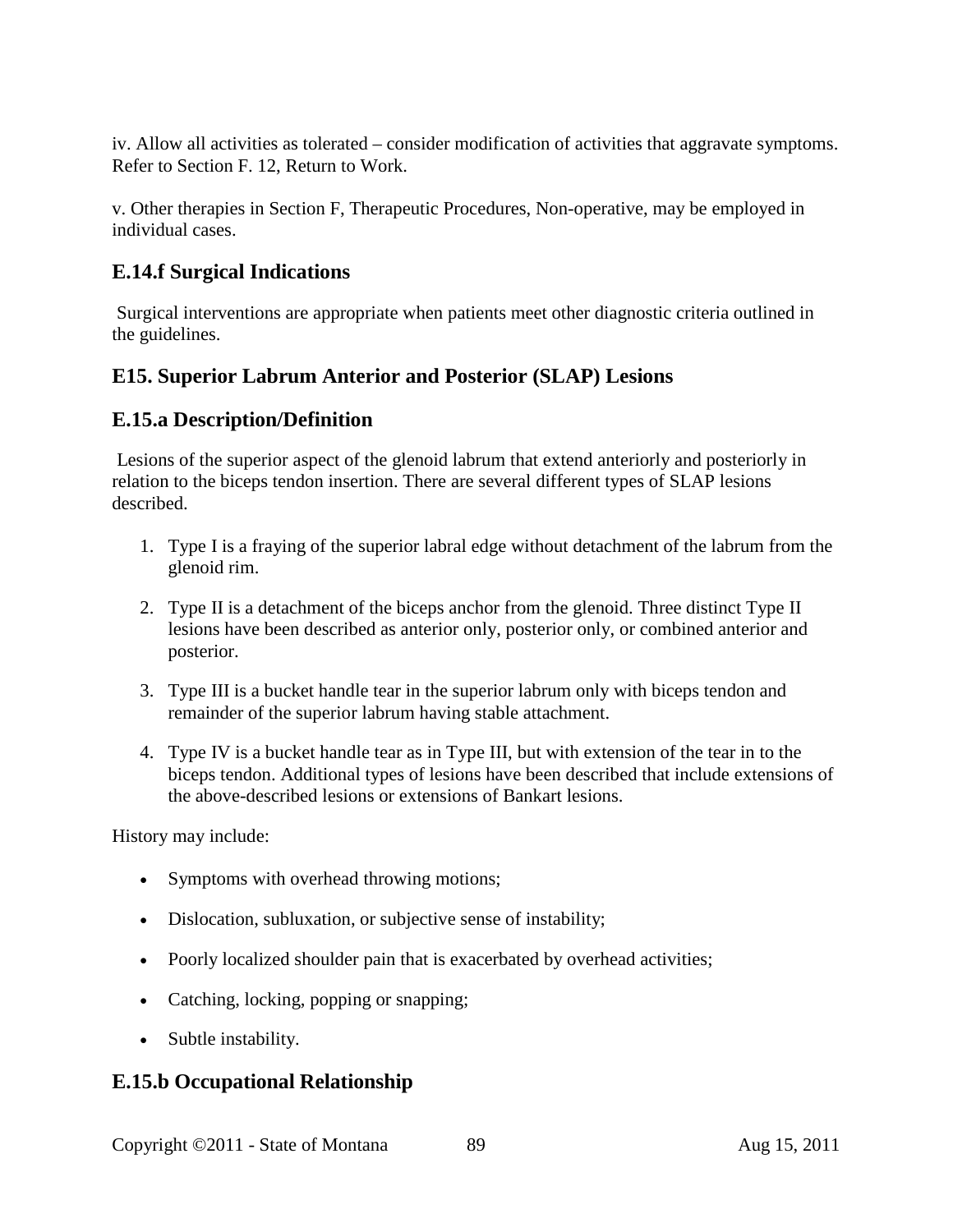iv. Allow all activities as tolerated – consider modification of activities that aggravate symptoms. Refer to Section F. 12, Return to Work.

v. Other therapies in Section F, Therapeutic Procedures, Non-operative, may be employed in individual cases.

## E.14.f Surgical Indications

Surgical interventions are appropriate when patients meet other diagnostic criteria outlined in the guidelines.

## E15. Superior Labrum Anterior and Posterior (SLAP) Lesions

## E.15.a Description/Definition

Lesions of the superior aspect of the glenoid labrum that extend anteriorly and posteriorly in relation to the biceps tendon insertion. There are several different types of SLAP lesions described.

1. Type I is a fraying of the superior labral edge without detachment of the labrum from the glenoid rim.
2. Type II is a detachment of the biceps anchor from the glenoid. Three distinct Type II lesions have been described as anterior only, posterior only, or combined anterior and posterior.
3. Type III is a bucket handle tear in the superior labrum only with biceps tendon and remainder of the superior labrum having stable attachment.
4. Type IV is a bucket handle tear as in Type III, but with extension of the tear in to the biceps tendon. Additional types of lesions have been described that include extensions of the above-described lesions or extensions of Bankart lesions.

History may include:

- Symptoms with overhead throwing motions;
- Dislocation, subluxation, or subjective sense of instability;
- Poorly localized shoulder pain that is exacerbated by overhead activities;
- Catching, locking, popping or snapping;
- Subtle instability.

## E.15.b Occupational Relationship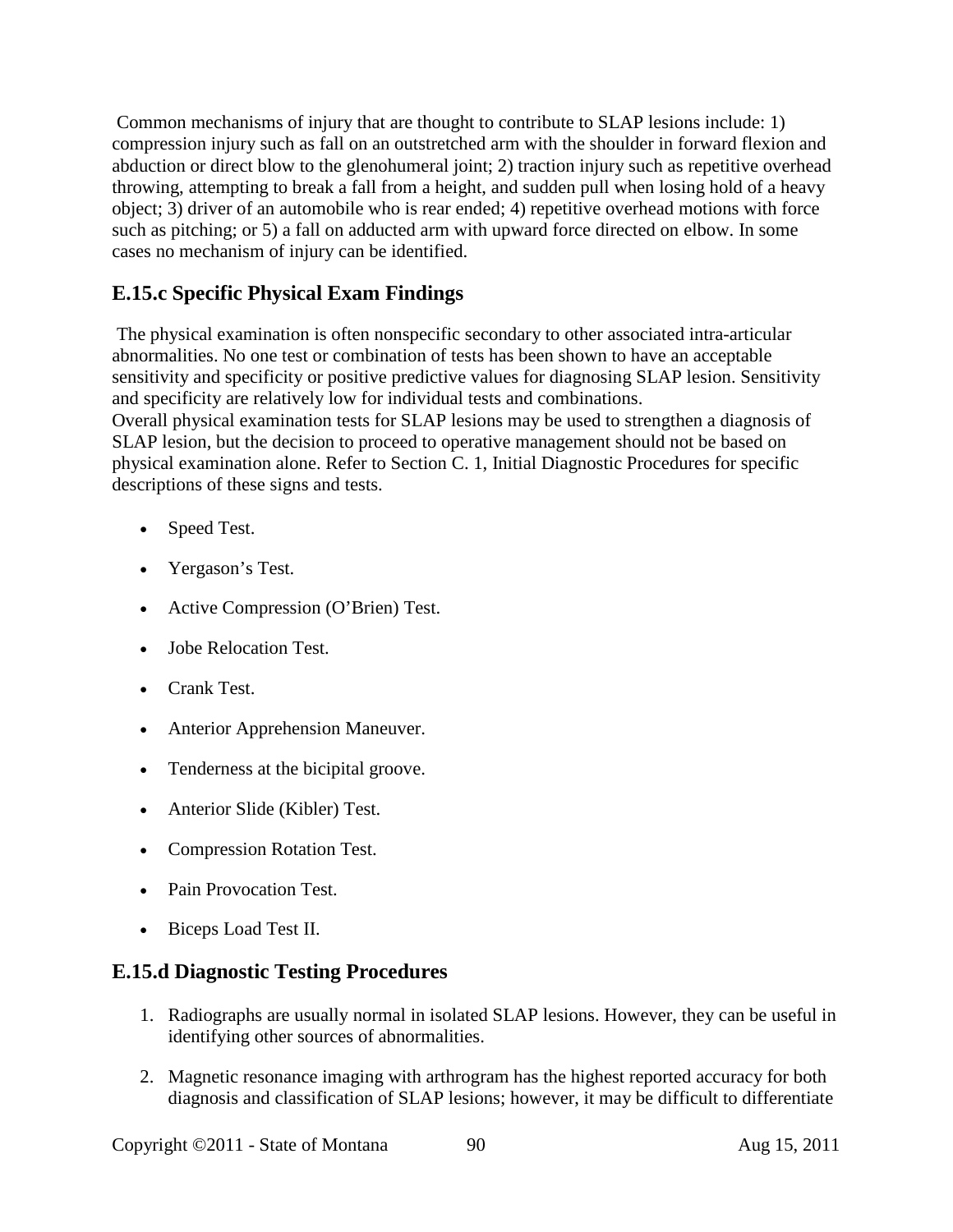Common mechanisms of injury that are thought to contribute to SLAP lesions include: 1) compression injury such as fall on an outstretched arm with the shoulder in forward flexion and abduction or direct blow to the glenohumeral joint; 2) traction injury such as repetitive overhead throwing, attempting to break a fall from a height, and sudden pull when losing hold of a heavy object; 3) driver of an automobile who is rear ended; 4) repetitive overhead motions with force such as pitching; or 5) a fall on adducted arm with upward force directed on elbow. In some cases no mechanism of injury can be identified.

## E.15.c Specific Physical Exam Findings

The physical examination is often nonspecific secondary to other associated intra-articular abnormalities. No one test or combination of tests has been shown to have an acceptable sensitivity and specificity or positive predictive values for diagnosing SLAP lesion. Sensitivity and specificity are relatively low for individual tests and combinations.
Overall physical examination tests for SLAP lesions may be used to strengthen a diagnosis of SLAP lesion, but the decision to proceed to operative management should not be based on physical examination alone. Refer to Section C. 1, Initial Diagnostic Procedures for specific descriptions of these signs and tests.

- Speed Test.
- Yergason's Test.
- Active Compression (O'Brien) Test.
- Jobe Relocation Test.
- Crank Test.
- Anterior Apprehension Maneuver.
- Tenderness at the bicipital groove.
- Anterior Slide (Kibler) Test.
- Compression Rotation Test.
- Pain Provocation Test.
- Biceps Load Test II.

## E.15.d Diagnostic Testing Procedures

1. Radiographs are usually normal in isolated SLAP lesions. However, they can be useful in identifying other sources of abnormalities.
2. Magnetic resonance imaging with arthrogram has the highest reported accuracy for both diagnosis and classification of SLAP lesions; however, it may be difficult to differentiate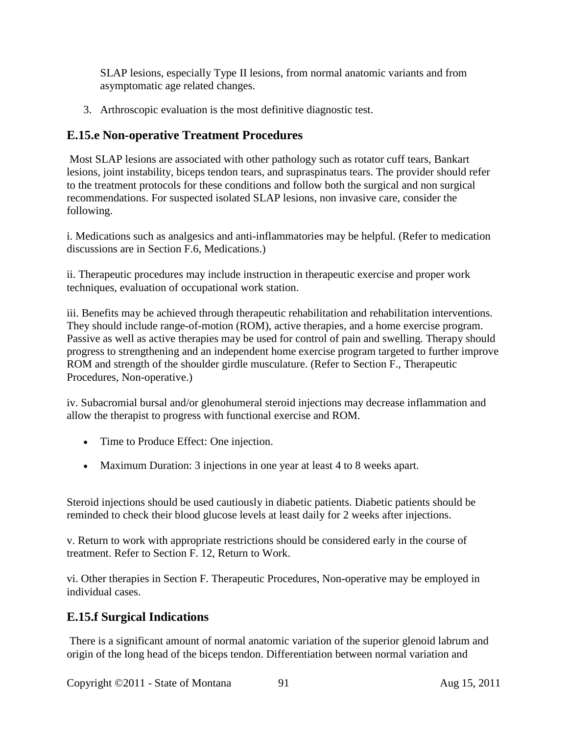SLAP lesions, especially Type II lesions, from normal anatomic variants and from asymptomatic age related changes.

3. Arthroscopic evaluation is the most definitive diagnostic test.

## E.15.e Non-operative Treatment Procedures

Most SLAP lesions are associated with other pathology such as rotator cuff tears, Bankart lesions, joint instability, biceps tendon tears, and supraspinatus tears. The provider should refer to the treatment protocols for these conditions and follow both the surgical and non surgical recommendations. For suspected isolated SLAP lesions, non invasive care, consider the following.

i. Medications such as analgesics and anti-inflammatories may be helpful. (Refer to medication discussions are in Section F.6, Medications.)

ii. Therapeutic procedures may include instruction in therapeutic exercise and proper work techniques, evaluation of occupational work station.

iii. Benefits may be achieved through therapeutic rehabilitation and rehabilitation interventions. They should include range-of-motion (ROM), active therapies, and a home exercise program. Passive as well as active therapies may be used for control of pain and swelling. Therapy should progress to strengthening and an independent home exercise program targeted to further improve ROM and strength of the shoulder girdle musculature. (Refer to Section F., Therapeutic Procedures, Non-operative.)

iv. Subacromial bursal and/or glenohumeral steroid injections may decrease inflammation and allow the therapist to progress with functional exercise and ROM.

- Time to Produce Effect: One injection.
- Maximum Duration: 3 injections in one year at least 4 to 8 weeks apart.

Steroid injections should be used cautiously in diabetic patients. Diabetic patients should be reminded to check their blood glucose levels at least daily for 2 weeks after injections.

v. Return to work with appropriate restrictions should be considered early in the course of treatment. Refer to Section F. 12, Return to Work.

vi. Other therapies in Section F. Therapeutic Procedures, Non-operative may be employed in individual cases.

## E.15.f Surgical Indications

There is a significant amount of normal anatomic variation of the superior glenoid labrum and origin of the long head of the biceps tendon. Differentiation between normal variation and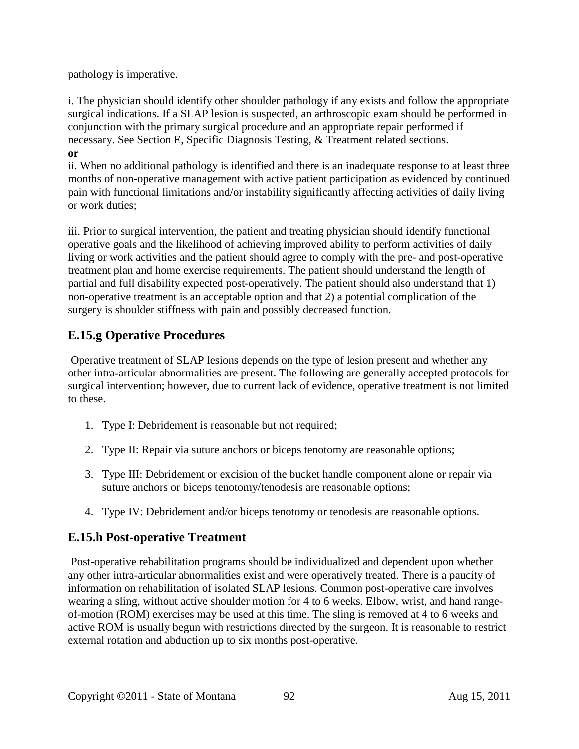pathology is imperative.

i. The physician should identify other shoulder pathology if any exists and follow the appropriate surgical indications. If a SLAP lesion is suspected, an arthroscopic exam should be performed in conjunction with the primary surgical procedure and an appropriate repair performed if necessary. See Section E, Specific Diagnosis Testing, & Treatment related sections.

**or**

ii. When no additional pathology is identified and there is an inadequate response to at least three months of non-operative management with active patient participation as evidenced by continued pain with functional limitations and/or instability significantly affecting activities of daily living or work duties;

iii. Prior to surgical intervention, the patient and treating physician should identify functional operative goals and the likelihood of achieving improved ability to perform activities of daily living or work activities and the patient should agree to comply with the pre- and post-operative treatment plan and home exercise requirements. The patient should understand the length of partial and full disability expected post-operatively. The patient should also understand that 1) non-operative treatment is an acceptable option and that 2) a potential complication of the surgery is shoulder stiffness with pain and possibly decreased function.

## E.15.g Operative Procedures

Operative treatment of SLAP lesions depends on the type of lesion present and whether any other intra-articular abnormalities are present. The following are generally accepted protocols for surgical intervention; however, due to current lack of evidence, operative treatment is not limited to these.

1. Type I: Debridement is reasonable but not required;
2. Type II: Repair via suture anchors or biceps tenotomy are reasonable options;
3. Type III: Debridement or excision of the bucket handle component alone or repair via suture anchors or biceps tenotomy/tenodesis are reasonable options;
4. Type IV: Debridement and/or biceps tenotomy or tenodesis are reasonable options.

## E.15.h Post-operative Treatment

Post-operative rehabilitation programs should be individualized and dependent upon whether any other intra-articular abnormalities exist and were operatively treated. There is a paucity of information on rehabilitation of isolated SLAP lesions. Common post-operative care involves wearing a sling, without active shoulder motion for 4 to 6 weeks. Elbow, wrist, and hand range-of-motion (ROM) exercises may be used at this time. The sling is removed at 4 to 6 weeks and active ROM is usually begun with restrictions directed by the surgeon. It is reasonable to restrict external rotation and abduction up to six months post-operative.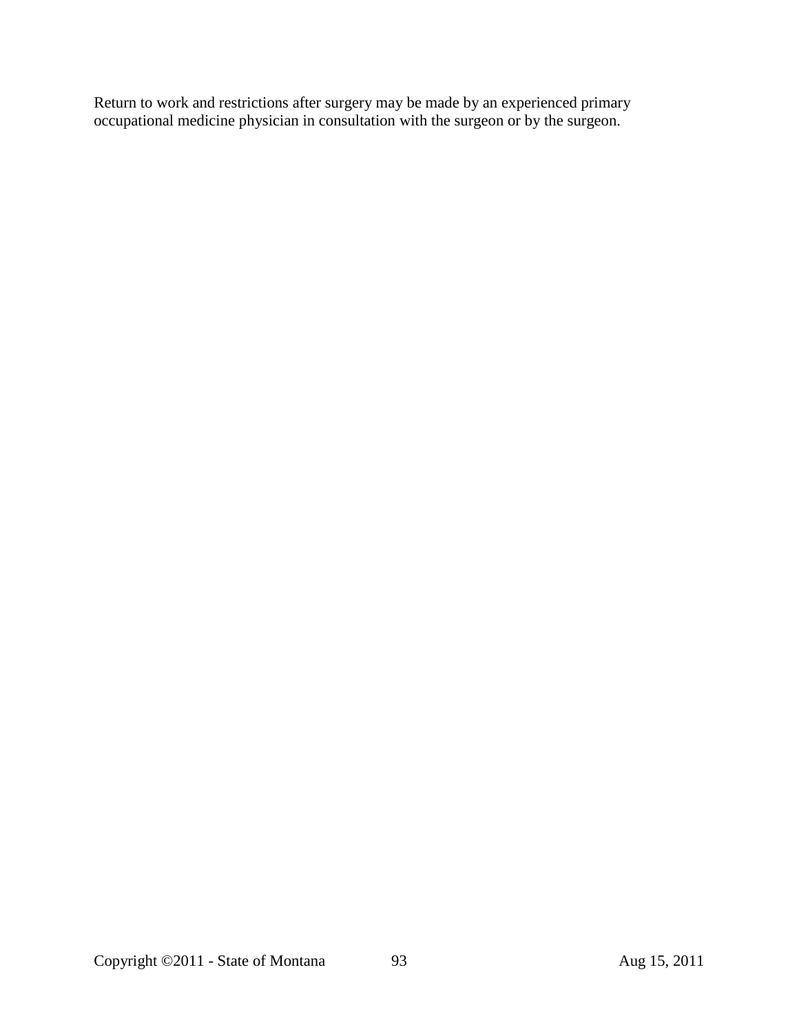Return to work and restrictions after surgery may be made by an experienced primary occupational medicine physician in consultation with the surgeon or by the surgeon.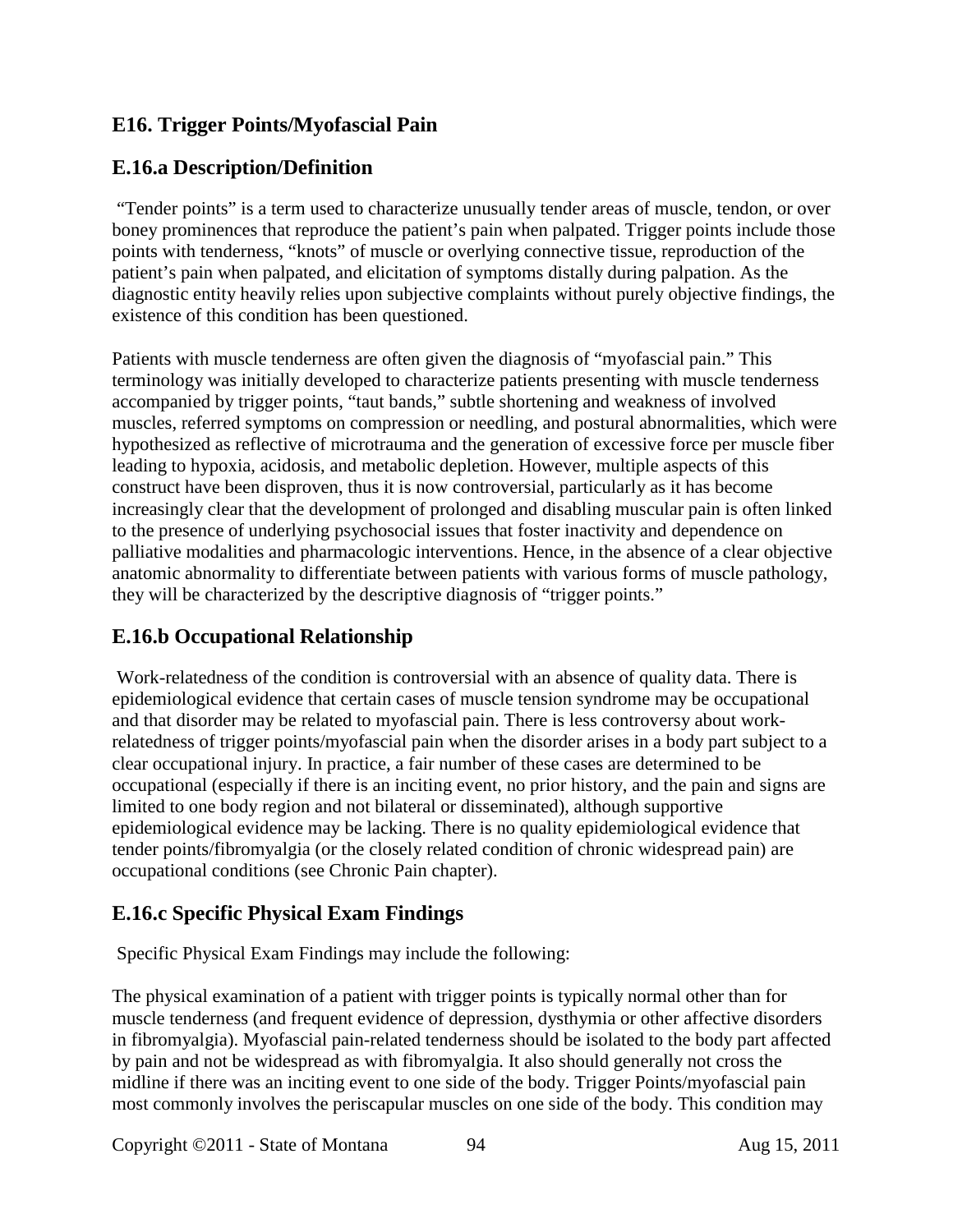## E16. Trigger Points/Myofascial Pain

### E.16.a Description/Definition

"Tender points" is a term used to characterize unusually tender areas of muscle, tendon, or over boney prominences that reproduce the patient's pain when palpated. Trigger points include those points with tenderness, "knots" of muscle or overlying connective tissue, reproduction of the patient's pain when palpated, and elicitation of symptoms distally during palpation. As the diagnostic entity heavily relies upon subjective complaints without purely objective findings, the existence of this condition has been questioned.

Patients with muscle tenderness are often given the diagnosis of "myofascial pain." This terminology was initially developed to characterize patients presenting with muscle tenderness accompanied by trigger points, "taut bands," subtle shortening and weakness of involved muscles, referred symptoms on compression or needling, and postural abnormalities, which were hypothesized as reflective of microtrauma and the generation of excessive force per muscle fiber leading to hypoxia, acidosis, and metabolic depletion. However, multiple aspects of this construct have been disproven, thus it is now controversial, particularly as it has become increasingly clear that the development of prolonged and disabling muscular pain is often linked to the presence of underlying psychosocial issues that foster inactivity and dependence on palliative modalities and pharmacologic interventions. Hence, in the absence of a clear objective anatomic abnormality to differentiate between patients with various forms of muscle pathology, they will be characterized by the descriptive diagnosis of "trigger points."

### E.16.b Occupational Relationship

Work-relatedness of the condition is controversial with an absence of quality data. There is epidemiological evidence that certain cases of muscle tension syndrome may be occupational and that disorder may be related to myofascial pain. There is less controversy about work-relatedness of trigger points/myofascial pain when the disorder arises in a body part subject to a clear occupational injury. In practice, a fair number of these cases are determined to be occupational (especially if there is an inciting event, no prior history, and the pain and signs are limited to one body region and not bilateral or disseminated), although supportive epidemiological evidence may be lacking. There is no quality epidemiological evidence that tender points/fibromyalgia (or the closely related condition of chronic widespread pain) are occupational conditions (see Chronic Pain chapter).

### E.16.c Specific Physical Exam Findings

Specific Physical Exam Findings may include the following:

The physical examination of a patient with trigger points is typically normal other than for muscle tenderness (and frequent evidence of depression, dysthymia or other affective disorders in fibromyalgia). Myofascial pain-related tenderness should be isolated to the body part affected by pain and not be widespread as with fibromyalgia. It also should generally not cross the midline if there was an inciting event to one side of the body. Trigger Points/myofascial pain most commonly involves the periscapular muscles on one side of the body. This condition may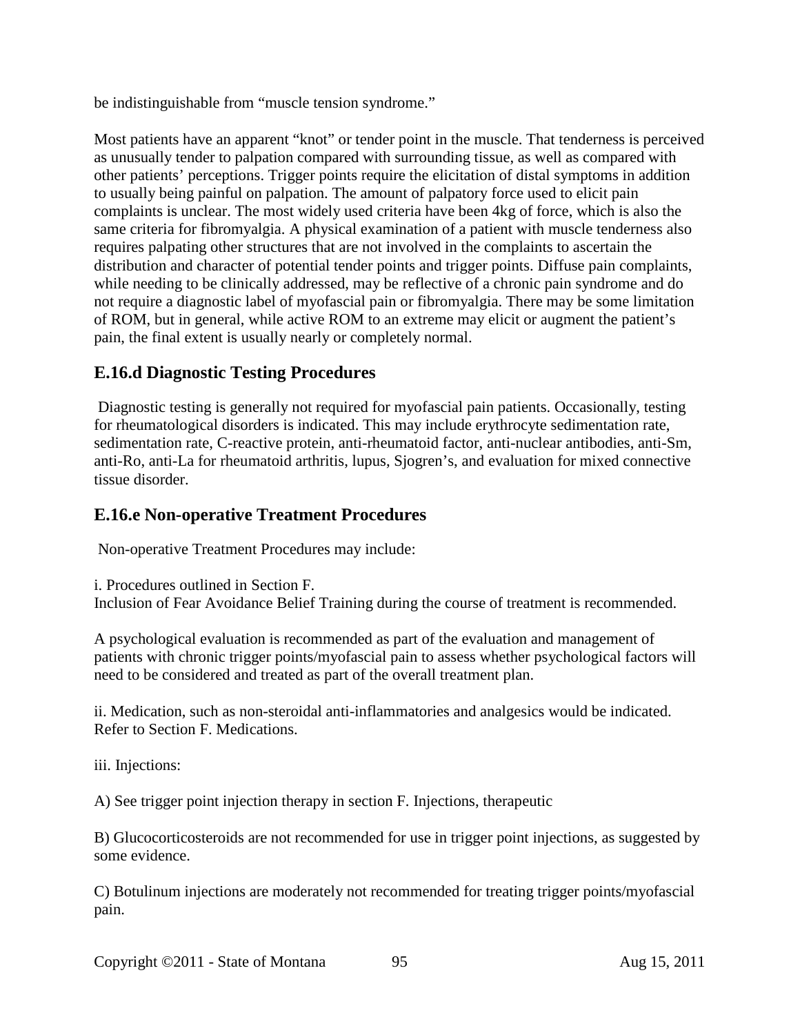be indistinguishable from “muscle tension syndrome.”

Most patients have an apparent “knot” or tender point in the muscle. That tenderness is perceived as unusually tender to palpation compared with surrounding tissue, as well as compared with other patients’ perceptions. Trigger points require the elicitation of distal symptoms in addition to usually being painful on palpation. The amount of palpatory force used to elicit pain complaints is unclear. The most widely used criteria have been 4kg of force, which is also the same criteria for fibromyalgia. A physical examination of a patient with muscle tenderness also requires palpating other structures that are not involved in the complaints to ascertain the distribution and character of potential tender points and trigger points. Diffuse pain complaints, while needing to be clinically addressed, may be reflective of a chronic pain syndrome and do not require a diagnostic label of myofascial pain or fibromyalgia. There may be some limitation of ROM, but in general, while active ROM to an extreme may elicit or augment the patient’s pain, the final extent is usually nearly or completely normal.

## E.16.d Diagnostic Testing Procedures

Diagnostic testing is generally not required for myofascial pain patients. Occasionally, testing for rheumatological disorders is indicated. This may include erythrocyte sedimentation rate, sedimentation rate, C-reactive protein, anti-rheumatoid factor, anti-nuclear antibodies, anti-Sm, anti-Ro, anti-La for rheumatoid arthritis, lupus, Sjogren’s, and evaluation for mixed connective tissue disorder.

## E.16.e Non-operative Treatment Procedures

Non-operative Treatment Procedures may include:

i. Procedures outlined in Section F.
Inclusion of Fear Avoidance Belief Training during the course of treatment is recommended.

A psychological evaluation is recommended as part of the evaluation and management of patients with chronic trigger points/myofascial pain to assess whether psychological factors will need to be considered and treated as part of the overall treatment plan.

ii. Medication, such as non-steroidal anti-inflammatories and analgesics would be indicated. Refer to Section F. Medications.

iii. Injections:

A) See trigger point injection therapy in section F. Injections, therapeutic

B) Glucocorticosteroids are not recommended for use in trigger point injections, as suggested by some evidence.

C) Botulinum injections are moderately not recommended for treating trigger points/myofascial pain.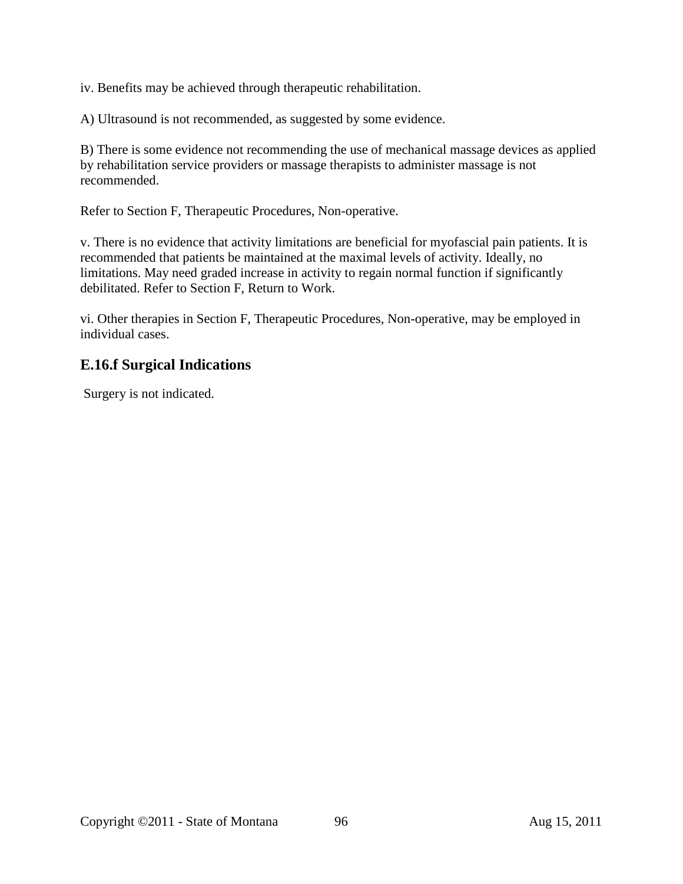iv. Benefits may be achieved through therapeutic rehabilitation.

A) Ultrasound is not recommended, as suggested by some evidence.

B) There is some evidence not recommending the use of mechanical massage devices as applied by rehabilitation service providers or massage therapists to administer massage is not recommended.

Refer to Section F, Therapeutic Procedures, Non-operative.

v. There is no evidence that activity limitations are beneficial for myofascial pain patients. It is recommended that patients be maintained at the maximal levels of activity. Ideally, no limitations. May need graded increase in activity to regain normal function if significantly debilitated. Refer to Section F, Return to Work.

vi. Other therapies in Section F, Therapeutic Procedures, Non-operative, may be employed in individual cases.

## E.16.f Surgical Indications

Surgery is not indicated.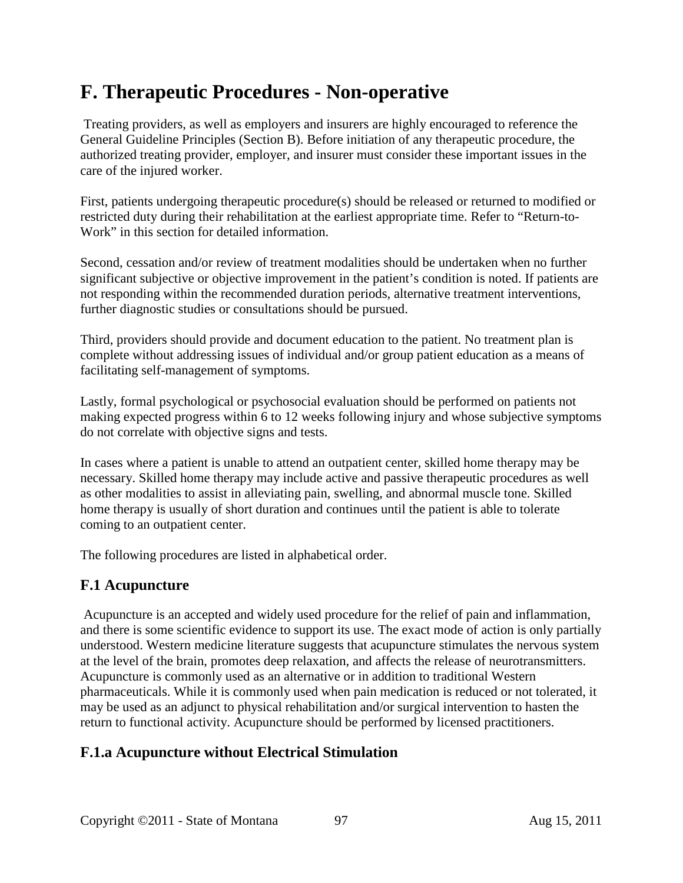# F. Therapeutic Procedures - Non-operative

Treating providers, as well as employers and insurers are highly encouraged to reference the General Guideline Principles (Section B). Before initiation of any therapeutic procedure, the authorized treating provider, employer, and insurer must consider these important issues in the care of the injured worker.

First, patients undergoing therapeutic procedure(s) should be released or returned to modified or restricted duty during their rehabilitation at the earliest appropriate time. Refer to "Return-to-Work" in this section for detailed information.

Second, cessation and/or review of treatment modalities should be undertaken when no further significant subjective or objective improvement in the patient's condition is noted. If patients are not responding within the recommended duration periods, alternative treatment interventions, further diagnostic studies or consultations should be pursued.

Third, providers should provide and document education to the patient. No treatment plan is complete without addressing issues of individual and/or group patient education as a means of facilitating self-management of symptoms.

Lastly, formal psychological or psychosocial evaluation should be performed on patients not making expected progress within 6 to 12 weeks following injury and whose subjective symptoms do not correlate with objective signs and tests.

In cases where a patient is unable to attend an outpatient center, skilled home therapy may be necessary. Skilled home therapy may include active and passive therapeutic procedures as well as other modalities to assist in alleviating pain, swelling, and abnormal muscle tone. Skilled home therapy is usually of short duration and continues until the patient is able to tolerate coming to an outpatient center.

The following procedures are listed in alphabetical order.

## F.1 Acupuncture

Acupuncture is an accepted and widely used procedure for the relief of pain and inflammation, and there is some scientific evidence to support its use. The exact mode of action is only partially understood. Western medicine literature suggests that acupuncture stimulates the nervous system at the level of the brain, promotes deep relaxation, and affects the release of neurotransmitters. Acupuncture is commonly used as an alternative or in addition to traditional Western pharmaceuticals. While it is commonly used when pain medication is reduced or not tolerated, it may be used as an adjunct to physical rehabilitation and/or surgical intervention to hasten the return to functional activity. Acupuncture should be performed by licensed practitioners.

## F.1.a Acupuncture without Electrical Stimulation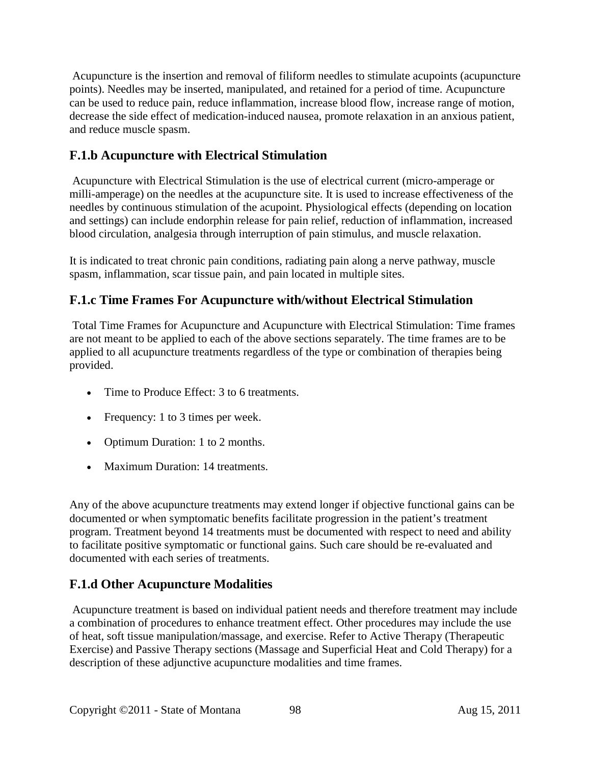Acupuncture is the insertion and removal of filiform needles to stimulate acupoints (acupuncture points). Needles may be inserted, manipulated, and retained for a period of time. Acupuncture can be used to reduce pain, reduce inflammation, increase blood flow, increase range of motion, decrease the side effect of medication-induced nausea, promote relaxation in an anxious patient, and reduce muscle spasm.

## F.1.b Acupuncture with Electrical Stimulation

Acupuncture with Electrical Stimulation is the use of electrical current (micro-amperage or milli-amperage) on the needles at the acupuncture site. It is used to increase effectiveness of the needles by continuous stimulation of the acupoint. Physiological effects (depending on location and settings) can include endorphin release for pain relief, reduction of inflammation, increased blood circulation, analgesia through interruption of pain stimulus, and muscle relaxation.

It is indicated to treat chronic pain conditions, radiating pain along a nerve pathway, muscle spasm, inflammation, scar tissue pain, and pain located in multiple sites.

## F.1.c Time Frames For Acupuncture with/without Electrical Stimulation

Total Time Frames for Acupuncture and Acupuncture with Electrical Stimulation: Time frames are not meant to be applied to each of the above sections separately. The time frames are to be applied to all acupuncture treatments regardless of the type or combination of therapies being provided.

- Time to Produce Effect: 3 to 6 treatments.
- Frequency: 1 to 3 times per week.
- Optimum Duration: 1 to 2 months.
- Maximum Duration: 14 treatments.

Any of the above acupuncture treatments may extend longer if objective functional gains can be documented or when symptomatic benefits facilitate progression in the patient's treatment program. Treatment beyond 14 treatments must be documented with respect to need and ability to facilitate positive symptomatic or functional gains. Such care should be re-evaluated and documented with each series of treatments.

## F.1.d Other Acupuncture Modalities

Acupuncture treatment is based on individual patient needs and therefore treatment may include a combination of procedures to enhance treatment effect. Other procedures may include the use of heat, soft tissue manipulation/massage, and exercise. Refer to Active Therapy (Therapeutic Exercise) and Passive Therapy sections (Massage and Superficial Heat and Cold Therapy) for a description of these adjunctive acupuncture modalities and time frames.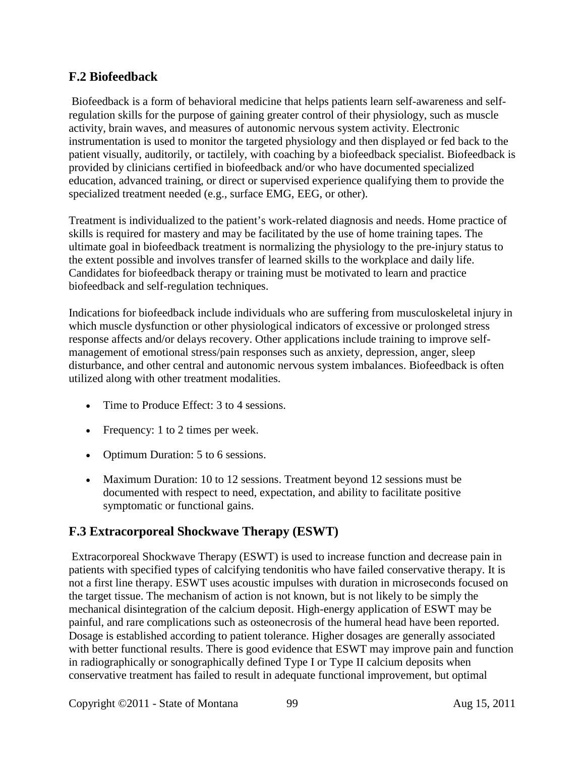## F.2 Biofeedback

Biofeedback is a form of behavioral medicine that helps patients learn self-awareness and self-regulation skills for the purpose of gaining greater control of their physiology, such as muscle activity, brain waves, and measures of autonomic nervous system activity. Electronic instrumentation is used to monitor the targeted physiology and then displayed or fed back to the patient visually, auditorily, or tactilely, with coaching by a biofeedback specialist. Biofeedback is provided by clinicians certified in biofeedback and/or who have documented specialized education, advanced training, or direct or supervised experience qualifying them to provide the specialized treatment needed (e.g., surface EMG, EEG, or other).

Treatment is individualized to the patient's work-related diagnosis and needs. Home practice of skills is required for mastery and may be facilitated by the use of home training tapes. The ultimate goal in biofeedback treatment is normalizing the physiology to the pre-injury status to the extent possible and involves transfer of learned skills to the workplace and daily life. Candidates for biofeedback therapy or training must be motivated to learn and practice biofeedback and self-regulation techniques.

Indications for biofeedback include individuals who are suffering from musculoskeletal injury in which muscle dysfunction or other physiological indicators of excessive or prolonged stress response affects and/or delays recovery. Other applications include training to improve self-management of emotional stress/pain responses such as anxiety, depression, anger, sleep disturbance, and other central and autonomic nervous system imbalances. Biofeedback is often utilized along with other treatment modalities.

- Time to Produce Effect: 3 to 4 sessions.
- Frequency: 1 to 2 times per week.
- Optimum Duration: 5 to 6 sessions.
- Maximum Duration: 10 to 12 sessions. Treatment beyond 12 sessions must be documented with respect to need, expectation, and ability to facilitate positive symptomatic or functional gains.

## F.3 Extracorporeal Shockwave Therapy (ESWT)

Extracorporeal Shockwave Therapy (ESWT) is used to increase function and decrease pain in patients with specified types of calcifying tendonitis who have failed conservative therapy. It is not a first line therapy. ESWT uses acoustic impulses with duration in microseconds focused on the target tissue. The mechanism of action is not known, but is not likely to be simply the mechanical disintegration of the calcium deposit. High-energy application of ESWT may be painful, and rare complications such as osteonecrosis of the humeral head have been reported. Dosage is established according to patient tolerance. Higher dosages are generally associated with better functional results. There is good evidence that ESWT may improve pain and function in radiographically or sonographically defined Type I or Type II calcium deposits when conservative treatment has failed to result in adequate functional improvement, but optimal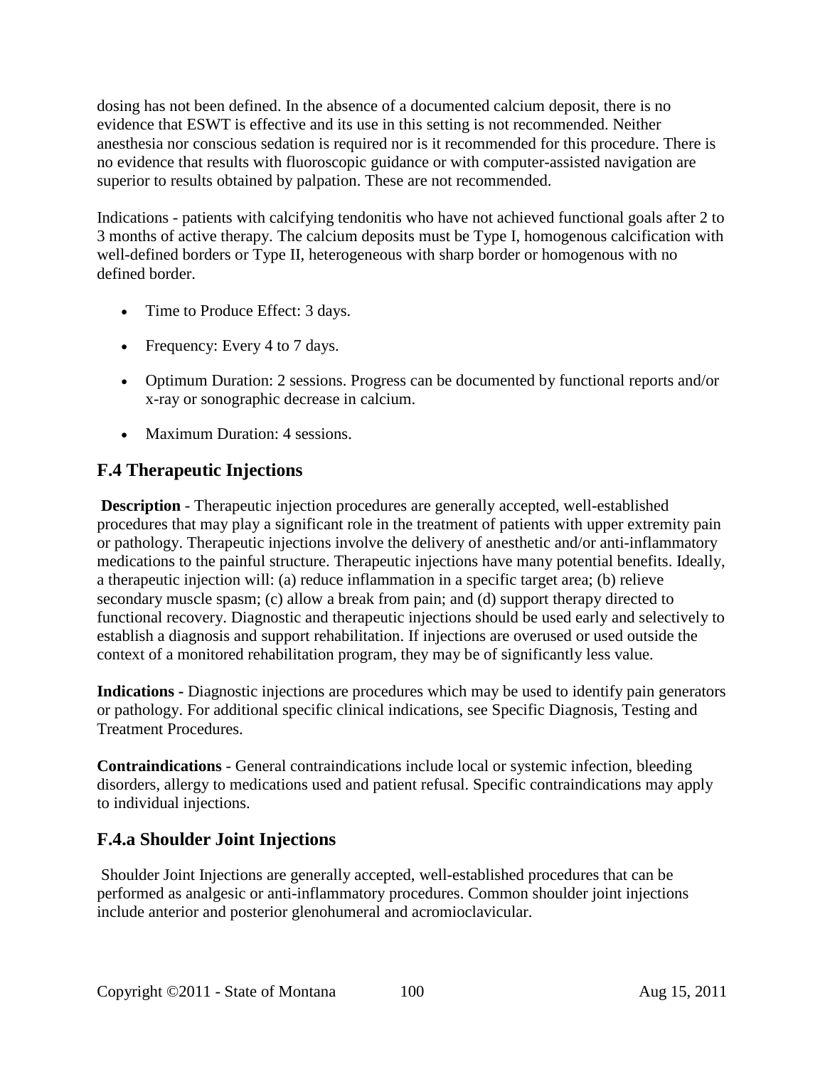dosing has not been defined. In the absence of a documented calcium deposit, there is no evidence that ESWT is effective and its use in this setting is not recommended. Neither anesthesia nor conscious sedation is required nor is it recommended for this procedure. There is no evidence that results with fluoroscopic guidance or with computer-assisted navigation are superior to results obtained by palpation. These are not recommended.

Indications - patients with calcifying tendonitis who have not achieved functional goals after 2 to 3 months of active therapy. The calcium deposits must be Type I, homogenous calcification with well-defined borders or Type II, heterogeneous with sharp border or homogenous with no defined border.

- Time to Produce Effect: 3 days.
- Frequency: Every 4 to 7 days.
- Optimum Duration: 2 sessions. Progress can be documented by functional reports and/or x-ray or sonographic decrease in calcium.
- Maximum Duration: 4 sessions.

## F.4 Therapeutic Injections

**Description** - Therapeutic injection procedures are generally accepted, well-established procedures that may play a significant role in the treatment of patients with upper extremity pain or pathology. Therapeutic injections involve the delivery of anesthetic and/or anti-inflammatory medications to the painful structure. Therapeutic injections have many potential benefits. Ideally, a therapeutic injection will: (a) reduce inflammation in a specific target area; (b) relieve secondary muscle spasm; (c) allow a break from pain; and (d) support therapy directed to functional recovery. Diagnostic and therapeutic injections should be used early and selectively to establish a diagnosis and support rehabilitation. If injections are overused or used outside the context of a monitored rehabilitation program, they may be of significantly less value.

**Indications -** Diagnostic injections are procedures which may be used to identify pain generators or pathology. For additional specific clinical indications, see Specific Diagnosis, Testing and Treatment Procedures.

**Contraindications** - General contraindications include local or systemic infection, bleeding disorders, allergy to medications used and patient refusal. Specific contraindications may apply to individual injections.

## F.4.a Shoulder Joint Injections

Shoulder Joint Injections are generally accepted, well-established procedures that can be performed as analgesic or anti-inflammatory procedures. Common shoulder joint injections include anterior and posterior glenohumeral and acromioclavicular.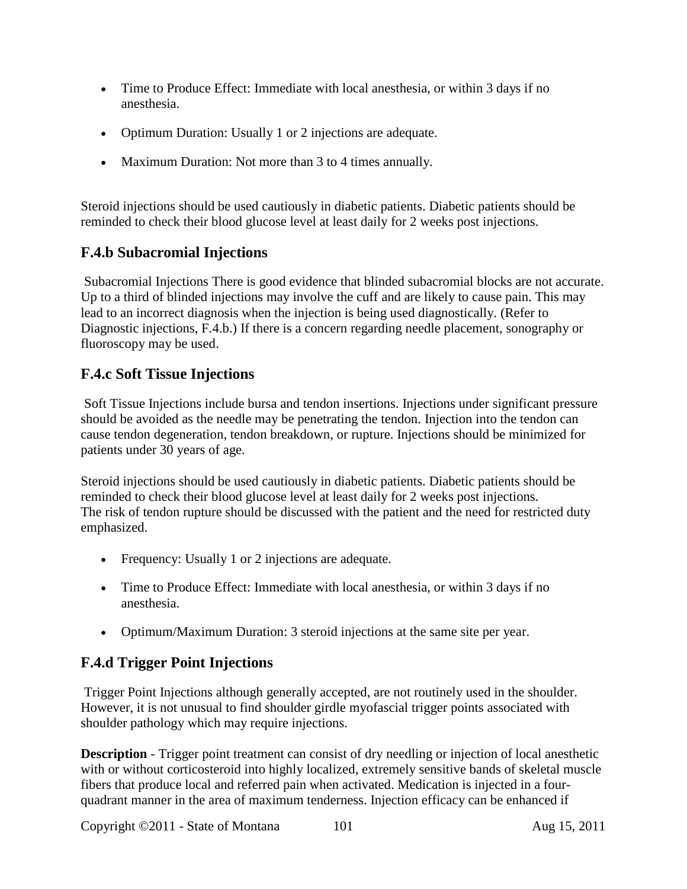- Time to Produce Effect: Immediate with local anesthesia, or within 3 days if no anesthesia.
- Optimum Duration: Usually 1 or 2 injections are adequate.
- Maximum Duration: Not more than 3 to 4 times annually.

Steroid injections should be used cautiously in diabetic patients. Diabetic patients should be reminded to check their blood glucose level at least daily for 2 weeks post injections.

## F.4.b Subacromial Injections

Subacromial Injections There is good evidence that blinded subacromial blocks are not accurate. Up to a third of blinded injections may involve the cuff and are likely to cause pain. This may lead to an incorrect diagnosis when the injection is being used diagnostically. (Refer to Diagnostic injections, F.4.b.) If there is a concern regarding needle placement, sonography or fluoroscopy may be used.

## F.4.c Soft Tissue Injections

Soft Tissue Injections include bursa and tendon insertions. Injections under significant pressure should be avoided as the needle may be penetrating the tendon. Injection into the tendon can cause tendon degeneration, tendon breakdown, or rupture. Injections should be minimized for patients under 30 years of age.

Steroid injections should be used cautiously in diabetic patients. Diabetic patients should be reminded to check their blood glucose level at least daily for 2 weeks post injections.
The risk of tendon rupture should be discussed with the patient and the need for restricted duty emphasized.

- Frequency: Usually 1 or 2 injections are adequate.
- Time to Produce Effect: Immediate with local anesthesia, or within 3 days if no anesthesia.
- Optimum/Maximum Duration: 3 steroid injections at the same site per year.

## F.4.d Trigger Point Injections

Trigger Point Injections although generally accepted, are not routinely used in the shoulder. However, it is not unusual to find shoulder girdle myofascial trigger points associated with shoulder pathology which may require injections.

**Description** - Trigger point treatment can consist of dry needling or injection of local anesthetic with or without corticosteroid into highly localized, extremely sensitive bands of skeletal muscle fibers that produce local and referred pain when activated. Medication is injected in a four-quadrant manner in the area of maximum tenderness. Injection efficacy can be enhanced if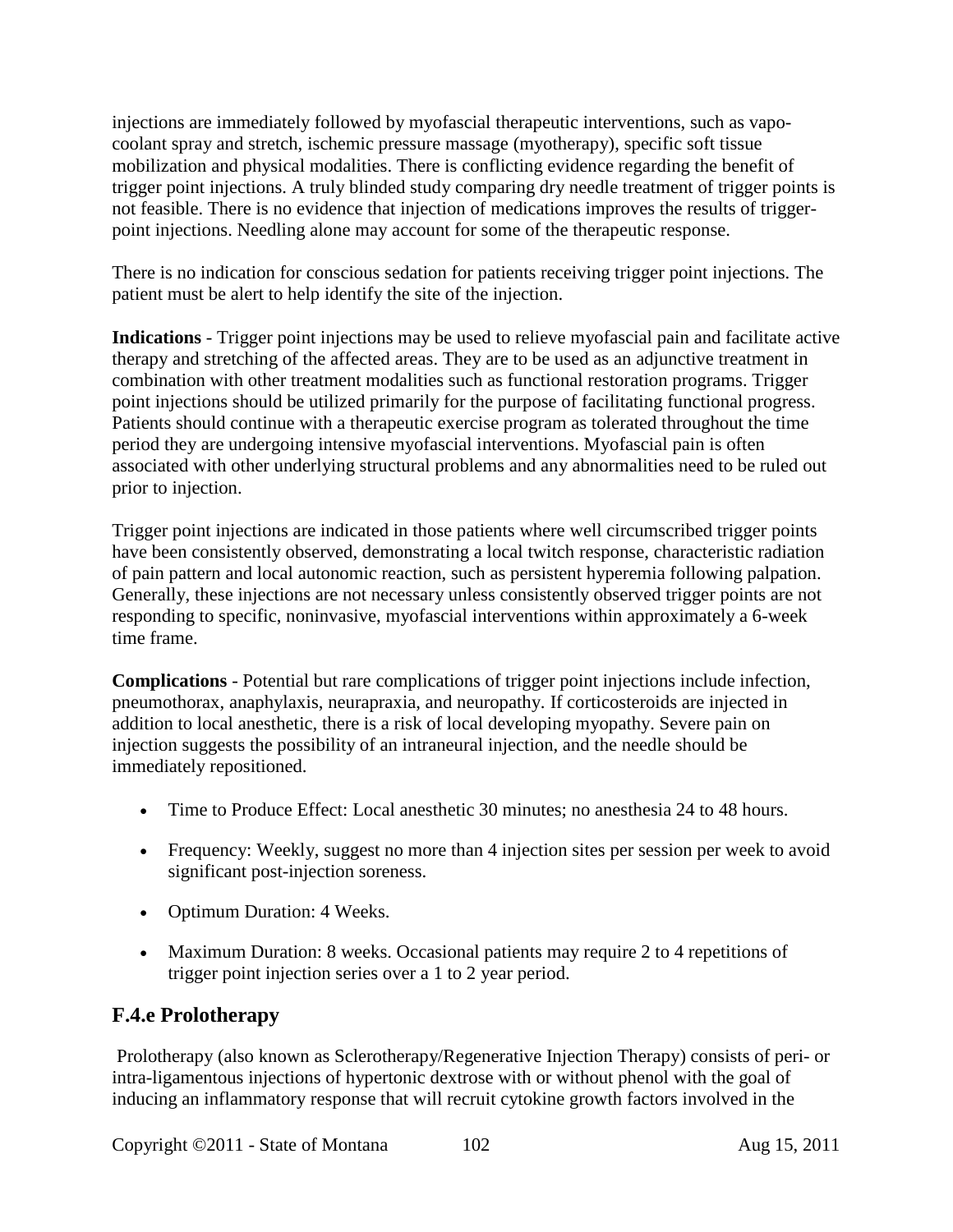injections are immediately followed by myofascial therapeutic interventions, such as vapo-coolant spray and stretch, ischemic pressure massage (myotherapy), specific soft tissue mobilization and physical modalities. There is conflicting evidence regarding the benefit of trigger point injections. A truly blinded study comparing dry needle treatment of trigger points is not feasible. There is no evidence that injection of medications improves the results of trigger-point injections. Needling alone may account for some of the therapeutic response.

There is no indication for conscious sedation for patients receiving trigger point injections. The patient must be alert to help identify the site of the injection.

**Indications** - Trigger point injections may be used to relieve myofascial pain and facilitate active therapy and stretching of the affected areas. They are to be used as an adjunctive treatment in combination with other treatment modalities such as functional restoration programs. Trigger point injections should be utilized primarily for the purpose of facilitating functional progress. Patients should continue with a therapeutic exercise program as tolerated throughout the time period they are undergoing intensive myofascial interventions. Myofascial pain is often associated with other underlying structural problems and any abnormalities need to be ruled out prior to injection.

Trigger point injections are indicated in those patients where well circumscribed trigger points have been consistently observed, demonstrating a local twitch response, characteristic radiation of pain pattern and local autonomic reaction, such as persistent hyperemia following palpation. Generally, these injections are not necessary unless consistently observed trigger points are not responding to specific, noninvasive, myofascial interventions within approximately a 6-week time frame.

**Complications** - Potential but rare complications of trigger point injections include infection, pneumothorax, anaphylaxis, neurapraxia, and neuropathy. If corticosteroids are injected in addition to local anesthetic, there is a risk of local developing myopathy. Severe pain on injection suggests the possibility of an intraneural injection, and the needle should be immediately repositioned.

- Time to Produce Effect: Local anesthetic 30 minutes; no anesthesia 24 to 48 hours.
- Frequency: Weekly, suggest no more than 4 injection sites per session per week to avoid significant post-injection soreness.
- Optimum Duration: 4 Weeks.
- Maximum Duration: 8 weeks. Occasional patients may require 2 to 4 repetitions of trigger point injection series over a 1 to 2 year period.

## F.4.e Prolotherapy

Prolotherapy (also known as Sclerotherapy/Regenerative Injection Therapy) consists of peri- or intra-ligamentous injections of hypertonic dextrose with or without phenol with the goal of inducing an inflammatory response that will recruit cytokine growth factors involved in the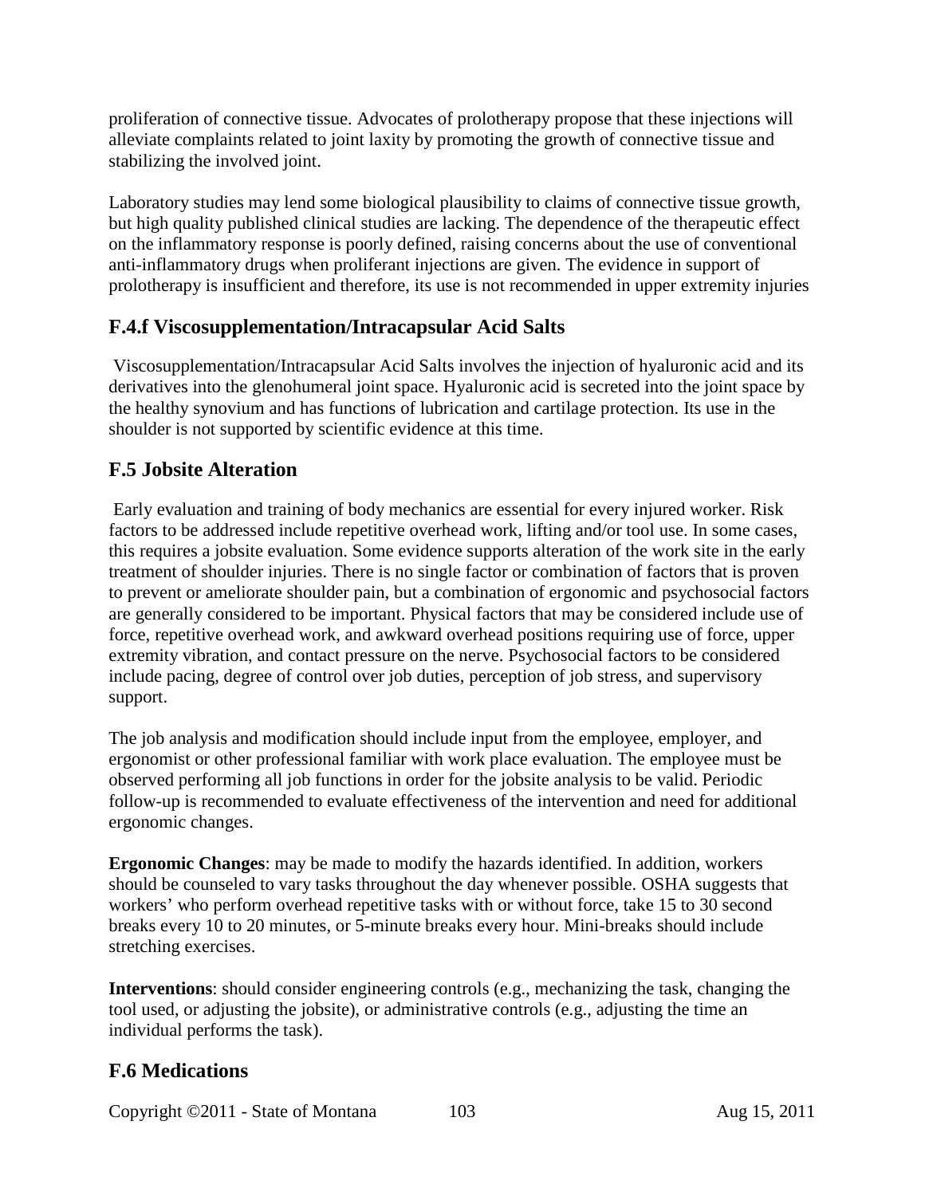proliferation of connective tissue. Advocates of prolotherapy propose that these injections will alleviate complaints related to joint laxity by promoting the growth of connective tissue and stabilizing the involved joint.

Laboratory studies may lend some biological plausibility to claims of connective tissue growth, but high quality published clinical studies are lacking. The dependence of the therapeutic effect on the inflammatory response is poorly defined, raising concerns about the use of conventional anti-inflammatory drugs when proliferant injections are given. The evidence in support of prolotherapy is insufficient and therefore, its use is not recommended in upper extremity injuries

## F.4.f Viscosupplementation/Intracapsular Acid Salts

Viscosupplementation/Intracapsular Acid Salts involves the injection of hyaluronic acid and its derivatives into the glenohumeral joint space. Hyaluronic acid is secreted into the joint space by the healthy synovium and has functions of lubrication and cartilage protection. Its use in the shoulder is not supported by scientific evidence at this time.

## F.5 Jobsite Alteration

Early evaluation and training of body mechanics are essential for every injured worker. Risk factors to be addressed include repetitive overhead work, lifting and/or tool use. In some cases, this requires a jobsite evaluation. Some evidence supports alteration of the work site in the early treatment of shoulder injuries. There is no single factor or combination of factors that is proven to prevent or ameliorate shoulder pain, but a combination of ergonomic and psychosocial factors are generally considered to be important. Physical factors that may be considered include use of force, repetitive overhead work, and awkward overhead positions requiring use of force, upper extremity vibration, and contact pressure on the nerve. Psychosocial factors to be considered include pacing, degree of control over job duties, perception of job stress, and supervisory support.

The job analysis and modification should include input from the employee, employer, and ergonomist or other professional familiar with work place evaluation. The employee must be observed performing all job functions in order for the jobsite analysis to be valid. Periodic follow-up is recommended to evaluate effectiveness of the intervention and need for additional ergonomic changes.

**Ergonomic Changes**: may be made to modify the hazards identified. In addition, workers should be counseled to vary tasks throughout the day whenever possible. OSHA suggests that workers' who perform overhead repetitive tasks with or without force, take 15 to 30 second breaks every 10 to 20 minutes, or 5-minute breaks every hour. Mini-breaks should include stretching exercises.

**Interventions**: should consider engineering controls (e.g., mechanizing the task, changing the tool used, or adjusting the jobsite), or administrative controls (e.g., adjusting the time an individual performs the task).

## F.6 Medications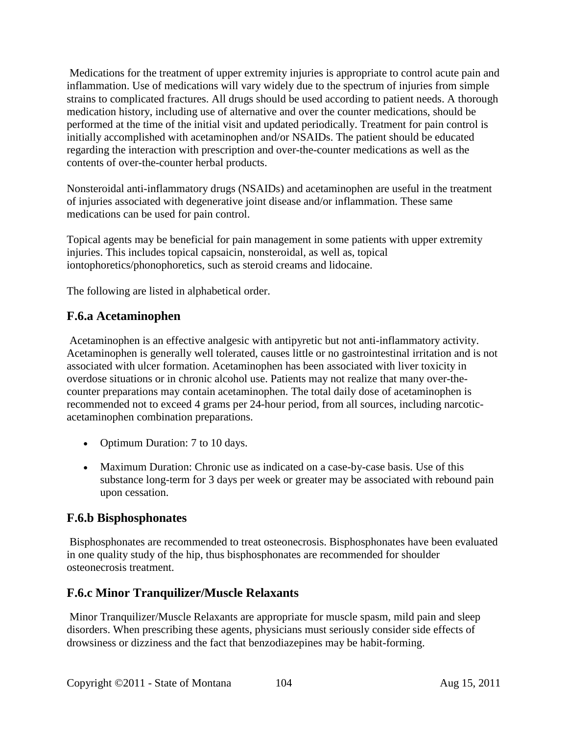Medications for the treatment of upper extremity injuries is appropriate to control acute pain and inflammation. Use of medications will vary widely due to the spectrum of injuries from simple strains to complicated fractures. All drugs should be used according to patient needs. A thorough medication history, including use of alternative and over the counter medications, should be performed at the time of the initial visit and updated periodically. Treatment for pain control is initially accomplished with acetaminophen and/or NSAIDs. The patient should be educated regarding the interaction with prescription and over-the-counter medications as well as the contents of over-the-counter herbal products.

Nonsteroidal anti-inflammatory drugs (NSAIDs) and acetaminophen are useful in the treatment of injuries associated with degenerative joint disease and/or inflammation. These same medications can be used for pain control.

Topical agents may be beneficial for pain management in some patients with upper extremity injuries. This includes topical capsaicin, nonsteroidal, as well as, topical iontophoretics/phonophoretics, such as steroid creams and lidocaine.

The following are listed in alphabetical order.

### F.6.a Acetaminophen

Acetaminophen is an effective analgesic with antipyretic but not anti-inflammatory activity. Acetaminophen is generally well tolerated, causes little or no gastrointestinal irritation and is not associated with ulcer formation. Acetaminophen has been associated with liver toxicity in overdose situations or in chronic alcohol use. Patients may not realize that many over-the-counter preparations may contain acetaminophen. The total daily dose of acetaminophen is recommended not to exceed 4 grams per 24-hour period, from all sources, including narcotic-acetaminophen combination preparations.

- Optimum Duration: 7 to 10 days.
- Maximum Duration: Chronic use as indicated on a case-by-case basis. Use of this substance long-term for 3 days per week or greater may be associated with rebound pain upon cessation.

### F.6.b Bisphosphonates

Bisphosphonates are recommended to treat osteonecrosis. Bisphosphonates have been evaluated in one quality study of the hip, thus bisphosphonates are recommended for shoulder osteonecrosis treatment.

### F.6.c Minor Tranquilizer/Muscle Relaxants

Minor Tranquilizer/Muscle Relaxants are appropriate for muscle spasm, mild pain and sleep disorders. When prescribing these agents, physicians must seriously consider side effects of drowsiness or dizziness and the fact that benzodiazepines may be habit-forming.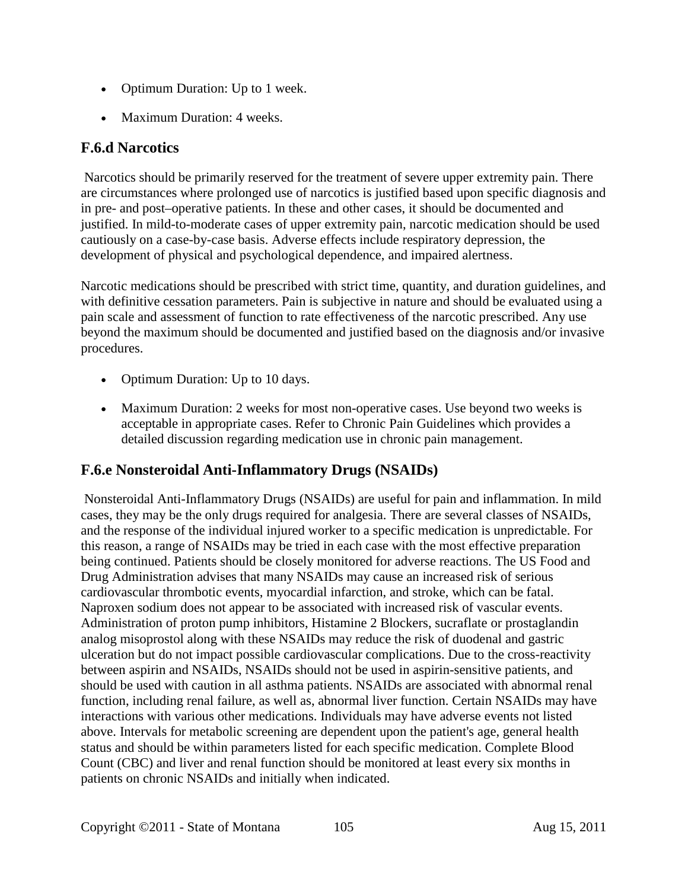- Optimum Duration: Up to 1 week.
- Maximum Duration: 4 weeks.

### F.6.d Narcotics

Narcotics should be primarily reserved for the treatment of severe upper extremity pain. There are circumstances where prolonged use of narcotics is justified based upon specific diagnosis and in pre- and post–operative patients. In these and other cases, it should be documented and justified. In mild-to-moderate cases of upper extremity pain, narcotic medication should be used cautiously on a case-by-case basis. Adverse effects include respiratory depression, the development of physical and psychological dependence, and impaired alertness.

Narcotic medications should be prescribed with strict time, quantity, and duration guidelines, and with definitive cessation parameters. Pain is subjective in nature and should be evaluated using a pain scale and assessment of function to rate effectiveness of the narcotic prescribed. Any use beyond the maximum should be documented and justified based on the diagnosis and/or invasive procedures.

- Optimum Duration: Up to 10 days.
- Maximum Duration: 2 weeks for most non-operative cases. Use beyond two weeks is acceptable in appropriate cases. Refer to Chronic Pain Guidelines which provides a detailed discussion regarding medication use in chronic pain management.

### F.6.e Nonsteroidal Anti-Inflammatory Drugs (NSAIDs)

Nonsteroidal Anti-Inflammatory Drugs (NSAIDs) are useful for pain and inflammation. In mild cases, they may be the only drugs required for analgesia. There are several classes of NSAIDs, and the response of the individual injured worker to a specific medication is unpredictable. For this reason, a range of NSAIDs may be tried in each case with the most effective preparation being continued. Patients should be closely monitored for adverse reactions. The US Food and Drug Administration advises that many NSAIDs may cause an increased risk of serious cardiovascular thrombotic events, myocardial infarction, and stroke, which can be fatal. Naproxen sodium does not appear to be associated with increased risk of vascular events. Administration of proton pump inhibitors, Histamine 2 Blockers, sucraflate or prostaglandin analog misoprostol along with these NSAIDs may reduce the risk of duodenal and gastric ulceration but do not impact possible cardiovascular complications. Due to the cross-reactivity between aspirin and NSAIDs, NSAIDs should not be used in aspirin-sensitive patients, and should be used with caution in all asthma patients. NSAIDs are associated with abnormal renal function, including renal failure, as well as, abnormal liver function. Certain NSAIDs may have interactions with various other medications. Individuals may have adverse events not listed above. Intervals for metabolic screening are dependent upon the patient's age, general health status and should be within parameters listed for each specific medication. Complete Blood Count (CBC) and liver and renal function should be monitored at least every six months in patients on chronic NSAIDs and initially when indicated.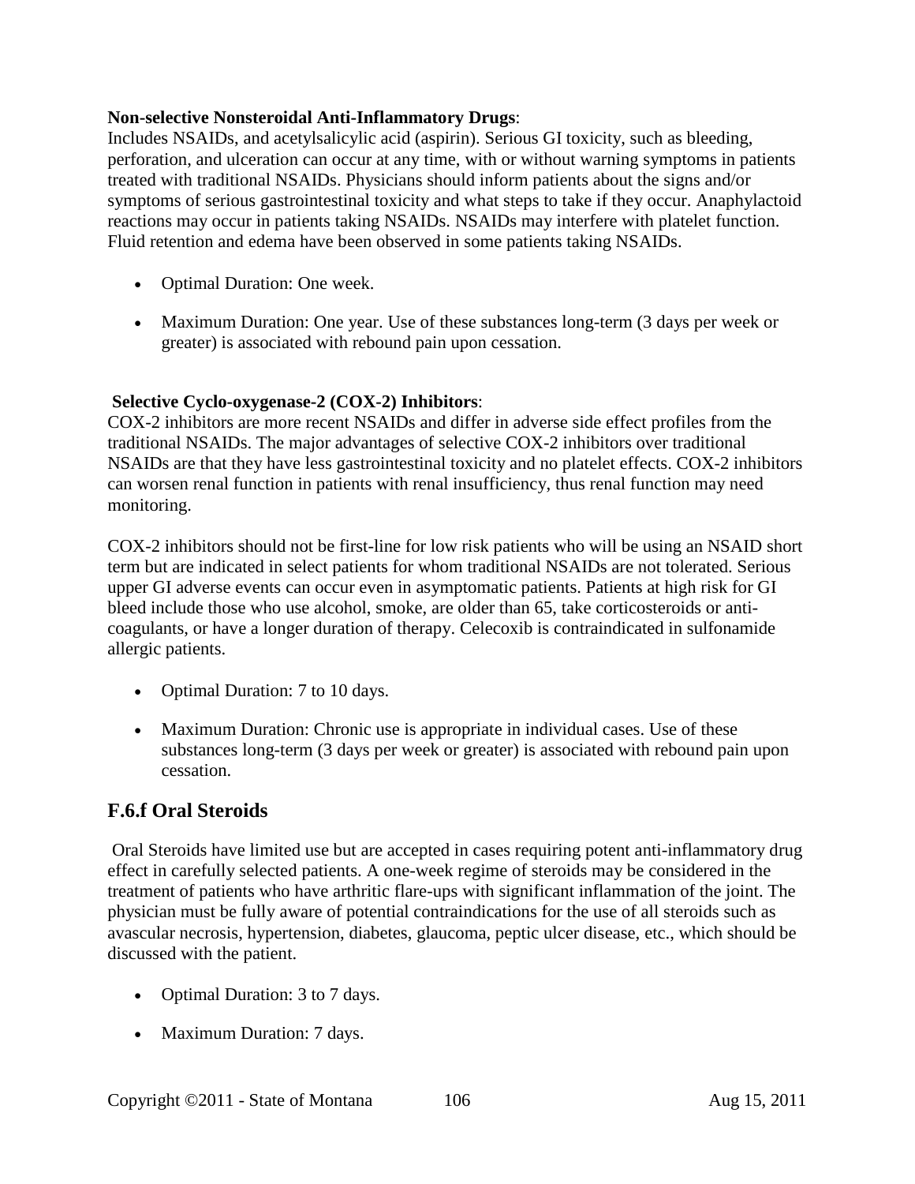**Non-selective Nonsteroidal Anti-Inflammatory Drugs**:
Includes NSAIDs, and acetylsalicylic acid (aspirin). Serious GI toxicity, such as bleeding, perforation, and ulceration can occur at any time, with or without warning symptoms in patients treated with traditional NSAIDs. Physicians should inform patients about the signs and/or symptoms of serious gastrointestinal toxicity and what steps to take if they occur. Anaphylactoid reactions may occur in patients taking NSAIDs. NSAIDs may interfere with platelet function. Fluid retention and edema have been observed in some patients taking NSAIDs.

- Optimal Duration: One week.
- Maximum Duration: One year. Use of these substances long-term (3 days per week or greater) is associated with rebound pain upon cessation.

**Selective Cyclo-oxygenase-2 (COX-2) Inhibitors**:
COX-2 inhibitors are more recent NSAIDs and differ in adverse side effect profiles from the traditional NSAIDs. The major advantages of selective COX-2 inhibitors over traditional NSAIDs are that they have less gastrointestinal toxicity and no platelet effects. COX-2 inhibitors can worsen renal function in patients with renal insufficiency, thus renal function may need monitoring.

COX-2 inhibitors should not be first-line for low risk patients who will be using an NSAID short term but are indicated in select patients for whom traditional NSAIDs are not tolerated. Serious upper GI adverse events can occur even in asymptomatic patients. Patients at high risk for GI bleed include those who use alcohol, smoke, are older than 65, take corticosteroids or anti-coagulants, or have a longer duration of therapy. Celecoxib is contraindicated in sulfonamide allergic patients.

- Optimal Duration: 7 to 10 days.
- Maximum Duration: Chronic use is appropriate in individual cases. Use of these substances long-term (3 days per week or greater) is associated with rebound pain upon cessation.

## F.6.f Oral Steroids

Oral Steroids have limited use but are accepted in cases requiring potent anti-inflammatory drug effect in carefully selected patients. A one-week regime of steroids may be considered in the treatment of patients who have arthritic flare-ups with significant inflammation of the joint. The physician must be fully aware of potential contraindications for the use of all steroids such as avascular necrosis, hypertension, diabetes, glaucoma, peptic ulcer disease, etc., which should be discussed with the patient.

- Optimal Duration: 3 to 7 days.
- Maximum Duration: 7 days.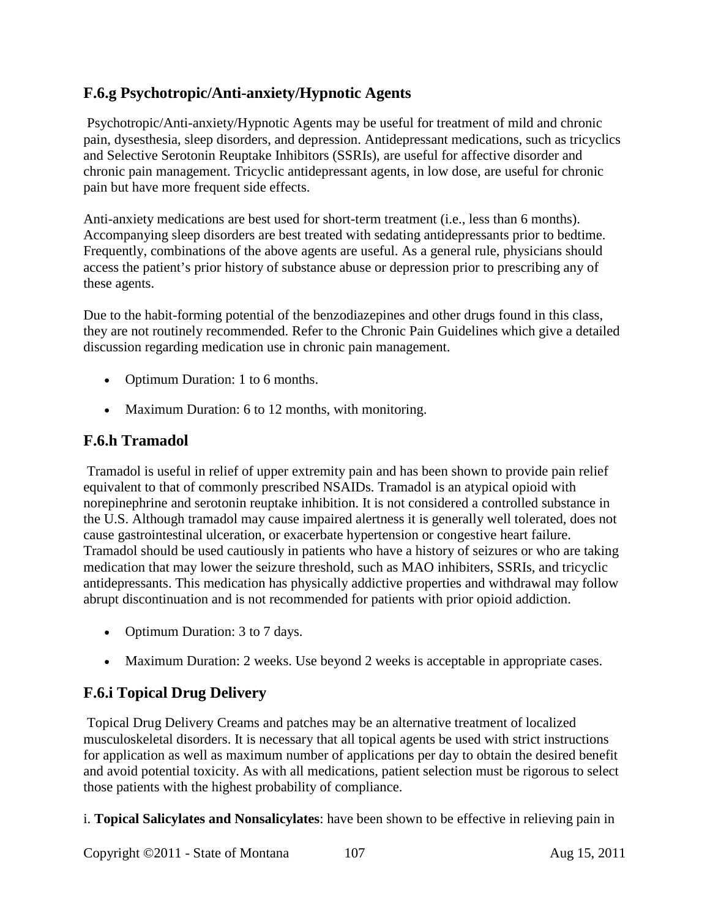## F.6.g Psychotropic/Anti-anxiety/Hypnotic Agents

Psychotropic/Anti-anxiety/Hypnotic Agents may be useful for treatment of mild and chronic pain, dysesthesia, sleep disorders, and depression. Antidepressant medications, such as tricyclics and Selective Serotonin Reuptake Inhibitors (SSRIs), are useful for affective disorder and chronic pain management. Tricyclic antidepressant agents, in low dose, are useful for chronic pain but have more frequent side effects.

Anti-anxiety medications are best used for short-term treatment (i.e., less than 6 months). Accompanying sleep disorders are best treated with sedating antidepressants prior to bedtime. Frequently, combinations of the above agents are useful. As a general rule, physicians should access the patient's prior history of substance abuse or depression prior to prescribing any of these agents.

Due to the habit-forming potential of the benzodiazepines and other drugs found in this class, they are not routinely recommended. Refer to the Chronic Pain Guidelines which give a detailed discussion regarding medication use in chronic pain management.

- Optimum Duration: 1 to 6 months.
- Maximum Duration: 6 to 12 months, with monitoring.

## F.6.h Tramadol

Tramadol is useful in relief of upper extremity pain and has been shown to provide pain relief equivalent to that of commonly prescribed NSAIDs. Tramadol is an atypical opioid with norepinephrine and serotonin reuptake inhibition. It is not considered a controlled substance in the U.S. Although tramadol may cause impaired alertness it is generally well tolerated, does not cause gastrointestinal ulceration, or exacerbate hypertension or congestive heart failure. Tramadol should be used cautiously in patients who have a history of seizures or who are taking medication that may lower the seizure threshold, such as MAO inhibiters, SSRIs, and tricyclic antidepressants. This medication has physically addictive properties and withdrawal may follow abrupt discontinuation and is not recommended for patients with prior opioid addiction.

- Optimum Duration: 3 to 7 days.
- Maximum Duration: 2 weeks. Use beyond 2 weeks is acceptable in appropriate cases.

## F.6.i Topical Drug Delivery

Topical Drug Delivery Creams and patches may be an alternative treatment of localized musculoskeletal disorders. It is necessary that all topical agents be used with strict instructions for application as well as maximum number of applications per day to obtain the desired benefit and avoid potential toxicity. As with all medications, patient selection must be rigorous to select those patients with the highest probability of compliance.

i. **Topical Salicylates and Nonsalicylates**: have been shown to be effective in relieving pain in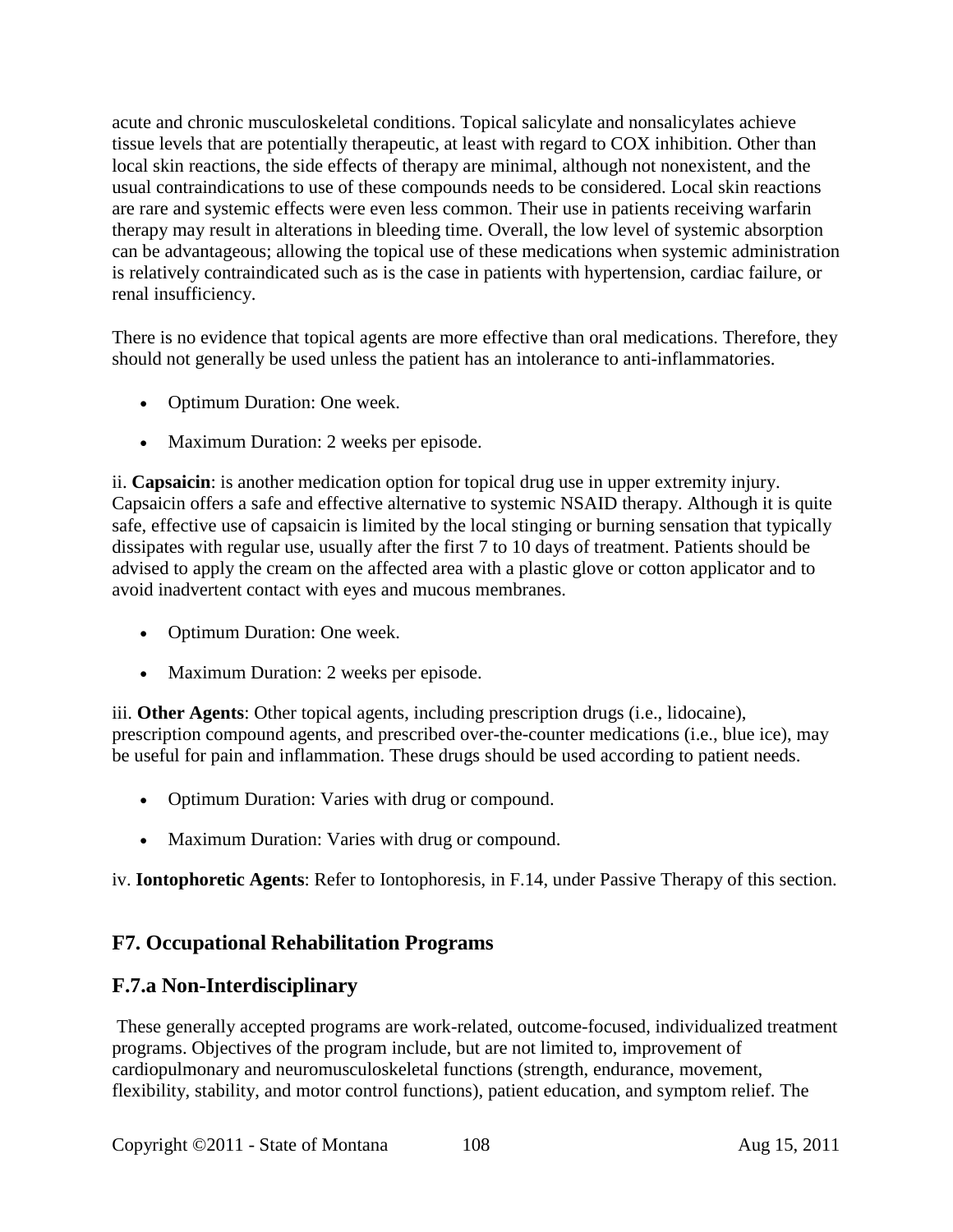acute and chronic musculoskeletal conditions. Topical salicylate and nonsalicylates achieve tissue levels that are potentially therapeutic, at least with regard to COX inhibition. Other than local skin reactions, the side effects of therapy are minimal, although not nonexistent, and the usual contraindications to use of these compounds needs to be considered. Local skin reactions are rare and systemic effects were even less common. Their use in patients receiving warfarin therapy may result in alterations in bleeding time. Overall, the low level of systemic absorption can be advantageous; allowing the topical use of these medications when systemic administration is relatively contraindicated such as is the case in patients with hypertension, cardiac failure, or renal insufficiency.

There is no evidence that topical agents are more effective than oral medications. Therefore, they should not generally be used unless the patient has an intolerance to anti-inflammatories.

- Optimum Duration: One week.
- Maximum Duration: 2 weeks per episode.

ii. **Capsaicin**: is another medication option for topical drug use in upper extremity injury. Capsaicin offers a safe and effective alternative to systemic NSAID therapy. Although it is quite safe, effective use of capsaicin is limited by the local stinging or burning sensation that typically dissipates with regular use, usually after the first 7 to 10 days of treatment. Patients should be advised to apply the cream on the affected area with a plastic glove or cotton applicator and to avoid inadvertent contact with eyes and mucous membranes.

- Optimum Duration: One week.
- Maximum Duration: 2 weeks per episode.

iii. **Other Agents**: Other topical agents, including prescription drugs (i.e., lidocaine), prescription compound agents, and prescribed over-the-counter medications (i.e., blue ice), may be useful for pain and inflammation. These drugs should be used according to patient needs.

- Optimum Duration: Varies with drug or compound.
- Maximum Duration: Varies with drug or compound.

iv. **Iontophoretic Agents**: Refer to Iontophoresis, in F.14, under Passive Therapy of this section.

## F7. Occupational Rehabilitation Programs

## F.7.a Non-Interdisciplinary

These generally accepted programs are work-related, outcome-focused, individualized treatment programs. Objectives of the program include, but are not limited to, improvement of cardiopulmonary and neuromusculoskeletal functions (strength, endurance, movement, flexibility, stability, and motor control functions), patient education, and symptom relief. The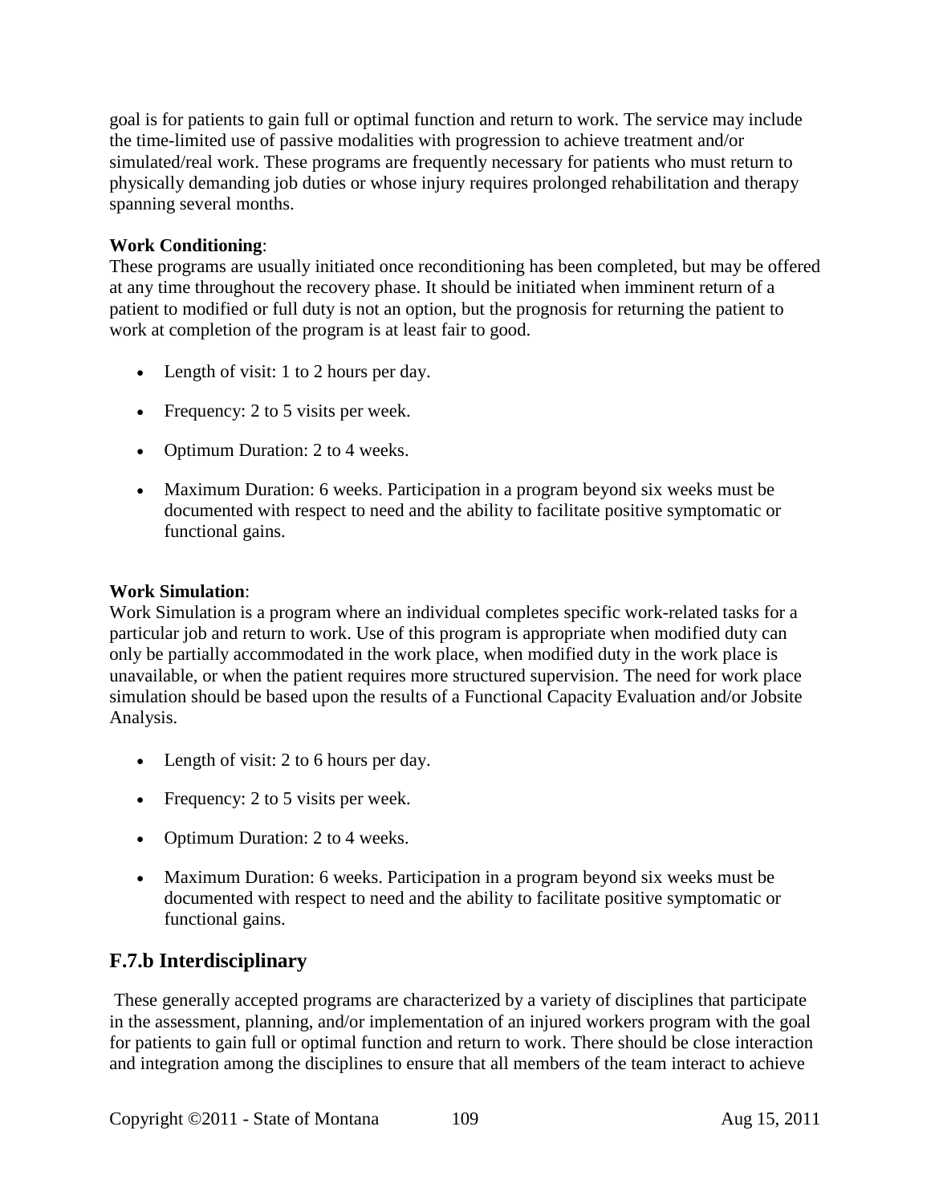goal is for patients to gain full or optimal function and return to work. The service may include the time-limited use of passive modalities with progression to achieve treatment and/or simulated/real work. These programs are frequently necessary for patients who must return to physically demanding job duties or whose injury requires prolonged rehabilitation and therapy spanning several months.

**Work Conditioning**:
These programs are usually initiated once reconditioning has been completed, but may be offered at any time throughout the recovery phase. It should be initiated when imminent return of a patient to modified or full duty is not an option, but the prognosis for returning the patient to work at completion of the program is at least fair to good.

- Length of visit: 1 to 2 hours per day.
- Frequency: 2 to 5 visits per week.
- Optimum Duration: 2 to 4 weeks.
- Maximum Duration: 6 weeks. Participation in a program beyond six weeks must be documented with respect to need and the ability to facilitate positive symptomatic or functional gains.

**Work Simulation**:
Work Simulation is a program where an individual completes specific work-related tasks for a particular job and return to work. Use of this program is appropriate when modified duty can only be partially accommodated in the work place, when modified duty in the work place is unavailable, or when the patient requires more structured supervision. The need for work place simulation should be based upon the results of a Functional Capacity Evaluation and/or Jobsite Analysis.

- Length of visit: 2 to 6 hours per day.
- Frequency: 2 to 5 visits per week.
- Optimum Duration: 2 to 4 weeks.
- Maximum Duration: 6 weeks. Participation in a program beyond six weeks must be documented with respect to need and the ability to facilitate positive symptomatic or functional gains.

## F.7.b Interdisciplinary

These generally accepted programs are characterized by a variety of disciplines that participate in the assessment, planning, and/or implementation of an injured workers program with the goal for patients to gain full or optimal function and return to work. There should be close interaction and integration among the disciplines to ensure that all members of the team interact to achieve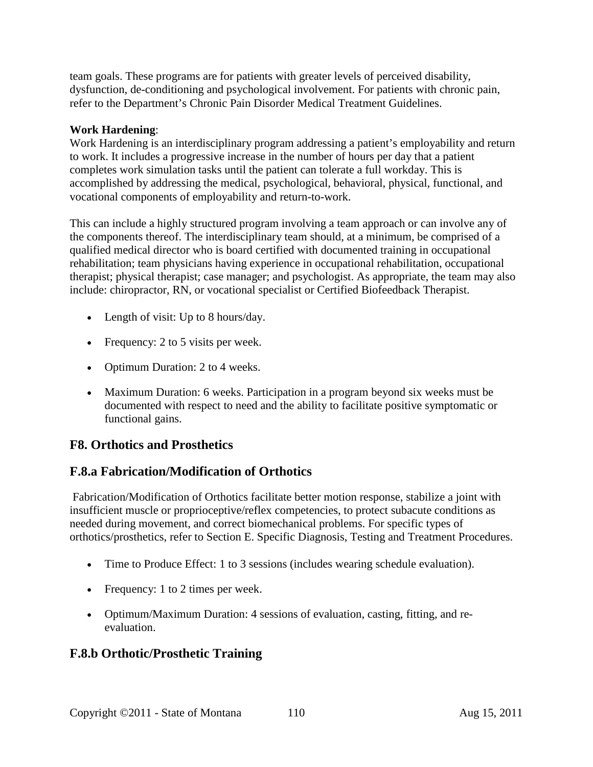team goals. These programs are for patients with greater levels of perceived disability, dysfunction, de-conditioning and psychological involvement. For patients with chronic pain, refer to the Department's Chronic Pain Disorder Medical Treatment Guidelines.

**Work Hardening**:
Work Hardening is an interdisciplinary program addressing a patient's employability and return to work. It includes a progressive increase in the number of hours per day that a patient completes work simulation tasks until the patient can tolerate a full workday. This is accomplished by addressing the medical, psychological, behavioral, physical, functional, and vocational components of employability and return-to-work.

This can include a highly structured program involving a team approach or can involve any of the components thereof. The interdisciplinary team should, at a minimum, be comprised of a qualified medical director who is board certified with documented training in occupational rehabilitation; team physicians having experience in occupational rehabilitation, occupational therapist; physical therapist; case manager; and psychologist. As appropriate, the team may also include: chiropractor, RN, or vocational specialist or Certified Biofeedback Therapist.

- Length of visit: Up to 8 hours/day.
- Frequency: 2 to 5 visits per week.
- Optimum Duration: 2 to 4 weeks.
- Maximum Duration: 6 weeks. Participation in a program beyond six weeks must be documented with respect to need and the ability to facilitate positive symptomatic or functional gains.

## F8. Orthotics and Prosthetics

## F.8.a Fabrication/Modification of Orthotics

Fabrication/Modification of Orthotics facilitate better motion response, stabilize a joint with insufficient muscle or proprioceptive/reflex competencies, to protect subacute conditions as needed during movement, and correct biomechanical problems. For specific types of orthotics/prosthetics, refer to Section E. Specific Diagnosis, Testing and Treatment Procedures.

- Time to Produce Effect: 1 to 3 sessions (includes wearing schedule evaluation).
- Frequency: 1 to 2 times per week.
- Optimum/Maximum Duration: 4 sessions of evaluation, casting, fitting, and re-evaluation.

## F.8.b Orthotic/Prosthetic Training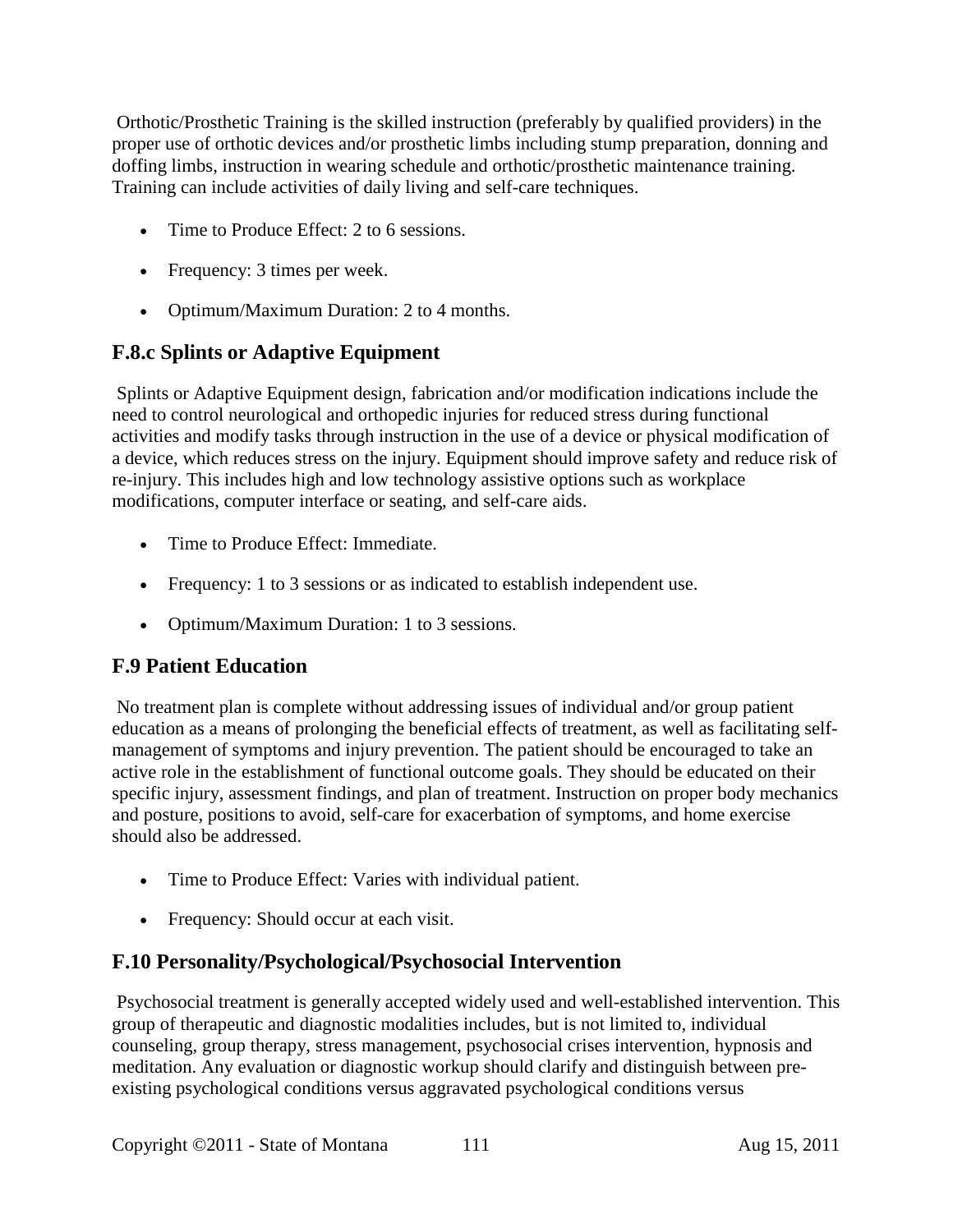Orthotic/Prosthetic Training is the skilled instruction (preferably by qualified providers) in the proper use of orthotic devices and/or prosthetic limbs including stump preparation, donning and doffing limbs, instruction in wearing schedule and orthotic/prosthetic maintenance training. Training can include activities of daily living and self-care techniques.

- Time to Produce Effect: 2 to 6 sessions.
- Frequency: 3 times per week.
- Optimum/Maximum Duration: 2 to 4 months.

## F.8.c Splints or Adaptive Equipment

Splints or Adaptive Equipment design, fabrication and/or modification indications include the need to control neurological and orthopedic injuries for reduced stress during functional activities and modify tasks through instruction in the use of a device or physical modification of a device, which reduces stress on the injury. Equipment should improve safety and reduce risk of re-injury. This includes high and low technology assistive options such as workplace modifications, computer interface or seating, and self-care aids.

- Time to Produce Effect: Immediate.
- Frequency: 1 to 3 sessions or as indicated to establish independent use.
- Optimum/Maximum Duration: 1 to 3 sessions.

## F.9 Patient Education

No treatment plan is complete without addressing issues of individual and/or group patient education as a means of prolonging the beneficial effects of treatment, as well as facilitating self-management of symptoms and injury prevention. The patient should be encouraged to take an active role in the establishment of functional outcome goals. They should be educated on their specific injury, assessment findings, and plan of treatment. Instruction on proper body mechanics and posture, positions to avoid, self-care for exacerbation of symptoms, and home exercise should also be addressed.

- Time to Produce Effect: Varies with individual patient.
- Frequency: Should occur at each visit.

## F.10 Personality/Psychological/Psychosocial Intervention

Psychosocial treatment is generally accepted widely used and well-established intervention. This group of therapeutic and diagnostic modalities includes, but is not limited to, individual counseling, group therapy, stress management, psychosocial crises intervention, hypnosis and meditation. Any evaluation or diagnostic workup should clarify and distinguish between pre-existing psychological conditions versus aggravated psychological conditions versus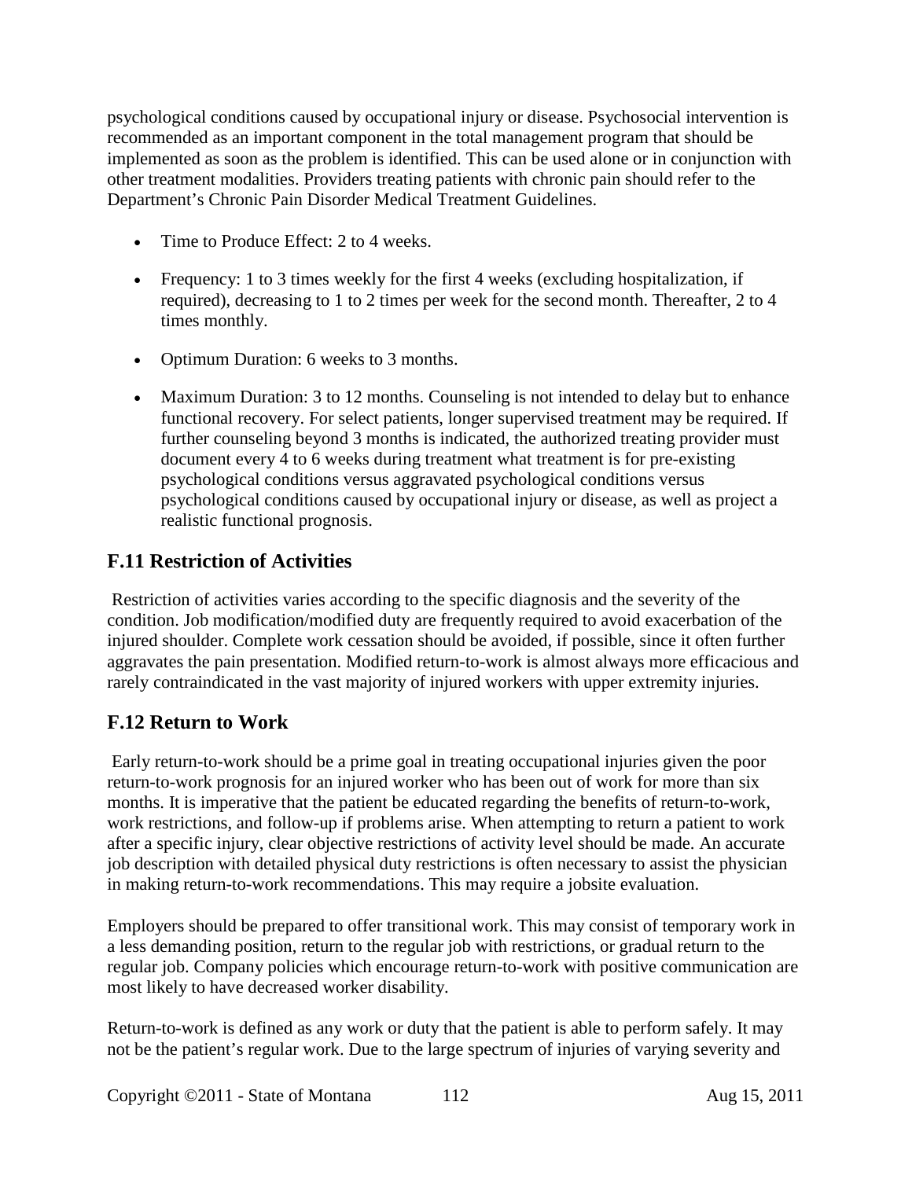psychological conditions caused by occupational injury or disease. Psychosocial intervention is recommended as an important component in the total management program that should be implemented as soon as the problem is identified. This can be used alone or in conjunction with other treatment modalities. Providers treating patients with chronic pain should refer to the Department's Chronic Pain Disorder Medical Treatment Guidelines.

- Time to Produce Effect: 2 to 4 weeks.
- Frequency: 1 to 3 times weekly for the first 4 weeks (excluding hospitalization, if required), decreasing to 1 to 2 times per week for the second month. Thereafter, 2 to 4 times monthly.
- Optimum Duration: 6 weeks to 3 months.
- Maximum Duration: 3 to 12 months. Counseling is not intended to delay but to enhance functional recovery. For select patients, longer supervised treatment may be required. If further counseling beyond 3 months is indicated, the authorized treating provider must document every 4 to 6 weeks during treatment what treatment is for pre-existing psychological conditions versus aggravated psychological conditions versus psychological conditions caused by occupational injury or disease, as well as project a realistic functional prognosis.

## F.11 Restriction of Activities

Restriction of activities varies according to the specific diagnosis and the severity of the condition. Job modification/modified duty are frequently required to avoid exacerbation of the injured shoulder. Complete work cessation should be avoided, if possible, since it often further aggravates the pain presentation. Modified return-to-work is almost always more efficacious and rarely contraindicated in the vast majority of injured workers with upper extremity injuries.

## F.12 Return to Work

Early return-to-work should be a prime goal in treating occupational injuries given the poor return-to-work prognosis for an injured worker who has been out of work for more than six months. It is imperative that the patient be educated regarding the benefits of return-to-work, work restrictions, and follow-up if problems arise. When attempting to return a patient to work after a specific injury, clear objective restrictions of activity level should be made. An accurate job description with detailed physical duty restrictions is often necessary to assist the physician in making return-to-work recommendations. This may require a jobsite evaluation.

Employers should be prepared to offer transitional work. This may consist of temporary work in a less demanding position, return to the regular job with restrictions, or gradual return to the regular job. Company policies which encourage return-to-work with positive communication are most likely to have decreased worker disability.

Return-to-work is defined as any work or duty that the patient is able to perform safely. It may not be the patient's regular work. Due to the large spectrum of injuries of varying severity and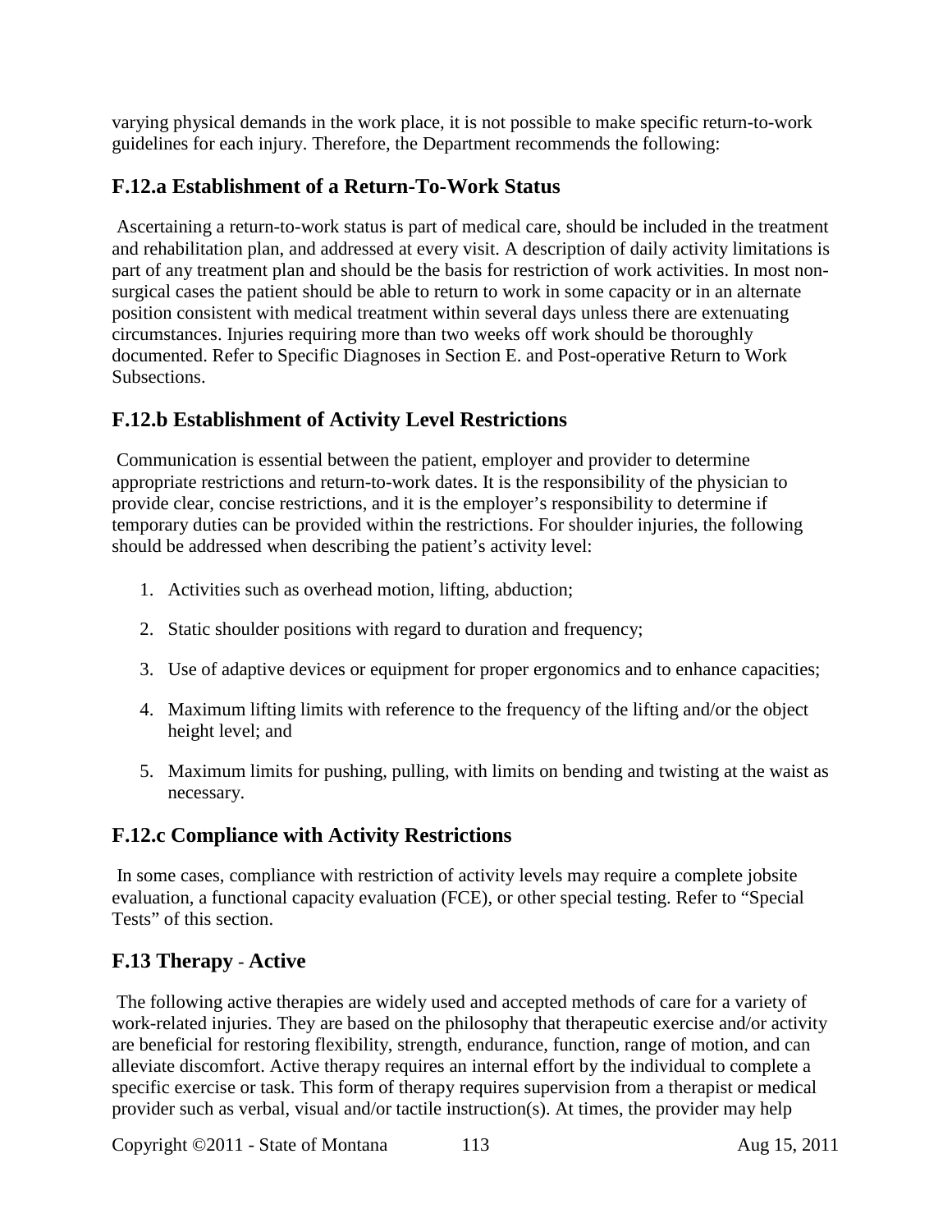varying physical demands in the work place, it is not possible to make specific return-to-work guidelines for each injury. Therefore, the Department recommends the following:

### F.12.a Establishment of a Return-To-Work Status

Ascertaining a return-to-work status is part of medical care, should be included in the treatment and rehabilitation plan, and addressed at every visit. A description of daily activity limitations is part of any treatment plan and should be the basis for restriction of work activities. In most non-surgical cases the patient should be able to return to work in some capacity or in an alternate position consistent with medical treatment within several days unless there are extenuating circumstances. Injuries requiring more than two weeks off work should be thoroughly documented. Refer to Specific Diagnoses in Section E. and Post-operative Return to Work Subsections.

### F.12.b Establishment of Activity Level Restrictions

Communication is essential between the patient, employer and provider to determine appropriate restrictions and return-to-work dates. It is the responsibility of the physician to provide clear, concise restrictions, and it is the employer's responsibility to determine if temporary duties can be provided within the restrictions. For shoulder injuries, the following should be addressed when describing the patient's activity level:

1. Activities such as overhead motion, lifting, abduction;
2. Static shoulder positions with regard to duration and frequency;
3. Use of adaptive devices or equipment for proper ergonomics and to enhance capacities;
4. Maximum lifting limits with reference to the frequency of the lifting and/or the object height level; and
5. Maximum limits for pushing, pulling, with limits on bending and twisting at the waist as necessary.

### F.12.c Compliance with Activity Restrictions

In some cases, compliance with restriction of activity levels may require a complete jobsite evaluation, a functional capacity evaluation (FCE), or other special testing. Refer to "Special Tests" of this section.

### F.13 Therapy - Active

The following active therapies are widely used and accepted methods of care for a variety of work-related injuries. They are based on the philosophy that therapeutic exercise and/or activity are beneficial for restoring flexibility, strength, endurance, function, range of motion, and can alleviate discomfort. Active therapy requires an internal effort by the individual to complete a specific exercise or task. This form of therapy requires supervision from a therapist or medical provider such as verbal, visual and/or tactile instruction(s). At times, the provider may help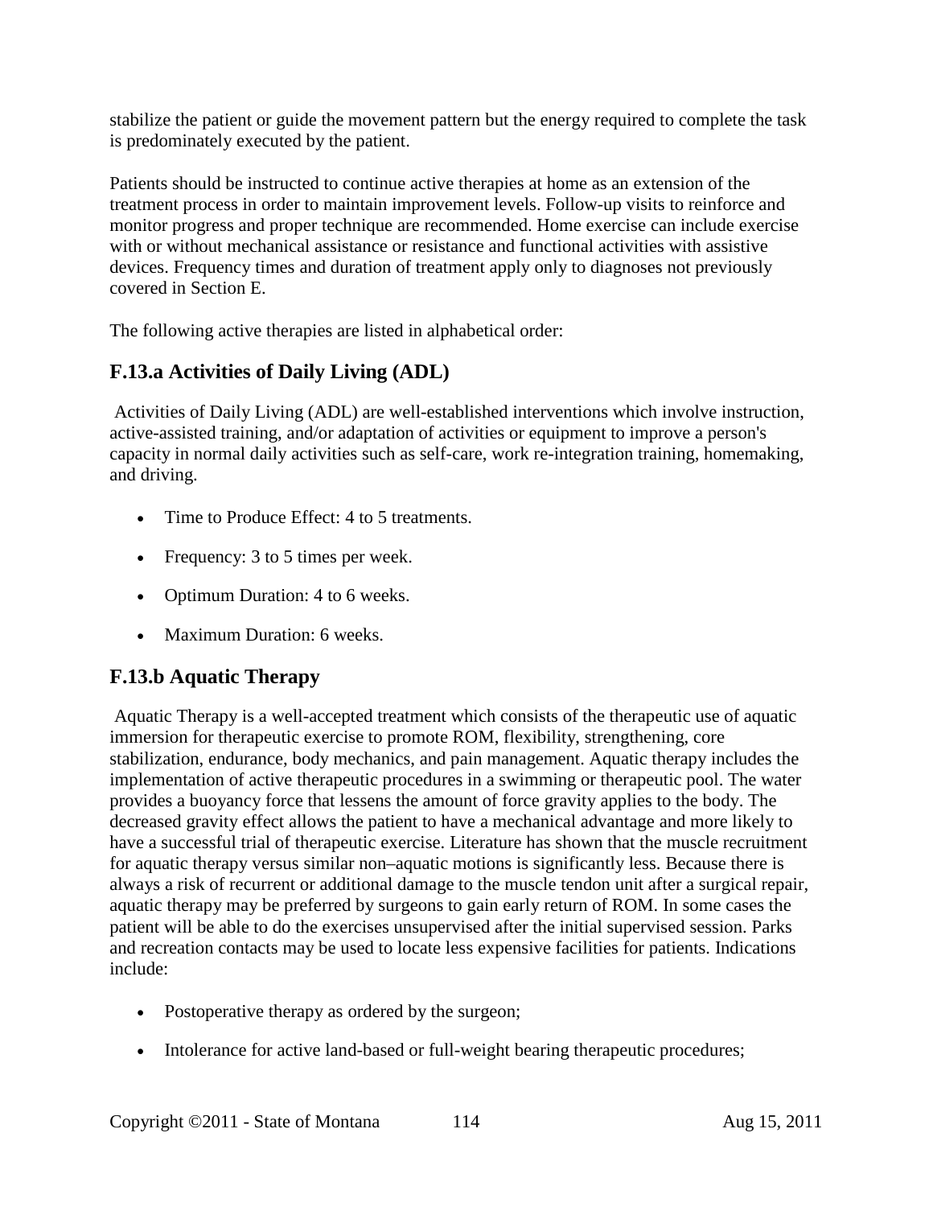stabilize the patient or guide the movement pattern but the energy required to complete the task is predominately executed by the patient.

Patients should be instructed to continue active therapies at home as an extension of the treatment process in order to maintain improvement levels. Follow-up visits to reinforce and monitor progress and proper technique are recommended. Home exercise can include exercise with or without mechanical assistance or resistance and functional activities with assistive devices. Frequency times and duration of treatment apply only to diagnoses not previously covered in Section E.

The following active therapies are listed in alphabetical order:

## F.13.a Activities of Daily Living (ADL)

Activities of Daily Living (ADL) are well-established interventions which involve instruction, active-assisted training, and/or adaptation of activities or equipment to improve a person's capacity in normal daily activities such as self-care, work re-integration training, homemaking, and driving.

- Time to Produce Effect: 4 to 5 treatments.
- Frequency: 3 to 5 times per week.
- Optimum Duration: 4 to 6 weeks.
- Maximum Duration: 6 weeks.

## F.13.b Aquatic Therapy

Aquatic Therapy is a well-accepted treatment which consists of the therapeutic use of aquatic immersion for therapeutic exercise to promote ROM, flexibility, strengthening, core stabilization, endurance, body mechanics, and pain management. Aquatic therapy includes the implementation of active therapeutic procedures in a swimming or therapeutic pool. The water provides a buoyancy force that lessens the amount of force gravity applies to the body. The decreased gravity effect allows the patient to have a mechanical advantage and more likely to have a successful trial of therapeutic exercise. Literature has shown that the muscle recruitment for aquatic therapy versus similar non–aquatic motions is significantly less. Because there is always a risk of recurrent or additional damage to the muscle tendon unit after a surgical repair, aquatic therapy may be preferred by surgeons to gain early return of ROM. In some cases the patient will be able to do the exercises unsupervised after the initial supervised session. Parks and recreation contacts may be used to locate less expensive facilities for patients. Indications include:

- Postoperative therapy as ordered by the surgeon;
- Intolerance for active land-based or full-weight bearing therapeutic procedures;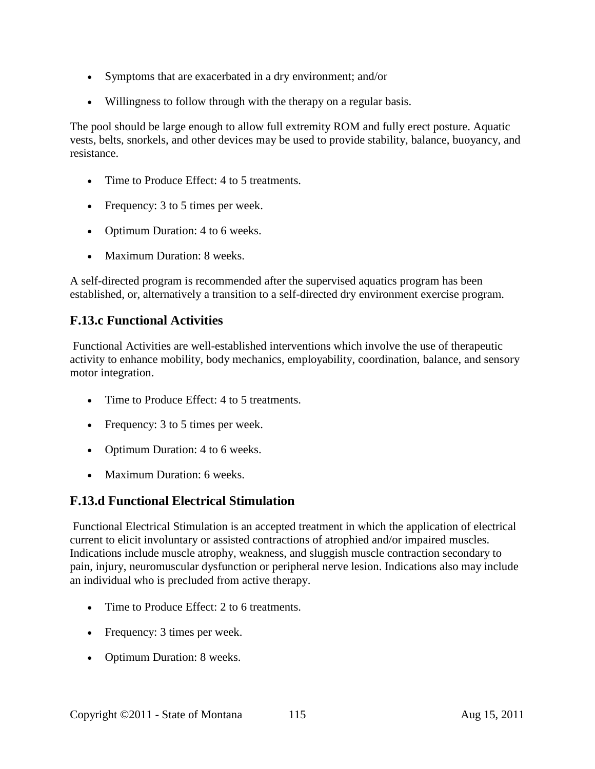- Symptoms that are exacerbated in a dry environment; and/or
- Willingness to follow through with the therapy on a regular basis.

The pool should be large enough to allow full extremity ROM and fully erect posture. Aquatic vests, belts, snorkels, and other devices may be used to provide stability, balance, buoyancy, and resistance.

- Time to Produce Effect: 4 to 5 treatments.
- Frequency: 3 to 5 times per week.
- Optimum Duration: 4 to 6 weeks.
- Maximum Duration: 8 weeks.

A self-directed program is recommended after the supervised aquatics program has been established, or, alternatively a transition to a self-directed dry environment exercise program.

## F.13.c Functional Activities

Functional Activities are well-established interventions which involve the use of therapeutic activity to enhance mobility, body mechanics, employability, coordination, balance, and sensory motor integration.

- Time to Produce Effect: 4 to 5 treatments.
- Frequency: 3 to 5 times per week.
- Optimum Duration: 4 to 6 weeks.
- Maximum Duration: 6 weeks.

## F.13.d Functional Electrical Stimulation

Functional Electrical Stimulation is an accepted treatment in which the application of electrical current to elicit involuntary or assisted contractions of atrophied and/or impaired muscles. Indications include muscle atrophy, weakness, and sluggish muscle contraction secondary to pain, injury, neuromuscular dysfunction or peripheral nerve lesion. Indications also may include an individual who is precluded from active therapy.

- Time to Produce Effect: 2 to 6 treatments.
- Frequency: 3 times per week.
- Optimum Duration: 8 weeks.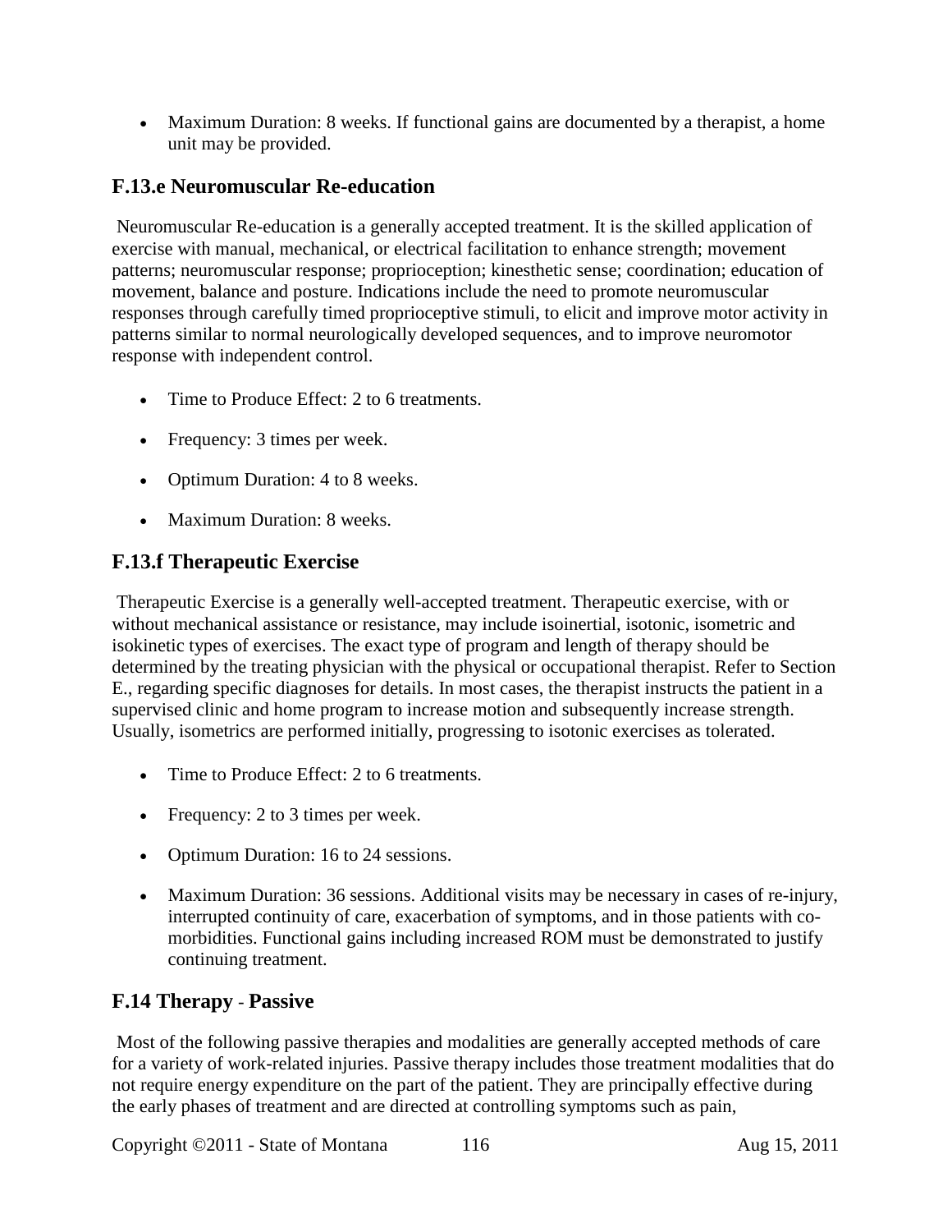- Maximum Duration: 8 weeks. If functional gains are documented by a therapist, a home unit may be provided.

### F.13.e Neuromuscular Re-education

Neuromuscular Re-education is a generally accepted treatment. It is the skilled application of exercise with manual, mechanical, or electrical facilitation to enhance strength; movement patterns; neuromuscular response; proprioception; kinesthetic sense; coordination; education of movement, balance and posture. Indications include the need to promote neuromuscular responses through carefully timed proprioceptive stimuli, to elicit and improve motor activity in patterns similar to normal neurologically developed sequences, and to improve neuromotor response with independent control.

- Time to Produce Effect: 2 to 6 treatments.
- Frequency: 3 times per week.
- Optimum Duration: 4 to 8 weeks.
- Maximum Duration: 8 weeks.

### F.13.f Therapeutic Exercise

Therapeutic Exercise is a generally well-accepted treatment. Therapeutic exercise, with or without mechanical assistance or resistance, may include isoinertial, isotonic, isometric and isokinetic types of exercises. The exact type of program and length of therapy should be determined by the treating physician with the physical or occupational therapist. Refer to Section E., regarding specific diagnoses for details. In most cases, the therapist instructs the patient in a supervised clinic and home program to increase motion and subsequently increase strength. Usually, isometrics are performed initially, progressing to isotonic exercises as tolerated.

- Time to Produce Effect: 2 to 6 treatments.
- Frequency: 2 to 3 times per week.
- Optimum Duration: 16 to 24 sessions.
- Maximum Duration: 36 sessions. Additional visits may be necessary in cases of re-injury, interrupted continuity of care, exacerbation of symptoms, and in those patients with co-morbidities. Functional gains including increased ROM must be demonstrated to justify continuing treatment.

## F.14 Therapy - Passive

Most of the following passive therapies and modalities are generally accepted methods of care for a variety of work-related injuries. Passive therapy includes those treatment modalities that do not require energy expenditure on the part of the patient. They are principally effective during the early phases of treatment and are directed at controlling symptoms such as pain,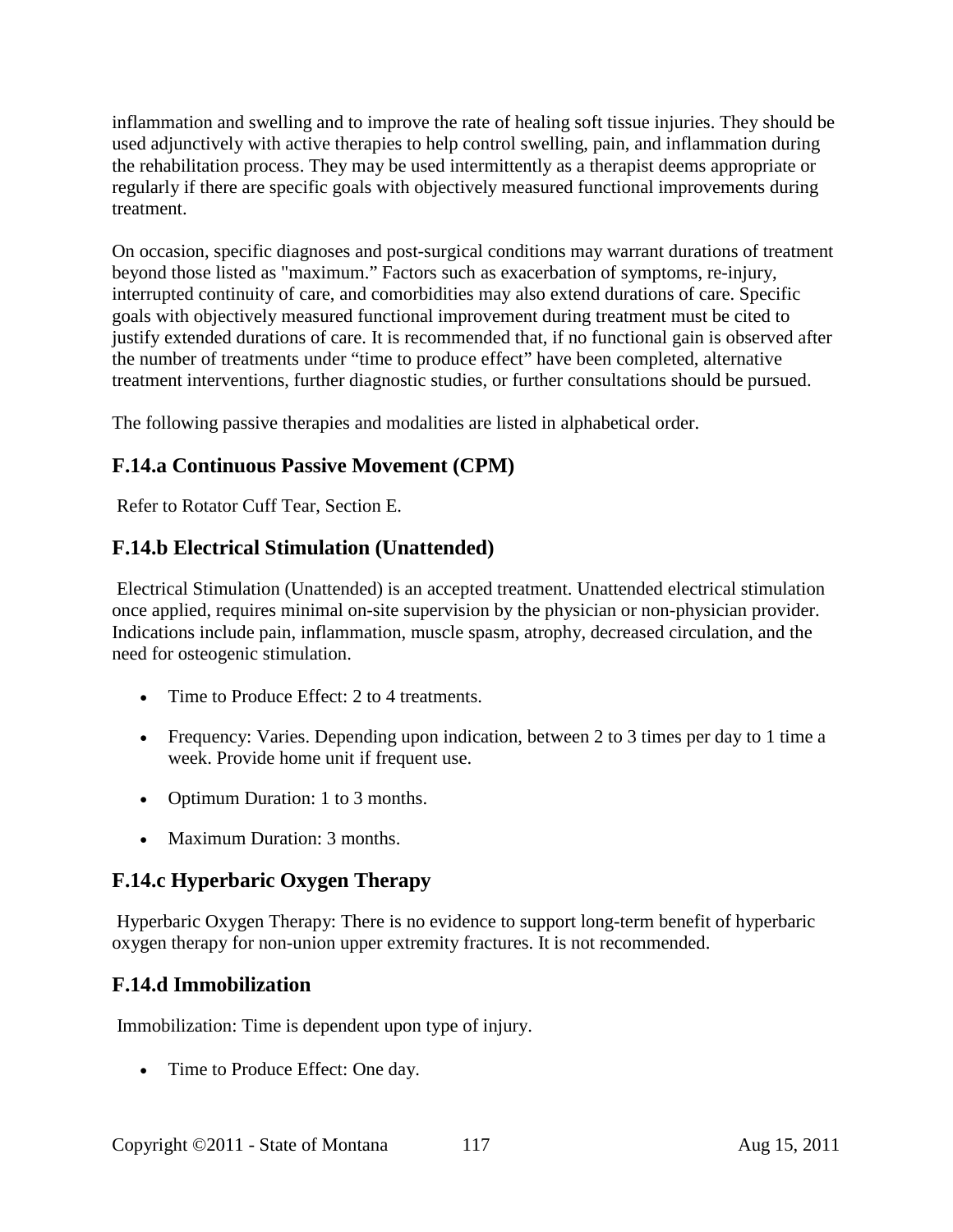inflammation and swelling and to improve the rate of healing soft tissue injuries. They should be used adjunctively with active therapies to help control swelling, pain, and inflammation during the rehabilitation process. They may be used intermittently as a therapist deems appropriate or regularly if there are specific goals with objectively measured functional improvements during treatment.

On occasion, specific diagnoses and post-surgical conditions may warrant durations of treatment beyond those listed as "maximum." Factors such as exacerbation of symptoms, re-injury, interrupted continuity of care, and comorbidities may also extend durations of care. Specific goals with objectively measured functional improvement during treatment must be cited to justify extended durations of care. It is recommended that, if no functional gain is observed after the number of treatments under "time to produce effect" have been completed, alternative treatment interventions, further diagnostic studies, or further consultations should be pursued.

The following passive therapies and modalities are listed in alphabetical order.

## F.14.a Continuous Passive Movement (CPM)

Refer to Rotator Cuff Tear, Section E.

## F.14.b Electrical Stimulation (Unattended)

Electrical Stimulation (Unattended) is an accepted treatment. Unattended electrical stimulation once applied, requires minimal on-site supervision by the physician or non-physician provider. Indications include pain, inflammation, muscle spasm, atrophy, decreased circulation, and the need for osteogenic stimulation.

- Time to Produce Effect: 2 to 4 treatments.
- Frequency: Varies. Depending upon indication, between 2 to 3 times per day to 1 time a week. Provide home unit if frequent use.
- Optimum Duration: 1 to 3 months.
- Maximum Duration: 3 months.

## F.14.c Hyperbaric Oxygen Therapy

Hyperbaric Oxygen Therapy: There is no evidence to support long-term benefit of hyperbaric oxygen therapy for non-union upper extremity fractures. It is not recommended.

## F.14.d Immobilization

Immobilization: Time is dependent upon type of injury.

- Time to Produce Effect: One day.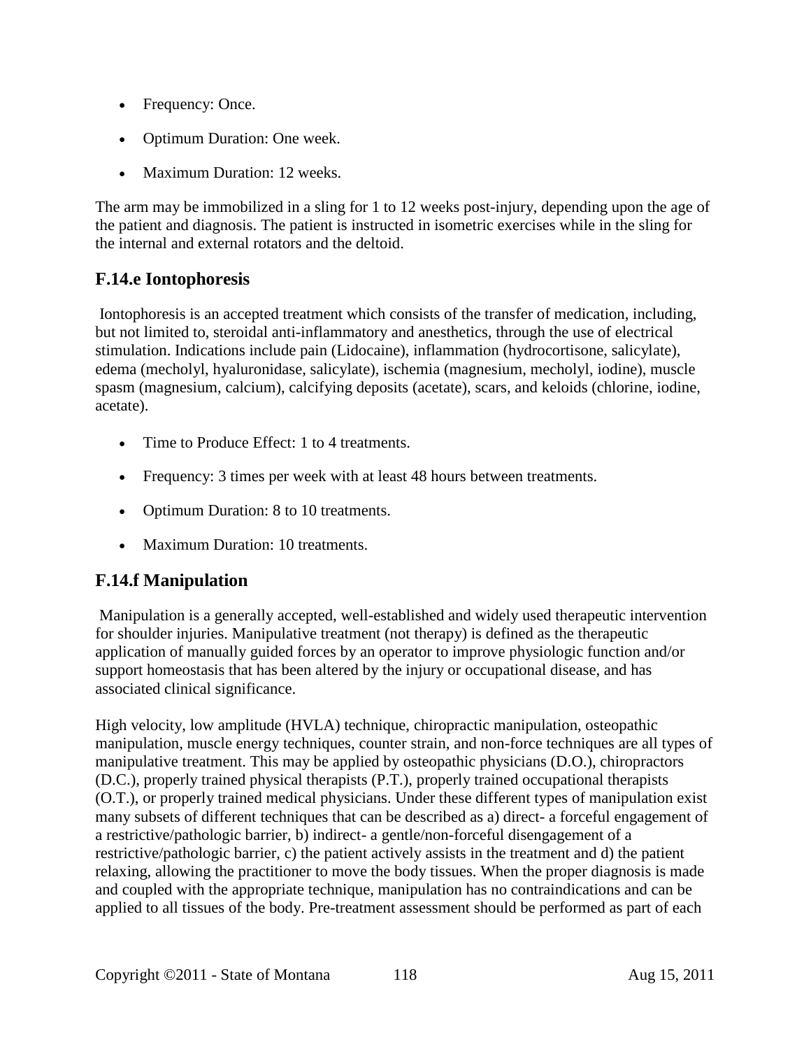- Frequency: Once.
- Optimum Duration: One week.
- Maximum Duration: 12 weeks.

The arm may be immobilized in a sling for 1 to 12 weeks post-injury, depending upon the age of the patient and diagnosis. The patient is instructed in isometric exercises while in the sling for the internal and external rotators and the deltoid.

## F.14.e Iontophoresis

Iontophoresis is an accepted treatment which consists of the transfer of medication, including, but not limited to, steroidal anti-inflammatory and anesthetics, through the use of electrical stimulation. Indications include pain (Lidocaine), inflammation (hydrocortisone, salicylate), edema (mecholyl, hyaluronidase, salicylate), ischemia (magnesium, mecholyl, iodine), muscle spasm (magnesium, calcium), calcifying deposits (acetate), scars, and keloids (chlorine, iodine, acetate).

- Time to Produce Effect: 1 to 4 treatments.
- Frequency: 3 times per week with at least 48 hours between treatments.
- Optimum Duration: 8 to 10 treatments.
- Maximum Duration: 10 treatments.

## F.14.f Manipulation

Manipulation is a generally accepted, well-established and widely used therapeutic intervention for shoulder injuries. Manipulative treatment (not therapy) is defined as the therapeutic application of manually guided forces by an operator to improve physiologic function and/or support homeostasis that has been altered by the injury or occupational disease, and has associated clinical significance.

High velocity, low amplitude (HVLA) technique, chiropractic manipulation, osteopathic manipulation, muscle energy techniques, counter strain, and non-force techniques are all types of manipulative treatment. This may be applied by osteopathic physicians (D.O.), chiropractors (D.C.), properly trained physical therapists (P.T.), properly trained occupational therapists (O.T.), or properly trained medical physicians. Under these different types of manipulation exist many subsets of different techniques that can be described as a) direct- a forceful engagement of a restrictive/pathologic barrier, b) indirect- a gentle/non-forceful disengagement of a restrictive/pathologic barrier, c) the patient actively assists in the treatment and d) the patient relaxing, allowing the practitioner to move the body tissues. When the proper diagnosis is made and coupled with the appropriate technique, manipulation has no contraindications and can be applied to all tissues of the body. Pre-treatment assessment should be performed as part of each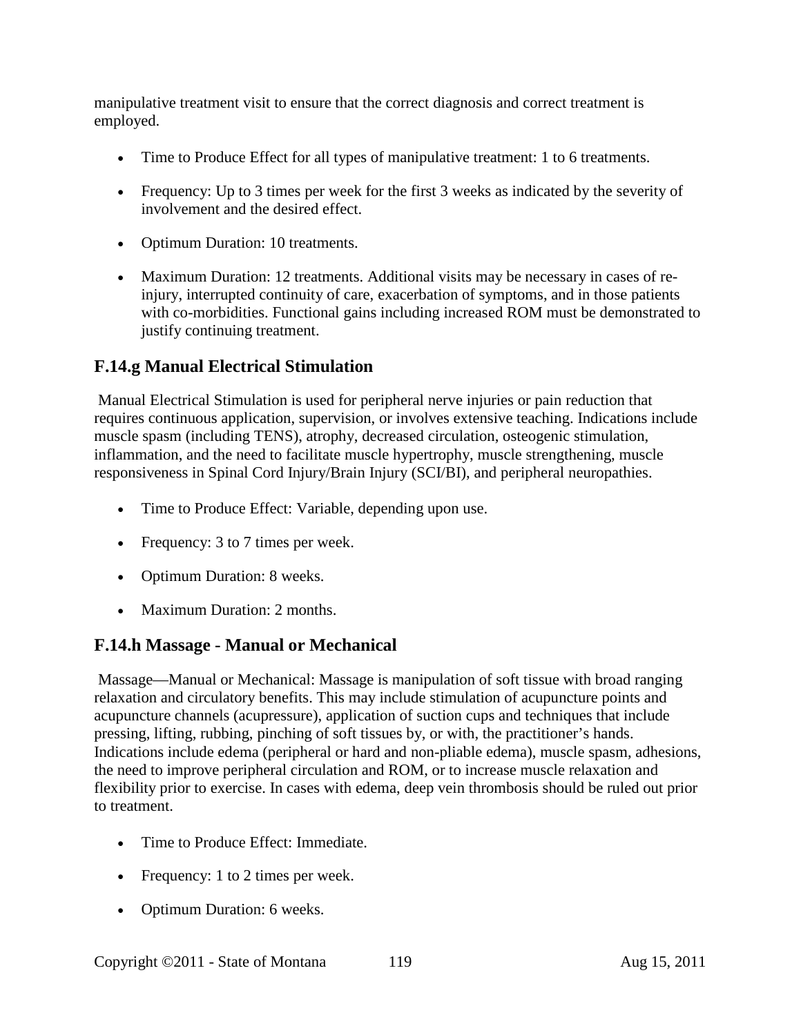manipulative treatment visit to ensure that the correct diagnosis and correct treatment is employed.

- Time to Produce Effect for all types of manipulative treatment: 1 to 6 treatments.
- Frequency: Up to 3 times per week for the first 3 weeks as indicated by the severity of involvement and the desired effect.
- Optimum Duration: 10 treatments.
- Maximum Duration: 12 treatments. Additional visits may be necessary in cases of re-injury, interrupted continuity of care, exacerbation of symptoms, and in those patients with co-morbidities. Functional gains including increased ROM must be demonstrated to justify continuing treatment.

## F.14.g Manual Electrical Stimulation

Manual Electrical Stimulation is used for peripheral nerve injuries or pain reduction that requires continuous application, supervision, or involves extensive teaching. Indications include muscle spasm (including TENS), atrophy, decreased circulation, osteogenic stimulation, inflammation, and the need to facilitate muscle hypertrophy, muscle strengthening, muscle responsiveness in Spinal Cord Injury/Brain Injury (SCI/BI), and peripheral neuropathies.

- Time to Produce Effect: Variable, depending upon use.
- Frequency: 3 to 7 times per week.
- Optimum Duration: 8 weeks.
- Maximum Duration: 2 months.

## F.14.h Massage - Manual or Mechanical

Massage—Manual or Mechanical: Massage is manipulation of soft tissue with broad ranging relaxation and circulatory benefits. This may include stimulation of acupuncture points and acupuncture channels (acupressure), application of suction cups and techniques that include pressing, lifting, rubbing, pinching of soft tissues by, or with, the practitioner's hands. Indications include edema (peripheral or hard and non-pliable edema), muscle spasm, adhesions, the need to improve peripheral circulation and ROM, or to increase muscle relaxation and flexibility prior to exercise. In cases with edema, deep vein thrombosis should be ruled out prior to treatment.

- Time to Produce Effect: Immediate.
- Frequency: 1 to 2 times per week.
- Optimum Duration: 6 weeks.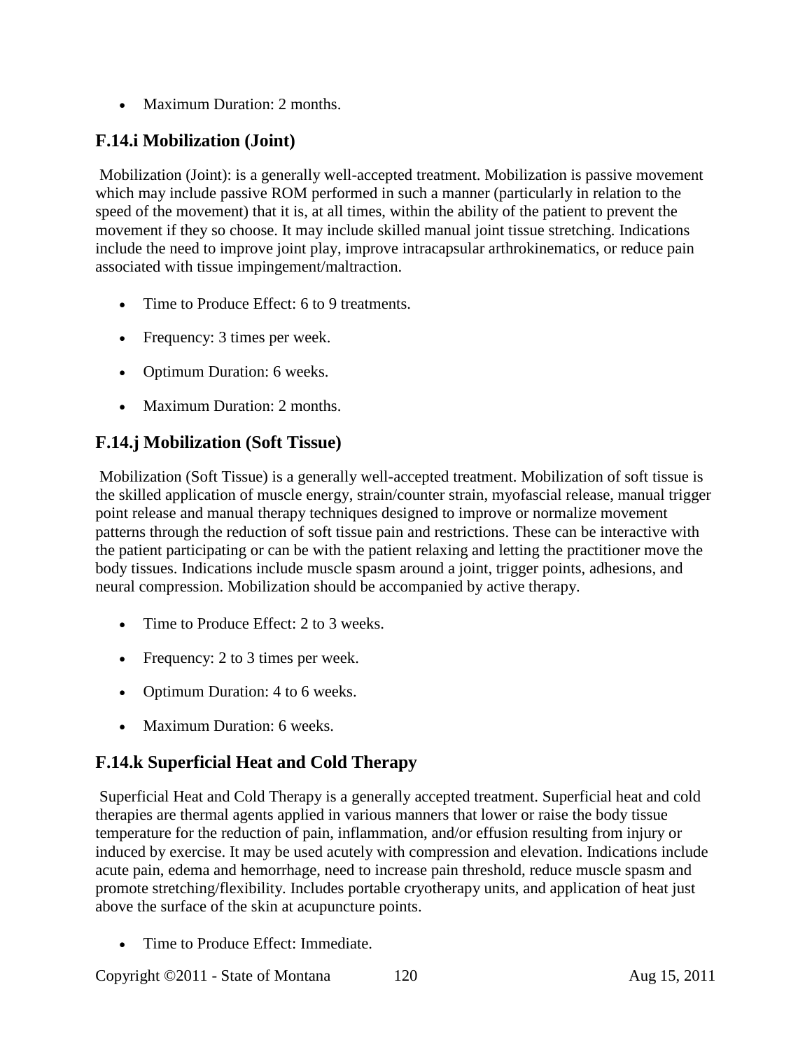- Maximum Duration: 2 months.

## F.14.i Mobilization (Joint)

Mobilization (Joint): is a generally well-accepted treatment. Mobilization is passive movement which may include passive ROM performed in such a manner (particularly in relation to the speed of the movement) that it is, at all times, within the ability of the patient to prevent the movement if they so choose. It may include skilled manual joint tissue stretching. Indications include the need to improve joint play, improve intracapsular arthrokinematics, or reduce pain associated with tissue impingement/maltraction.

- Time to Produce Effect: 6 to 9 treatments.
- Frequency: 3 times per week.
- Optimum Duration: 6 weeks.
- Maximum Duration: 2 months.

## F.14.j Mobilization (Soft Tissue)

Mobilization (Soft Tissue) is a generally well-accepted treatment. Mobilization of soft tissue is the skilled application of muscle energy, strain/counter strain, myofascial release, manual trigger point release and manual therapy techniques designed to improve or normalize movement patterns through the reduction of soft tissue pain and restrictions. These can be interactive with the patient participating or can be with the patient relaxing and letting the practitioner move the body tissues. Indications include muscle spasm around a joint, trigger points, adhesions, and neural compression. Mobilization should be accompanied by active therapy.

- Time to Produce Effect: 2 to 3 weeks.
- Frequency: 2 to 3 times per week.
- Optimum Duration: 4 to 6 weeks.
- Maximum Duration: 6 weeks.

## F.14.k Superficial Heat and Cold Therapy

Superficial Heat and Cold Therapy is a generally accepted treatment. Superficial heat and cold therapies are thermal agents applied in various manners that lower or raise the body tissue temperature for the reduction of pain, inflammation, and/or effusion resulting from injury or induced by exercise. It may be used acutely with compression and elevation. Indications include acute pain, edema and hemorrhage, need to increase pain threshold, reduce muscle spasm and promote stretching/flexibility. Includes portable cryotherapy units, and application of heat just above the surface of the skin at acupuncture points.

- Time to Produce Effect: Immediate.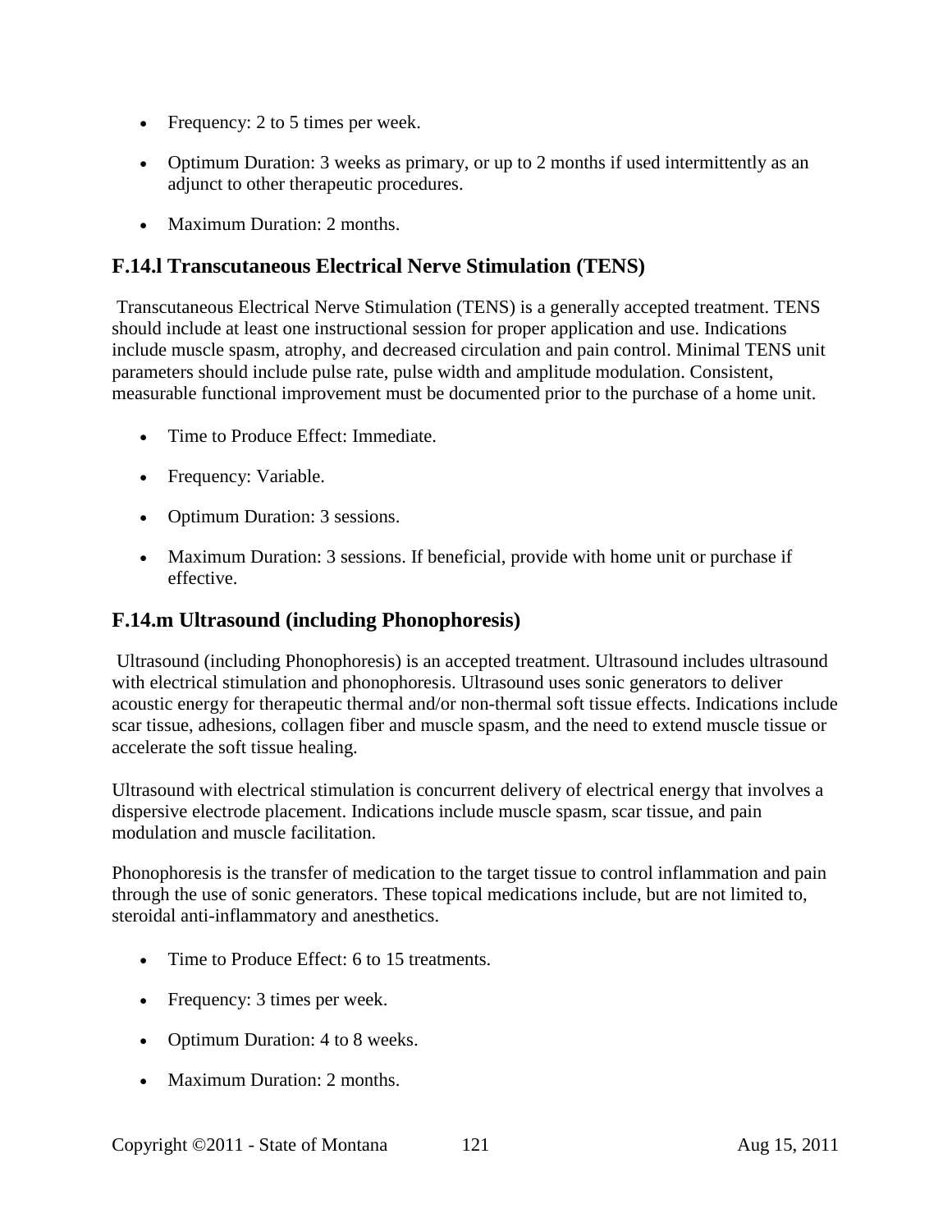- Frequency: 2 to 5 times per week.
- Optimum Duration: 3 weeks as primary, or up to 2 months if used intermittently as an adjunct to other therapeutic procedures.
- Maximum Duration: 2 months.

## F.14.l Transcutaneous Electrical Nerve Stimulation (TENS)

Transcutaneous Electrical Nerve Stimulation (TENS) is a generally accepted treatment. TENS should include at least one instructional session for proper application and use. Indications include muscle spasm, atrophy, and decreased circulation and pain control. Minimal TENS unit parameters should include pulse rate, pulse width and amplitude modulation. Consistent, measurable functional improvement must be documented prior to the purchase of a home unit.

- Time to Produce Effect: Immediate.
- Frequency: Variable.
- Optimum Duration: 3 sessions.
- Maximum Duration: 3 sessions. If beneficial, provide with home unit or purchase if effective.

## F.14.m Ultrasound (including Phonophoresis)

Ultrasound (including Phonophoresis) is an accepted treatment. Ultrasound includes ultrasound with electrical stimulation and phonophoresis. Ultrasound uses sonic generators to deliver acoustic energy for therapeutic thermal and/or non-thermal soft tissue effects. Indications include scar tissue, adhesions, collagen fiber and muscle spasm, and the need to extend muscle tissue or accelerate the soft tissue healing.

Ultrasound with electrical stimulation is concurrent delivery of electrical energy that involves a dispersive electrode placement. Indications include muscle spasm, scar tissue, and pain modulation and muscle facilitation.

Phonophoresis is the transfer of medication to the target tissue to control inflammation and pain through the use of sonic generators. These topical medications include, but are not limited to, steroidal anti-inflammatory and anesthetics.

- Time to Produce Effect: 6 to 15 treatments.
- Frequency: 3 times per week.
- Optimum Duration: 4 to 8 weeks.
- Maximum Duration: 2 months.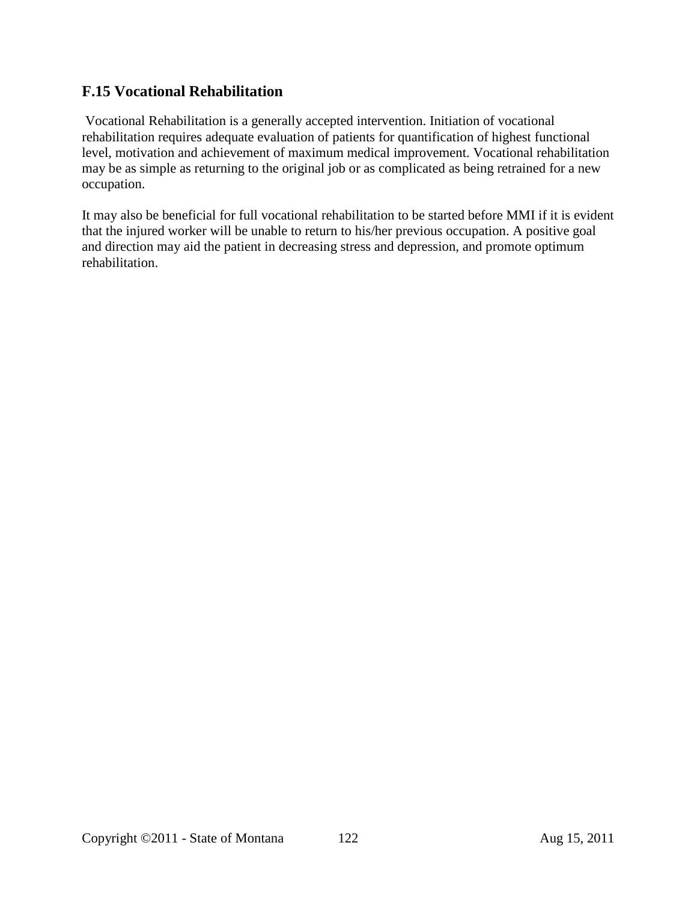## F.15 Vocational Rehabilitation

Vocational Rehabilitation is a generally accepted intervention. Initiation of vocational rehabilitation requires adequate evaluation of patients for quantification of highest functional level, motivation and achievement of maximum medical improvement. Vocational rehabilitation may be as simple as returning to the original job or as complicated as being retrained for a new occupation.

It may also be beneficial for full vocational rehabilitation to be started before MMI if it is evident that the injured worker will be unable to return to his/her previous occupation. A positive goal and direction may aid the patient in decreasing stress and depression, and promote optimum rehabilitation.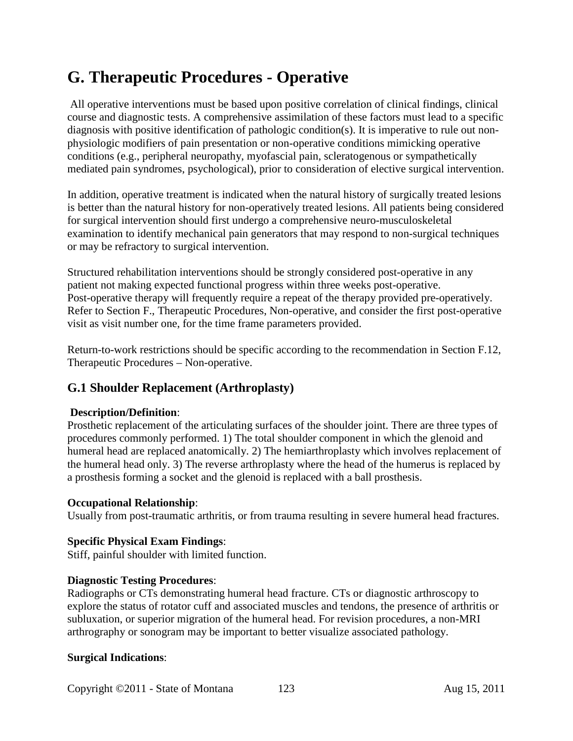# G. Therapeutic Procedures - Operative

All operative interventions must be based upon positive correlation of clinical findings, clinical course and diagnostic tests. A comprehensive assimilation of these factors must lead to a specific diagnosis with positive identification of pathologic condition(s). It is imperative to rule out non-physiologic modifiers of pain presentation or non-operative conditions mimicking operative conditions (e.g., peripheral neuropathy, myofascial pain, scleratogenous or sympathetically mediated pain syndromes, psychological), prior to consideration of elective surgical intervention.

In addition, operative treatment is indicated when the natural history of surgically treated lesions is better than the natural history for non-operatively treated lesions. All patients being considered for surgical intervention should first undergo a comprehensive neuro-musculoskeletal examination to identify mechanical pain generators that may respond to non-surgical techniques or may be refractory to surgical intervention.

Structured rehabilitation interventions should be strongly considered post-operative in any patient not making expected functional progress within three weeks post-operative. Post-operative therapy will frequently require a repeat of the therapy provided pre-operatively. Refer to Section F., Therapeutic Procedures, Non-operative, and consider the first post-operative visit as visit number one, for the time frame parameters provided.

Return-to-work restrictions should be specific according to the recommendation in Section F.12, Therapeutic Procedures – Non-operative.

## G.1 Shoulder Replacement (Arthroplasty)

**Description/Definition**:
Prosthetic replacement of the articulating surfaces of the shoulder joint. There are three types of procedures commonly performed. 1) The total shoulder component in which the glenoid and humeral head are replaced anatomically. 2) The hemiarthroplasty which involves replacement of the humeral head only. 3) The reverse arthroplasty where the head of the humerus is replaced by a prosthesis forming a socket and the glenoid is replaced with a ball prosthesis.

**Occupational Relationship**:
Usually from post-traumatic arthritis, or from trauma resulting in severe humeral head fractures.

**Specific Physical Exam Findings**:
Stiff, painful shoulder with limited function.

**Diagnostic Testing Procedures**:
Radiographs or CTs demonstrating humeral head fracture. CTs or diagnostic arthroscopy to explore the status of rotator cuff and associated muscles and tendons, the presence of arthritis or subluxation, or superior migration of the humeral head. For revision procedures, a non-MRI arthrography or sonogram may be important to better visualize associated pathology.

**Surgical Indications**: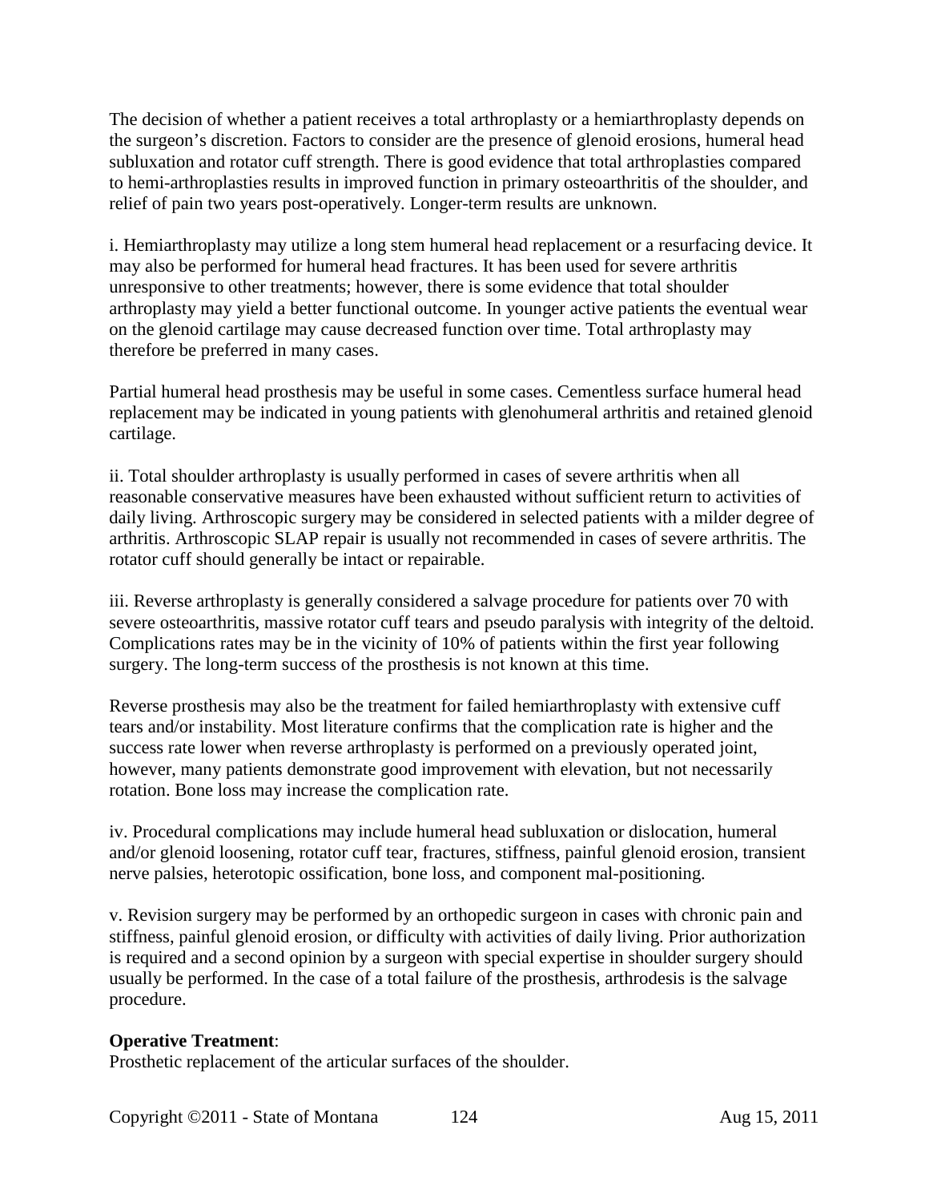The decision of whether a patient receives a total arthroplasty or a hemiarthroplasty depends on the surgeon's discretion. Factors to consider are the presence of glenoid erosions, humeral head subluxation and rotator cuff strength. There is good evidence that total arthroplasties compared to hemi-arthroplasties results in improved function in primary osteoarthritis of the shoulder, and relief of pain two years post-operatively. Longer-term results are unknown.

i. Hemiarthroplasty may utilize a long stem humeral head replacement or a resurfacing device. It may also be performed for humeral head fractures. It has been used for severe arthritis unresponsive to other treatments; however, there is some evidence that total shoulder arthroplasty may yield a better functional outcome. In younger active patients the eventual wear on the glenoid cartilage may cause decreased function over time. Total arthroplasty may therefore be preferred in many cases.

Partial humeral head prosthesis may be useful in some cases. Cementless surface humeral head replacement may be indicated in young patients with glenohumeral arthritis and retained glenoid cartilage.

ii. Total shoulder arthroplasty is usually performed in cases of severe arthritis when all reasonable conservative measures have been exhausted without sufficient return to activities of daily living. Arthroscopic surgery may be considered in selected patients with a milder degree of arthritis. Arthroscopic SLAP repair is usually not recommended in cases of severe arthritis. The rotator cuff should generally be intact or repairable.

iii. Reverse arthroplasty is generally considered a salvage procedure for patients over 70 with severe osteoarthritis, massive rotator cuff tears and pseudo paralysis with integrity of the deltoid. Complications rates may be in the vicinity of 10% of patients within the first year following surgery. The long-term success of the prosthesis is not known at this time.

Reverse prosthesis may also be the treatment for failed hemiarthroplasty with extensive cuff tears and/or instability. Most literature confirms that the complication rate is higher and the success rate lower when reverse arthroplasty is performed on a previously operated joint, however, many patients demonstrate good improvement with elevation, but not necessarily rotation. Bone loss may increase the complication rate.

iv. Procedural complications may include humeral head subluxation or dislocation, humeral and/or glenoid loosening, rotator cuff tear, fractures, stiffness, painful glenoid erosion, transient nerve palsies, heterotopic ossification, bone loss, and component mal-positioning.

v. Revision surgery may be performed by an orthopedic surgeon in cases with chronic pain and stiffness, painful glenoid erosion, or difficulty with activities of daily living. Prior authorization is required and a second opinion by a surgeon with special expertise in shoulder surgery should usually be performed. In the case of a total failure of the prosthesis, arthrodesis is the salvage procedure.

**Operative Treatment**:
Prosthetic replacement of the articular surfaces of the shoulder.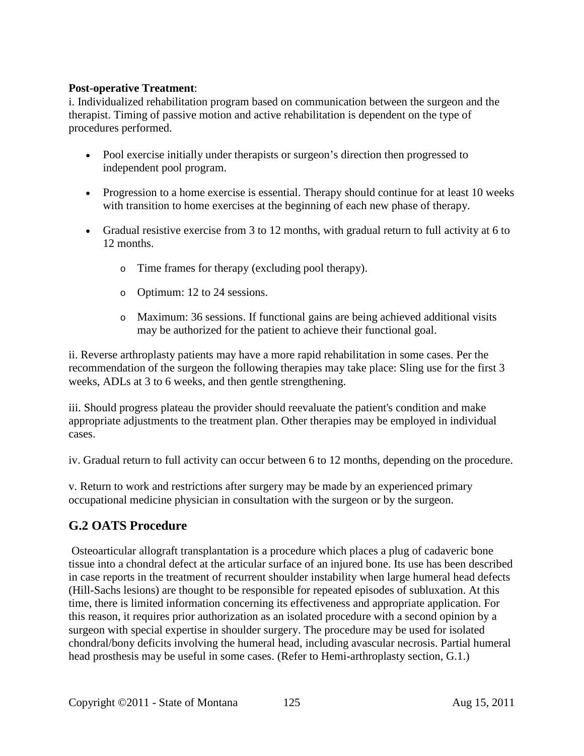**Post-operative Treatment**:

i. Individualized rehabilitation program based on communication between the surgeon and the therapist. Timing of passive motion and active rehabilitation is dependent on the type of procedures performed.

- Pool exercise initially under therapists or surgeon's direction then progressed to independent pool program.
- Progression to a home exercise is essential. Therapy should continue for at least 10 weeks with transition to home exercises at the beginning of each new phase of therapy.
- Gradual resistive exercise from 3 to 12 months, with gradual return to full activity at 6 to 12 months.
    - Time frames for therapy (excluding pool therapy).
    - Optimum: 12 to 24 sessions.
    - Maximum: 36 sessions. If functional gains are being achieved additional visits may be authorized for the patient to achieve their functional goal.

ii. Reverse arthroplasty patients may have a more rapid rehabilitation in some cases. Per the recommendation of the surgeon the following therapies may take place: Sling use for the first 3 weeks, ADLs at 3 to 6 weeks, and then gentle strengthening.

iii. Should progress plateau the provider should reevaluate the patient's condition and make appropriate adjustments to the treatment plan. Other therapies may be employed in individual cases.

iv. Gradual return to full activity can occur between 6 to 12 months, depending on the procedure.

v. Return to work and restrictions after surgery may be made by an experienced primary occupational medicine physician in consultation with the surgeon or by the surgeon.

## G.2 OATS Procedure

Osteoarticular allograft transplantation is a procedure which places a plug of cadaveric bone tissue into a chondral defect at the articular surface of an injured bone. Its use has been described in case reports in the treatment of recurrent shoulder instability when large humeral head defects (Hill-Sachs lesions) are thought to be responsible for repeated episodes of subluxation. At this time, there is limited information concerning its effectiveness and appropriate application. For this reason, it requires prior authorization as an isolated procedure with a second opinion by a surgeon with special expertise in shoulder surgery. The procedure may be used for isolated chondral/bony deficits involving the humeral head, including avascular necrosis. Partial humeral head prosthesis may be useful in some cases. (Refer to Hemi-arthroplasty section, G.1.)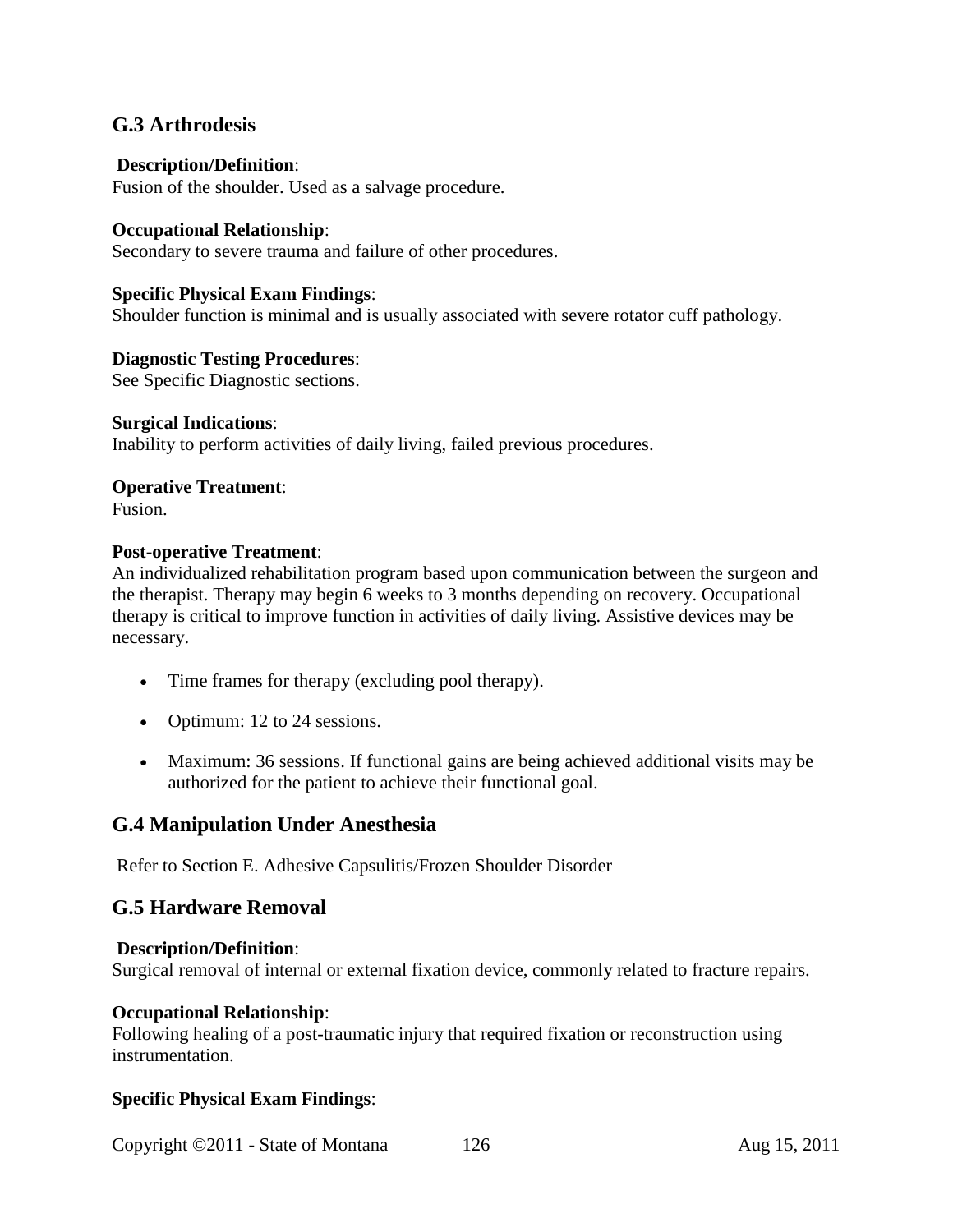## G.3 Arthrodesis

**Description/Definition**:
Fusion of the shoulder. Used as a salvage procedure.

**Occupational Relationship**:
Secondary to severe trauma and failure of other procedures.

**Specific Physical Exam Findings**:
Shoulder function is minimal and is usually associated with severe rotator cuff pathology.

**Diagnostic Testing Procedures**:
See Specific Diagnostic sections.

**Surgical Indications**:
Inability to perform activities of daily living, failed previous procedures.

**Operative Treatment**:
Fusion.

**Post-operative Treatment**:
An individualized rehabilitation program based upon communication between the surgeon and the therapist. Therapy may begin 6 weeks to 3 months depending on recovery. Occupational therapy is critical to improve function in activities of daily living. Assistive devices may be necessary.

- Time frames for therapy (excluding pool therapy).
- Optimum: 12 to 24 sessions.
- Maximum: 36 sessions. If functional gains are being achieved additional visits may be authorized for the patient to achieve their functional goal.

## G.4 Manipulation Under Anesthesia

Refer to Section E. Adhesive Capsulitis/Frozen Shoulder Disorder

## G.5 Hardware Removal

**Description/Definition**:
Surgical removal of internal or external fixation device, commonly related to fracture repairs.

**Occupational Relationship**:
Following healing of a post-traumatic injury that required fixation or reconstruction using instrumentation.

**Specific Physical Exam Findings**: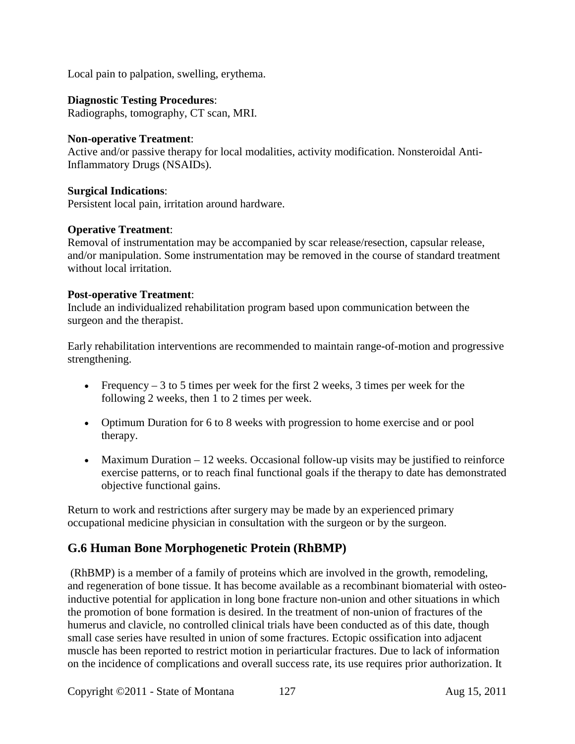Local pain to palpation, swelling, erythema.

**Diagnostic Testing Procedures**:
Radiographs, tomography, CT scan, MRI.

**Non-operative Treatment**:
Active and/or passive therapy for local modalities, activity modification. Nonsteroidal Anti-Inflammatory Drugs (NSAIDs).

**Surgical Indications**:
Persistent local pain, irritation around hardware.

**Operative Treatment**:
Removal of instrumentation may be accompanied by scar release/resection, capsular release, and/or manipulation. Some instrumentation may be removed in the course of standard treatment without local irritation.

**Post-operative Treatment**:
Include an individualized rehabilitation program based upon communication between the surgeon and the therapist.

Early rehabilitation interventions are recommended to maintain range-of-motion and progressive strengthening.

- Frequency – 3 to 5 times per week for the first 2 weeks, 3 times per week for the following 2 weeks, then 1 to 2 times per week.
- Optimum Duration for 6 to 8 weeks with progression to home exercise and or pool therapy.
- Maximum Duration – 12 weeks. Occasional follow-up visits may be justified to reinforce exercise patterns, or to reach final functional goals if the therapy to date has demonstrated objective functional gains.

Return to work and restrictions after surgery may be made by an experienced primary occupational medicine physician in consultation with the surgeon or by the surgeon.

## G.6 Human Bone Morphogenetic Protein (RhBMP)

(RhBMP) is a member of a family of proteins which are involved in the growth, remodeling, and regeneration of bone tissue. It has become available as a recombinant biomaterial with osteo-inductive potential for application in long bone fracture non-union and other situations in which the promotion of bone formation is desired. In the treatment of non-union of fractures of the humerus and clavicle, no controlled clinical trials have been conducted as of this date, though small case series have resulted in union of some fractures. Ectopic ossification into adjacent muscle has been reported to restrict motion in periarticular fractures. Due to lack of information on the incidence of complications and overall success rate, its use requires prior authorization. It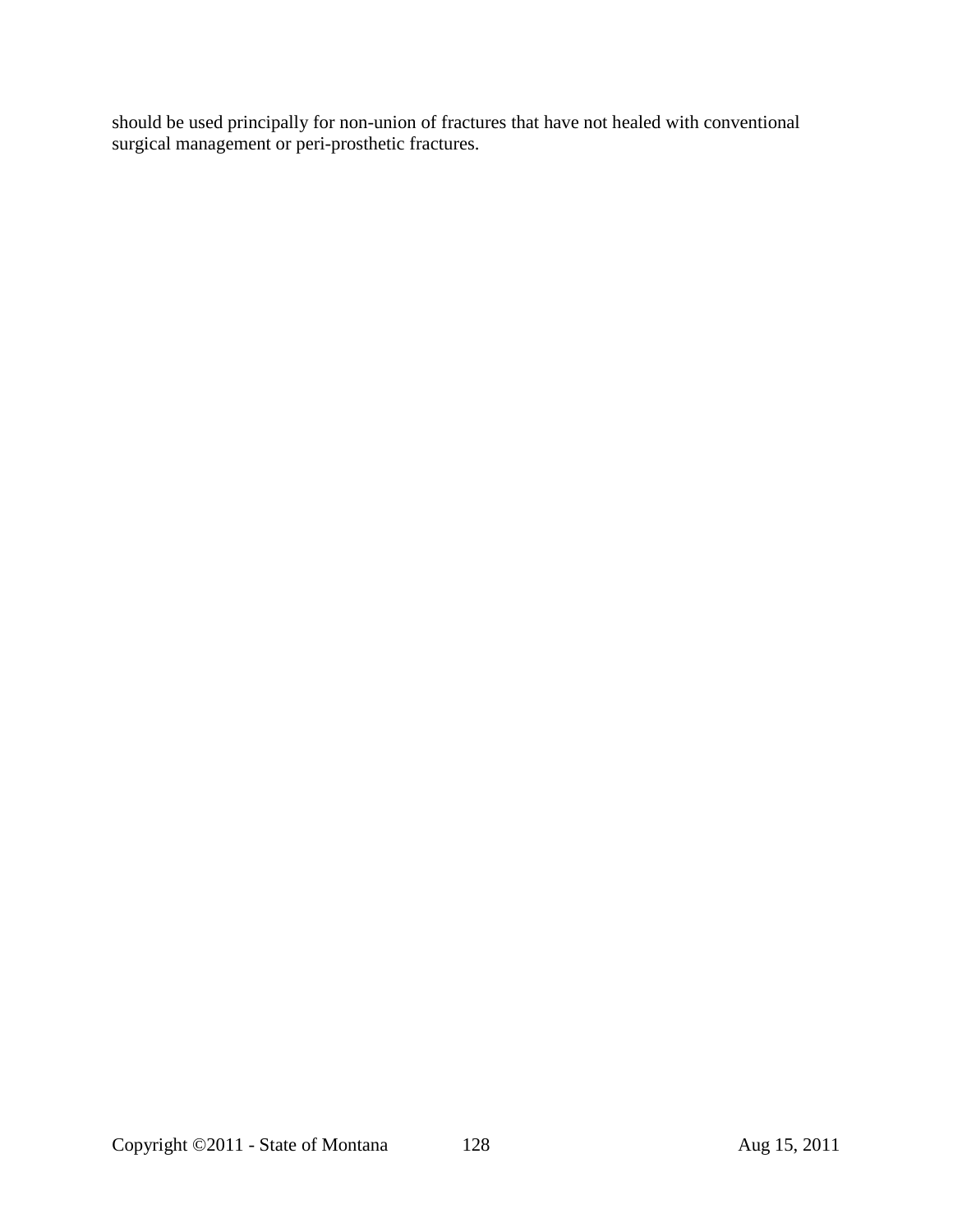should be used principally for non-union of fractures that have not healed with conventional surgical management or peri-prosthetic fractures.